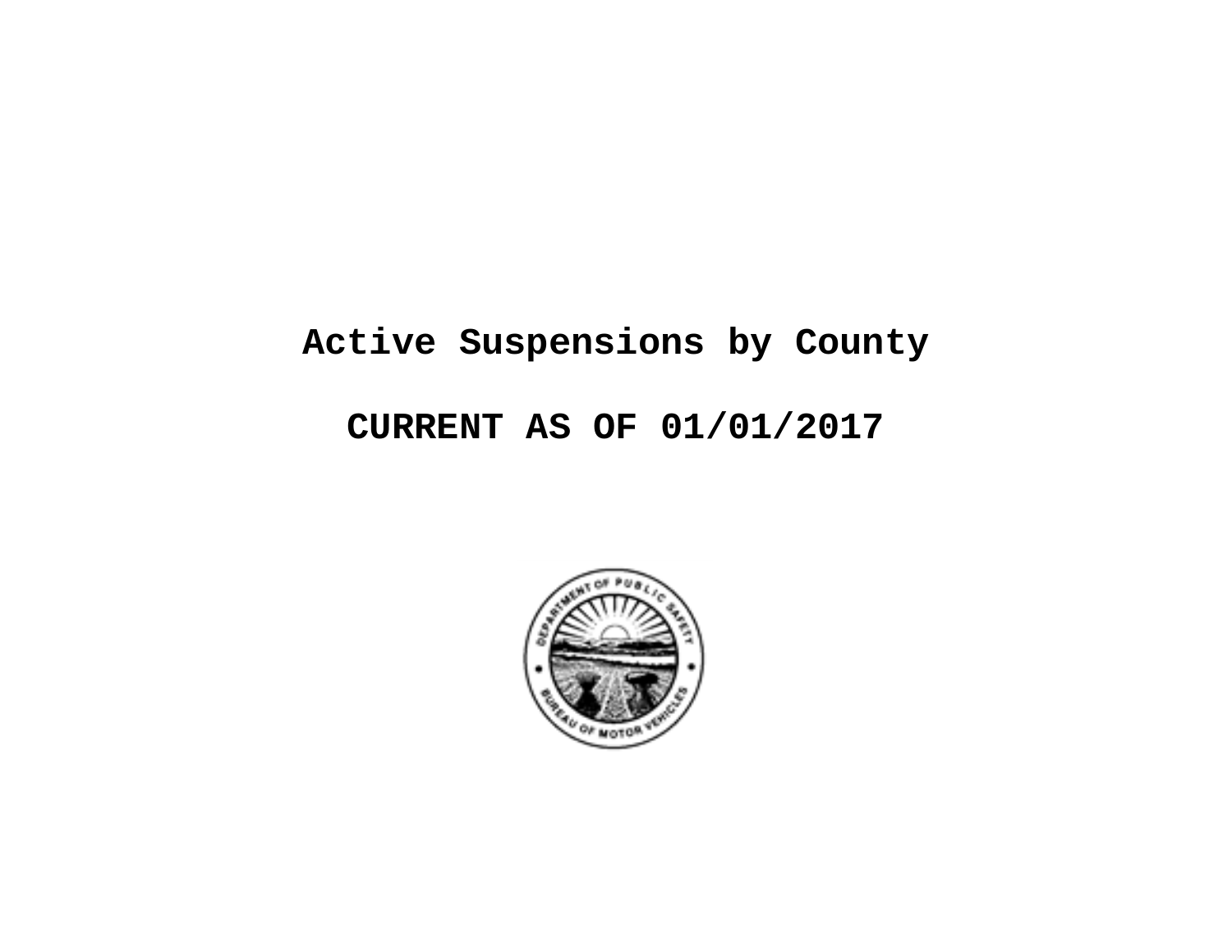# Active Suspensions by County

## CURRENT AS OF 01/01/2017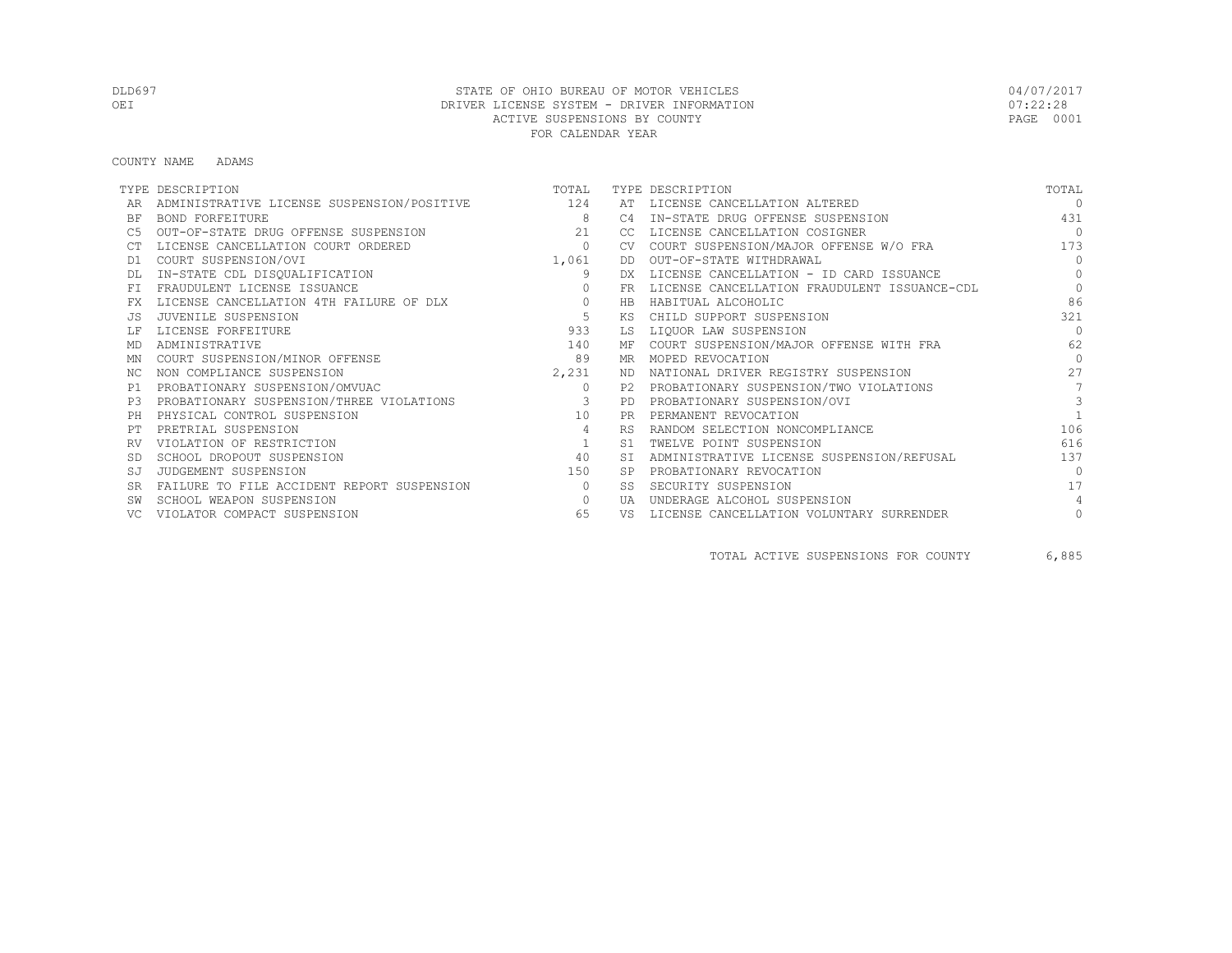# STATE OF OHIO BUREAU OF MOTOR VEHICLES
## DRIVER LICENSE SYSTEM - DRIVER INFORMATION
## ACTIVE SUSPENSIONS BY COUNTY
## FOR CALENDAR YEAR

DLD697 — OEI — 04/07/2017 07:22:28

COUNTY NAME ADAMS

| TYPE | DESCRIPTION | TOTAL | TYPE | DESCRIPTION | TOTAL |
|---|---|---|---|---|---|
| AR | ADMINISTRATIVE LICENSE SUSPENSION/POSITIVE | 124 | AT | LICENSE CANCELLATION ALTERED | 0 |
| BF | BOND FORFEITURE | 8 | C4 | IN-STATE DRUG OFFENSE SUSPENSION | 431 |
| C5 | OUT-OF-STATE DRUG OFFENSE SUSPENSION | 21 | CC | LICENSE CANCELLATION COSIGNER | 0 |
| CT | LICENSE CANCELLATION COURT ORDERED | 0 | CV | COURT SUSPENSION/MAJOR OFFENSE W/O FRA | 173 |
| D1 | COURT SUSPENSION/OVI | 1,061 | DD | OUT-OF-STATE WITHDRAWAL | 0 |
| DL | IN-STATE CDL DISQUALIFICATION | 9 | DX | LICENSE CANCELLATION - ID CARD ISSUANCE | 0 |
| FI | FRAUDULENT LICENSE ISSUANCE | 0 | FR | LICENSE CANCELLATION FRAUDULENT ISSUANCE-CDL | 0 |
| FX | LICENSE CANCELLATION 4TH FAILURE OF DLX | 0 | HB | HABITUAL ALCOHOLIC | 86 |
| JS | JUVENILE SUSPENSION | 5 | KS | CHILD SUPPORT SUSPENSION | 321 |
| LF | LICENSE FORFEITURE | 933 | LS | LIQUOR LAW SUSPENSION | 0 |
| MD | ADMINISTRATIVE | 140 | MF | COURT SUSPENSION/MAJOR OFFENSE WITH FRA | 62 |
| MN | COURT SUSPENSION/MINOR OFFENSE | 89 | MR | MOPED REVOCATION | 0 |
| NC | NON COMPLIANCE SUSPENSION | 2,231 | ND | NATIONAL DRIVER REGISTRY SUSPENSION | 27 |
| P1 | PROBATIONARY SUSPENSION/OMVUAC | 0 | P2 | PROBATIONARY SUSPENSION/TWO VIOLATIONS | 7 |
| P3 | PROBATIONARY SUSPENSION/THREE VIOLATIONS | 3 | PD | PROBATIONARY SUSPENSION/OVI | 3 |
| PH | PHYSICAL CONTROL SUSPENSION | 10 | PR | PERMANENT REVOCATION | 1 |
| PT | PRETRIAL SUSPENSION | 4 | RS | RANDOM SELECTION NONCOMPLIANCE | 106 |
| RV | VIOLATION OF RESTRICTION | 1 | S1 | TWELVE POINT SUSPENSION | 616 |
| SD | SCHOOL DROPOUT SUSPENSION | 40 | SI | ADMINISTRATIVE LICENSE SUSPENSION/REFUSAL | 137 |
| SJ | JUDGEMENT SUSPENSION | 150 | SP | PROBATIONARY REVOCATION | 0 |
| SR | FAILURE TO FILE ACCIDENT REPORT SUSPENSION | 0 | SS | SECURITY SUSPENSION | 17 |
| SW | SCHOOL WEAPON SUSPENSION | 0 | UA | UNDERAGE ALCOHOL SUSPENSION | 4 |
| VC | VIOLATOR COMPACT SUSPENSION | 65 | VS | LICENSE CANCELLATION VOLUNTARY SURRENDER | 0 |

TOTAL ACTIVE SUSPENSIONS FOR COUNTY 6,885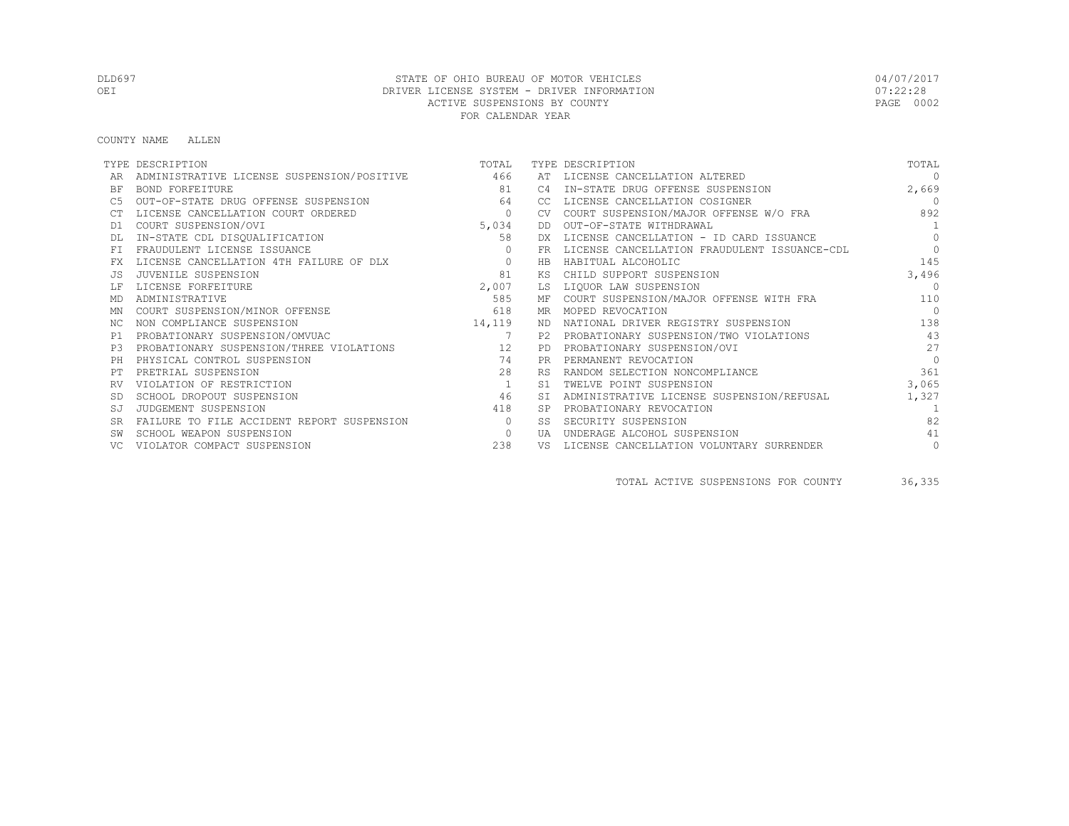# STATE OF OHIO BUREAU OF MOTOR VEHICLES
## DRIVER LICENSE SYSTEM - DRIVER INFORMATION
## ACTIVE SUSPENSIONS BY COUNTY
## FOR CALENDAR YEAR

DLD697 | OEI | 04/07/2017 | 07:22:28

COUNTY NAME ALLEN

| TYPE | DESCRIPTION | TOTAL | TYPE | DESCRIPTION | TOTAL |
|---|---|---|---|---|---|
| AR | ADMINISTRATIVE LICENSE SUSPENSION/POSITIVE | 466 | AT | LICENSE CANCELLATION ALTERED | 0 |
| BF | BOND FORFEITURE | 81 | C4 | IN-STATE DRUG OFFENSE SUSPENSION | 2,669 |
| C5 | OUT-OF-STATE DRUG OFFENSE SUSPENSION | 64 | CC | LICENSE CANCELLATION COSIGNER | 0 |
| CT | LICENSE CANCELLATION COURT ORDERED | 0 | CV | COURT SUSPENSION/MAJOR OFFENSE W/O FRA | 892 |
| D1 | COURT SUSPENSION/OVI | 5,034 | DD | OUT-OF-STATE WITHDRAWAL | 1 |
| DL | IN-STATE CDL DISQUALIFICATION | 58 | DX | LICENSE CANCELLATION - ID CARD ISSUANCE | 0 |
| FI | FRAUDULENT LICENSE ISSUANCE | 0 | FR | LICENSE CANCELLATION FRAUDULENT ISSUANCE-CDL | 0 |
| FX | LICENSE CANCELLATION 4TH FAILURE OF DLX | 0 | HB | HABITUAL ALCOHOLIC | 145 |
| JS | JUVENILE SUSPENSION | 81 | KS | CHILD SUPPORT SUSPENSION | 3,496 |
| LF | LICENSE FORFEITURE | 2,007 | LS | LIQUOR LAW SUSPENSION | 0 |
| MD | ADMINISTRATIVE | 585 | MF | COURT SUSPENSION/MAJOR OFFENSE WITH FRA | 110 |
| MN | COURT SUSPENSION/MINOR OFFENSE | 618 | MR | MOPED REVOCATION | 0 |
| NC | NON COMPLIANCE SUSPENSION | 14,119 | ND | NATIONAL DRIVER REGISTRY SUSPENSION | 138 |
| P1 | PROBATIONARY SUSPENSION/OMVUAC | 7 | P2 | PROBATIONARY SUSPENSION/TWO VIOLATIONS | 43 |
| P3 | PROBATIONARY SUSPENSION/THREE VIOLATIONS | 12 | PD | PROBATIONARY SUSPENSION/OVI | 27 |
| PH | PHYSICAL CONTROL SUSPENSION | 74 | PR | PERMANENT REVOCATION | 0 |
| PT | PRETRIAL SUSPENSION | 28 | RS | RANDOM SELECTION NONCOMPLIANCE | 361 |
| RV | VIOLATION OF RESTRICTION | 1 | S1 | TWELVE POINT SUSPENSION | 3,065 |
| SD | SCHOOL DROPOUT SUSPENSION | 46 | SI | ADMINISTRATIVE LICENSE SUSPENSION/REFUSAL | 1,327 |
| SJ | JUDGEMENT SUSPENSION | 418 | SP | PROBATIONARY REVOCATION | 1 |
| SR | FAILURE TO FILE ACCIDENT REPORT SUSPENSION | 0 | SS | SECURITY SUSPENSION | 82 |
| SW | SCHOOL WEAPON SUSPENSION | 0 | UA | UNDERAGE ALCOHOL SUSPENSION | 41 |
| VC | VIOLATOR COMPACT SUSPENSION | 238 | VS | LICENSE CANCELLATION VOLUNTARY SURRENDER | 0 |

TOTAL ACTIVE SUSPENSIONS FOR COUNTY 36,335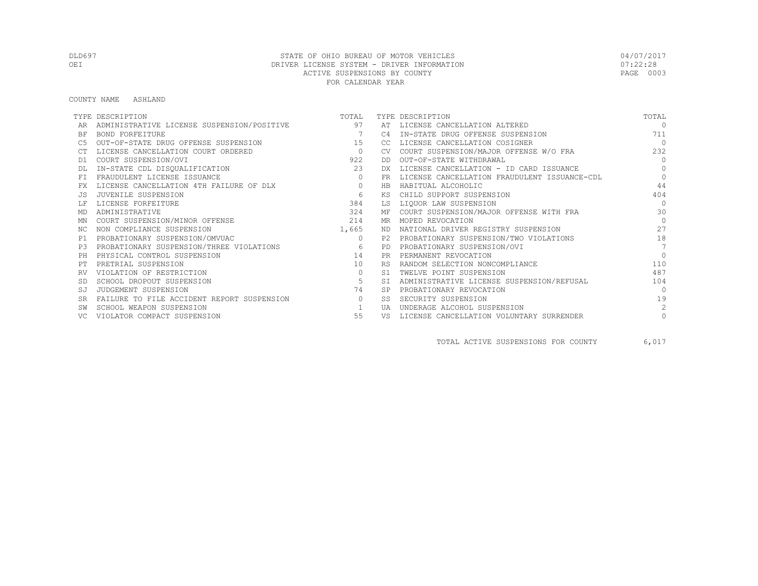STATE OF OHIO BUREAU OF MOTOR VEHICLES
DRIVER LICENSE SYSTEM - DRIVER INFORMATION
ACTIVE SUSPENSIONS BY COUNTY
FOR CALENDAR YEAR

DLD697
OEI

04/07/2017
07:22:28

COUNTY NAME ASHLAND

| TYPE | DESCRIPTION | TOTAL | TYPE | DESCRIPTION | TOTAL |
|---|---|---|---|---|---|
| AR | ADMINISTRATIVE LICENSE SUSPENSION/POSITIVE | 97 | AT | LICENSE CANCELLATION ALTERED | 0 |
| BF | BOND FORFEITURE | 7 | C4 | IN-STATE DRUG OFFENSE SUSPENSION | 711 |
| C5 | OUT-OF-STATE DRUG OFFENSE SUSPENSION | 15 | CC | LICENSE CANCELLATION COSIGNER | 0 |
| CT | LICENSE CANCELLATION COURT ORDERED | 0 | CV | COURT SUSPENSION/MAJOR OFFENSE W/O FRA | 232 |
| D1 | COURT SUSPENSION/OVI | 922 | DD | OUT-OF-STATE WITHDRAWAL | 0 |
| DL | IN-STATE CDL DISQUALIFICATION | 23 | DX | LICENSE CANCELLATION - ID CARD ISSUANCE | 0 |
| FI | FRAUDULENT LICENSE ISSUANCE | 0 | FR | LICENSE CANCELLATION FRAUDULENT ISSUANCE-CDL | 0 |
| FX | LICENSE CANCELLATION 4TH FAILURE OF DLX | 0 | HB | HABITUAL ALCOHOLIC | 44 |
| JS | JUVENILE SUSPENSION | 6 | KS | CHILD SUPPORT SUSPENSION | 404 |
| LF | LICENSE FORFEITURE | 384 | LS | LIQUOR LAW SUSPENSION | 0 |
| MD | ADMINISTRATIVE | 324 | MF | COURT SUSPENSION/MAJOR OFFENSE WITH FRA | 30 |
| MN | COURT SUSPENSION/MINOR OFFENSE | 214 | MR | MOPED REVOCATION | 0 |
| NC | NON COMPLIANCE SUSPENSION | 1,665 | ND | NATIONAL DRIVER REGISTRY SUSPENSION | 27 |
| P1 | PROBATIONARY SUSPENSION/OMVUAC | 0 | P2 | PROBATIONARY SUSPENSION/TWO VIOLATIONS | 18 |
| P3 | PROBATIONARY SUSPENSION/THREE VIOLATIONS | 6 | PD | PROBATIONARY SUSPENSION/OVI | 7 |
| PH | PHYSICAL CONTROL SUSPENSION | 14 | PR | PERMANENT REVOCATION | 0 |
| PT | PRETRIAL SUSPENSION | 10 | RS | RANDOM SELECTION NONCOMPLIANCE | 110 |
| RV | VIOLATION OF RESTRICTION | 0 | S1 | TWELVE POINT SUSPENSION | 487 |
| SD | SCHOOL DROPOUT SUSPENSION | 5 | SI | ADMINISTRATIVE LICENSE SUSPENSION/REFUSAL | 104 |
| SJ | JUDGEMENT SUSPENSION | 74 | SP | PROBATIONARY REVOCATION | 0 |
| SR | FAILURE TO FILE ACCIDENT REPORT SUSPENSION | 0 | SS | SECURITY SUSPENSION | 19 |
| SW | SCHOOL WEAPON SUSPENSION | 1 | UA | UNDERAGE ALCOHOL SUSPENSION | 2 |
| VC | VIOLATOR COMPACT SUSPENSION | 55 | VS | LICENSE CANCELLATION VOLUNTARY SURRENDER | 0 |

TOTAL ACTIVE SUSPENSIONS FOR COUNTY 6,017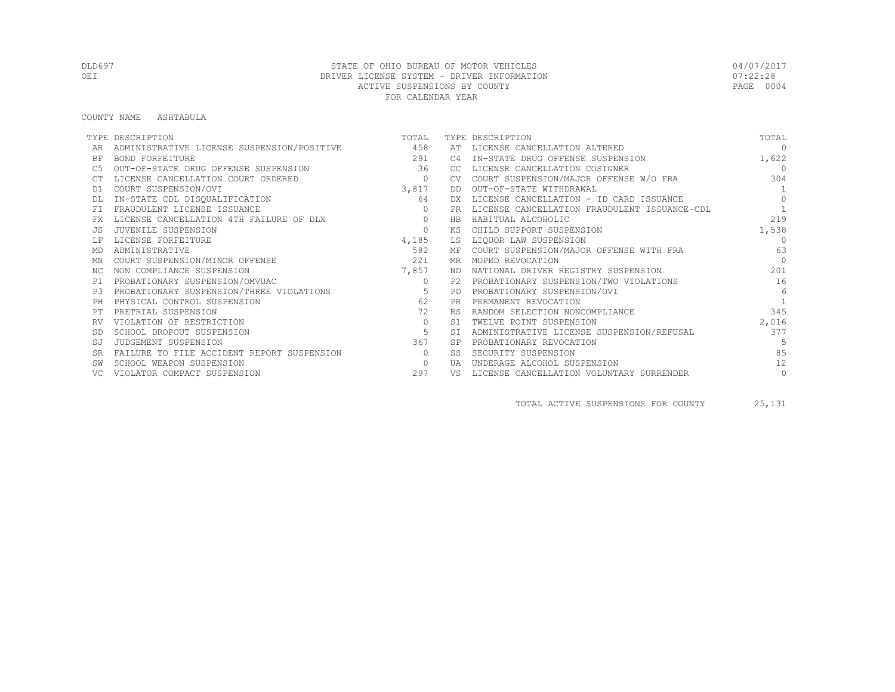DLD697 STATE OF OHIO BUREAU OF MOTOR VEHICLES 04/07/2017
OEI DRIVER LICENSE SYSTEM - DRIVER INFORMATION 07:22:28
ACTIVE SUSPENSIONS BY COUNTY
FOR CALENDAR YEAR

COUNTY NAME ASHTABULA

| TYPE | DESCRIPTION | TOTAL | TYPE | DESCRIPTION | TOTAL |
|---|---|---|---|---|---|
| AR | ADMINISTRATIVE LICENSE SUSPENSION/POSITIVE | 458 | AT | LICENSE CANCELLATION ALTERED | 0 |
| BF | BOND FORFEITURE | 291 | C4 | IN-STATE DRUG OFFENSE SUSPENSION | 1,622 |
| C5 | OUT-OF-STATE DRUG OFFENSE SUSPENSION | 36 | CC | LICENSE CANCELLATION COSIGNER | 0 |
| CT | LICENSE CANCELLATION COURT ORDERED | 0 | CV | COURT SUSPENSION/MAJOR OFFENSE W/O FRA | 304 |
| D1 | COURT SUSPENSION/OVI | 3,817 | DD | OUT-OF-STATE WITHDRAWAL | 1 |
| DL | IN-STATE CDL DISQUALIFICATION | 64 | DX | LICENSE CANCELLATION - ID CARD ISSUANCE | 0 |
| FI | FRAUDULENT LICENSE ISSUANCE | 0 | FR | LICENSE CANCELLATION FRAUDULENT ISSUANCE-CDL | 1 |
| FX | LICENSE CANCELLATION 4TH FAILURE OF DLX | 0 | HB | HABITUAL ALCOHOLIC | 219 |
| JS | JUVENILE SUSPENSION | 0 | KS | CHILD SUPPORT SUSPENSION | 1,538 |
| LF | LICENSE FORFEITURE | 4,185 | LS | LIQUOR LAW SUSPENSION | 0 |
| MD | ADMINISTRATIVE | 582 | MF | COURT SUSPENSION/MAJOR OFFENSE WITH FRA | 63 |
| MN | COURT SUSPENSION/MINOR OFFENSE | 221 | MR | MOPED REVOCATION | 0 |
| NC | NON COMPLIANCE SUSPENSION | 7,857 | ND | NATIONAL DRIVER REGISTRY SUSPENSION | 201 |
| P1 | PROBATIONARY SUSPENSION/OMVUAC | 0 | P2 | PROBATIONARY SUSPENSION/TWO VIOLATIONS | 16 |
| P3 | PROBATIONARY SUSPENSION/THREE VIOLATIONS | 5 | PD | PROBATIONARY SUSPENSION/OVI | 6 |
| PH | PHYSICAL CONTROL SUSPENSION | 62 | PR | PERMANENT REVOCATION | 1 |
| PT | PRETRIAL SUSPENSION | 72 | RS | RANDOM SELECTION NONCOMPLIANCE | 345 |
| RV | VIOLATION OF RESTRICTION | 0 | S1 | TWELVE POINT SUSPENSION | 2,016 |
| SD | SCHOOL DROPOUT SUSPENSION | 5 | SI | ADMINISTRATIVE LICENSE SUSPENSION/REFUSAL | 377 |
| SJ | JUDGEMENT SUSPENSION | 367 | SP | PROBATIONARY REVOCATION | 5 |
| SR | FAILURE TO FILE ACCIDENT REPORT SUSPENSION | 0 | SS | SECURITY SUSPENSION | 85 |
| SW | SCHOOL WEAPON SUSPENSION | 0 | UA | UNDERAGE ALCOHOL SUSPENSION | 12 |
| VC | VIOLATOR COMPACT SUSPENSION | 297 | VS | LICENSE CANCELLATION VOLUNTARY SURRENDER | 0 |

TOTAL ACTIVE SUSPENSIONS FOR COUNTY 25,131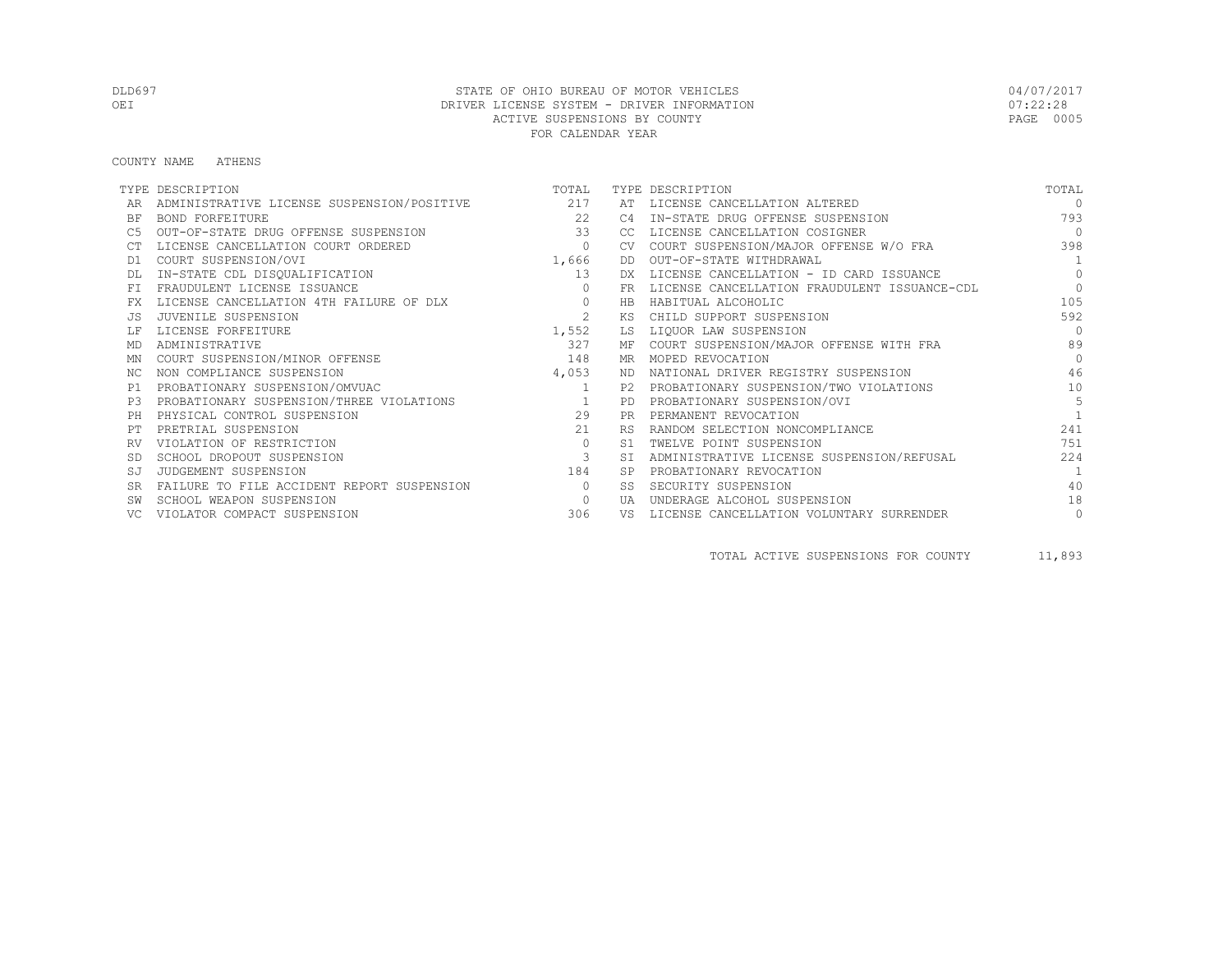STATE OF OHIO BUREAU OF MOTOR VEHICLES
DRIVER LICENSE SYSTEM - DRIVER INFORMATION
ACTIVE SUSPENSIONS BY COUNTY
FOR CALENDAR YEAR

DLD697
OEI

04/07/2017
07:22:28

COUNTY NAME ATHENS

| TYPE | DESCRIPTION | TOTAL | TYPE | DESCRIPTION | TOTAL |
|---|---|---|---|---|---|
| AR | ADMINISTRATIVE LICENSE SUSPENSION/POSITIVE | 217 | AT | LICENSE CANCELLATION ALTERED | 0 |
| BF | BOND FORFEITURE | 22 | C4 | IN-STATE DRUG OFFENSE SUSPENSION | 793 |
| C5 | OUT-OF-STATE DRUG OFFENSE SUSPENSION | 33 | CC | LICENSE CANCELLATION COSIGNER | 0 |
| CT | LICENSE CANCELLATION COURT ORDERED | 0 | CV | COURT SUSPENSION/MAJOR OFFENSE W/O FRA | 398 |
| D1 | COURT SUSPENSION/OVI | 1,666 | DD | OUT-OF-STATE WITHDRAWAL | 1 |
| DL | IN-STATE CDL DISQUALIFICATION | 13 | DX | LICENSE CANCELLATION - ID CARD ISSUANCE | 0 |
| FI | FRAUDULENT LICENSE ISSUANCE | 0 | FR | LICENSE CANCELLATION FRAUDULENT ISSUANCE-CDL | 0 |
| FX | LICENSE CANCELLATION 4TH FAILURE OF DLX | 0 | HB | HABITUAL ALCOHOLIC | 105 |
| JS | JUVENILE SUSPENSION | 2 | KS | CHILD SUPPORT SUSPENSION | 592 |
| LF | LICENSE FORFEITURE | 1,552 | LS | LIQUOR LAW SUSPENSION | 0 |
| MD | ADMINISTRATIVE | 327 | MF | COURT SUSPENSION/MAJOR OFFENSE WITH FRA | 89 |
| MN | COURT SUSPENSION/MINOR OFFENSE | 148 | MR | MOPED REVOCATION | 0 |
| NC | NON COMPLIANCE SUSPENSION | 4,053 | ND | NATIONAL DRIVER REGISTRY SUSPENSION | 46 |
| P1 | PROBATIONARY SUSPENSION/OMVUAC | 1 | P2 | PROBATIONARY SUSPENSION/TWO VIOLATIONS | 10 |
| P3 | PROBATIONARY SUSPENSION/THREE VIOLATIONS | 1 | PD | PROBATIONARY SUSPENSION/OVI | 5 |
| PH | PHYSICAL CONTROL SUSPENSION | 29 | PR | PERMANENT REVOCATION | 1 |
| PT | PRETRIAL SUSPENSION | 21 | RS | RANDOM SELECTION NONCOMPLIANCE | 241 |
| RV | VIOLATION OF RESTRICTION | 0 | S1 | TWELVE POINT SUSPENSION | 751 |
| SD | SCHOOL DROPOUT SUSPENSION | 3 | SI | ADMINISTRATIVE LICENSE SUSPENSION/REFUSAL | 224 |
| SJ | JUDGEMENT SUSPENSION | 184 | SP | PROBATIONARY REVOCATION | 1 |
| SR | FAILURE TO FILE ACCIDENT REPORT SUSPENSION | 0 | SS | SECURITY SUSPENSION | 40 |
| SW | SCHOOL WEAPON SUSPENSION | 0 | UA | UNDERAGE ALCOHOL SUSPENSION | 18 |
| VC | VIOLATOR COMPACT SUSPENSION | 306 | VS | LICENSE CANCELLATION VOLUNTARY SURRENDER | 0 |

TOTAL ACTIVE SUSPENSIONS FOR COUNTY 11,893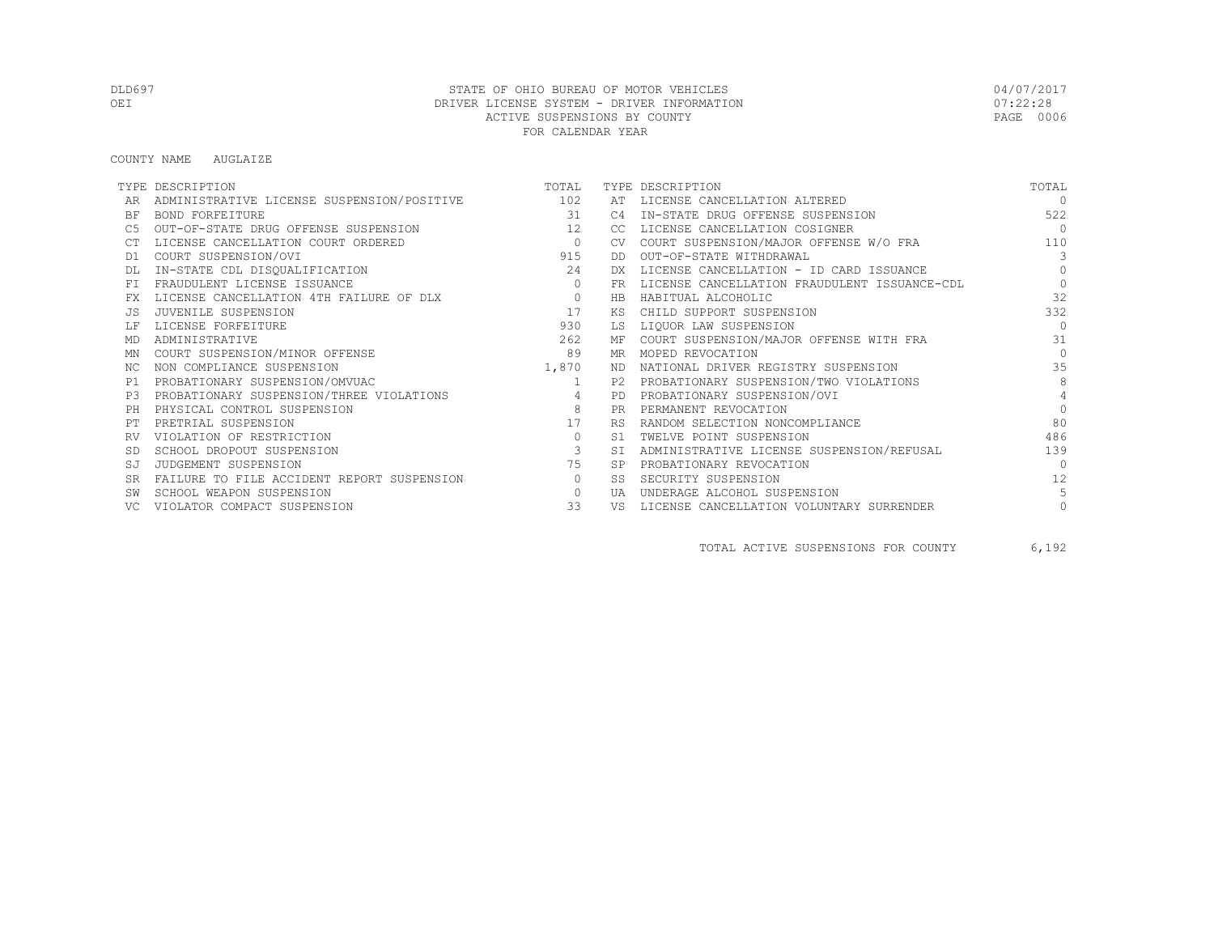DLD697 STATE OF OHIO BUREAU OF MOTOR VEHICLES 04/07/2017
OEI DRIVER LICENSE SYSTEM - DRIVER INFORMATION 07:22:28
ACTIVE SUSPENSIONS BY COUNTY
FOR CALENDAR YEAR

COUNTY NAME AUGLAIZE

| TYPE | DESCRIPTION | TOTAL | TYPE | DESCRIPTION | TOTAL |
|---|---|---|---|---|---|
| AR | ADMINISTRATIVE LICENSE SUSPENSION/POSITIVE | 102 | AT | LICENSE CANCELLATION ALTERED | 0 |
| BF | BOND FORFEITURE | 31 | C4 | IN-STATE DRUG OFFENSE SUSPENSION | 522 |
| C5 | OUT-OF-STATE DRUG OFFENSE SUSPENSION | 12 | CC | LICENSE CANCELLATION COSIGNER | 0 |
| CT | LICENSE CANCELLATION COURT ORDERED | 0 | CV | COURT SUSPENSION/MAJOR OFFENSE W/O FRA | 110 |
| D1 | COURT SUSPENSION/OVI | 915 | DD | OUT-OF-STATE WITHDRAWAL | 3 |
| DL | IN-STATE CDL DISQUALIFICATION | 24 | DX | LICENSE CANCELLATION - ID CARD ISSUANCE | 0 |
| FI | FRAUDULENT LICENSE ISSUANCE | 0 | FR | LICENSE CANCELLATION FRAUDULENT ISSUANCE-CDL | 0 |
| FX | LICENSE CANCELLATION 4TH FAILURE OF DLX | 0 | HB | HABITUAL ALCOHOLIC | 32 |
| JS | JUVENILE SUSPENSION | 17 | KS | CHILD SUPPORT SUSPENSION | 332 |
| LF | LICENSE FORFEITURE | 930 | LS | LIQUOR LAW SUSPENSION | 0 |
| MD | ADMINISTRATIVE | 262 | MF | COURT SUSPENSION/MAJOR OFFENSE WITH FRA | 31 |
| MN | COURT SUSPENSION/MINOR OFFENSE | 89 | MR | MOPED REVOCATION | 0 |
| NC | NON COMPLIANCE SUSPENSION | 1,870 | ND | NATIONAL DRIVER REGISTRY SUSPENSION | 35 |
| P1 | PROBATIONARY SUSPENSION/OMVUAC | 1 | P2 | PROBATIONARY SUSPENSION/TWO VIOLATIONS | 8 |
| P3 | PROBATIONARY SUSPENSION/THREE VIOLATIONS | 4 | PD | PROBATIONARY SUSPENSION/OVI | 4 |
| PH | PHYSICAL CONTROL SUSPENSION | 8 | PR | PERMANENT REVOCATION | 0 |
| PT | PRETRIAL SUSPENSION | 17 | RS | RANDOM SELECTION NONCOMPLIANCE | 80 |
| RV | VIOLATION OF RESTRICTION | 0 | S1 | TWELVE POINT SUSPENSION | 486 |
| SD | SCHOOL DROPOUT SUSPENSION | 3 | SI | ADMINISTRATIVE LICENSE SUSPENSION/REFUSAL | 139 |
| SJ | JUDGEMENT SUSPENSION | 75 | SP | PROBATIONARY REVOCATION | 0 |
| SR | FAILURE TO FILE ACCIDENT REPORT SUSPENSION | 0 | SS | SECURITY SUSPENSION | 12 |
| SW | SCHOOL WEAPON SUSPENSION | 0 | UA | UNDERAGE ALCOHOL SUSPENSION | 5 |
| VC | VIOLATOR COMPACT SUSPENSION | 33 | VS | LICENSE CANCELLATION VOLUNTARY SURRENDER | 0 |

TOTAL ACTIVE SUSPENSIONS FOR COUNTY 6,192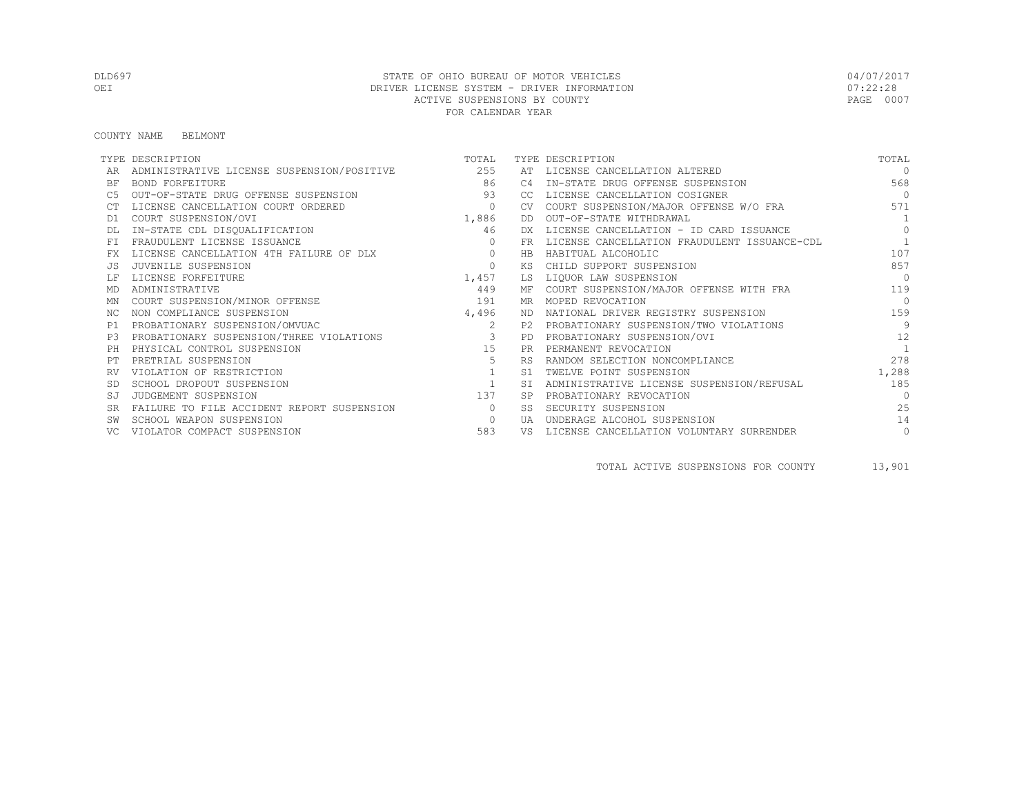STATE OF OHIO BUREAU OF MOTOR VEHICLES
DRIVER LICENSE SYSTEM - DRIVER INFORMATION
ACTIVE SUSPENSIONS BY COUNTY
FOR CALENDAR YEAR

COUNTY NAME BELMONT

| TYPE | DESCRIPTION | TOTAL | TYPE | DESCRIPTION | TOTAL |
|---|---|---|---|---|---|
| AR | ADMINISTRATIVE LICENSE SUSPENSION/POSITIVE | 255 | AT | LICENSE CANCELLATION ALTERED | 0 |
| BF | BOND FORFEITURE | 86 | C4 | IN-STATE DRUG OFFENSE SUSPENSION | 568 |
| C5 | OUT-OF-STATE DRUG OFFENSE SUSPENSION | 93 | CC | LICENSE CANCELLATION COSIGNER | 0 |
| CT | LICENSE CANCELLATION COURT ORDERED | 0 | CV | COURT SUSPENSION/MAJOR OFFENSE W/O FRA | 571 |
| D1 | COURT SUSPENSION/OVI | 1,886 | DD | OUT-OF-STATE WITHDRAWAL | 1 |
| DL | IN-STATE CDL DISQUALIFICATION | 46 | DX | LICENSE CANCELLATION - ID CARD ISSUANCE | 0 |
| FI | FRAUDULENT LICENSE ISSUANCE | 0 | FR | LICENSE CANCELLATION FRAUDULENT ISSUANCE-CDL | 1 |
| FX | LICENSE CANCELLATION 4TH FAILURE OF DLX | 0 | HB | HABITUAL ALCOHOLIC | 107 |
| JS | JUVENILE SUSPENSION | 0 | KS | CHILD SUPPORT SUSPENSION | 857 |
| LF | LICENSE FORFEITURE | 1,457 | LS | LIQUOR LAW SUSPENSION | 0 |
| MD | ADMINISTRATIVE | 449 | MF | COURT SUSPENSION/MAJOR OFFENSE WITH FRA | 119 |
| MN | COURT SUSPENSION/MINOR OFFENSE | 191 | MR | MOPED REVOCATION | 0 |
| NC | NON COMPLIANCE SUSPENSION | 4,496 | ND | NATIONAL DRIVER REGISTRY SUSPENSION | 159 |
| P1 | PROBATIONARY SUSPENSION/OMVUAC | 2 | P2 | PROBATIONARY SUSPENSION/TWO VIOLATIONS | 9 |
| P3 | PROBATIONARY SUSPENSION/THREE VIOLATIONS | 3 | PD | PROBATIONARY SUSPENSION/OVI | 12 |
| PH | PHYSICAL CONTROL SUSPENSION | 15 | PR | PERMANENT REVOCATION | 1 |
| PT | PRETRIAL SUSPENSION | 5 | RS | RANDOM SELECTION NONCOMPLIANCE | 278 |
| RV | VIOLATION OF RESTRICTION | 1 | S1 | TWELVE POINT SUSPENSION | 1,288 |
| SD | SCHOOL DROPOUT SUSPENSION | 1 | SI | ADMINISTRATIVE LICENSE SUSPENSION/REFUSAL | 185 |
| SJ | JUDGEMENT SUSPENSION | 137 | SP | PROBATIONARY REVOCATION | 0 |
| SR | FAILURE TO FILE ACCIDENT REPORT SUSPENSION | 0 | SS | SECURITY SUSPENSION | 25 |
| SW | SCHOOL WEAPON SUSPENSION | 0 | UA | UNDERAGE ALCOHOL SUSPENSION | 14 |
| VC | VIOLATOR COMPACT SUSPENSION | 583 | VS | LICENSE CANCELLATION VOLUNTARY SURRENDER | 0 |

TOTAL ACTIVE SUSPENSIONS FOR COUNTY 13,901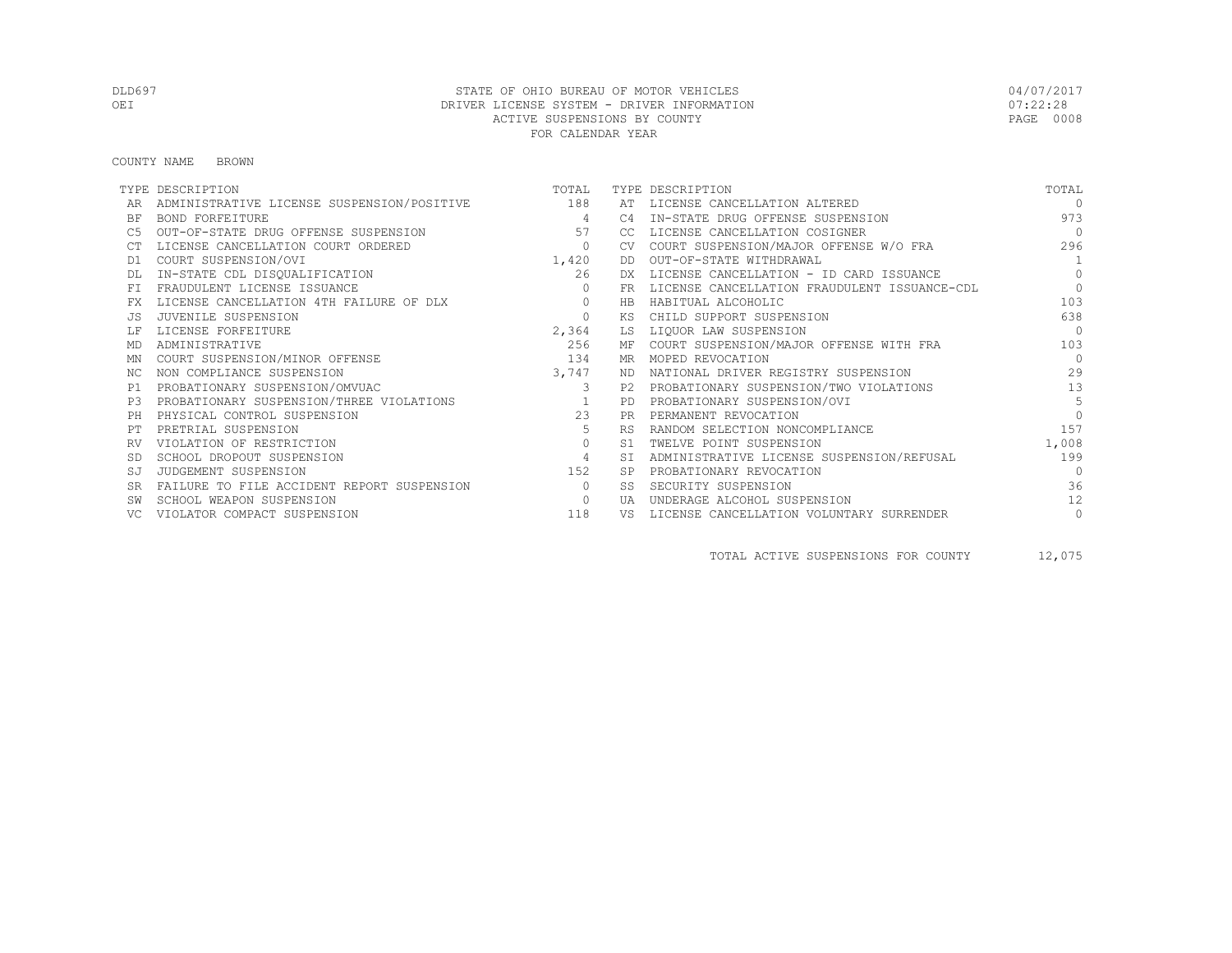STATE OF OHIO BUREAU OF MOTOR VEHICLES
DRIVER LICENSE SYSTEM - DRIVER INFORMATION
ACTIVE SUSPENSIONS BY COUNTY
FOR CALENDAR YEAR

DLD697
OEI

04/07/2017
07:22:28

COUNTY NAME BROWN

| TYPE | DESCRIPTION | TOTAL | TYPE | DESCRIPTION | TOTAL |
|---|---|---|---|---|---|
| AR | ADMINISTRATIVE LICENSE SUSPENSION/POSITIVE | 188 | AT | LICENSE CANCELLATION ALTERED | 0 |
| BF | BOND FORFEITURE | 4 | C4 | IN-STATE DRUG OFFENSE SUSPENSION | 973 |
| C5 | OUT-OF-STATE DRUG OFFENSE SUSPENSION | 57 | CC | LICENSE CANCELLATION COSIGNER | 0 |
| CT | LICENSE CANCELLATION COURT ORDERED | 0 | CV | COURT SUSPENSION/MAJOR OFFENSE W/O FRA | 296 |
| D1 | COURT SUSPENSION/OVI | 1,420 | DD | OUT-OF-STATE WITHDRAWAL | 1 |
| DL | IN-STATE CDL DISQUALIFICATION | 26 | DX | LICENSE CANCELLATION - ID CARD ISSUANCE | 0 |
| FI | FRAUDULENT LICENSE ISSUANCE | 0 | FR | LICENSE CANCELLATION FRAUDULENT ISSUANCE-CDL | 0 |
| FX | LICENSE CANCELLATION 4TH FAILURE OF DLX | 0 | HB | HABITUAL ALCOHOLIC | 103 |
| JS | JUVENILE SUSPENSION | 0 | KS | CHILD SUPPORT SUSPENSION | 638 |
| LF | LICENSE FORFEITURE | 2,364 | LS | LIQUOR LAW SUSPENSION | 0 |
| MD | ADMINISTRATIVE | 256 | MF | COURT SUSPENSION/MAJOR OFFENSE WITH FRA | 103 |
| MN | COURT SUSPENSION/MINOR OFFENSE | 134 | MR | MOPED REVOCATION | 0 |
| NC | NON COMPLIANCE SUSPENSION | 3,747 | ND | NATIONAL DRIVER REGISTRY SUSPENSION | 29 |
| P1 | PROBATIONARY SUSPENSION/OMVUAC | 3 | P2 | PROBATIONARY SUSPENSION/TWO VIOLATIONS | 13 |
| P3 | PROBATIONARY SUSPENSION/THREE VIOLATIONS | 1 | PD | PROBATIONARY SUSPENSION/OVI | 5 |
| PH | PHYSICAL CONTROL SUSPENSION | 23 | PR | PERMANENT REVOCATION | 0 |
| PT | PRETRIAL SUSPENSION | 5 | RS | RANDOM SELECTION NONCOMPLIANCE | 157 |
| RV | VIOLATION OF RESTRICTION | 0 | S1 | TWELVE POINT SUSPENSION | 1,008 |
| SD | SCHOOL DROPOUT SUSPENSION | 4 | SI | ADMINISTRATIVE LICENSE SUSPENSION/REFUSAL | 199 |
| SJ | JUDGEMENT SUSPENSION | 152 | SP | PROBATIONARY REVOCATION | 0 |
| SR | FAILURE TO FILE ACCIDENT REPORT SUSPENSION | 0 | SS | SECURITY SUSPENSION | 36 |
| SW | SCHOOL WEAPON SUSPENSION | 0 | UA | UNDERAGE ALCOHOL SUSPENSION | 12 |
| VC | VIOLATOR COMPACT SUSPENSION | 118 | VS | LICENSE CANCELLATION VOLUNTARY SURRENDER | 0 |

TOTAL ACTIVE SUSPENSIONS FOR COUNTY 12,075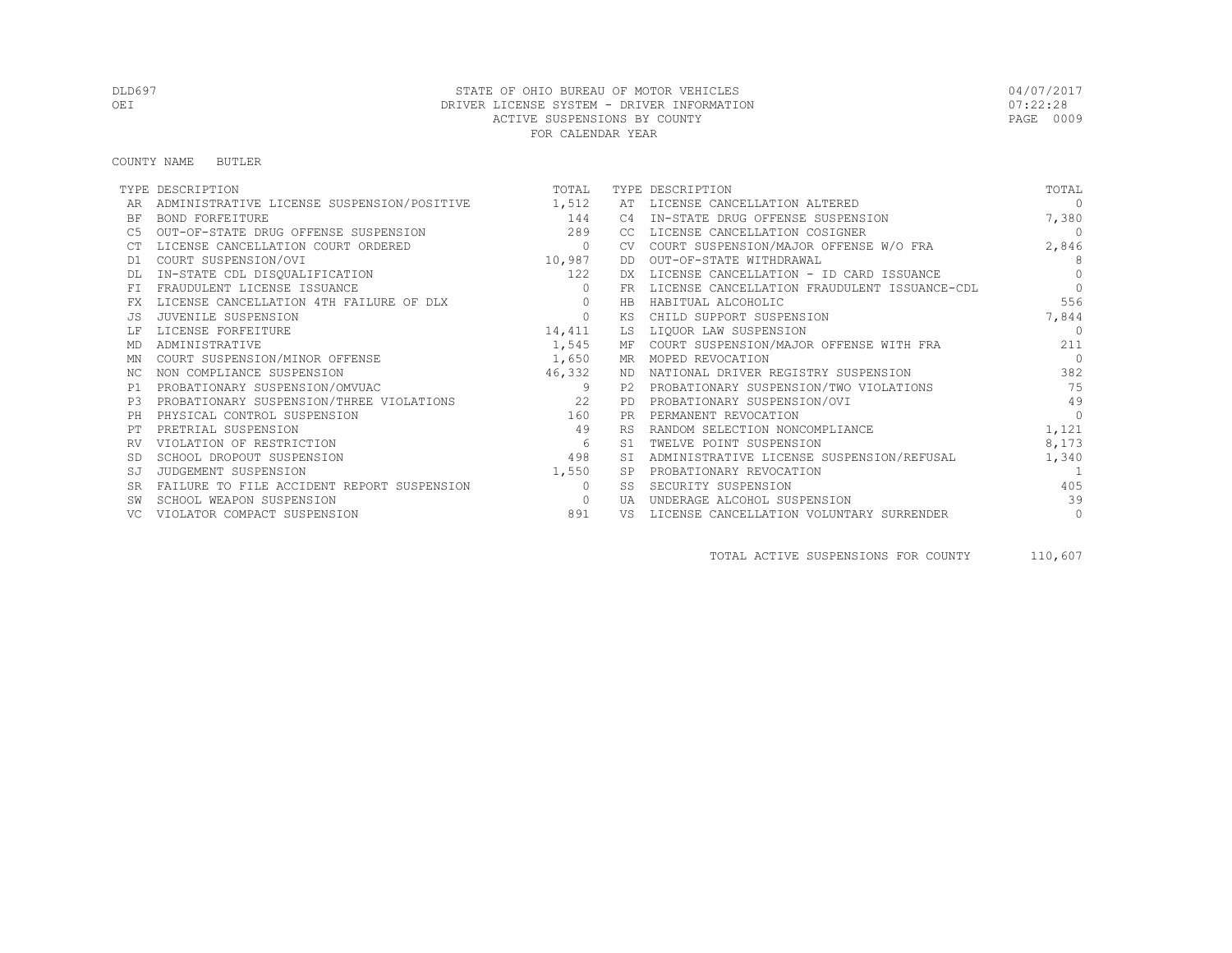STATE OF OHIO BUREAU OF MOTOR VEHICLES
DRIVER LICENSE SYSTEM - DRIVER INFORMATION
ACTIVE SUSPENSIONS BY COUNTY
FOR CALENDAR YEAR

DLD697
OEI

04/07/2017
07:22:28

COUNTY NAME BUTLER

| TYPE | DESCRIPTION | TOTAL | TYPE | DESCRIPTION | TOTAL |
|---|---|---|---|---|---|
| AR | ADMINISTRATIVE LICENSE SUSPENSION/POSITIVE | 1,512 | AT | LICENSE CANCELLATION ALTERED | 0 |
| BF | BOND FORFEITURE | 144 | C4 | IN-STATE DRUG OFFENSE SUSPENSION | 7,380 |
| C5 | OUT-OF-STATE DRUG OFFENSE SUSPENSION | 289 | CC | LICENSE CANCELLATION COSIGNER | 0 |
| CT | LICENSE CANCELLATION COURT ORDERED | 0 | CV | COURT SUSPENSION/MAJOR OFFENSE W/O FRA | 2,846 |
| D1 | COURT SUSPENSION/OVI | 10,987 | DD | OUT-OF-STATE WITHDRAWAL | 8 |
| DL | IN-STATE CDL DISQUALIFICATION | 122 | DX | LICENSE CANCELLATION - ID CARD ISSUANCE | 0 |
| FI | FRAUDULENT LICENSE ISSUANCE | 0 | FR | LICENSE CANCELLATION FRAUDULENT ISSUANCE-CDL | 0 |
| FX | LICENSE CANCELLATION 4TH FAILURE OF DLX | 0 | HB | HABITUAL ALCOHOLIC | 556 |
| JS | JUVENILE SUSPENSION | 0 | KS | CHILD SUPPORT SUSPENSION | 7,844 |
| LF | LICENSE FORFEITURE | 14,411 | LS | LIQUOR LAW SUSPENSION | 0 |
| MD | ADMINISTRATIVE | 1,545 | MF | COURT SUSPENSION/MAJOR OFFENSE WITH FRA | 211 |
| MN | COURT SUSPENSION/MINOR OFFENSE | 1,650 | MR | MOPED REVOCATION | 0 |
| NC | NON COMPLIANCE SUSPENSION | 46,332 | ND | NATIONAL DRIVER REGISTRY SUSPENSION | 382 |
| P1 | PROBATIONARY SUSPENSION/OMVUAC | 9 | P2 | PROBATIONARY SUSPENSION/TWO VIOLATIONS | 75 |
| P3 | PROBATIONARY SUSPENSION/THREE VIOLATIONS | 22 | PD | PROBATIONARY SUSPENSION/OVI | 49 |
| PH | PHYSICAL CONTROL SUSPENSION | 160 | PR | PERMANENT REVOCATION | 0 |
| PT | PRETRIAL SUSPENSION | 49 | RS | RANDOM SELECTION NONCOMPLIANCE | 1,121 |
| RV | VIOLATION OF RESTRICTION | 6 | S1 | TWELVE POINT SUSPENSION | 8,173 |
| SD | SCHOOL DROPOUT SUSPENSION | 498 | SI | ADMINISTRATIVE LICENSE SUSPENSION/REFUSAL | 1,340 |
| SJ | JUDGEMENT SUSPENSION | 1,550 | SP | PROBATIONARY REVOCATION | 1 |
| SR | FAILURE TO FILE ACCIDENT REPORT SUSPENSION | 0 | SS | SECURITY SUSPENSION | 405 |
| SW | SCHOOL WEAPON SUSPENSION | 0 | UA | UNDERAGE ALCOHOL SUSPENSION | 39 |
| VC | VIOLATOR COMPACT SUSPENSION | 891 | VS | LICENSE CANCELLATION VOLUNTARY SURRENDER | 0 |

TOTAL ACTIVE SUSPENSIONS FOR COUNTY 110,607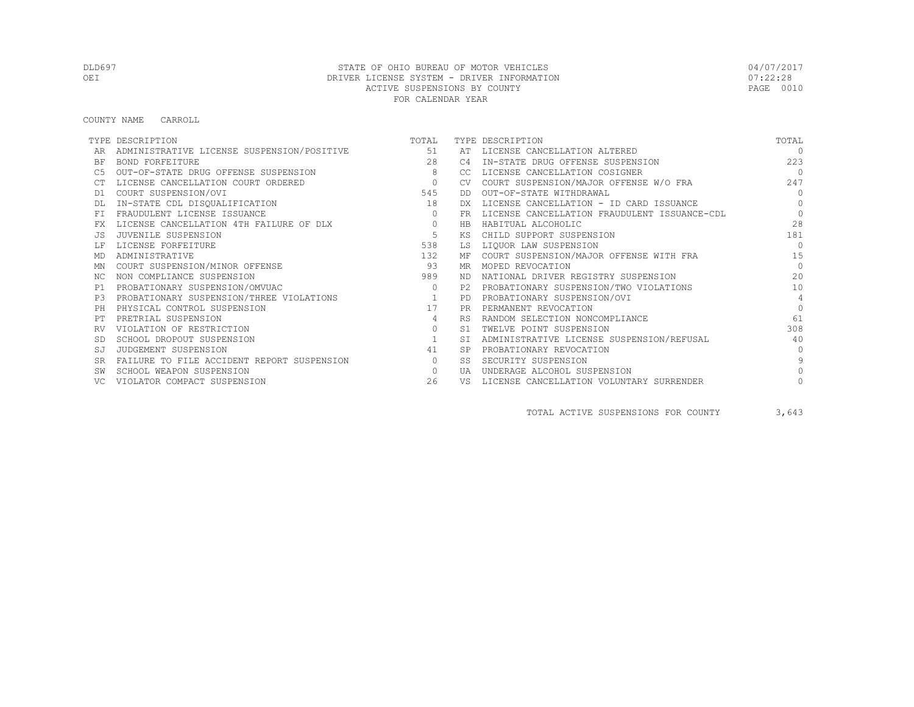STATE OF OHIO BUREAU OF MOTOR VEHICLES
DRIVER LICENSE SYSTEM - DRIVER INFORMATION
ACTIVE SUSPENSIONS BY COUNTY
FOR CALENDAR YEAR

DLD697
OEI

04/07/2017
07:22:28

COUNTY NAME CARROLL

| TYPE | DESCRIPTION | TOTAL | TYPE | DESCRIPTION | TOTAL |
|---|---|---|---|---|---|
| AR | ADMINISTRATIVE LICENSE SUSPENSION/POSITIVE | 51 | AT | LICENSE CANCELLATION ALTERED | 0 |
| BF | BOND FORFEITURE | 28 | C4 | IN-STATE DRUG OFFENSE SUSPENSION | 223 |
| C5 | OUT-OF-STATE DRUG OFFENSE SUSPENSION | 8 | CC | LICENSE CANCELLATION COSIGNER | 0 |
| CT | LICENSE CANCELLATION COURT ORDERED | 0 | CV | COURT SUSPENSION/MAJOR OFFENSE W/O FRA | 247 |
| D1 | COURT SUSPENSION/OVI | 545 | DD | OUT-OF-STATE WITHDRAWAL | 0 |
| DL | IN-STATE CDL DISQUALIFICATION | 18 | DX | LICENSE CANCELLATION - ID CARD ISSUANCE | 0 |
| FI | FRAUDULENT LICENSE ISSUANCE | 0 | FR | LICENSE CANCELLATION FRAUDULENT ISSUANCE-CDL | 0 |
| FX | LICENSE CANCELLATION 4TH FAILURE OF DLX | 0 | HB | HABITUAL ALCOHOLIC | 28 |
| JS | JUVENILE SUSPENSION | 5 | KS | CHILD SUPPORT SUSPENSION | 181 |
| LF | LICENSE FORFEITURE | 538 | LS | LIQUOR LAW SUSPENSION | 0 |
| MD | ADMINISTRATIVE | 132 | MF | COURT SUSPENSION/MAJOR OFFENSE WITH FRA | 15 |
| MN | COURT SUSPENSION/MINOR OFFENSE | 93 | MR | MOPED REVOCATION | 0 |
| NC | NON COMPLIANCE SUSPENSION | 989 | ND | NATIONAL DRIVER REGISTRY SUSPENSION | 20 |
| P1 | PROBATIONARY SUSPENSION/OMVUAC | 0 | P2 | PROBATIONARY SUSPENSION/TWO VIOLATIONS | 10 |
| P3 | PROBATIONARY SUSPENSION/THREE VIOLATIONS | 1 | PD | PROBATIONARY SUSPENSION/OVI | 4 |
| PH | PHYSICAL CONTROL SUSPENSION | 17 | PR | PERMANENT REVOCATION | 0 |
| PT | PRETRIAL SUSPENSION | 4 | RS | RANDOM SELECTION NONCOMPLIANCE | 61 |
| RV | VIOLATION OF RESTRICTION | 0 | S1 | TWELVE POINT SUSPENSION | 308 |
| SD | SCHOOL DROPOUT SUSPENSION | 1 | SI | ADMINISTRATIVE LICENSE SUSPENSION/REFUSAL | 40 |
| SJ | JUDGEMENT SUSPENSION | 41 | SP | PROBATIONARY REVOCATION | 0 |
| SR | FAILURE TO FILE ACCIDENT REPORT SUSPENSION | 0 | SS | SECURITY SUSPENSION | 9 |
| SW | SCHOOL WEAPON SUSPENSION | 0 | UA | UNDERAGE ALCOHOL SUSPENSION | 0 |
| VC | VIOLATOR COMPACT SUSPENSION | 26 | VS | LICENSE CANCELLATION VOLUNTARY SURRENDER | 0 |

TOTAL ACTIVE SUSPENSIONS FOR COUNTY 3,643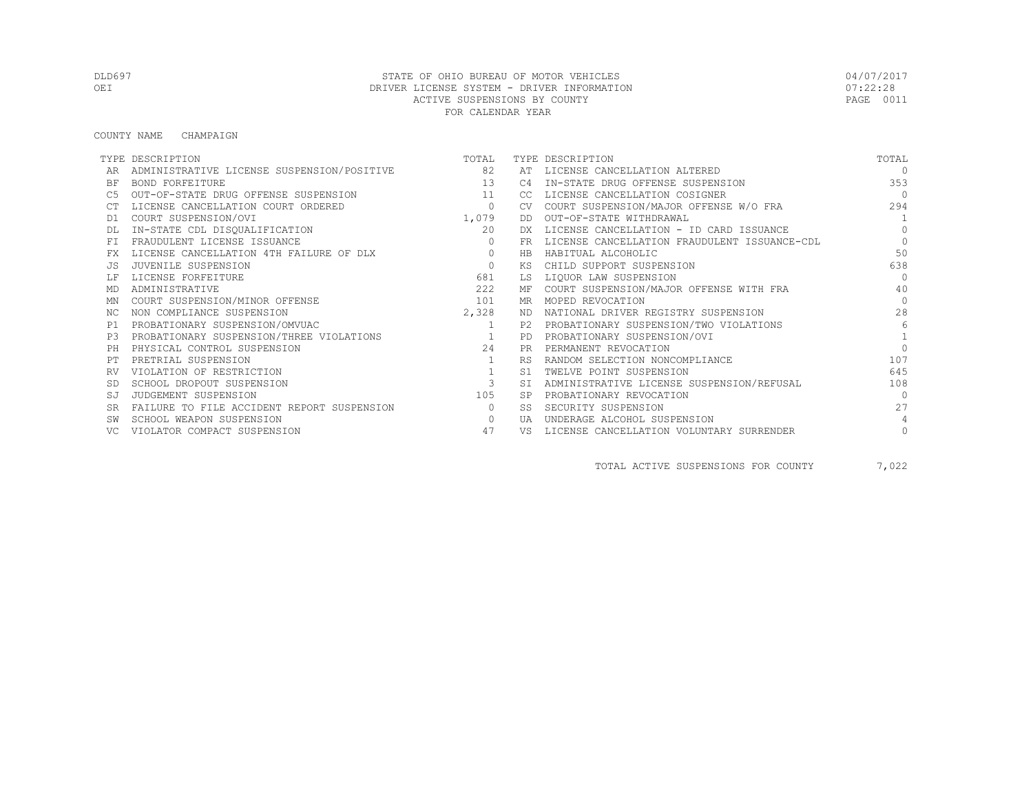DLD697 STATE OF OHIO BUREAU OF MOTOR VEHICLES
OEI DRIVER LICENSE SYSTEM - DRIVER INFORMATION
ACTIVE SUSPENSIONS BY COUNTY
FOR CALENDAR YEAR

04/07/2017
07:22:28

COUNTY NAME CHAMPAIGN

| TYPE | DESCRIPTION | TOTAL | TYPE | DESCRIPTION | TOTAL |
|---|---|---|---|---|---|
| AR | ADMINISTRATIVE LICENSE SUSPENSION/POSITIVE | 82 | AT | LICENSE CANCELLATION ALTERED | 0 |
| BF | BOND FORFEITURE | 13 | C4 | IN-STATE DRUG OFFENSE SUSPENSION | 353 |
| C5 | OUT-OF-STATE DRUG OFFENSE SUSPENSION | 11 | CC | LICENSE CANCELLATION COSIGNER | 0 |
| CT | LICENSE CANCELLATION COURT ORDERED | 0 | CV | COURT SUSPENSION/MAJOR OFFENSE W/O FRA | 294 |
| D1 | COURT SUSPENSION/OVI | 1,079 | DD | OUT-OF-STATE WITHDRAWAL | 1 |
| DL | IN-STATE CDL DISQUALIFICATION | 20 | DX | LICENSE CANCELLATION - ID CARD ISSUANCE | 0 |
| FI | FRAUDULENT LICENSE ISSUANCE | 0 | FR | LICENSE CANCELLATION FRAUDULENT ISSUANCE-CDL | 0 |
| FX | LICENSE CANCELLATION 4TH FAILURE OF DLX | 0 | HB | HABITUAL ALCOHOLIC | 50 |
| JS | JUVENILE SUSPENSION | 0 | KS | CHILD SUPPORT SUSPENSION | 638 |
| LF | LICENSE FORFEITURE | 681 | LS | LIQUOR LAW SUSPENSION | 0 |
| MD | ADMINISTRATIVE | 222 | MF | COURT SUSPENSION/MAJOR OFFENSE WITH FRA | 40 |
| MN | COURT SUSPENSION/MINOR OFFENSE | 101 | MR | MOPED REVOCATION | 0 |
| NC | NON COMPLIANCE SUSPENSION | 2,328 | ND | NATIONAL DRIVER REGISTRY SUSPENSION | 28 |
| P1 | PROBATIONARY SUSPENSION/OMVUAC | 1 | P2 | PROBATIONARY SUSPENSION/TWO VIOLATIONS | 6 |
| P3 | PROBATIONARY SUSPENSION/THREE VIOLATIONS | 1 | PD | PROBATIONARY SUSPENSION/OVI | 1 |
| PH | PHYSICAL CONTROL SUSPENSION | 24 | PR | PERMANENT REVOCATION | 0 |
| PT | PRETRIAL SUSPENSION | 1 | RS | RANDOM SELECTION NONCOMPLIANCE | 107 |
| RV | VIOLATION OF RESTRICTION | 1 | S1 | TWELVE POINT SUSPENSION | 645 |
| SD | SCHOOL DROPOUT SUSPENSION | 3 | SI | ADMINISTRATIVE LICENSE SUSPENSION/REFUSAL | 108 |
| SJ | JUDGEMENT SUSPENSION | 105 | SP | PROBATIONARY REVOCATION | 0 |
| SR | FAILURE TO FILE ACCIDENT REPORT SUSPENSION | 0 | SS | SECURITY SUSPENSION | 27 |
| SW | SCHOOL WEAPON SUSPENSION | 0 | UA | UNDERAGE ALCOHOL SUSPENSION | 4 |
| VC | VIOLATOR COMPACT SUSPENSION | 47 | VS | LICENSE CANCELLATION VOLUNTARY SURRENDER | 0 |

TOTAL ACTIVE SUSPENSIONS FOR COUNTY 7,022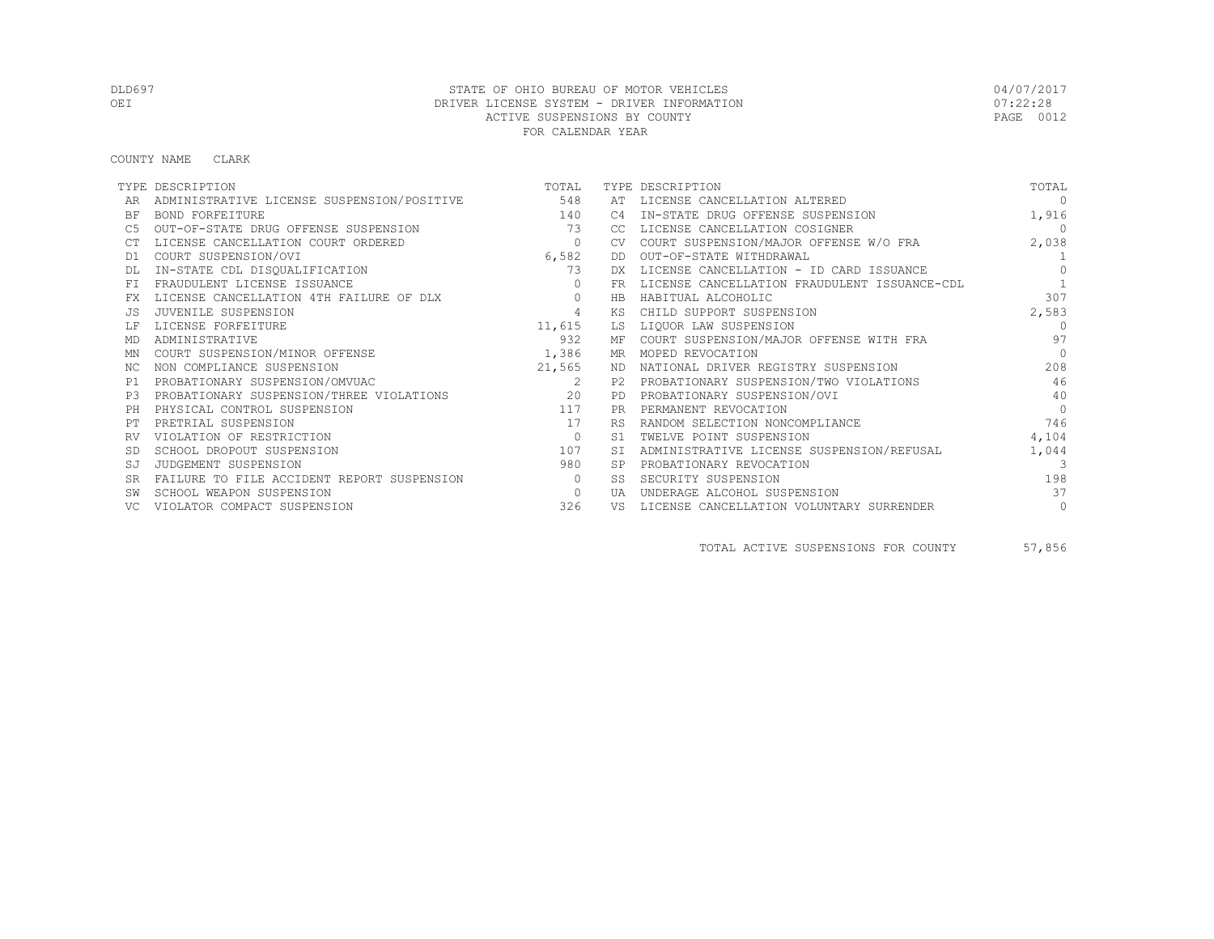DLD697 STATE OF OHIO BUREAU OF MOTOR VEHICLES 04/07/2017
OEI DRIVER LICENSE SYSTEM - DRIVER INFORMATION 07:22:28
ACTIVE SUSPENSIONS BY COUNTY
FOR CALENDAR YEAR

COUNTY NAME CLARK

| TYPE | DESCRIPTION | TOTAL | TYPE | DESCRIPTION | TOTAL |
|---|---|---|---|---|---|
| AR | ADMINISTRATIVE LICENSE SUSPENSION/POSITIVE | 548 | AT | LICENSE CANCELLATION ALTERED | 0 |
| BF | BOND FORFEITURE | 140 | C4 | IN-STATE DRUG OFFENSE SUSPENSION | 1,916 |
| C5 | OUT-OF-STATE DRUG OFFENSE SUSPENSION | 73 | CC | LICENSE CANCELLATION COSIGNER | 0 |
| CT | LICENSE CANCELLATION COURT ORDERED | 0 | CV | COURT SUSPENSION/MAJOR OFFENSE W/O FRA | 2,038 |
| D1 | COURT SUSPENSION/OVI | 6,582 | DD | OUT-OF-STATE WITHDRAWAL | 1 |
| DL | IN-STATE CDL DISQUALIFICATION | 73 | DX | LICENSE CANCELLATION - ID CARD ISSUANCE | 0 |
| FI | FRAUDULENT LICENSE ISSUANCE | 0 | FR | LICENSE CANCELLATION FRAUDULENT ISSUANCE-CDL | 1 |
| FX | LICENSE CANCELLATION 4TH FAILURE OF DLX | 0 | HB | HABITUAL ALCOHOLIC | 307 |
| JS | JUVENILE SUSPENSION | 4 | KS | CHILD SUPPORT SUSPENSION | 2,583 |
| LF | LICENSE FORFEITURE | 11,615 | LS | LIQUOR LAW SUSPENSION | 0 |
| MD | ADMINISTRATIVE | 932 | MF | COURT SUSPENSION/MAJOR OFFENSE WITH FRA | 97 |
| MN | COURT SUSPENSION/MINOR OFFENSE | 1,386 | MR | MOPED REVOCATION | 0 |
| NC | NON COMPLIANCE SUSPENSION | 21,565 | ND | NATIONAL DRIVER REGISTRY SUSPENSION | 208 |
| P1 | PROBATIONARY SUSPENSION/OMVUAC | 2 | P2 | PROBATIONARY SUSPENSION/TWO VIOLATIONS | 46 |
| P3 | PROBATIONARY SUSPENSION/THREE VIOLATIONS | 20 | PD | PROBATIONARY SUSPENSION/OVI | 40 |
| PH | PHYSICAL CONTROL SUSPENSION | 117 | PR | PERMANENT REVOCATION | 0 |
| PT | PRETRIAL SUSPENSION | 17 | RS | RANDOM SELECTION NONCOMPLIANCE | 746 |
| RV | VIOLATION OF RESTRICTION | 0 | S1 | TWELVE POINT SUSPENSION | 4,104 |
| SD | SCHOOL DROPOUT SUSPENSION | 107 | SI | ADMINISTRATIVE LICENSE SUSPENSION/REFUSAL | 1,044 |
| SJ | JUDGEMENT SUSPENSION | 980 | SP | PROBATIONARY REVOCATION | 3 |
| SR | FAILURE TO FILE ACCIDENT REPORT SUSPENSION | 0 | SS | SECURITY SUSPENSION | 198 |
| SW | SCHOOL WEAPON SUSPENSION | 0 | UA | UNDERAGE ALCOHOL SUSPENSION | 37 |
| VC | VIOLATOR COMPACT SUSPENSION | 326 | VS | LICENSE CANCELLATION VOLUNTARY SURRENDER | 0 |

TOTAL ACTIVE SUSPENSIONS FOR COUNTY 57,856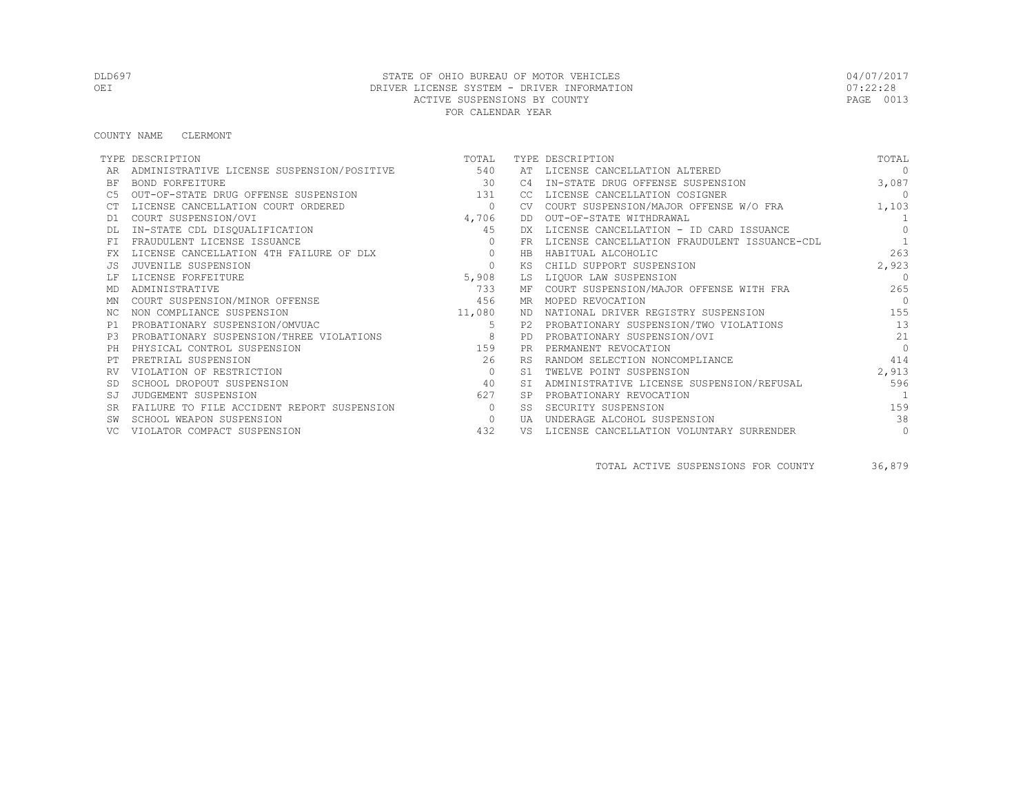STATE OF OHIO BUREAU OF MOTOR VEHICLES
DRIVER LICENSE SYSTEM - DRIVER INFORMATION
ACTIVE SUSPENSIONS BY COUNTY
FOR CALENDAR YEAR

DLD697
OEI

04/07/2017
07:22:28

COUNTY NAME CLERMONT

| TYPE | DESCRIPTION | TOTAL | TYPE | DESCRIPTION | TOTAL |
|---|---|---|---|---|---|
| AR | ADMINISTRATIVE LICENSE SUSPENSION/POSITIVE | 540 | AT | LICENSE CANCELLATION ALTERED | 0 |
| BF | BOND FORFEITURE | 30 | C4 | IN-STATE DRUG OFFENSE SUSPENSION | 3,087 |
| C5 | OUT-OF-STATE DRUG OFFENSE SUSPENSION | 131 | CC | LICENSE CANCELLATION COSIGNER | 0 |
| CT | LICENSE CANCELLATION COURT ORDERED | 0 | CV | COURT SUSPENSION/MAJOR OFFENSE W/O FRA | 1,103 |
| D1 | COURT SUSPENSION/OVI | 4,706 | DD | OUT-OF-STATE WITHDRAWAL | 1 |
| DL | IN-STATE CDL DISQUALIFICATION | 45 | DX | LICENSE CANCELLATION - ID CARD ISSUANCE | 0 |
| FI | FRAUDULENT LICENSE ISSUANCE | 0 | FR | LICENSE CANCELLATION FRAUDULENT ISSUANCE-CDL | 1 |
| FX | LICENSE CANCELLATION 4TH FAILURE OF DLX | 0 | HB | HABITUAL ALCOHOLIC | 263 |
| JS | JUVENILE SUSPENSION | 0 | KS | CHILD SUPPORT SUSPENSION | 2,923 |
| LF | LICENSE FORFEITURE | 5,908 | LS | LIQUOR LAW SUSPENSION | 0 |
| MD | ADMINISTRATIVE | 733 | MF | COURT SUSPENSION/MAJOR OFFENSE WITH FRA | 265 |
| MN | COURT SUSPENSION/MINOR OFFENSE | 456 | MR | MOPED REVOCATION | 0 |
| NC | NON COMPLIANCE SUSPENSION | 11,080 | ND | NATIONAL DRIVER REGISTRY SUSPENSION | 155 |
| P1 | PROBATIONARY SUSPENSION/OMVUAC | 5 | P2 | PROBATIONARY SUSPENSION/TWO VIOLATIONS | 13 |
| P3 | PROBATIONARY SUSPENSION/THREE VIOLATIONS | 8 | PD | PROBATIONARY SUSPENSION/OVI | 21 |
| PH | PHYSICAL CONTROL SUSPENSION | 159 | PR | PERMANENT REVOCATION | 0 |
| PT | PRETRIAL SUSPENSION | 26 | RS | RANDOM SELECTION NONCOMPLIANCE | 414 |
| RV | VIOLATION OF RESTRICTION | 0 | S1 | TWELVE POINT SUSPENSION | 2,913 |
| SD | SCHOOL DROPOUT SUSPENSION | 40 | SI | ADMINISTRATIVE LICENSE SUSPENSION/REFUSAL | 596 |
| SJ | JUDGEMENT SUSPENSION | 627 | SP | PROBATIONARY REVOCATION | 1 |
| SR | FAILURE TO FILE ACCIDENT REPORT SUSPENSION | 0 | SS | SECURITY SUSPENSION | 159 |
| SW | SCHOOL WEAPON SUSPENSION | 0 | UA | UNDERAGE ALCOHOL SUSPENSION | 38 |
| VC | VIOLATOR COMPACT SUSPENSION | 432 | VS | LICENSE CANCELLATION VOLUNTARY SURRENDER | 0 |

TOTAL ACTIVE SUSPENSIONS FOR COUNTY 36,879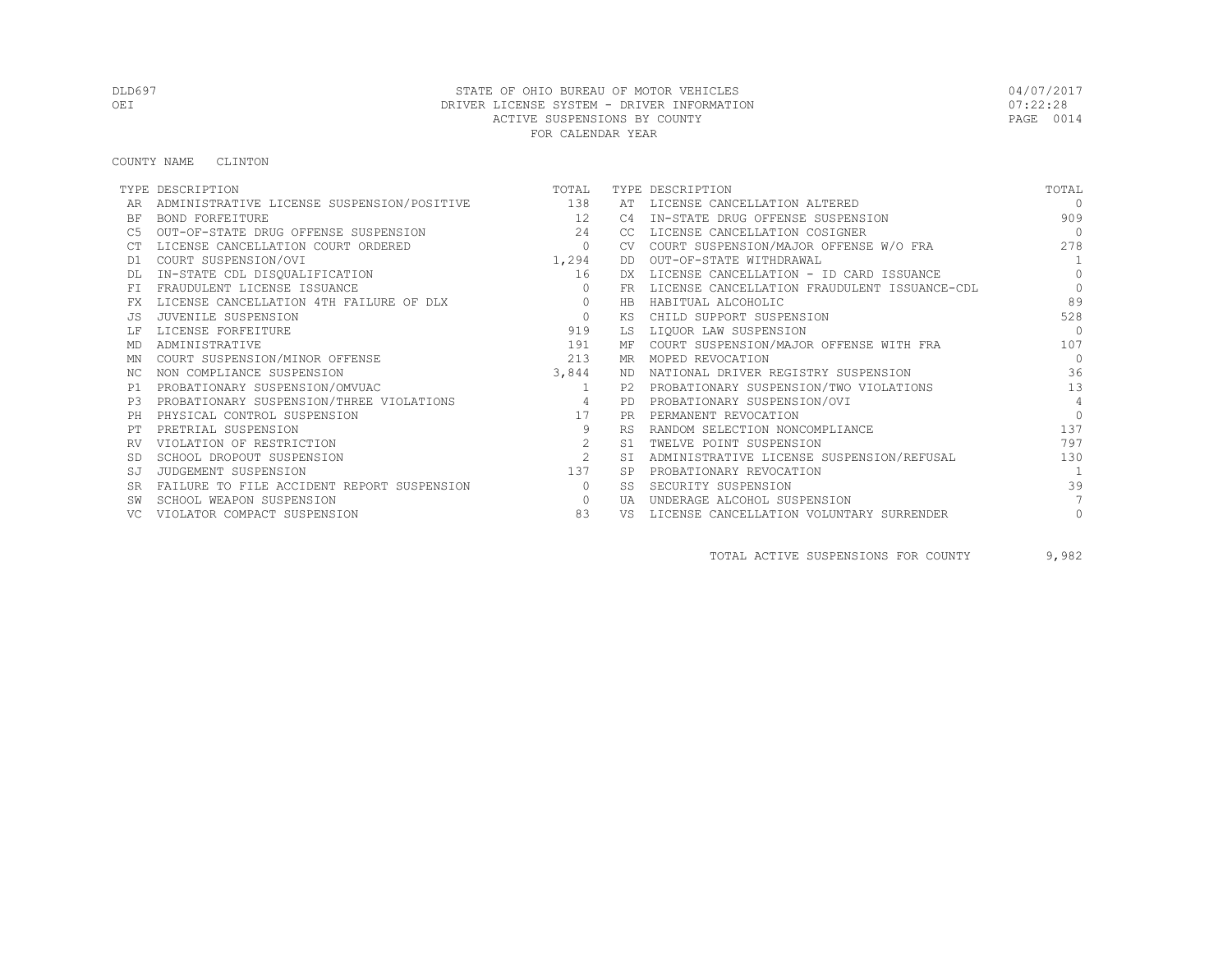STATE OF OHIO BUREAU OF MOTOR VEHICLES
DRIVER LICENSE SYSTEM - DRIVER INFORMATION
ACTIVE SUSPENSIONS BY COUNTY
FOR CALENDAR YEAR

DLD697
OEI

04/07/2017
07:22:28

COUNTY NAME CLINTON

| TYPE | DESCRIPTION | TOTAL | TYPE | DESCRIPTION | TOTAL |
|---|---|---|---|---|---|
| AR | ADMINISTRATIVE LICENSE SUSPENSION/POSITIVE | 138 | AT | LICENSE CANCELLATION ALTERED | 0 |
| BF | BOND FORFEITURE | 12 | C4 | IN-STATE DRUG OFFENSE SUSPENSION | 909 |
| C5 | OUT-OF-STATE DRUG OFFENSE SUSPENSION | 24 | CC | LICENSE CANCELLATION COSIGNER | 0 |
| CT | LICENSE CANCELLATION COURT ORDERED | 0 | CV | COURT SUSPENSION/MAJOR OFFENSE W/O FRA | 278 |
| D1 | COURT SUSPENSION/OVI | 1,294 | DD | OUT-OF-STATE WITHDRAWAL | 1 |
| DL | IN-STATE CDL DISQUALIFICATION | 16 | DX | LICENSE CANCELLATION - ID CARD ISSUANCE | 0 |
| FI | FRAUDULENT LICENSE ISSUANCE | 0 | FR | LICENSE CANCELLATION FRAUDULENT ISSUANCE-CDL | 0 |
| FX | LICENSE CANCELLATION 4TH FAILURE OF DLX | 0 | HB | HABITUAL ALCOHOLIC | 89 |
| JS | JUVENILE SUSPENSION | 0 | KS | CHILD SUPPORT SUSPENSION | 528 |
| LF | LICENSE FORFEITURE | 919 | LS | LIQUOR LAW SUSPENSION | 0 |
| MD | ADMINISTRATIVE | 191 | MF | COURT SUSPENSION/MAJOR OFFENSE WITH FRA | 107 |
| MN | COURT SUSPENSION/MINOR OFFENSE | 213 | MR | MOPED REVOCATION | 0 |
| NC | NON COMPLIANCE SUSPENSION | 3,844 | ND | NATIONAL DRIVER REGISTRY SUSPENSION | 36 |
| P1 | PROBATIONARY SUSPENSION/OMVUAC | 1 | P2 | PROBATIONARY SUSPENSION/TWO VIOLATIONS | 13 |
| P3 | PROBATIONARY SUSPENSION/THREE VIOLATIONS | 4 | PD | PROBATIONARY SUSPENSION/OVI | 4 |
| PH | PHYSICAL CONTROL SUSPENSION | 17 | PR | PERMANENT REVOCATION | 0 |
| PT | PRETRIAL SUSPENSION | 9 | RS | RANDOM SELECTION NONCOMPLIANCE | 137 |
| RV | VIOLATION OF RESTRICTION | 2 | S1 | TWELVE POINT SUSPENSION | 797 |
| SD | SCHOOL DROPOUT SUSPENSION | 2 | SI | ADMINISTRATIVE LICENSE SUSPENSION/REFUSAL | 130 |
| SJ | JUDGEMENT SUSPENSION | 137 | SP | PROBATIONARY REVOCATION | 1 |
| SR | FAILURE TO FILE ACCIDENT REPORT SUSPENSION | 0 | SS | SECURITY SUSPENSION | 39 |
| SW | SCHOOL WEAPON SUSPENSION | 0 | UA | UNDERAGE ALCOHOL SUSPENSION | 7 |
| VC | VIOLATOR COMPACT SUSPENSION | 83 | VS | LICENSE CANCELLATION VOLUNTARY SURRENDER | 0 |

TOTAL ACTIVE SUSPENSIONS FOR COUNTY 9,982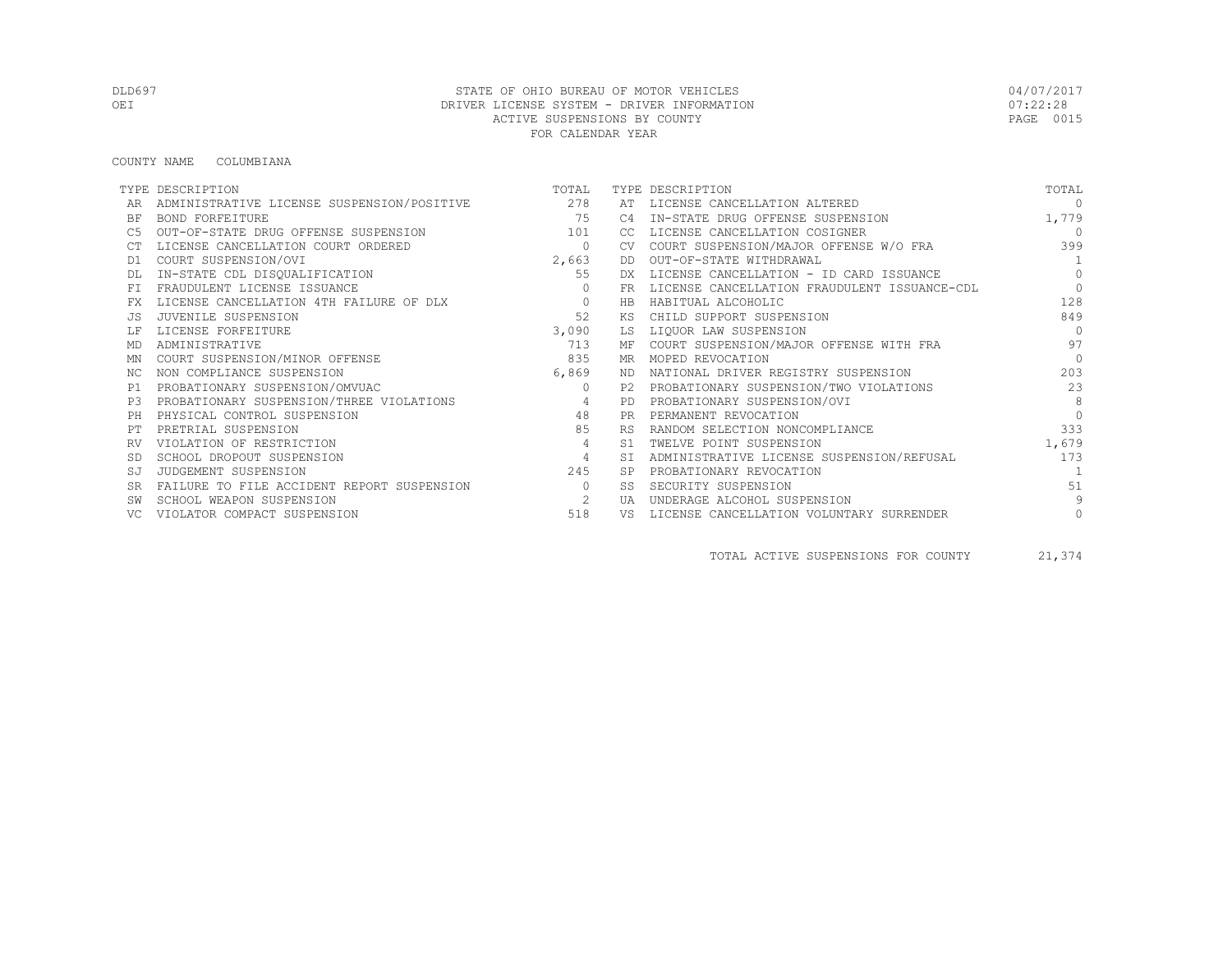STATE OF OHIO BUREAU OF MOTOR VEHICLES
DRIVER LICENSE SYSTEM - DRIVER INFORMATION
ACTIVE SUSPENSIONS BY COUNTY
FOR CALENDAR YEAR

DLD697
OEI

04/07/2017
07:22:28

COUNTY NAME COLUMBIANA

| TYPE | DESCRIPTION | TOTAL | TYPE | DESCRIPTION | TOTAL |
|---|---|---|---|---|---|
| AR | ADMINISTRATIVE LICENSE SUSPENSION/POSITIVE | 278 | AT | LICENSE CANCELLATION ALTERED | 0 |
| BF | BOND FORFEITURE | 75 | C4 | IN-STATE DRUG OFFENSE SUSPENSION | 1,779 |
| C5 | OUT-OF-STATE DRUG OFFENSE SUSPENSION | 101 | CC | LICENSE CANCELLATION COSIGNER | 0 |
| CT | LICENSE CANCELLATION COURT ORDERED | 0 | CV | COURT SUSPENSION/MAJOR OFFENSE W/O FRA | 399 |
| D1 | COURT SUSPENSION/OVI | 2,663 | DD | OUT-OF-STATE WITHDRAWAL | 1 |
| DL | IN-STATE CDL DISQUALIFICATION | 55 | DX | LICENSE CANCELLATION - ID CARD ISSUANCE | 0 |
| FI | FRAUDULENT LICENSE ISSUANCE | 0 | FR | LICENSE CANCELLATION FRAUDULENT ISSUANCE-CDL | 0 |
| FX | LICENSE CANCELLATION 4TH FAILURE OF DLX | 0 | HB | HABITUAL ALCOHOLIC | 128 |
| JS | JUVENILE SUSPENSION | 52 | KS | CHILD SUPPORT SUSPENSION | 849 |
| LF | LICENSE FORFEITURE | 3,090 | LS | LIQUOR LAW SUSPENSION | 0 |
| MD | ADMINISTRATIVE | 713 | MF | COURT SUSPENSION/MAJOR OFFENSE WITH FRA | 97 |
| MN | COURT SUSPENSION/MINOR OFFENSE | 835 | MR | MOPED REVOCATION | 0 |
| NC | NON COMPLIANCE SUSPENSION | 6,869 | ND | NATIONAL DRIVER REGISTRY SUSPENSION | 203 |
| P1 | PROBATIONARY SUSPENSION/OMVUAC | 0 | P2 | PROBATIONARY SUSPENSION/TWO VIOLATIONS | 23 |
| P3 | PROBATIONARY SUSPENSION/THREE VIOLATIONS | 4 | PD | PROBATIONARY SUSPENSION/OVI | 8 |
| PH | PHYSICAL CONTROL SUSPENSION | 48 | PR | PERMANENT REVOCATION | 0 |
| PT | PRETRIAL SUSPENSION | 85 | RS | RANDOM SELECTION NONCOMPLIANCE | 333 |
| RV | VIOLATION OF RESTRICTION | 4 | S1 | TWELVE POINT SUSPENSION | 1,679 |
| SD | SCHOOL DROPOUT SUSPENSION | 4 | SI | ADMINISTRATIVE LICENSE SUSPENSION/REFUSAL | 173 |
| SJ | JUDGEMENT SUSPENSION | 245 | SP | PROBATIONARY REVOCATION | 1 |
| SR | FAILURE TO FILE ACCIDENT REPORT SUSPENSION | 0 | SS | SECURITY SUSPENSION | 51 |
| SW | SCHOOL WEAPON SUSPENSION | 2 | UA | UNDERAGE ALCOHOL SUSPENSION | 9 |
| VC | VIOLATOR COMPACT SUSPENSION | 518 | VS | LICENSE CANCELLATION VOLUNTARY SURRENDER | 0 |

TOTAL ACTIVE SUSPENSIONS FOR COUNTY 21,374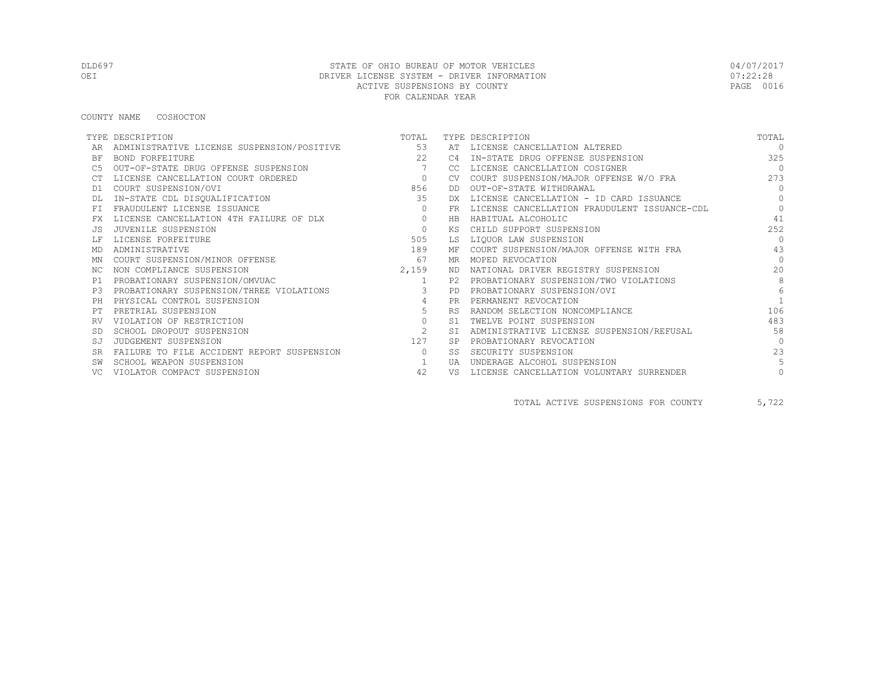STATE OF OHIO BUREAU OF MOTOR VEHICLES
DRIVER LICENSE SYSTEM - DRIVER INFORMATION
ACTIVE SUSPENSIONS BY COUNTY
FOR CALENDAR YEAR

DLD697
OEI

04/07/2017
07:22:28

COUNTY NAME COSHOCTON

| TYPE | DESCRIPTION | TOTAL | TYPE | DESCRIPTION | TOTAL |
|---|---|---|---|---|---|
| AR | ADMINISTRATIVE LICENSE SUSPENSION/POSITIVE | 53 | AT | LICENSE CANCELLATION ALTERED | 0 |
| BF | BOND FORFEITURE | 22 | C4 | IN-STATE DRUG OFFENSE SUSPENSION | 325 |
| C5 | OUT-OF-STATE DRUG OFFENSE SUSPENSION | 7 | CC | LICENSE CANCELLATION COSIGNER | 0 |
| CT | LICENSE CANCELLATION COURT ORDERED | 0 | CV | COURT SUSPENSION/MAJOR OFFENSE W/O FRA | 273 |
| D1 | COURT SUSPENSION/OVI | 856 | DD | OUT-OF-STATE WITHDRAWAL | 0 |
| DL | IN-STATE CDL DISQUALIFICATION | 35 | DX | LICENSE CANCELLATION - ID CARD ISSUANCE | 0 |
| FI | FRAUDULENT LICENSE ISSUANCE | 0 | FR | LICENSE CANCELLATION FRAUDULENT ISSUANCE-CDL | 0 |
| FX | LICENSE CANCELLATION 4TH FAILURE OF DLX | 0 | HB | HABITUAL ALCOHOLIC | 41 |
| JS | JUVENILE SUSPENSION | 0 | KS | CHILD SUPPORT SUSPENSION | 252 |
| LF | LICENSE FORFEITURE | 505 | LS | LIQUOR LAW SUSPENSION | 0 |
| MD | ADMINISTRATIVE | 189 | MF | COURT SUSPENSION/MAJOR OFFENSE WITH FRA | 43 |
| MN | COURT SUSPENSION/MINOR OFFENSE | 67 | MR | MOPED REVOCATION | 0 |
| NC | NON COMPLIANCE SUSPENSION | 2,159 | ND | NATIONAL DRIVER REGISTRY SUSPENSION | 20 |
| P1 | PROBATIONARY SUSPENSION/OMVUAC | 1 | P2 | PROBATIONARY SUSPENSION/TWO VIOLATIONS | 8 |
| P3 | PROBATIONARY SUSPENSION/THREE VIOLATIONS | 3 | PD | PROBATIONARY SUSPENSION/OVI | 6 |
| PH | PHYSICAL CONTROL SUSPENSION | 4 | PR | PERMANENT REVOCATION | 1 |
| PT | PRETRIAL SUSPENSION | 5 | RS | RANDOM SELECTION NONCOMPLIANCE | 106 |
| RV | VIOLATION OF RESTRICTION | 0 | S1 | TWELVE POINT SUSPENSION | 483 |
| SD | SCHOOL DROPOUT SUSPENSION | 2 | SI | ADMINISTRATIVE LICENSE SUSPENSION/REFUSAL | 58 |
| SJ | JUDGEMENT SUSPENSION | 127 | SP | PROBATIONARY REVOCATION | 0 |
| SR | FAILURE TO FILE ACCIDENT REPORT SUSPENSION | 0 | SS | SECURITY SUSPENSION | 23 |
| SW | SCHOOL WEAPON SUSPENSION | 1 | UA | UNDERAGE ALCOHOL SUSPENSION | 5 |
| VC | VIOLATOR COMPACT SUSPENSION | 42 | VS | LICENSE CANCELLATION VOLUNTARY SURRENDER | 0 |

TOTAL ACTIVE SUSPENSIONS FOR COUNTY 5,722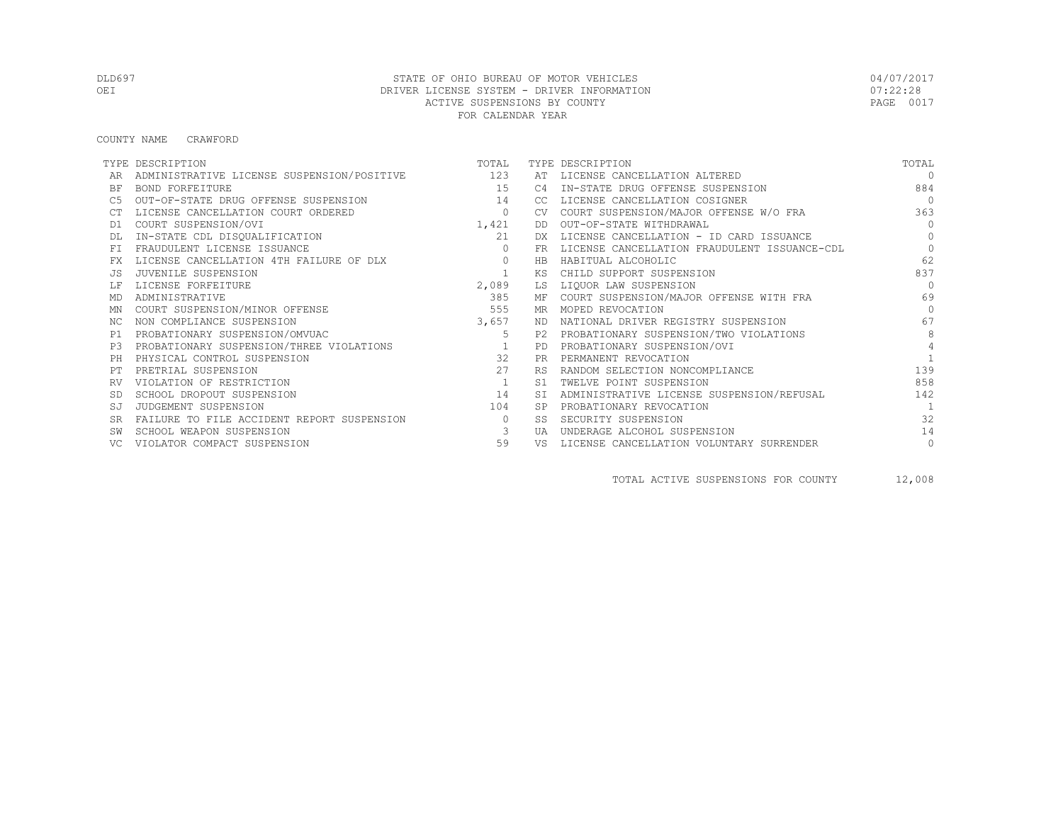STATE OF OHIO BUREAU OF MOTOR VEHICLES
DRIVER LICENSE SYSTEM - DRIVER INFORMATION
ACTIVE SUSPENSIONS BY COUNTY
FOR CALENDAR YEAR

COUNTY NAME CRAWFORD

| TYPE | DESCRIPTION | TOTAL | TYPE | DESCRIPTION | TOTAL |
|---|---|---|---|---|---|
| AR | ADMINISTRATIVE LICENSE SUSPENSION/POSITIVE | 123 | AT | LICENSE CANCELLATION ALTERED | 0 |
| BF | BOND FORFEITURE | 15 | C4 | IN-STATE DRUG OFFENSE SUSPENSION | 884 |
| C5 | OUT-OF-STATE DRUG OFFENSE SUSPENSION | 14 | CC | LICENSE CANCELLATION COSIGNER | 0 |
| CT | LICENSE CANCELLATION COURT ORDERED | 0 | CV | COURT SUSPENSION/MAJOR OFFENSE W/O FRA | 363 |
| D1 | COURT SUSPENSION/OVI | 1,421 | DD | OUT-OF-STATE WITHDRAWAL | 0 |
| DL | IN-STATE CDL DISQUALIFICATION | 21 | DX | LICENSE CANCELLATION - ID CARD ISSUANCE | 0 |
| FI | FRAUDULENT LICENSE ISSUANCE | 0 | FR | LICENSE CANCELLATION FRAUDULENT ISSUANCE-CDL | 0 |
| FX | LICENSE CANCELLATION 4TH FAILURE OF DLX | 0 | HB | HABITUAL ALCOHOLIC | 62 |
| JS | JUVENILE SUSPENSION | 1 | KS | CHILD SUPPORT SUSPENSION | 837 |
| LF | LICENSE FORFEITURE | 2,089 | LS | LIQUOR LAW SUSPENSION | 0 |
| MD | ADMINISTRATIVE | 385 | MF | COURT SUSPENSION/MAJOR OFFENSE WITH FRA | 69 |
| MN | COURT SUSPENSION/MINOR OFFENSE | 555 | MR | MOPED REVOCATION | 0 |
| NC | NON COMPLIANCE SUSPENSION | 3,657 | ND | NATIONAL DRIVER REGISTRY SUSPENSION | 67 |
| P1 | PROBATIONARY SUSPENSION/OMVUAC | 5 | P2 | PROBATIONARY SUSPENSION/TWO VIOLATIONS | 8 |
| P3 | PROBATIONARY SUSPENSION/THREE VIOLATIONS | 1 | PD | PROBATIONARY SUSPENSION/OVI | 4 |
| PH | PHYSICAL CONTROL SUSPENSION | 32 | PR | PERMANENT REVOCATION | 1 |
| PT | PRETRIAL SUSPENSION | 27 | RS | RANDOM SELECTION NONCOMPLIANCE | 139 |
| RV | VIOLATION OF RESTRICTION | 1 | S1 | TWELVE POINT SUSPENSION | 858 |
| SD | SCHOOL DROPOUT SUSPENSION | 14 | SI | ADMINISTRATIVE LICENSE SUSPENSION/REFUSAL | 142 |
| SJ | JUDGEMENT SUSPENSION | 104 | SP | PROBATIONARY REVOCATION | 1 |
| SR | FAILURE TO FILE ACCIDENT REPORT SUSPENSION | 0 | SS | SECURITY SUSPENSION | 32 |
| SW | SCHOOL WEAPON SUSPENSION | 3 | UA | UNDERAGE ALCOHOL SUSPENSION | 14 |
| VC | VIOLATOR COMPACT SUSPENSION | 59 | VS | LICENSE CANCELLATION VOLUNTARY SURRENDER | 0 |

TOTAL ACTIVE SUSPENSIONS FOR COUNTY 12,008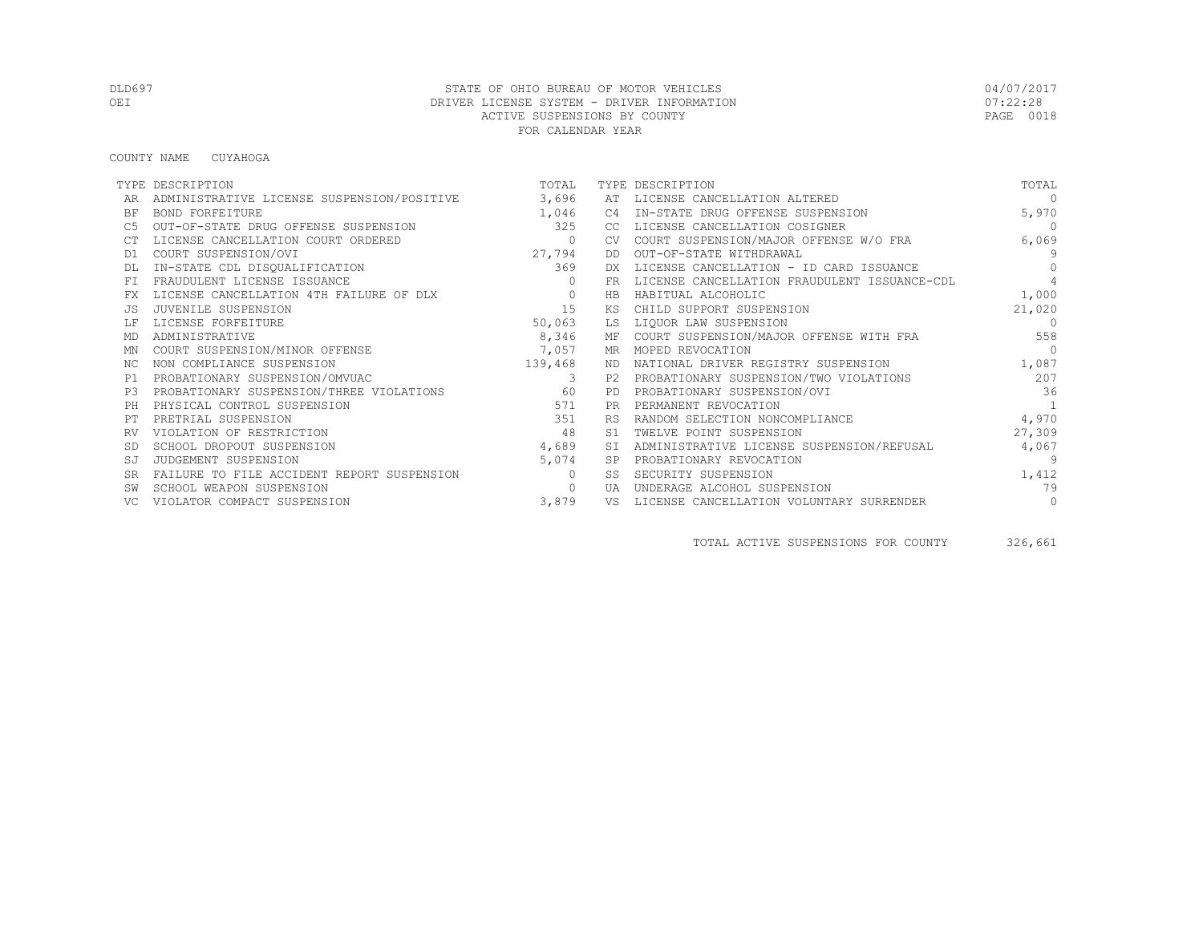DLD697 STATE OF OHIO BUREAU OF MOTOR VEHICLES 04/07/2017
OEI DRIVER LICENSE SYSTEM - DRIVER INFORMATION 07:22:28
ACTIVE SUSPENSIONS BY COUNTY
FOR CALENDAR YEAR

COUNTY NAME CUYAHOGA

| TYPE | DESCRIPTION | TOTAL | TYPE | DESCRIPTION | TOTAL |
|---|---|---|---|---|---|
| AR | ADMINISTRATIVE LICENSE SUSPENSION/POSITIVE | 3,696 | AT | LICENSE CANCELLATION ALTERED | 0 |
| BF | BOND FORFEITURE | 1,046 | C4 | IN-STATE DRUG OFFENSE SUSPENSION | 5,970 |
| C5 | OUT-OF-STATE DRUG OFFENSE SUSPENSION | 325 | CC | LICENSE CANCELLATION COSIGNER | 0 |
| CT | LICENSE CANCELLATION COURT ORDERED | 0 | CV | COURT SUSPENSION/MAJOR OFFENSE W/O FRA | 6,069 |
| D1 | COURT SUSPENSION/OVI | 27,794 | DD | OUT-OF-STATE WITHDRAWAL | 9 |
| DL | IN-STATE CDL DISQUALIFICATION | 369 | DX | LICENSE CANCELLATION - ID CARD ISSUANCE | 0 |
| FI | FRAUDULENT LICENSE ISSUANCE | 0 | FR | LICENSE CANCELLATION FRAUDULENT ISSUANCE-CDL | 4 |
| FX | LICENSE CANCELLATION 4TH FAILURE OF DLX | 0 | HB | HABITUAL ALCOHOLIC | 1,000 |
| JS | JUVENILE SUSPENSION | 15 | KS | CHILD SUPPORT SUSPENSION | 21,020 |
| LF | LICENSE FORFEITURE | 50,063 | LS | LIQUOR LAW SUSPENSION | 0 |
| MD | ADMINISTRATIVE | 8,346 | MF | COURT SUSPENSION/MAJOR OFFENSE WITH FRA | 558 |
| MN | COURT SUSPENSION/MINOR OFFENSE | 7,057 | MR | MOPED REVOCATION | 0 |
| NC | NON COMPLIANCE SUSPENSION | 139,468 | ND | NATIONAL DRIVER REGISTRY SUSPENSION | 1,087 |
| P1 | PROBATIONARY SUSPENSION/OMVUAC | 3 | P2 | PROBATIONARY SUSPENSION/TWO VIOLATIONS | 207 |
| P3 | PROBATIONARY SUSPENSION/THREE VIOLATIONS | 60 | PD | PROBATIONARY SUSPENSION/OVI | 36 |
| PH | PHYSICAL CONTROL SUSPENSION | 571 | PR | PERMANENT REVOCATION | 1 |
| PT | PRETRIAL SUSPENSION | 351 | RS | RANDOM SELECTION NONCOMPLIANCE | 4,970 |
| RV | VIOLATION OF RESTRICTION | 48 | S1 | TWELVE POINT SUSPENSION | 27,309 |
| SD | SCHOOL DROPOUT SUSPENSION | 4,689 | SI | ADMINISTRATIVE LICENSE SUSPENSION/REFUSAL | 4,067 |
| SJ | JUDGEMENT SUSPENSION | 5,074 | SP | PROBATIONARY REVOCATION | 9 |
| SR | FAILURE TO FILE ACCIDENT REPORT SUSPENSION | 0 | SS | SECURITY SUSPENSION | 1,412 |
| SW | SCHOOL WEAPON SUSPENSION | 0 | UA | UNDERAGE ALCOHOL SUSPENSION | 79 |
| VC | VIOLATOR COMPACT SUSPENSION | 3,879 | VS | LICENSE CANCELLATION VOLUNTARY SURRENDER | 0 |

TOTAL ACTIVE SUSPENSIONS FOR COUNTY 326,661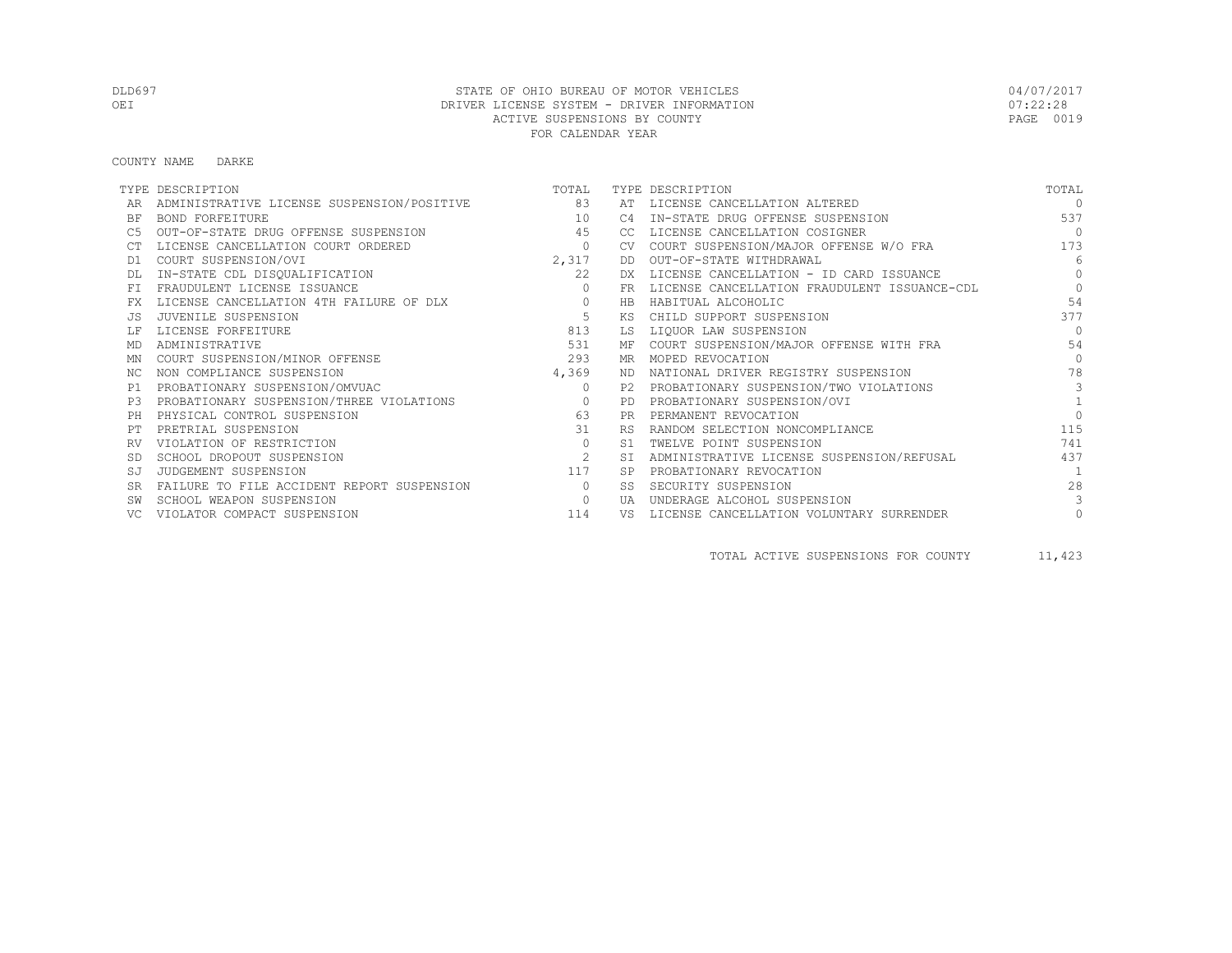STATE OF OHIO BUREAU OF MOTOR VEHICLES
DRIVER LICENSE SYSTEM - DRIVER INFORMATION
ACTIVE SUSPENSIONS BY COUNTY
FOR CALENDAR YEAR

DLD697
OEI

04/07/2017
07:22:28

COUNTY NAME DARKE

| TYPE | DESCRIPTION | TOTAL | TYPE | DESCRIPTION | TOTAL |
|---|---|---|---|---|---|
| AR | ADMINISTRATIVE LICENSE SUSPENSION/POSITIVE | 83 | AT | LICENSE CANCELLATION ALTERED | 0 |
| BF | BOND FORFEITURE | 10 | C4 | IN-STATE DRUG OFFENSE SUSPENSION | 537 |
| C5 | OUT-OF-STATE DRUG OFFENSE SUSPENSION | 45 | CC | LICENSE CANCELLATION COSIGNER | 0 |
| CT | LICENSE CANCELLATION COURT ORDERED | 0 | CV | COURT SUSPENSION/MAJOR OFFENSE W/O FRA | 173 |
| D1 | COURT SUSPENSION/OVI | 2,317 | DD | OUT-OF-STATE WITHDRAWAL | 6 |
| DL | IN-STATE CDL DISQUALIFICATION | 22 | DX | LICENSE CANCELLATION - ID CARD ISSUANCE | 0 |
| FI | FRAUDULENT LICENSE ISSUANCE | 0 | FR | LICENSE CANCELLATION FRAUDULENT ISSUANCE-CDL | 0 |
| FX | LICENSE CANCELLATION 4TH FAILURE OF DLX | 0 | HB | HABITUAL ALCOHOLIC | 54 |
| JS | JUVENILE SUSPENSION | 5 | KS | CHILD SUPPORT SUSPENSION | 377 |
| LF | LICENSE FORFEITURE | 813 | LS | LIQUOR LAW SUSPENSION | 0 |
| MD | ADMINISTRATIVE | 531 | MF | COURT SUSPENSION/MAJOR OFFENSE WITH FRA | 54 |
| MN | COURT SUSPENSION/MINOR OFFENSE | 293 | MR | MOPED REVOCATION | 0 |
| NC | NON COMPLIANCE SUSPENSION | 4,369 | ND | NATIONAL DRIVER REGISTRY SUSPENSION | 78 |
| P1 | PROBATIONARY SUSPENSION/OMVUAC | 0 | P2 | PROBATIONARY SUSPENSION/TWO VIOLATIONS | 3 |
| P3 | PROBATIONARY SUSPENSION/THREE VIOLATIONS | 0 | PD | PROBATIONARY SUSPENSION/OVI | 1 |
| PH | PHYSICAL CONTROL SUSPENSION | 63 | PR | PERMANENT REVOCATION | 0 |
| PT | PRETRIAL SUSPENSION | 31 | RS | RANDOM SELECTION NONCOMPLIANCE | 115 |
| RV | VIOLATION OF RESTRICTION | 0 | S1 | TWELVE POINT SUSPENSION | 741 |
| SD | SCHOOL DROPOUT SUSPENSION | 2 | SI | ADMINISTRATIVE LICENSE SUSPENSION/REFUSAL | 437 |
| SJ | JUDGEMENT SUSPENSION | 117 | SP | PROBATIONARY REVOCATION | 1 |
| SR | FAILURE TO FILE ACCIDENT REPORT SUSPENSION | 0 | SS | SECURITY SUSPENSION | 28 |
| SW | SCHOOL WEAPON SUSPENSION | 0 | UA | UNDERAGE ALCOHOL SUSPENSION | 3 |
| VC | VIOLATOR COMPACT SUSPENSION | 114 | VS | LICENSE CANCELLATION VOLUNTARY SURRENDER | 0 |

TOTAL ACTIVE SUSPENSIONS FOR COUNTY 11,423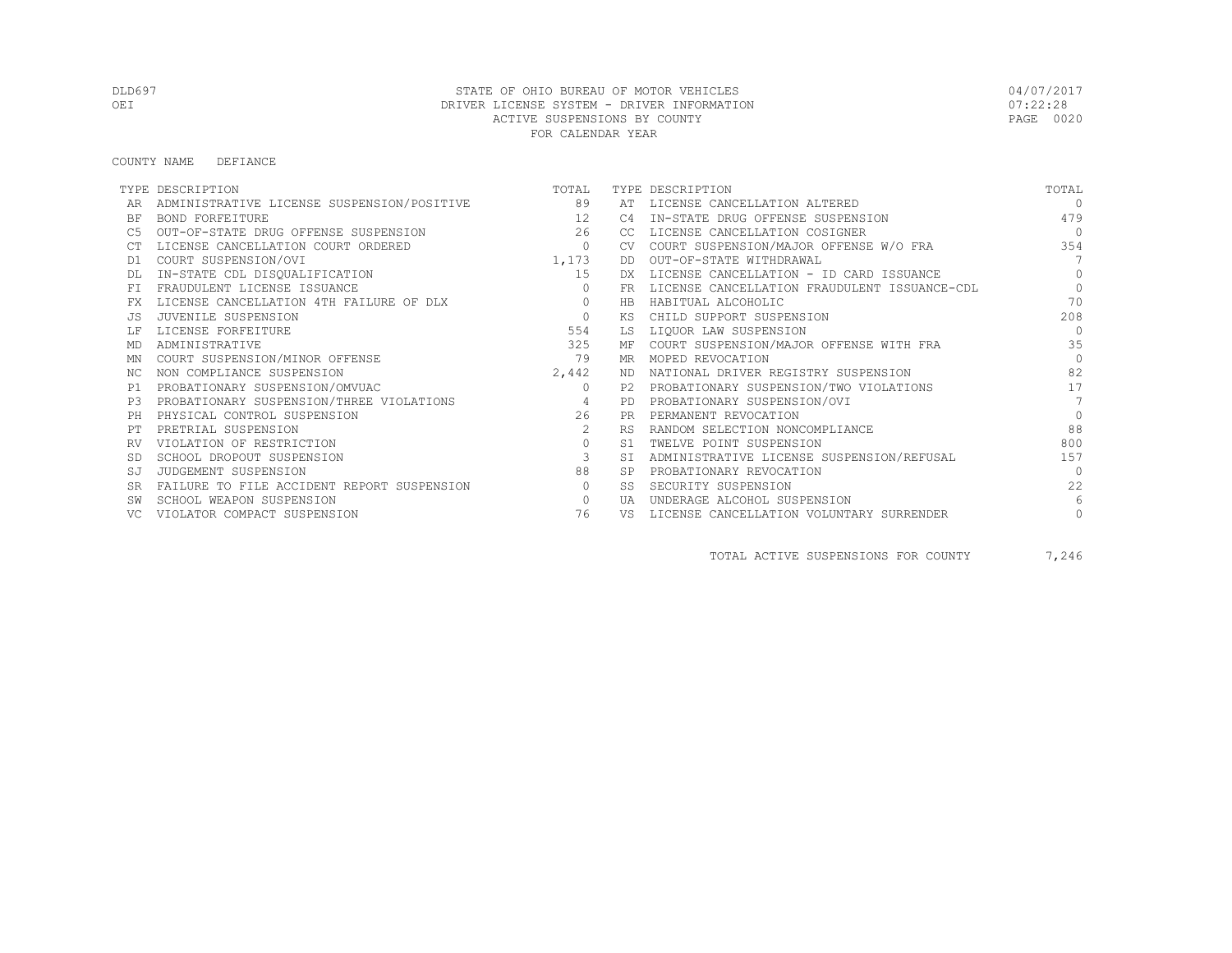STATE OF OHIO BUREAU OF MOTOR VEHICLES
DRIVER LICENSE SYSTEM - DRIVER INFORMATION
ACTIVE SUSPENSIONS BY COUNTY
FOR CALENDAR YEAR

DLD697
OEI

04/07/2017
07:22:28

COUNTY NAME DEFIANCE

| TYPE | DESCRIPTION | TOTAL | TYPE | DESCRIPTION | TOTAL |
|---|---|---|---|---|---|
| AR | ADMINISTRATIVE LICENSE SUSPENSION/POSITIVE | 89 | AT | LICENSE CANCELLATION ALTERED | 0 |
| BF | BOND FORFEITURE | 12 | C4 | IN-STATE DRUG OFFENSE SUSPENSION | 479 |
| C5 | OUT-OF-STATE DRUG OFFENSE SUSPENSION | 26 | CC | LICENSE CANCELLATION COSIGNER | 0 |
| CT | LICENSE CANCELLATION COURT ORDERED | 0 | CV | COURT SUSPENSION/MAJOR OFFENSE W/O FRA | 354 |
| D1 | COURT SUSPENSION/OVI | 1,173 | DD | OUT-OF-STATE WITHDRAWAL | 7 |
| DL | IN-STATE CDL DISQUALIFICATION | 15 | DX | LICENSE CANCELLATION - ID CARD ISSUANCE | 0 |
| FI | FRAUDULENT LICENSE ISSUANCE | 0 | FR | LICENSE CANCELLATION FRAUDULENT ISSUANCE-CDL | 0 |
| FX | LICENSE CANCELLATION 4TH FAILURE OF DLX | 0 | HB | HABITUAL ALCOHOLIC | 70 |
| JS | JUVENILE SUSPENSION | 0 | KS | CHILD SUPPORT SUSPENSION | 208 |
| LF | LICENSE FORFEITURE | 554 | LS | LIQUOR LAW SUSPENSION | 0 |
| MD | ADMINISTRATIVE | 325 | MF | COURT SUSPENSION/MAJOR OFFENSE WITH FRA | 35 |
| MN | COURT SUSPENSION/MINOR OFFENSE | 79 | MR | MOPED REVOCATION | 0 |
| NC | NON COMPLIANCE SUSPENSION | 2,442 | ND | NATIONAL DRIVER REGISTRY SUSPENSION | 82 |
| P1 | PROBATIONARY SUSPENSION/OMVUAC | 0 | P2 | PROBATIONARY SUSPENSION/TWO VIOLATIONS | 17 |
| P3 | PROBATIONARY SUSPENSION/THREE VIOLATIONS | 4 | PD | PROBATIONARY SUSPENSION/OVI | 7 |
| PH | PHYSICAL CONTROL SUSPENSION | 26 | PR | PERMANENT REVOCATION | 0 |
| PT | PRETRIAL SUSPENSION | 2 | RS | RANDOM SELECTION NONCOMPLIANCE | 88 |
| RV | VIOLATION OF RESTRICTION | 0 | S1 | TWELVE POINT SUSPENSION | 800 |
| SD | SCHOOL DROPOUT SUSPENSION | 3 | SI | ADMINISTRATIVE LICENSE SUSPENSION/REFUSAL | 157 |
| SJ | JUDGEMENT SUSPENSION | 88 | SP | PROBATIONARY REVOCATION | 0 |
| SR | FAILURE TO FILE ACCIDENT REPORT SUSPENSION | 0 | SS | SECURITY SUSPENSION | 22 |
| SW | SCHOOL WEAPON SUSPENSION | 0 | UA | UNDERAGE ALCOHOL SUSPENSION | 6 |
| VC | VIOLATOR COMPACT SUSPENSION | 76 | VS | LICENSE CANCELLATION VOLUNTARY SURRENDER | 0 |

TOTAL ACTIVE SUSPENSIONS FOR COUNTY 7,246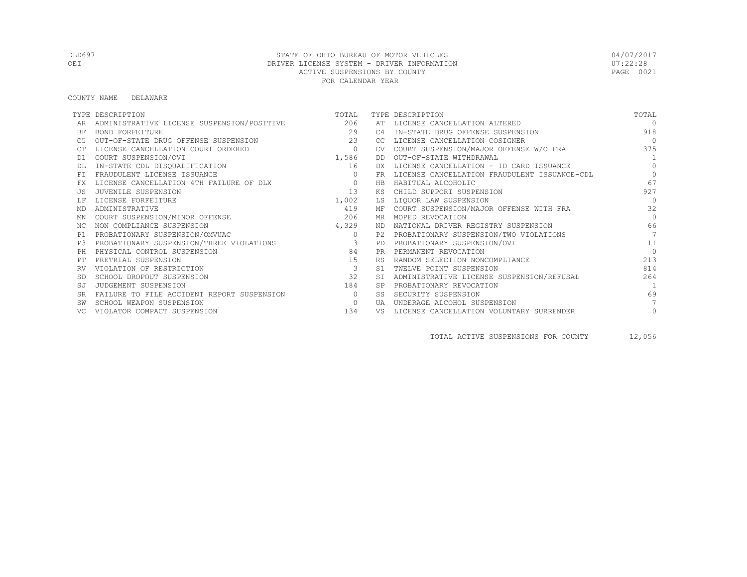STATE OF OHIO BUREAU OF MOTOR VEHICLES
DRIVER LICENSE SYSTEM - DRIVER INFORMATION
ACTIVE SUSPENSIONS BY COUNTY
FOR CALENDAR YEAR

DLD697
OEI

04/07/2017
07:22:28

COUNTY NAME DELAWARE

| TYPE | DESCRIPTION | TOTAL | TYPE | DESCRIPTION | TOTAL |
|---|---|---|---|---|---|
| AR | ADMINISTRATIVE LICENSE SUSPENSION/POSITIVE | 206 | AT | LICENSE CANCELLATION ALTERED | 0 |
| BF | BOND FORFEITURE | 29 | C4 | IN-STATE DRUG OFFENSE SUSPENSION | 918 |
| C5 | OUT-OF-STATE DRUG OFFENSE SUSPENSION | 23 | CC | LICENSE CANCELLATION COSIGNER | 0 |
| CT | LICENSE CANCELLATION COURT ORDERED | 0 | CV | COURT SUSPENSION/MAJOR OFFENSE W/O FRA | 375 |
| D1 | COURT SUSPENSION/OVI | 1,586 | DD | OUT-OF-STATE WITHDRAWAL | 1 |
| DL | IN-STATE CDL DISQUALIFICATION | 16 | DX | LICENSE CANCELLATION - ID CARD ISSUANCE | 0 |
| FI | FRAUDULENT LICENSE ISSUANCE | 0 | FR | LICENSE CANCELLATION FRAUDULENT ISSUANCE-CDL | 0 |
| FX | LICENSE CANCELLATION 4TH FAILURE OF DLX | 0 | HB | HABITUAL ALCOHOLIC | 67 |
| JS | JUVENILE SUSPENSION | 13 | KS | CHILD SUPPORT SUSPENSION | 927 |
| LF | LICENSE FORFEITURE | 1,002 | LS | LIQUOR LAW SUSPENSION | 0 |
| MD | ADMINISTRATIVE | 419 | MF | COURT SUSPENSION/MAJOR OFFENSE WITH FRA | 32 |
| MN | COURT SUSPENSION/MINOR OFFENSE | 206 | MR | MOPED REVOCATION | 0 |
| NC | NON COMPLIANCE SUSPENSION | 4,329 | ND | NATIONAL DRIVER REGISTRY SUSPENSION | 66 |
| P1 | PROBATIONARY SUSPENSION/OMVUAC | 0 | P2 | PROBATIONARY SUSPENSION/TWO VIOLATIONS | 7 |
| P3 | PROBATIONARY SUSPENSION/THREE VIOLATIONS | 3 | PD | PROBATIONARY SUSPENSION/OVI | 11 |
| PH | PHYSICAL CONTROL SUSPENSION | 84 | PR | PERMANENT REVOCATION | 0 |
| PT | PRETRIAL SUSPENSION | 15 | RS | RANDOM SELECTION NONCOMPLIANCE | 213 |
| RV | VIOLATION OF RESTRICTION | 3 | S1 | TWELVE POINT SUSPENSION | 814 |
| SD | SCHOOL DROPOUT SUSPENSION | 32 | SI | ADMINISTRATIVE LICENSE SUSPENSION/REFUSAL | 264 |
| SJ | JUDGEMENT SUSPENSION | 184 | SP | PROBATIONARY REVOCATION | 1 |
| SR | FAILURE TO FILE ACCIDENT REPORT SUSPENSION | 0 | SS | SECURITY SUSPENSION | 69 |
| SW | SCHOOL WEAPON SUSPENSION | 0 | UA | UNDERAGE ALCOHOL SUSPENSION | 7 |
| VC | VIOLATOR COMPACT SUSPENSION | 134 | VS | LICENSE CANCELLATION VOLUNTARY SURRENDER | 0 |

TOTAL ACTIVE SUSPENSIONS FOR COUNTY 12,056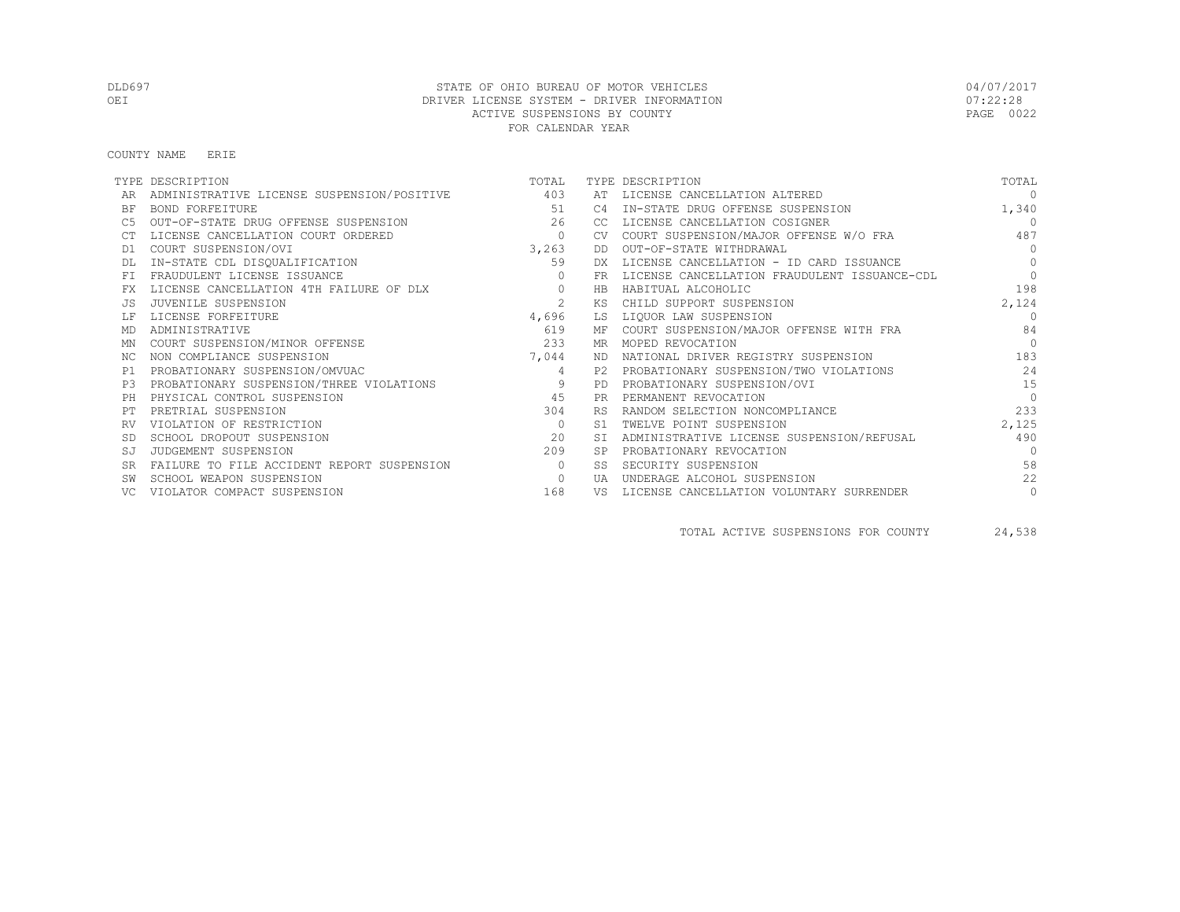STATE OF OHIO BUREAU OF MOTOR VEHICLES
DRIVER LICENSE SYSTEM - DRIVER INFORMATION
ACTIVE SUSPENSIONS BY COUNTY
FOR CALENDAR YEAR

DLD697
OEI

04/07/2017
07:22:28

COUNTY NAME ERIE

| TYPE | DESCRIPTION | TOTAL | TYPE | DESCRIPTION | TOTAL |
|---|---|---|---|---|---|
| AR | ADMINISTRATIVE LICENSE SUSPENSION/POSITIVE | 403 | AT | LICENSE CANCELLATION ALTERED | 0 |
| BF | BOND FORFEITURE | 51 | C4 | IN-STATE DRUG OFFENSE SUSPENSION | 1,340 |
| C5 | OUT-OF-STATE DRUG OFFENSE SUSPENSION | 26 | CC | LICENSE CANCELLATION COSIGNER | 0 |
| CT | LICENSE CANCELLATION COURT ORDERED | 0 | CV | COURT SUSPENSION/MAJOR OFFENSE W/O FRA | 487 |
| D1 | COURT SUSPENSION/OVI | 3,263 | DD | OUT-OF-STATE WITHDRAWAL | 0 |
| DL | IN-STATE CDL DISQUALIFICATION | 59 | DX | LICENSE CANCELLATION - ID CARD ISSUANCE | 0 |
| FI | FRAUDULENT LICENSE ISSUANCE | 0 | FR | LICENSE CANCELLATION FRAUDULENT ISSUANCE-CDL | 0 |
| FX | LICENSE CANCELLATION 4TH FAILURE OF DLX | 0 | HB | HABITUAL ALCOHOLIC | 198 |
| JS | JUVENILE SUSPENSION | 2 | KS | CHILD SUPPORT SUSPENSION | 2,124 |
| LF | LICENSE FORFEITURE | 4,696 | LS | LIQUOR LAW SUSPENSION | 0 |
| MD | ADMINISTRATIVE | 619 | MF | COURT SUSPENSION/MAJOR OFFENSE WITH FRA | 84 |
| MN | COURT SUSPENSION/MINOR OFFENSE | 233 | MR | MOPED REVOCATION | 0 |
| NC | NON COMPLIANCE SUSPENSION | 7,044 | ND | NATIONAL DRIVER REGISTRY SUSPENSION | 183 |
| P1 | PROBATIONARY SUSPENSION/OMVUAC | 4 | P2 | PROBATIONARY SUSPENSION/TWO VIOLATIONS | 24 |
| P3 | PROBATIONARY SUSPENSION/THREE VIOLATIONS | 9 | PD | PROBATIONARY SUSPENSION/OVI | 15 |
| PH | PHYSICAL CONTROL SUSPENSION | 45 | PR | PERMANENT REVOCATION | 0 |
| PT | PRETRIAL SUSPENSION | 304 | RS | RANDOM SELECTION NONCOMPLIANCE | 233 |
| RV | VIOLATION OF RESTRICTION | 0 | S1 | TWELVE POINT SUSPENSION | 2,125 |
| SD | SCHOOL DROPOUT SUSPENSION | 20 | SI | ADMINISTRATIVE LICENSE SUSPENSION/REFUSAL | 490 |
| SJ | JUDGEMENT SUSPENSION | 209 | SP | PROBATIONARY REVOCATION | 0 |
| SR | FAILURE TO FILE ACCIDENT REPORT SUSPENSION | 0 | SS | SECURITY SUSPENSION | 58 |
| SW | SCHOOL WEAPON SUSPENSION | 0 | UA | UNDERAGE ALCOHOL SUSPENSION | 22 |
| VC | VIOLATOR COMPACT SUSPENSION | 168 | VS | LICENSE CANCELLATION VOLUNTARY SURRENDER | 0 |

TOTAL ACTIVE SUSPENSIONS FOR COUNTY 24,538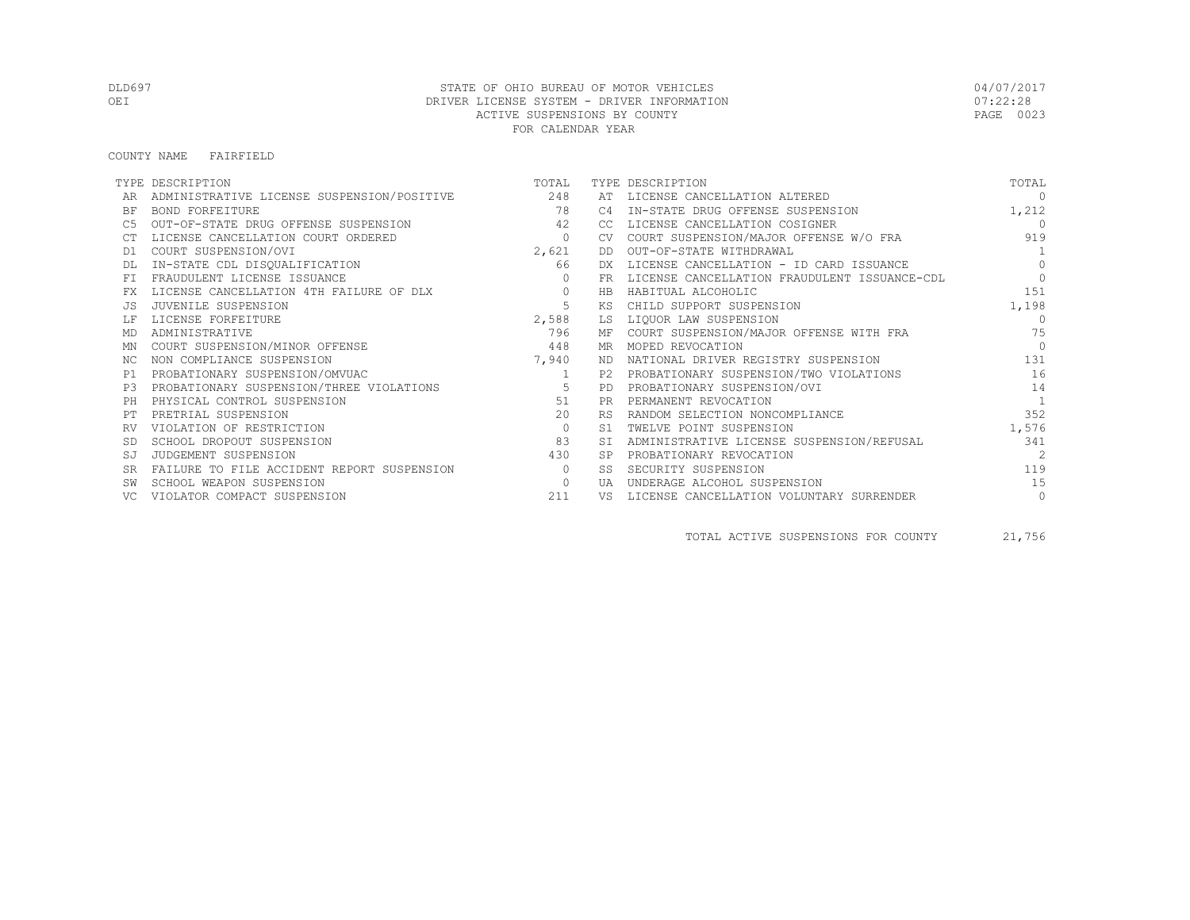STATE OF OHIO BUREAU OF MOTOR VEHICLES
DRIVER LICENSE SYSTEM - DRIVER INFORMATION
ACTIVE SUSPENSIONS BY COUNTY
FOR CALENDAR YEAR

DLD697
OEI

04/07/2017
07:22:28

COUNTY NAME FAIRFIELD

| TYPE | DESCRIPTION | TOTAL | TYPE | DESCRIPTION | TOTAL |
|---|---|---|---|---|---|
| AR | ADMINISTRATIVE LICENSE SUSPENSION/POSITIVE | 248 | AT | LICENSE CANCELLATION ALTERED | 0 |
| BF | BOND FORFEITURE | 78 | C4 | IN-STATE DRUG OFFENSE SUSPENSION | 1,212 |
| C5 | OUT-OF-STATE DRUG OFFENSE SUSPENSION | 42 | CC | LICENSE CANCELLATION COSIGNER | 0 |
| CT | LICENSE CANCELLATION COURT ORDERED | 0 | CV | COURT SUSPENSION/MAJOR OFFENSE W/O FRA | 919 |
| D1 | COURT SUSPENSION/OVI | 2,621 | DD | OUT-OF-STATE WITHDRAWAL | 1 |
| DL | IN-STATE CDL DISQUALIFICATION | 66 | DX | LICENSE CANCELLATION - ID CARD ISSUANCE | 0 |
| FI | FRAUDULENT LICENSE ISSUANCE | 0 | FR | LICENSE CANCELLATION FRAUDULENT ISSUANCE-CDL | 0 |
| FX | LICENSE CANCELLATION 4TH FAILURE OF DLX | 0 | HB | HABITUAL ALCOHOLIC | 151 |
| JS | JUVENILE SUSPENSION | 5 | KS | CHILD SUPPORT SUSPENSION | 1,198 |
| LF | LICENSE FORFEITURE | 2,588 | LS | LIQUOR LAW SUSPENSION | 0 |
| MD | ADMINISTRATIVE | 796 | MF | COURT SUSPENSION/MAJOR OFFENSE WITH FRA | 75 |
| MN | COURT SUSPENSION/MINOR OFFENSE | 448 | MR | MOPED REVOCATION | 0 |
| NC | NON COMPLIANCE SUSPENSION | 7,940 | ND | NATIONAL DRIVER REGISTRY SUSPENSION | 131 |
| P1 | PROBATIONARY SUSPENSION/OMVUAC | 1 | P2 | PROBATIONARY SUSPENSION/TWO VIOLATIONS | 16 |
| P3 | PROBATIONARY SUSPENSION/THREE VIOLATIONS | 5 | PD | PROBATIONARY SUSPENSION/OVI | 14 |
| PH | PHYSICAL CONTROL SUSPENSION | 51 | PR | PERMANENT REVOCATION | 1 |
| PT | PRETRIAL SUSPENSION | 20 | RS | RANDOM SELECTION NONCOMPLIANCE | 352 |
| RV | VIOLATION OF RESTRICTION | 0 | S1 | TWELVE POINT SUSPENSION | 1,576 |
| SD | SCHOOL DROPOUT SUSPENSION | 83 | SI | ADMINISTRATIVE LICENSE SUSPENSION/REFUSAL | 341 |
| SJ | JUDGEMENT SUSPENSION | 430 | SP | PROBATIONARY REVOCATION | 2 |
| SR | FAILURE TO FILE ACCIDENT REPORT SUSPENSION | 0 | SS | SECURITY SUSPENSION | 119 |
| SW | SCHOOL WEAPON SUSPENSION | 0 | UA | UNDERAGE ALCOHOL SUSPENSION | 15 |
| VC | VIOLATOR COMPACT SUSPENSION | 211 | VS | LICENSE CANCELLATION VOLUNTARY SURRENDER | 0 |

TOTAL ACTIVE SUSPENSIONS FOR COUNTY 21,756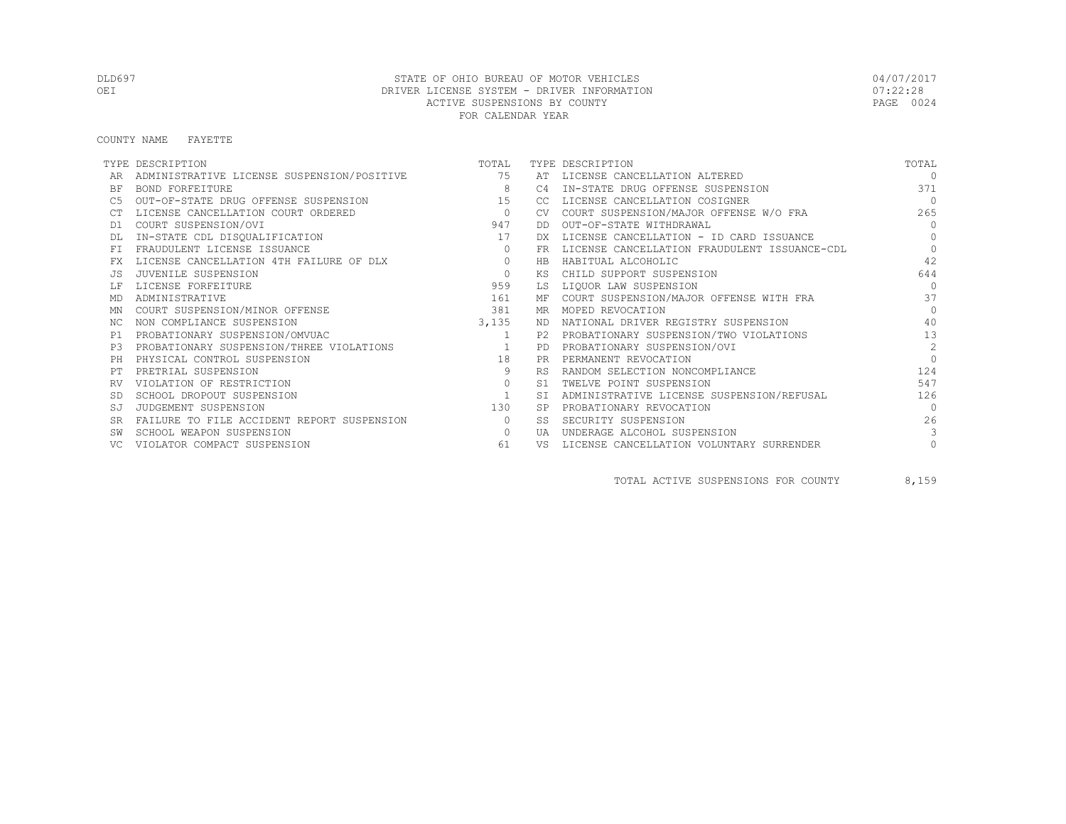STATE OF OHIO BUREAU OF MOTOR VEHICLES
DRIVER LICENSE SYSTEM - DRIVER INFORMATION
ACTIVE SUSPENSIONS BY COUNTY
FOR CALENDAR YEAR

DLD697 OEI — 04/07/2017 07:22:28

COUNTY NAME FAYETTE

| TYPE | DESCRIPTION | TOTAL | TYPE | DESCRIPTION | TOTAL |
|---|---|---|---|---|---|
| AR | ADMINISTRATIVE LICENSE SUSPENSION/POSITIVE | 75 | AT | LICENSE CANCELLATION ALTERED | 0 |
| BF | BOND FORFEITURE | 8 | C4 | IN-STATE DRUG OFFENSE SUSPENSION | 371 |
| C5 | OUT-OF-STATE DRUG OFFENSE SUSPENSION | 15 | CC | LICENSE CANCELLATION COSIGNER | 0 |
| CT | LICENSE CANCELLATION COURT ORDERED | 0 | CV | COURT SUSPENSION/MAJOR OFFENSE W/O FRA | 265 |
| D1 | COURT SUSPENSION/OVI | 947 | DD | OUT-OF-STATE WITHDRAWAL | 0 |
| DL | IN-STATE CDL DISQUALIFICATION | 17 | DX | LICENSE CANCELLATION - ID CARD ISSUANCE | 0 |
| FI | FRAUDULENT LICENSE ISSUANCE | 0 | FR | LICENSE CANCELLATION FRAUDULENT ISSUANCE-CDL | 0 |
| FX | LICENSE CANCELLATION 4TH FAILURE OF DLX | 0 | HB | HABITUAL ALCOHOLIC | 42 |
| JS | JUVENILE SUSPENSION | 0 | KS | CHILD SUPPORT SUSPENSION | 644 |
| LF | LICENSE FORFEITURE | 959 | LS | LIQUOR LAW SUSPENSION | 0 |
| MD | ADMINISTRATIVE | 161 | MF | COURT SUSPENSION/MAJOR OFFENSE WITH FRA | 37 |
| MN | COURT SUSPENSION/MINOR OFFENSE | 381 | MR | MOPED REVOCATION | 0 |
| NC | NON COMPLIANCE SUSPENSION | 3,135 | ND | NATIONAL DRIVER REGISTRY SUSPENSION | 40 |
| P1 | PROBATIONARY SUSPENSION/OMVUAC | 1 | P2 | PROBATIONARY SUSPENSION/TWO VIOLATIONS | 13 |
| P3 | PROBATIONARY SUSPENSION/THREE VIOLATIONS | 1 | PD | PROBATIONARY SUSPENSION/OVI | 2 |
| PH | PHYSICAL CONTROL SUSPENSION | 18 | PR | PERMANENT REVOCATION | 0 |
| PT | PRETRIAL SUSPENSION | 9 | RS | RANDOM SELECTION NONCOMPLIANCE | 124 |
| RV | VIOLATION OF RESTRICTION | 0 | S1 | TWELVE POINT SUSPENSION | 547 |
| SD | SCHOOL DROPOUT SUSPENSION | 1 | SI | ADMINISTRATIVE LICENSE SUSPENSION/REFUSAL | 126 |
| SJ | JUDGEMENT SUSPENSION | 130 | SP | PROBATIONARY REVOCATION | 0 |
| SR | FAILURE TO FILE ACCIDENT REPORT SUSPENSION | 0 | SS | SECURITY SUSPENSION | 26 |
| SW | SCHOOL WEAPON SUSPENSION | 0 | UA | UNDERAGE ALCOHOL SUSPENSION | 3 |
| VC | VIOLATOR COMPACT SUSPENSION | 61 | VS | LICENSE CANCELLATION VOLUNTARY SURRENDER | 0 |

TOTAL ACTIVE SUSPENSIONS FOR COUNTY 8,159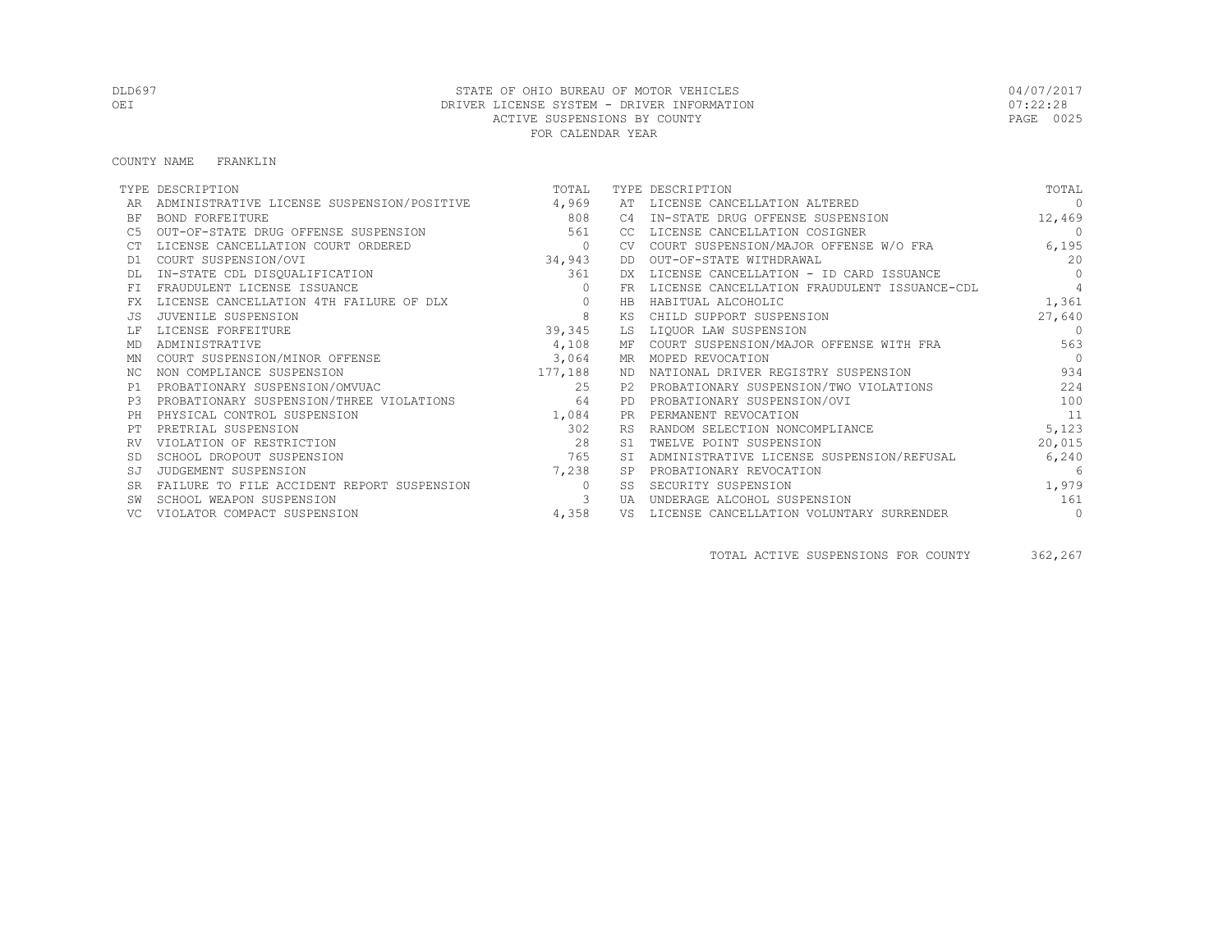DLD697 STATE OF OHIO BUREAU OF MOTOR VEHICLES 04/07/2017
OEI DRIVER LICENSE SYSTEM - DRIVER INFORMATION 07:22:28
ACTIVE SUSPENSIONS BY COUNTY
FOR CALENDAR YEAR

COUNTY NAME FRANKLIN

| TYPE | DESCRIPTION | TOTAL | TYPE | DESCRIPTION | TOTAL |
|---|---|---|---|---|---|
| AR | ADMINISTRATIVE LICENSE SUSPENSION/POSITIVE | 4,969 | AT | LICENSE CANCELLATION ALTERED | 0 |
| BF | BOND FORFEITURE | 808 | C4 | IN-STATE DRUG OFFENSE SUSPENSION | 12,469 |
| C5 | OUT-OF-STATE DRUG OFFENSE SUSPENSION | 561 | CC | LICENSE CANCELLATION COSIGNER | 0 |
| CT | LICENSE CANCELLATION COURT ORDERED | 0 | CV | COURT SUSPENSION/MAJOR OFFENSE W/O FRA | 6,195 |
| D1 | COURT SUSPENSION/OVI | 34,943 | DD | OUT-OF-STATE WITHDRAWAL | 20 |
| DL | IN-STATE CDL DISQUALIFICATION | 361 | DX | LICENSE CANCELLATION - ID CARD ISSUANCE | 0 |
| FI | FRAUDULENT LICENSE ISSUANCE | 0 | FR | LICENSE CANCELLATION FRAUDULENT ISSUANCE-CDL | 4 |
| FX | LICENSE CANCELLATION 4TH FAILURE OF DLX | 0 | HB | HABITUAL ALCOHOLIC | 1,361 |
| JS | JUVENILE SUSPENSION | 8 | KS | CHILD SUPPORT SUSPENSION | 27,640 |
| LF | LICENSE FORFEITURE | 39,345 | LS | LIQUOR LAW SUSPENSION | 0 |
| MD | ADMINISTRATIVE | 4,108 | MF | COURT SUSPENSION/MAJOR OFFENSE WITH FRA | 563 |
| MN | COURT SUSPENSION/MINOR OFFENSE | 3,064 | MR | MOPED REVOCATION | 0 |
| NC | NON COMPLIANCE SUSPENSION | 177,188 | ND | NATIONAL DRIVER REGISTRY SUSPENSION | 934 |
| P1 | PROBATIONARY SUSPENSION/OMVUAC | 25 | P2 | PROBATIONARY SUSPENSION/TWO VIOLATIONS | 224 |
| P3 | PROBATIONARY SUSPENSION/THREE VIOLATIONS | 64 | PD | PROBATIONARY SUSPENSION/OVI | 100 |
| PH | PHYSICAL CONTROL SUSPENSION | 1,084 | PR | PERMANENT REVOCATION | 11 |
| PT | PRETRIAL SUSPENSION | 302 | RS | RANDOM SELECTION NONCOMPLIANCE | 5,123 |
| RV | VIOLATION OF RESTRICTION | 28 | S1 | TWELVE POINT SUSPENSION | 20,015 |
| SD | SCHOOL DROPOUT SUSPENSION | 765 | SI | ADMINISTRATIVE LICENSE SUSPENSION/REFUSAL | 6,240 |
| SJ | JUDGEMENT SUSPENSION | 7,238 | SP | PROBATIONARY REVOCATION | 6 |
| SR | FAILURE TO FILE ACCIDENT REPORT SUSPENSION | 0 | SS | SECURITY SUSPENSION | 1,979 |
| SW | SCHOOL WEAPON SUSPENSION | 3 | UA | UNDERAGE ALCOHOL SUSPENSION | 161 |
| VC | VIOLATOR COMPACT SUSPENSION | 4,358 | VS | LICENSE CANCELLATION VOLUNTARY SURRENDER | 0 |

TOTAL ACTIVE SUSPENSIONS FOR COUNTY 362,267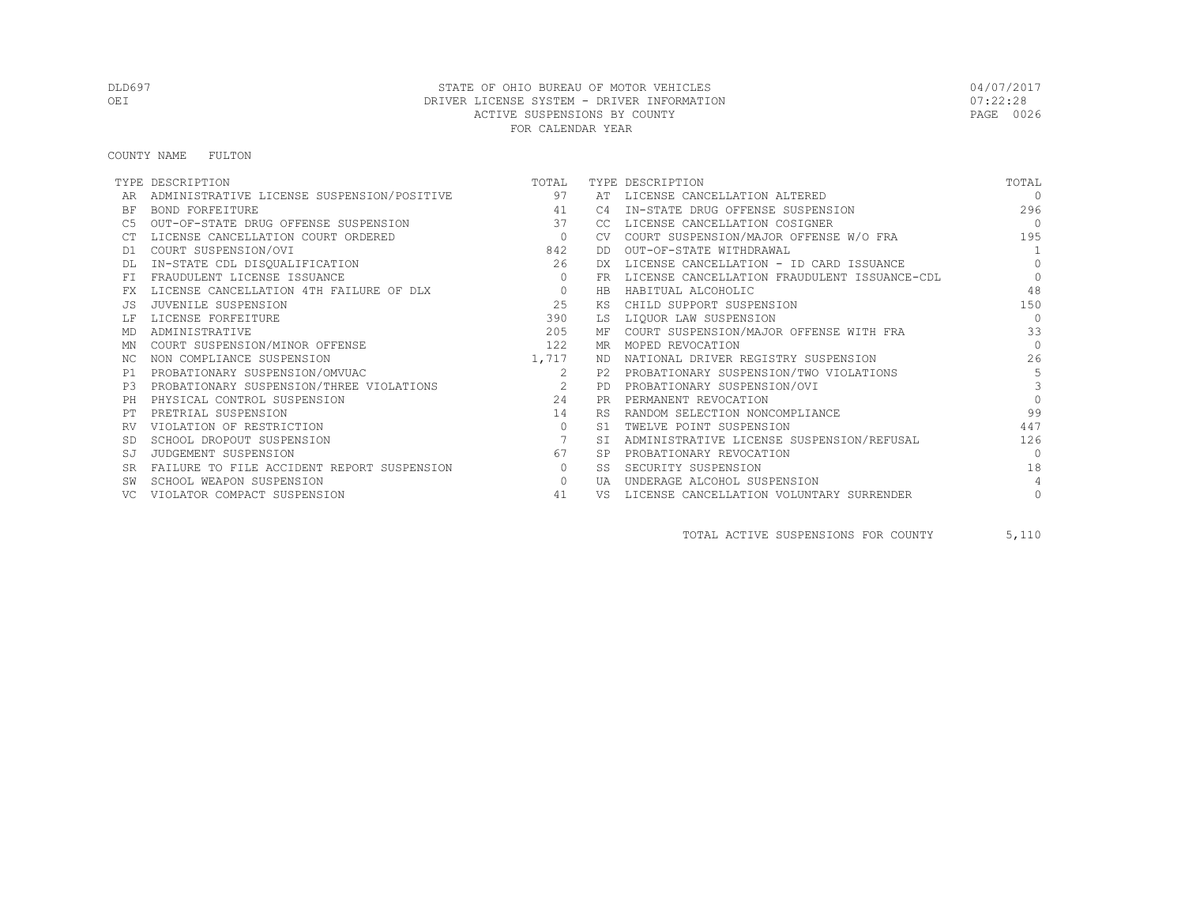STATE OF OHIO BUREAU OF MOTOR VEHICLES
DRIVER LICENSE SYSTEM - DRIVER INFORMATION
ACTIVE SUSPENSIONS BY COUNTY
FOR CALENDAR YEAR

DLD697
OEI

04/07/2017
07:22:28

COUNTY NAME FULTON

| TYPE | DESCRIPTION | TOTAL | TYPE | DESCRIPTION | TOTAL |
|---|---|---|---|---|---|
| AR | ADMINISTRATIVE LICENSE SUSPENSION/POSITIVE | 97 | AT | LICENSE CANCELLATION ALTERED | 0 |
| BF | BOND FORFEITURE | 41 | C4 | IN-STATE DRUG OFFENSE SUSPENSION | 296 |
| C5 | OUT-OF-STATE DRUG OFFENSE SUSPENSION | 37 | CC | LICENSE CANCELLATION COSIGNER | 0 |
| CT | LICENSE CANCELLATION COURT ORDERED | 0 | CV | COURT SUSPENSION/MAJOR OFFENSE W/O FRA | 195 |
| D1 | COURT SUSPENSION/OVI | 842 | DD | OUT-OF-STATE WITHDRAWAL | 1 |
| DL | IN-STATE CDL DISQUALIFICATION | 26 | DX | LICENSE CANCELLATION - ID CARD ISSUANCE | 0 |
| FI | FRAUDULENT LICENSE ISSUANCE | 0 | FR | LICENSE CANCELLATION FRAUDULENT ISSUANCE-CDL | 0 |
| FX | LICENSE CANCELLATION 4TH FAILURE OF DLX | 0 | HB | HABITUAL ALCOHOLIC | 48 |
| JS | JUVENILE SUSPENSION | 25 | KS | CHILD SUPPORT SUSPENSION | 150 |
| LF | LICENSE FORFEITURE | 390 | LS | LIQUOR LAW SUSPENSION | 0 |
| MD | ADMINISTRATIVE | 205 | MF | COURT SUSPENSION/MAJOR OFFENSE WITH FRA | 33 |
| MN | COURT SUSPENSION/MINOR OFFENSE | 122 | MR | MOPED REVOCATION | 0 |
| NC | NON COMPLIANCE SUSPENSION | 1,717 | ND | NATIONAL DRIVER REGISTRY SUSPENSION | 26 |
| P1 | PROBATIONARY SUSPENSION/OMVUAC | 2 | P2 | PROBATIONARY SUSPENSION/TWO VIOLATIONS | 5 |
| P3 | PROBATIONARY SUSPENSION/THREE VIOLATIONS | 2 | PD | PROBATIONARY SUSPENSION/OVI | 3 |
| PH | PHYSICAL CONTROL SUSPENSION | 24 | PR | PERMANENT REVOCATION | 0 |
| PT | PRETRIAL SUSPENSION | 14 | RS | RANDOM SELECTION NONCOMPLIANCE | 99 |
| RV | VIOLATION OF RESTRICTION | 0 | S1 | TWELVE POINT SUSPENSION | 447 |
| SD | SCHOOL DROPOUT SUSPENSION | 7 | SI | ADMINISTRATIVE LICENSE SUSPENSION/REFUSAL | 126 |
| SJ | JUDGEMENT SUSPENSION | 67 | SP | PROBATIONARY REVOCATION | 0 |
| SR | FAILURE TO FILE ACCIDENT REPORT SUSPENSION | 0 | SS | SECURITY SUSPENSION | 18 |
| SW | SCHOOL WEAPON SUSPENSION | 0 | UA | UNDERAGE ALCOHOL SUSPENSION | 4 |
| VC | VIOLATOR COMPACT SUSPENSION | 41 | VS | LICENSE CANCELLATION VOLUNTARY SURRENDER | 0 |

TOTAL ACTIVE SUSPENSIONS FOR COUNTY 5,110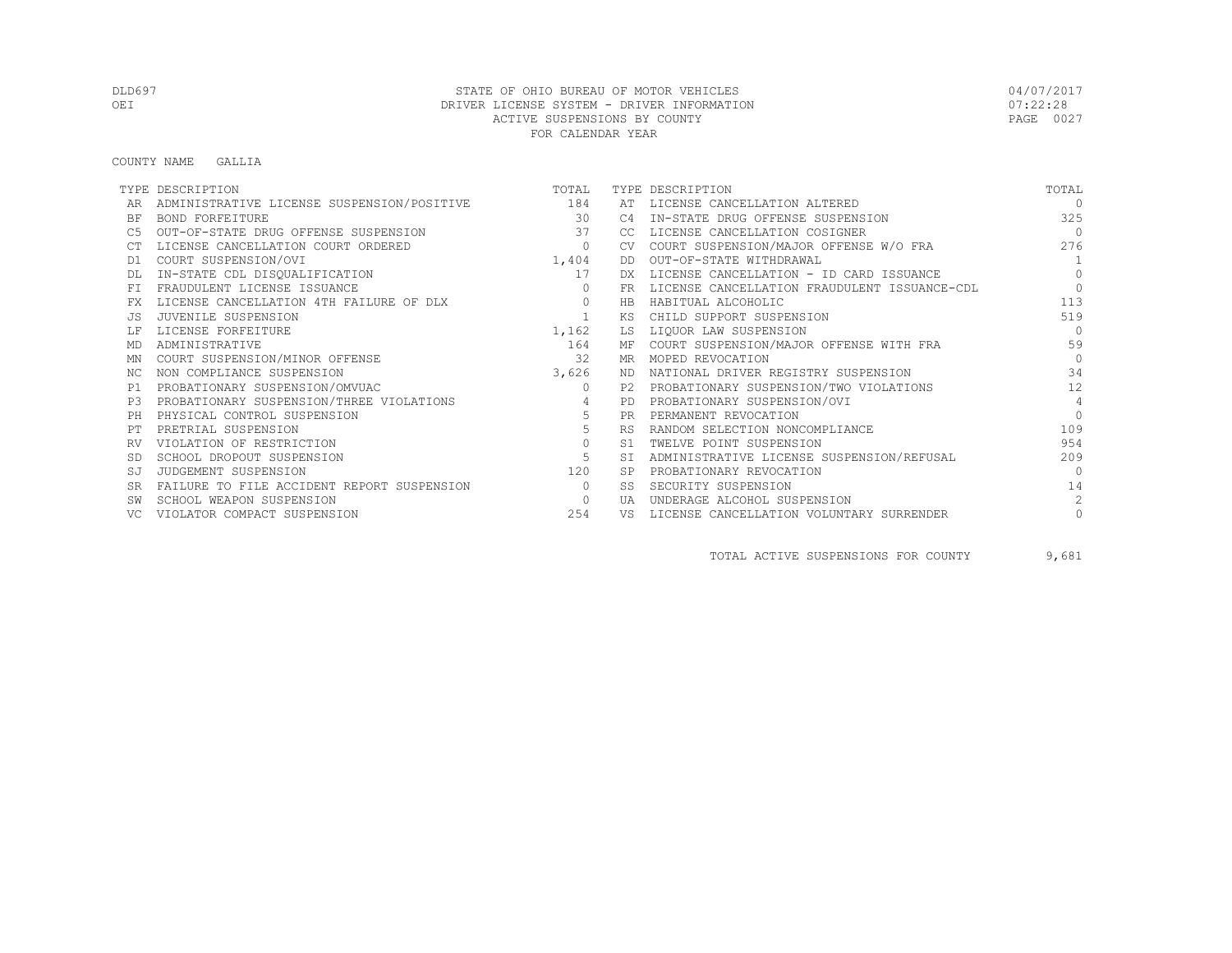STATE OF OHIO BUREAU OF MOTOR VEHICLES
DRIVER LICENSE SYSTEM - DRIVER INFORMATION
ACTIVE SUSPENSIONS BY COUNTY
FOR CALENDAR YEAR

COUNTY NAME GALLIA

| TYPE | DESCRIPTION | TOTAL | TYPE | DESCRIPTION | TOTAL |
|---|---|---|---|---|---|
| AR | ADMINISTRATIVE LICENSE SUSPENSION/POSITIVE | 184 | AT | LICENSE CANCELLATION ALTERED | 0 |
| BF | BOND FORFEITURE | 30 | C4 | IN-STATE DRUG OFFENSE SUSPENSION | 325 |
| C5 | OUT-OF-STATE DRUG OFFENSE SUSPENSION | 37 | CC | LICENSE CANCELLATION COSIGNER | 0 |
| CT | LICENSE CANCELLATION COURT ORDERED | 0 | CV | COURT SUSPENSION/MAJOR OFFENSE W/O FRA | 276 |
| D1 | COURT SUSPENSION/OVI | 1,404 | DD | OUT-OF-STATE WITHDRAWAL | 1 |
| DL | IN-STATE CDL DISQUALIFICATION | 17 | DX | LICENSE CANCELLATION - ID CARD ISSUANCE | 0 |
| FI | FRAUDULENT LICENSE ISSUANCE | 0 | FR | LICENSE CANCELLATION FRAUDULENT ISSUANCE-CDL | 0 |
| FX | LICENSE CANCELLATION 4TH FAILURE OF DLX | 0 | HB | HABITUAL ALCOHOLIC | 113 |
| JS | JUVENILE SUSPENSION | 1 | KS | CHILD SUPPORT SUSPENSION | 519 |
| LF | LICENSE FORFEITURE | 1,162 | LS | LIQUOR LAW SUSPENSION | 0 |
| MD | ADMINISTRATIVE | 164 | MF | COURT SUSPENSION/MAJOR OFFENSE WITH FRA | 59 |
| MN | COURT SUSPENSION/MINOR OFFENSE | 32 | MR | MOPED REVOCATION | 0 |
| NC | NON COMPLIANCE SUSPENSION | 3,626 | ND | NATIONAL DRIVER REGISTRY SUSPENSION | 34 |
| P1 | PROBATIONARY SUSPENSION/OMVUAC | 0 | P2 | PROBATIONARY SUSPENSION/TWO VIOLATIONS | 12 |
| P3 | PROBATIONARY SUSPENSION/THREE VIOLATIONS | 4 | PD | PROBATIONARY SUSPENSION/OVI | 4 |
| PH | PHYSICAL CONTROL SUSPENSION | 5 | PR | PERMANENT REVOCATION | 0 |
| PT | PRETRIAL SUSPENSION | 5 | RS | RANDOM SELECTION NONCOMPLIANCE | 109 |
| RV | VIOLATION OF RESTRICTION | 0 | S1 | TWELVE POINT SUSPENSION | 954 |
| SD | SCHOOL DROPOUT SUSPENSION | 5 | SI | ADMINISTRATIVE LICENSE SUSPENSION/REFUSAL | 209 |
| SJ | JUDGEMENT SUSPENSION | 120 | SP | PROBATIONARY REVOCATION | 0 |
| SR | FAILURE TO FILE ACCIDENT REPORT SUSPENSION | 0 | SS | SECURITY SUSPENSION | 14 |
| SW | SCHOOL WEAPON SUSPENSION | 0 | UA | UNDERAGE ALCOHOL SUSPENSION | 2 |
| VC | VIOLATOR COMPACT SUSPENSION | 254 | VS | LICENSE CANCELLATION VOLUNTARY SURRENDER | 0 |

TOTAL ACTIVE SUSPENSIONS FOR COUNTY 9,681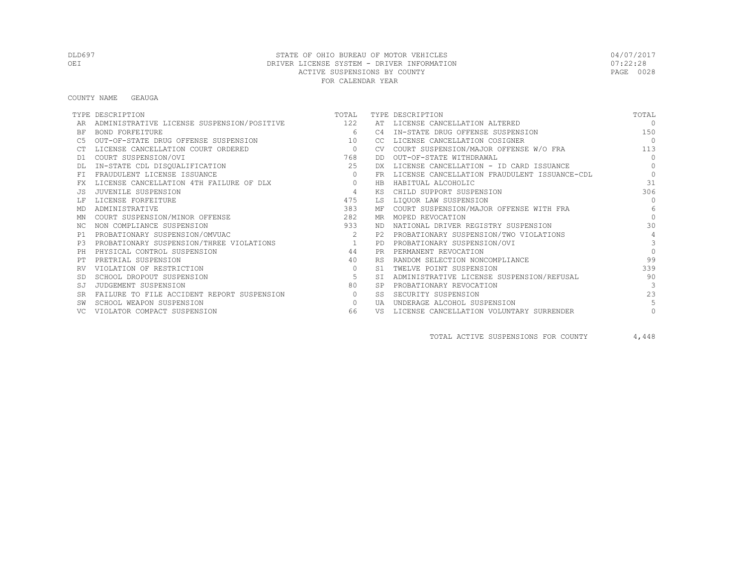DLD697 STATE OF OHIO BUREAU OF MOTOR VEHICLES 04/07/2017
OEI DRIVER LICENSE SYSTEM - DRIVER INFORMATION 07:22:28
ACTIVE SUSPENSIONS BY COUNTY
FOR CALENDAR YEAR

COUNTY NAME GEAUGA

| TYPE | DESCRIPTION | TOTAL | TYPE | DESCRIPTION | TOTAL |
|---|---|---|---|---|---|
| AR | ADMINISTRATIVE LICENSE SUSPENSION/POSITIVE | 122 | AT | LICENSE CANCELLATION ALTERED | 0 |
| BF | BOND FORFEITURE | 6 | C4 | IN-STATE DRUG OFFENSE SUSPENSION | 150 |
| C5 | OUT-OF-STATE DRUG OFFENSE SUSPENSION | 10 | CC | LICENSE CANCELLATION COSIGNER | 0 |
| CT | LICENSE CANCELLATION COURT ORDERED | 0 | CV | COURT SUSPENSION/MAJOR OFFENSE W/O FRA | 113 |
| D1 | COURT SUSPENSION/OVI | 768 | DD | OUT-OF-STATE WITHDRAWAL | 0 |
| DL | IN-STATE CDL DISQUALIFICATION | 25 | DX | LICENSE CANCELLATION - ID CARD ISSUANCE | 0 |
| FI | FRAUDULENT LICENSE ISSUANCE | 0 | FR | LICENSE CANCELLATION FRAUDULENT ISSUANCE-CDL | 0 |
| FX | LICENSE CANCELLATION 4TH FAILURE OF DLX | 0 | HB | HABITUAL ALCOHOLIC | 31 |
| JS | JUVENILE SUSPENSION | 4 | KS | CHILD SUPPORT SUSPENSION | 306 |
| LF | LICENSE FORFEITURE | 475 | LS | LIQUOR LAW SUSPENSION | 0 |
| MD | ADMINISTRATIVE | 383 | MF | COURT SUSPENSION/MAJOR OFFENSE WITH FRA | 6 |
| MN | COURT SUSPENSION/MINOR OFFENSE | 282 | MR | MOPED REVOCATION | 0 |
| NC | NON COMPLIANCE SUSPENSION | 933 | ND | NATIONAL DRIVER REGISTRY SUSPENSION | 30 |
| P1 | PROBATIONARY SUSPENSION/OMVUAC | 2 | P2 | PROBATIONARY SUSPENSION/TWO VIOLATIONS | 4 |
| P3 | PROBATIONARY SUSPENSION/THREE VIOLATIONS | 1 | PD | PROBATIONARY SUSPENSION/OVI | 3 |
| PH | PHYSICAL CONTROL SUSPENSION | 44 | PR | PERMANENT REVOCATION | 0 |
| PT | PRETRIAL SUSPENSION | 40 | RS | RANDOM SELECTION NONCOMPLIANCE | 99 |
| RV | VIOLATION OF RESTRICTION | 0 | S1 | TWELVE POINT SUSPENSION | 339 |
| SD | SCHOOL DROPOUT SUSPENSION | 5 | SI | ADMINISTRATIVE LICENSE SUSPENSION/REFUSAL | 90 |
| SJ | JUDGEMENT SUSPENSION | 80 | SP | PROBATIONARY REVOCATION | 3 |
| SR | FAILURE TO FILE ACCIDENT REPORT SUSPENSION | 0 | SS | SECURITY SUSPENSION | 23 |
| SW | SCHOOL WEAPON SUSPENSION | 0 | UA | UNDERAGE ALCOHOL SUSPENSION | 5 |
| VC | VIOLATOR COMPACT SUSPENSION | 66 | VS | LICENSE CANCELLATION VOLUNTARY SURRENDER | 0 |

TOTAL ACTIVE SUSPENSIONS FOR COUNTY 4,448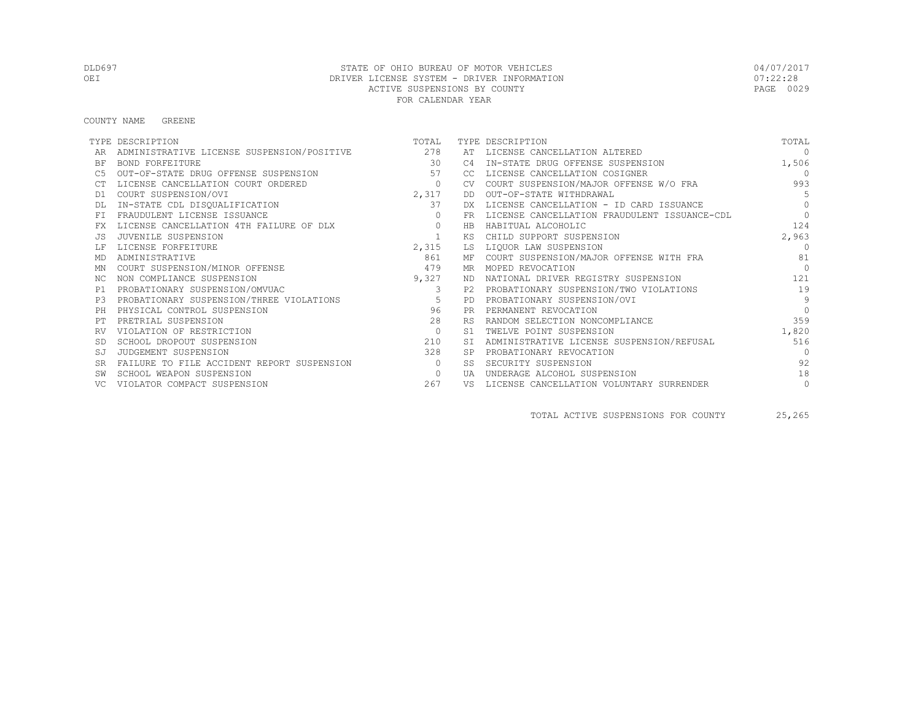DLD697 STATE OF OHIO BUREAU OF MOTOR VEHICLES 04/07/2017
OEI DRIVER LICENSE SYSTEM - DRIVER INFORMATION 07:22:28
ACTIVE SUSPENSIONS BY COUNTY
FOR CALENDAR YEAR

COUNTY NAME GREENE

| TYPE | DESCRIPTION | TOTAL | TYPE | DESCRIPTION | TOTAL |
|---|---|---|---|---|---|
| AR | ADMINISTRATIVE LICENSE SUSPENSION/POSITIVE | 278 | AT | LICENSE CANCELLATION ALTERED | 0 |
| BF | BOND FORFEITURE | 30 | C4 | IN-STATE DRUG OFFENSE SUSPENSION | 1,506 |
| C5 | OUT-OF-STATE DRUG OFFENSE SUSPENSION | 57 | CC | LICENSE CANCELLATION COSIGNER | 0 |
| CT | LICENSE CANCELLATION COURT ORDERED | 0 | CV | COURT SUSPENSION/MAJOR OFFENSE W/O FRA | 993 |
| D1 | COURT SUSPENSION/OVI | 2,317 | DD | OUT-OF-STATE WITHDRAWAL | 5 |
| DL | IN-STATE CDL DISQUALIFICATION | 37 | DX | LICENSE CANCELLATION - ID CARD ISSUANCE | 0 |
| FI | FRAUDULENT LICENSE ISSUANCE | 0 | FR | LICENSE CANCELLATION FRAUDULENT ISSUANCE-CDL | 0 |
| FX | LICENSE CANCELLATION 4TH FAILURE OF DLX | 0 | HB | HABITUAL ALCOHOLIC | 124 |
| JS | JUVENILE SUSPENSION | 1 | KS | CHILD SUPPORT SUSPENSION | 2,963 |
| LF | LICENSE FORFEITURE | 2,315 | LS | LIQUOR LAW SUSPENSION | 0 |
| MD | ADMINISTRATIVE | 861 | MF | COURT SUSPENSION/MAJOR OFFENSE WITH FRA | 81 |
| MN | COURT SUSPENSION/MINOR OFFENSE | 479 | MR | MOPED REVOCATION | 0 |
| NC | NON COMPLIANCE SUSPENSION | 9,327 | ND | NATIONAL DRIVER REGISTRY SUSPENSION | 121 |
| P1 | PROBATIONARY SUSPENSION/OMVUAC | 3 | P2 | PROBATIONARY SUSPENSION/TWO VIOLATIONS | 19 |
| P3 | PROBATIONARY SUSPENSION/THREE VIOLATIONS | 5 | PD | PROBATIONARY SUSPENSION/OVI | 9 |
| PH | PHYSICAL CONTROL SUSPENSION | 96 | PR | PERMANENT REVOCATION | 0 |
| PT | PRETRIAL SUSPENSION | 28 | RS | RANDOM SELECTION NONCOMPLIANCE | 359 |
| RV | VIOLATION OF RESTRICTION | 0 | S1 | TWELVE POINT SUSPENSION | 1,820 |
| SD | SCHOOL DROPOUT SUSPENSION | 210 | SI | ADMINISTRATIVE LICENSE SUSPENSION/REFUSAL | 516 |
| SJ | JUDGEMENT SUSPENSION | 328 | SP | PROBATIONARY REVOCATION | 0 |
| SR | FAILURE TO FILE ACCIDENT REPORT SUSPENSION | 0 | SS | SECURITY SUSPENSION | 92 |
| SW | SCHOOL WEAPON SUSPENSION | 0 | UA | UNDERAGE ALCOHOL SUSPENSION | 18 |
| VC | VIOLATOR COMPACT SUSPENSION | 267 | VS | LICENSE CANCELLATION VOLUNTARY SURRENDER | 0 |

TOTAL ACTIVE SUSPENSIONS FOR COUNTY 25,265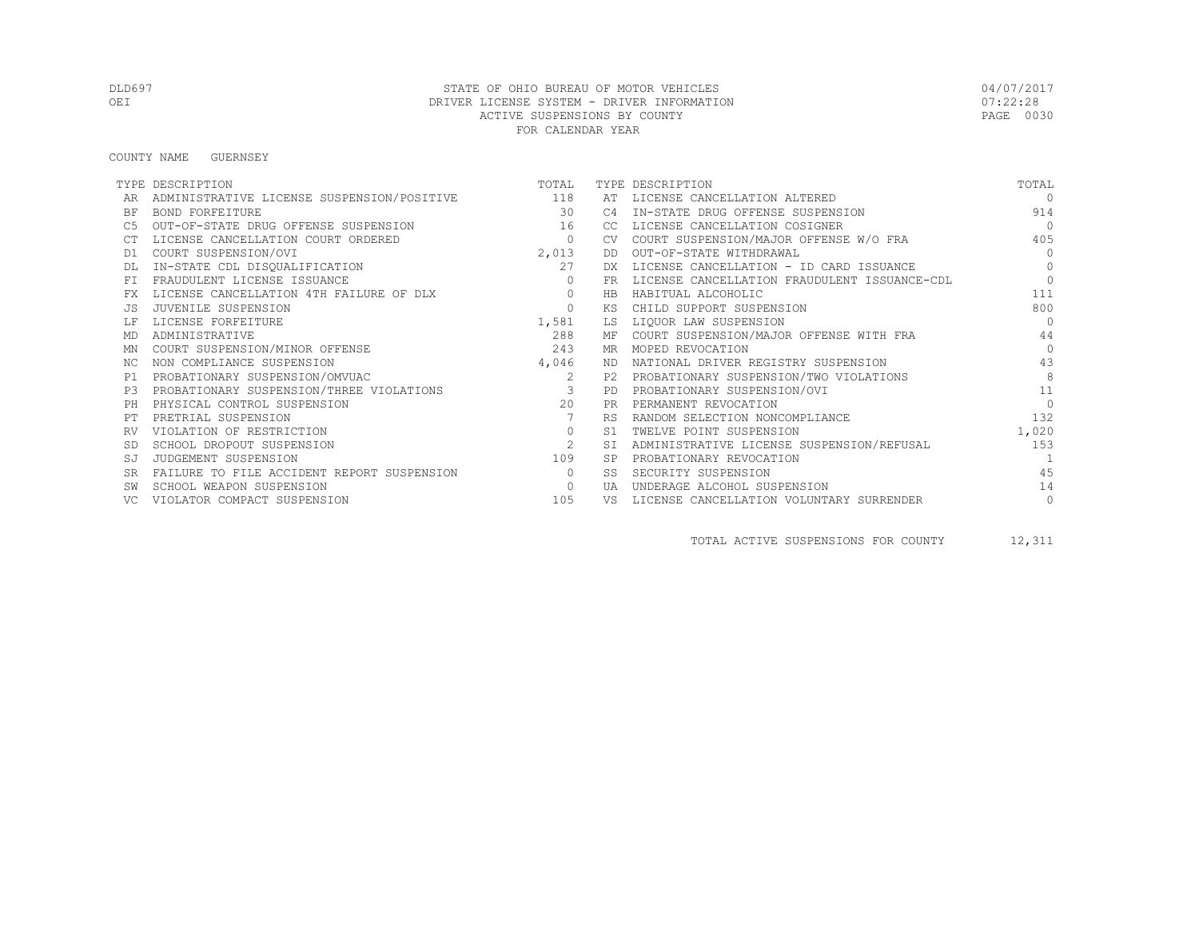STATE OF OHIO BUREAU OF MOTOR VEHICLES
DRIVER LICENSE SYSTEM - DRIVER INFORMATION
ACTIVE SUSPENSIONS BY COUNTY
FOR CALENDAR YEAR

DLD697
OEI

04/07/2017
07:22:28

COUNTY NAME GUERNSEY

| TYPE | DESCRIPTION | TOTAL | TYPE | DESCRIPTION | TOTAL |
|---|---|---|---|---|---|
| AR | ADMINISTRATIVE LICENSE SUSPENSION/POSITIVE | 118 | AT | LICENSE CANCELLATION ALTERED | 0 |
| BF | BOND FORFEITURE | 30 | C4 | IN-STATE DRUG OFFENSE SUSPENSION | 914 |
| C5 | OUT-OF-STATE DRUG OFFENSE SUSPENSION | 16 | CC | LICENSE CANCELLATION COSIGNER | 0 |
| CT | LICENSE CANCELLATION COURT ORDERED | 0 | CV | COURT SUSPENSION/MAJOR OFFENSE W/O FRA | 405 |
| D1 | COURT SUSPENSION/OVI | 2,013 | DD | OUT-OF-STATE WITHDRAWAL | 0 |
| DL | IN-STATE CDL DISQUALIFICATION | 27 | DX | LICENSE CANCELLATION - ID CARD ISSUANCE | 0 |
| FI | FRAUDULENT LICENSE ISSUANCE | 0 | FR | LICENSE CANCELLATION FRAUDULENT ISSUANCE-CDL | 0 |
| FX | LICENSE CANCELLATION 4TH FAILURE OF DLX | 0 | HB | HABITUAL ALCOHOLIC | 111 |
| JS | JUVENILE SUSPENSION | 0 | KS | CHILD SUPPORT SUSPENSION | 800 |
| LF | LICENSE FORFEITURE | 1,581 | LS | LIQUOR LAW SUSPENSION | 0 |
| MD | ADMINISTRATIVE | 288 | MF | COURT SUSPENSION/MAJOR OFFENSE WITH FRA | 44 |
| MN | COURT SUSPENSION/MINOR OFFENSE | 243 | MR | MOPED REVOCATION | 0 |
| NC | NON COMPLIANCE SUSPENSION | 4,046 | ND | NATIONAL DRIVER REGISTRY SUSPENSION | 43 |
| P1 | PROBATIONARY SUSPENSION/OMVUAC | 2 | P2 | PROBATIONARY SUSPENSION/TWO VIOLATIONS | 8 |
| P3 | PROBATIONARY SUSPENSION/THREE VIOLATIONS | 3 | PD | PROBATIONARY SUSPENSION/OVI | 11 |
| PH | PHYSICAL CONTROL SUSPENSION | 20 | PR | PERMANENT REVOCATION | 0 |
| PT | PRETRIAL SUSPENSION | 7 | RS | RANDOM SELECTION NONCOMPLIANCE | 132 |
| RV | VIOLATION OF RESTRICTION | 0 | S1 | TWELVE POINT SUSPENSION | 1,020 |
| SD | SCHOOL DROPOUT SUSPENSION | 2 | SI | ADMINISTRATIVE LICENSE SUSPENSION/REFUSAL | 153 |
| SJ | JUDGEMENT SUSPENSION | 109 | SP | PROBATIONARY REVOCATION | 1 |
| SR | FAILURE TO FILE ACCIDENT REPORT SUSPENSION | 0 | SS | SECURITY SUSPENSION | 45 |
| SW | SCHOOL WEAPON SUSPENSION | 0 | UA | UNDERAGE ALCOHOL SUSPENSION | 14 |
| VC | VIOLATOR COMPACT SUSPENSION | 105 | VS | LICENSE CANCELLATION VOLUNTARY SURRENDER | 0 |

TOTAL ACTIVE SUSPENSIONS FOR COUNTY 12,311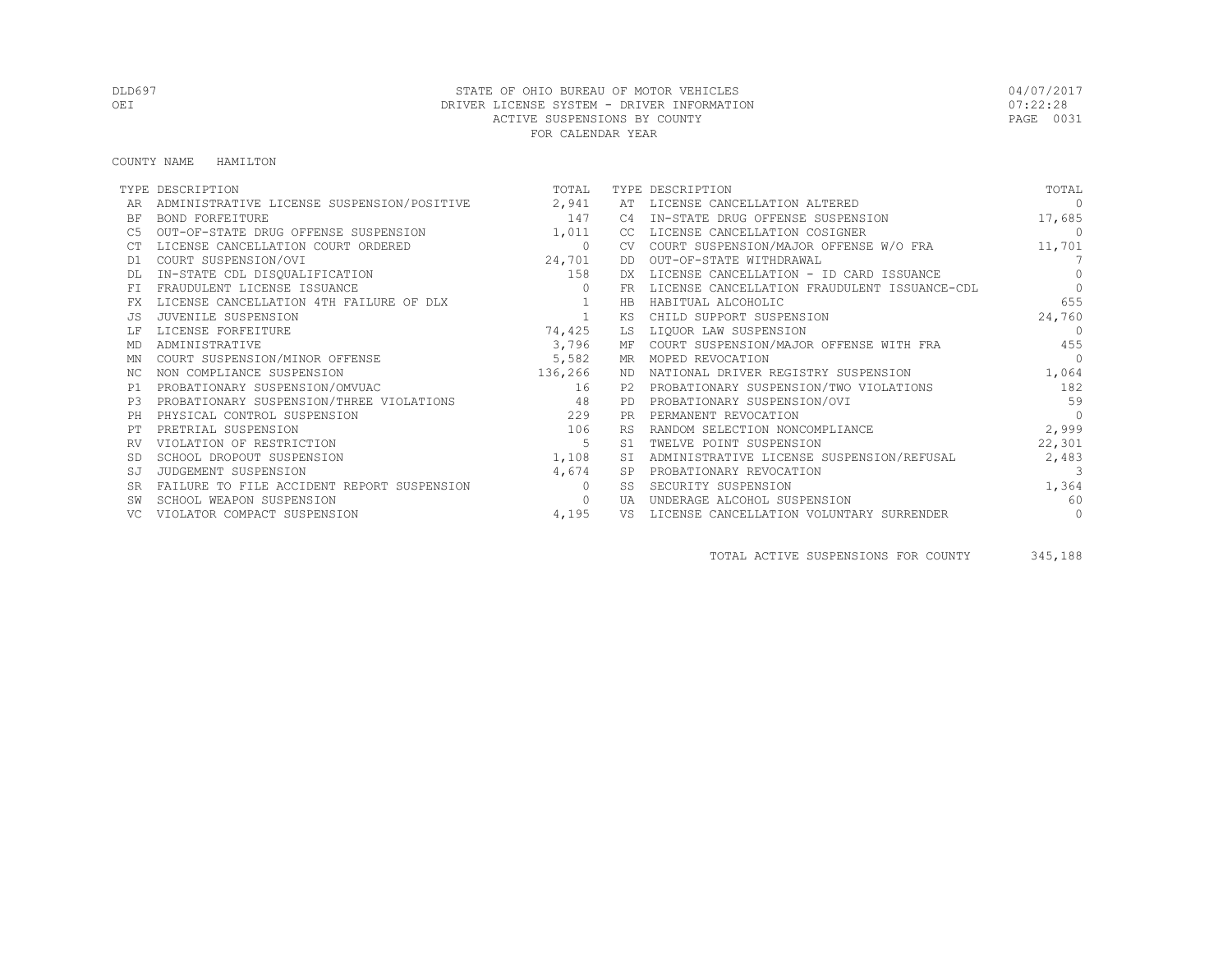STATE OF OHIO BUREAU OF MOTOR VEHICLES
DRIVER LICENSE SYSTEM - DRIVER INFORMATION
ACTIVE SUSPENSIONS BY COUNTY
FOR CALENDAR YEAR

DLD697
OEI

04/07/2017
07:22:28

COUNTY NAME HAMILTON

| TYPE | DESCRIPTION | TOTAL | TYPE | DESCRIPTION | TOTAL |
|---|---|---|---|---|---|
| AR | ADMINISTRATIVE LICENSE SUSPENSION/POSITIVE | 2,941 | AT | LICENSE CANCELLATION ALTERED | 0 |
| BF | BOND FORFEITURE | 147 | C4 | IN-STATE DRUG OFFENSE SUSPENSION | 17,685 |
| C5 | OUT-OF-STATE DRUG OFFENSE SUSPENSION | 1,011 | CC | LICENSE CANCELLATION COSIGNER | 0 |
| CT | LICENSE CANCELLATION COURT ORDERED | 0 | CV | COURT SUSPENSION/MAJOR OFFENSE W/O FRA | 11,701 |
| D1 | COURT SUSPENSION/OVI | 24,701 | DD | OUT-OF-STATE WITHDRAWAL | 7 |
| DL | IN-STATE CDL DISQUALIFICATION | 158 | DX | LICENSE CANCELLATION - ID CARD ISSUANCE | 0 |
| FI | FRAUDULENT LICENSE ISSUANCE | 0 | FR | LICENSE CANCELLATION FRAUDULENT ISSUANCE-CDL | 0 |
| FX | LICENSE CANCELLATION 4TH FAILURE OF DLX | 1 | HB | HABITUAL ALCOHOLIC | 655 |
| JS | JUVENILE SUSPENSION | 1 | KS | CHILD SUPPORT SUSPENSION | 24,760 |
| LF | LICENSE FORFEITURE | 74,425 | LS | LIQUOR LAW SUSPENSION | 0 |
| MD | ADMINISTRATIVE | 3,796 | MF | COURT SUSPENSION/MAJOR OFFENSE WITH FRA | 455 |
| MN | COURT SUSPENSION/MINOR OFFENSE | 5,582 | MR | MOPED REVOCATION | 0 |
| NC | NON COMPLIANCE SUSPENSION | 136,266 | ND | NATIONAL DRIVER REGISTRY SUSPENSION | 1,064 |
| P1 | PROBATIONARY SUSPENSION/OMVUAC | 16 | P2 | PROBATIONARY SUSPENSION/TWO VIOLATIONS | 182 |
| P3 | PROBATIONARY SUSPENSION/THREE VIOLATIONS | 48 | PD | PROBATIONARY SUSPENSION/OVI | 59 |
| PH | PHYSICAL CONTROL SUSPENSION | 229 | PR | PERMANENT REVOCATION | 0 |
| PT | PRETRIAL SUSPENSION | 106 | RS | RANDOM SELECTION NONCOMPLIANCE | 2,999 |
| RV | VIOLATION OF RESTRICTION | 5 | S1 | TWELVE POINT SUSPENSION | 22,301 |
| SD | SCHOOL DROPOUT SUSPENSION | 1,108 | SI | ADMINISTRATIVE LICENSE SUSPENSION/REFUSAL | 2,483 |
| SJ | JUDGEMENT SUSPENSION | 4,674 | SP | PROBATIONARY REVOCATION | 3 |
| SR | FAILURE TO FILE ACCIDENT REPORT SUSPENSION | 0 | SS | SECURITY SUSPENSION | 1,364 |
| SW | SCHOOL WEAPON SUSPENSION | 0 | UA | UNDERAGE ALCOHOL SUSPENSION | 60 |
| VC | VIOLATOR COMPACT SUSPENSION | 4,195 | VS | LICENSE CANCELLATION VOLUNTARY SURRENDER | 0 |

TOTAL ACTIVE SUSPENSIONS FOR COUNTY 345,188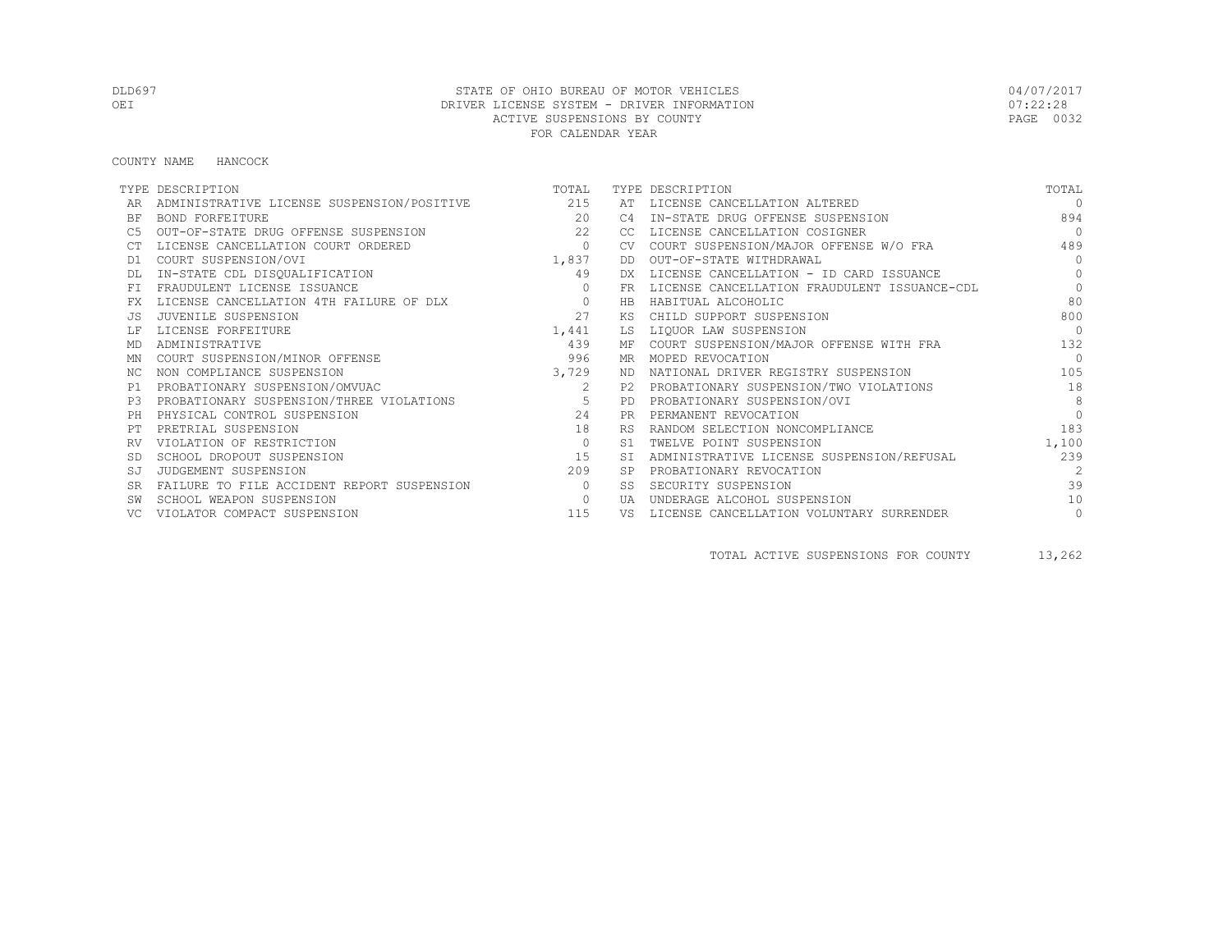STATE OF OHIO BUREAU OF MOTOR VEHICLES
DRIVER LICENSE SYSTEM - DRIVER INFORMATION
ACTIVE SUSPENSIONS BY COUNTY
FOR CALENDAR YEAR

DLD697
OEI

04/07/2017
07:22:28

COUNTY NAME HANCOCK

| TYPE | DESCRIPTION | TOTAL | TYPE | DESCRIPTION | TOTAL |
|---|---|---|---|---|---|
| AR | ADMINISTRATIVE LICENSE SUSPENSION/POSITIVE | 215 | AT | LICENSE CANCELLATION ALTERED | 0 |
| BF | BOND FORFEITURE | 20 | C4 | IN-STATE DRUG OFFENSE SUSPENSION | 894 |
| C5 | OUT-OF-STATE DRUG OFFENSE SUSPENSION | 22 | CC | LICENSE CANCELLATION COSIGNER | 0 |
| CT | LICENSE CANCELLATION COURT ORDERED | 0 | CV | COURT SUSPENSION/MAJOR OFFENSE W/O FRA | 489 |
| D1 | COURT SUSPENSION/OVI | 1,837 | DD | OUT-OF-STATE WITHDRAWAL | 0 |
| DL | IN-STATE CDL DISQUALIFICATION | 49 | DX | LICENSE CANCELLATION - ID CARD ISSUANCE | 0 |
| FI | FRAUDULENT LICENSE ISSUANCE | 0 | FR | LICENSE CANCELLATION FRAUDULENT ISSUANCE-CDL | 0 |
| FX | LICENSE CANCELLATION 4TH FAILURE OF DLX | 0 | HB | HABITUAL ALCOHOLIC | 80 |
| JS | JUVENILE SUSPENSION | 27 | KS | CHILD SUPPORT SUSPENSION | 800 |
| LF | LICENSE FORFEITURE | 1,441 | LS | LIQUOR LAW SUSPENSION | 0 |
| MD | ADMINISTRATIVE | 439 | MF | COURT SUSPENSION/MAJOR OFFENSE WITH FRA | 132 |
| MN | COURT SUSPENSION/MINOR OFFENSE | 996 | MR | MOPED REVOCATION | 0 |
| NC | NON COMPLIANCE SUSPENSION | 3,729 | ND | NATIONAL DRIVER REGISTRY SUSPENSION | 105 |
| P1 | PROBATIONARY SUSPENSION/OMVUAC | 2 | P2 | PROBATIONARY SUSPENSION/TWO VIOLATIONS | 18 |
| P3 | PROBATIONARY SUSPENSION/THREE VIOLATIONS | 5 | PD | PROBATIONARY SUSPENSION/OVI | 8 |
| PH | PHYSICAL CONTROL SUSPENSION | 24 | PR | PERMANENT REVOCATION | 0 |
| PT | PRETRIAL SUSPENSION | 18 | RS | RANDOM SELECTION NONCOMPLIANCE | 183 |
| RV | VIOLATION OF RESTRICTION | 0 | S1 | TWELVE POINT SUSPENSION | 1,100 |
| SD | SCHOOL DROPOUT SUSPENSION | 15 | SI | ADMINISTRATIVE LICENSE SUSPENSION/REFUSAL | 239 |
| SJ | JUDGEMENT SUSPENSION | 209 | SP | PROBATIONARY REVOCATION | 2 |
| SR | FAILURE TO FILE ACCIDENT REPORT SUSPENSION | 0 | SS | SECURITY SUSPENSION | 39 |
| SW | SCHOOL WEAPON SUSPENSION | 0 | UA | UNDERAGE ALCOHOL SUSPENSION | 10 |
| VC | VIOLATOR COMPACT SUSPENSION | 115 | VS | LICENSE CANCELLATION VOLUNTARY SURRENDER | 0 |

TOTAL ACTIVE SUSPENSIONS FOR COUNTY 13,262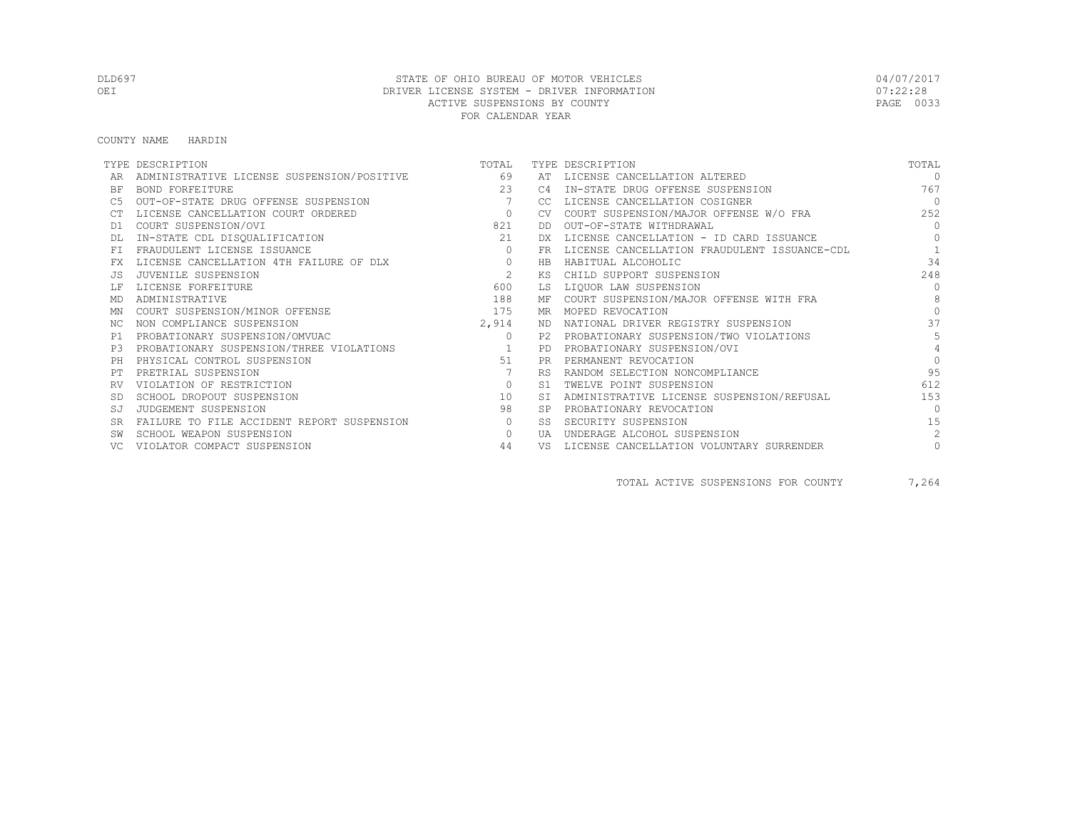STATE OF OHIO BUREAU OF MOTOR VEHICLES
DRIVER LICENSE SYSTEM - DRIVER INFORMATION
ACTIVE SUSPENSIONS BY COUNTY
FOR CALENDAR YEAR

DLD697
OEI

04/07/2017
07:22:28

COUNTY NAME HARDIN

| TYPE | DESCRIPTION | TOTAL | TYPE | DESCRIPTION | TOTAL |
|---|---|---|---|---|---|
| AR | ADMINISTRATIVE LICENSE SUSPENSION/POSITIVE | 69 | AT | LICENSE CANCELLATION ALTERED | 0 |
| BF | BOND FORFEITURE | 23 | C4 | IN-STATE DRUG OFFENSE SUSPENSION | 767 |
| C5 | OUT-OF-STATE DRUG OFFENSE SUSPENSION | 7 | CC | LICENSE CANCELLATION COSIGNER | 0 |
| CT | LICENSE CANCELLATION COURT ORDERED | 0 | CV | COURT SUSPENSION/MAJOR OFFENSE W/O FRA | 252 |
| D1 | COURT SUSPENSION/OVI | 821 | DD | OUT-OF-STATE WITHDRAWAL | 0 |
| DL | IN-STATE CDL DISQUALIFICATION | 21 | DX | LICENSE CANCELLATION - ID CARD ISSUANCE | 0 |
| FI | FRAUDULENT LICENSE ISSUANCE | 0 | FR | LICENSE CANCELLATION FRAUDULENT ISSUANCE-CDL | 1 |
| FX | LICENSE CANCELLATION 4TH FAILURE OF DLX | 0 | HB | HABITUAL ALCOHOLIC | 34 |
| JS | JUVENILE SUSPENSION | 2 | KS | CHILD SUPPORT SUSPENSION | 248 |
| LF | LICENSE FORFEITURE | 600 | LS | LIQUOR LAW SUSPENSION | 0 |
| MD | ADMINISTRATIVE | 188 | MF | COURT SUSPENSION/MAJOR OFFENSE WITH FRA | 8 |
| MN | COURT SUSPENSION/MINOR OFFENSE | 175 | MR | MOPED REVOCATION | 0 |
| NC | NON COMPLIANCE SUSPENSION | 2,914 | ND | NATIONAL DRIVER REGISTRY SUSPENSION | 37 |
| P1 | PROBATIONARY SUSPENSION/OMVUAC | 0 | P2 | PROBATIONARY SUSPENSION/TWO VIOLATIONS | 5 |
| P3 | PROBATIONARY SUSPENSION/THREE VIOLATIONS | 1 | PD | PROBATIONARY SUSPENSION/OVI | 4 |
| PH | PHYSICAL CONTROL SUSPENSION | 51 | PR | PERMANENT REVOCATION | 0 |
| PT | PRETRIAL SUSPENSION | 7 | RS | RANDOM SELECTION NONCOMPLIANCE | 95 |
| RV | VIOLATION OF RESTRICTION | 0 | S1 | TWELVE POINT SUSPENSION | 612 |
| SD | SCHOOL DROPOUT SUSPENSION | 10 | SI | ADMINISTRATIVE LICENSE SUSPENSION/REFUSAL | 153 |
| SJ | JUDGEMENT SUSPENSION | 98 | SP | PROBATIONARY REVOCATION | 0 |
| SR | FAILURE TO FILE ACCIDENT REPORT SUSPENSION | 0 | SS | SECURITY SUSPENSION | 15 |
| SW | SCHOOL WEAPON SUSPENSION | 0 | UA | UNDERAGE ALCOHOL SUSPENSION | 2 |
| VC | VIOLATOR COMPACT SUSPENSION | 44 | VS | LICENSE CANCELLATION VOLUNTARY SURRENDER | 0 |

TOTAL ACTIVE SUSPENSIONS FOR COUNTY 7,264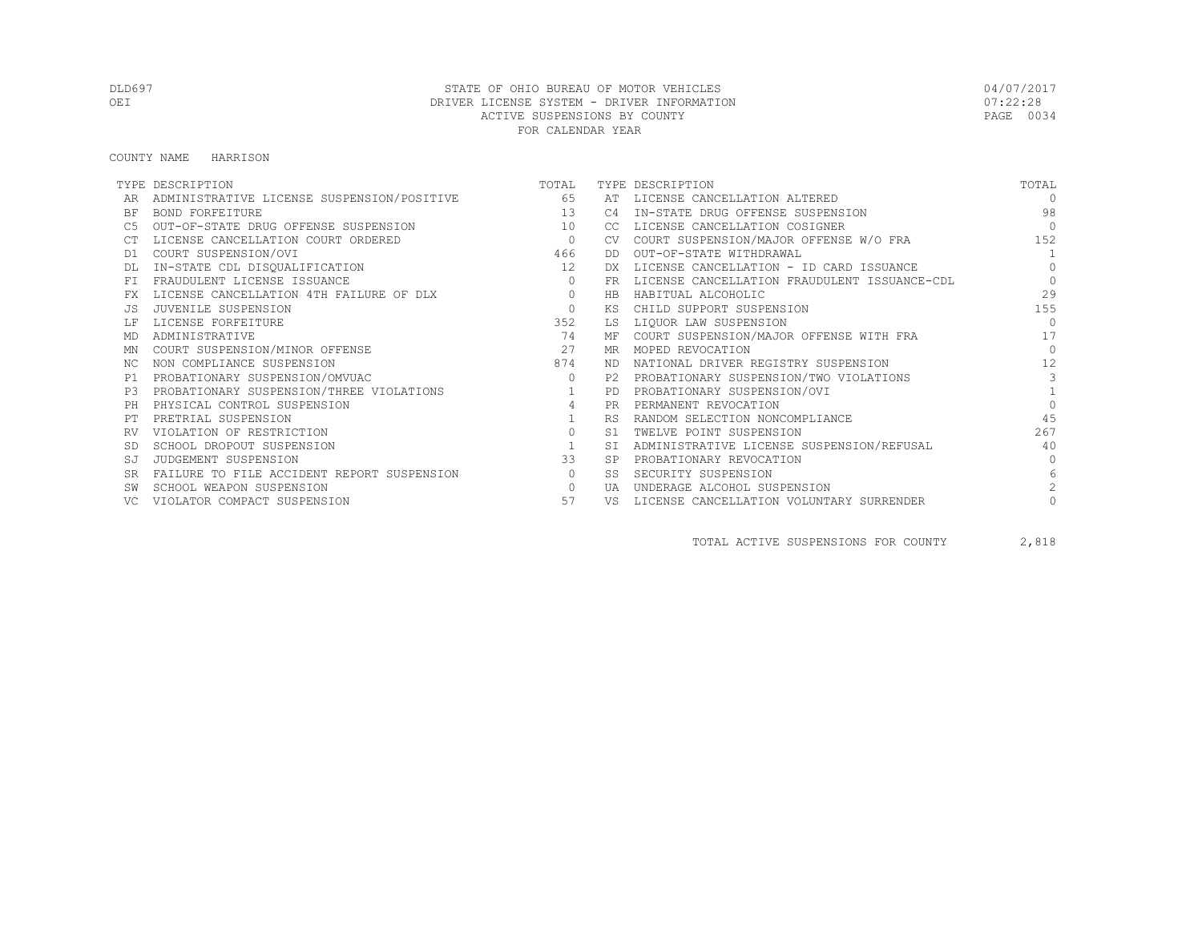DLD697 STATE OF OHIO BUREAU OF MOTOR VEHICLES 04/07/2017
OEI DRIVER LICENSE SYSTEM - DRIVER INFORMATION 07:22:28
ACTIVE SUSPENSIONS BY COUNTY
FOR CALENDAR YEAR

COUNTY NAME HARRISON

| TYPE | DESCRIPTION | TOTAL | TYPE | DESCRIPTION | TOTAL |
|---|---|---|---|---|---|
| AR | ADMINISTRATIVE LICENSE SUSPENSION/POSITIVE | 65 | AT | LICENSE CANCELLATION ALTERED | 0 |
| BF | BOND FORFEITURE | 13 | C4 | IN-STATE DRUG OFFENSE SUSPENSION | 98 |
| C5 | OUT-OF-STATE DRUG OFFENSE SUSPENSION | 10 | CC | LICENSE CANCELLATION COSIGNER | 0 |
| CT | LICENSE CANCELLATION COURT ORDERED | 0 | CV | COURT SUSPENSION/MAJOR OFFENSE W/O FRA | 152 |
| D1 | COURT SUSPENSION/OVI | 466 | DD | OUT-OF-STATE WITHDRAWAL | 1 |
| DL | IN-STATE CDL DISQUALIFICATION | 12 | DX | LICENSE CANCELLATION - ID CARD ISSUANCE | 0 |
| FI | FRAUDULENT LICENSE ISSUANCE | 0 | FR | LICENSE CANCELLATION FRAUDULENT ISSUANCE-CDL | 0 |
| FX | LICENSE CANCELLATION 4TH FAILURE OF DLX | 0 | HB | HABITUAL ALCOHOLIC | 29 |
| JS | JUVENILE SUSPENSION | 0 | KS | CHILD SUPPORT SUSPENSION | 155 |
| LF | LICENSE FORFEITURE | 352 | LS | LIQUOR LAW SUSPENSION | 0 |
| MD | ADMINISTRATIVE | 74 | MF | COURT SUSPENSION/MAJOR OFFENSE WITH FRA | 17 |
| MN | COURT SUSPENSION/MINOR OFFENSE | 27 | MR | MOPED REVOCATION | 0 |
| NC | NON COMPLIANCE SUSPENSION | 874 | ND | NATIONAL DRIVER REGISTRY SUSPENSION | 12 |
| P1 | PROBATIONARY SUSPENSION/OMVUAC | 0 | P2 | PROBATIONARY SUSPENSION/TWO VIOLATIONS | 3 |
| P3 | PROBATIONARY SUSPENSION/THREE VIOLATIONS | 1 | PD | PROBATIONARY SUSPENSION/OVI | 1 |
| PH | PHYSICAL CONTROL SUSPENSION | 4 | PR | PERMANENT REVOCATION | 0 |
| PT | PRETRIAL SUSPENSION | 1 | RS | RANDOM SELECTION NONCOMPLIANCE | 45 |
| RV | VIOLATION OF RESTRICTION | 0 | S1 | TWELVE POINT SUSPENSION | 267 |
| SD | SCHOOL DROPOUT SUSPENSION | 1 | SI | ADMINISTRATIVE LICENSE SUSPENSION/REFUSAL | 40 |
| SJ | JUDGEMENT SUSPENSION | 33 | SP | PROBATIONARY REVOCATION | 0 |
| SR | FAILURE TO FILE ACCIDENT REPORT SUSPENSION | 0 | SS | SECURITY SUSPENSION | 6 |
| SW | SCHOOL WEAPON SUSPENSION | 0 | UA | UNDERAGE ALCOHOL SUSPENSION | 2 |
| VC | VIOLATOR COMPACT SUSPENSION | 57 | VS | LICENSE CANCELLATION VOLUNTARY SURRENDER | 0 |

TOTAL ACTIVE SUSPENSIONS FOR COUNTY 2,818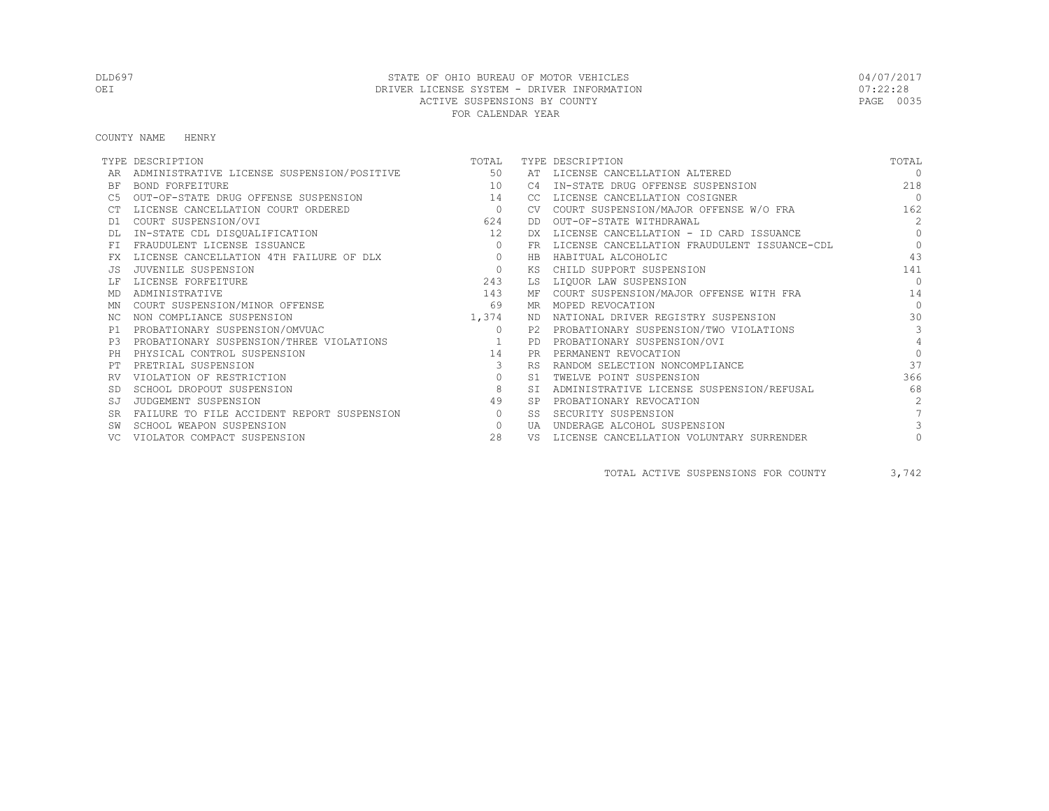STATE OF OHIO BUREAU OF MOTOR VEHICLES
DRIVER LICENSE SYSTEM - DRIVER INFORMATION
ACTIVE SUSPENSIONS BY COUNTY
FOR CALENDAR YEAR

DLD697
OEI

04/07/2017
07:22:28

COUNTY NAME HENRY

| TYPE | DESCRIPTION | TOTAL | TYPE | DESCRIPTION | TOTAL |
|---|---|---|---|---|---|
| AR | ADMINISTRATIVE LICENSE SUSPENSION/POSITIVE | 50 | AT | LICENSE CANCELLATION ALTERED | 0 |
| BF | BOND FORFEITURE | 10 | C4 | IN-STATE DRUG OFFENSE SUSPENSION | 218 |
| C5 | OUT-OF-STATE DRUG OFFENSE SUSPENSION | 14 | CC | LICENSE CANCELLATION COSIGNER | 0 |
| CT | LICENSE CANCELLATION COURT ORDERED | 0 | CV | COURT SUSPENSION/MAJOR OFFENSE W/O FRA | 162 |
| D1 | COURT SUSPENSION/OVI | 624 | DD | OUT-OF-STATE WITHDRAWAL | 2 |
| DL | IN-STATE CDL DISQUALIFICATION | 12 | DX | LICENSE CANCELLATION - ID CARD ISSUANCE | 0 |
| FI | FRAUDULENT LICENSE ISSUANCE | 0 | FR | LICENSE CANCELLATION FRAUDULENT ISSUANCE-CDL | 0 |
| FX | LICENSE CANCELLATION 4TH FAILURE OF DLX | 0 | HB | HABITUAL ALCOHOLIC | 43 |
| JS | JUVENILE SUSPENSION | 0 | KS | CHILD SUPPORT SUSPENSION | 141 |
| LF | LICENSE FORFEITURE | 243 | LS | LIQUOR LAW SUSPENSION | 0 |
| MD | ADMINISTRATIVE | 143 | MF | COURT SUSPENSION/MAJOR OFFENSE WITH FRA | 14 |
| MN | COURT SUSPENSION/MINOR OFFENSE | 69 | MR | MOPED REVOCATION | 0 |
| NC | NON COMPLIANCE SUSPENSION | 1,374 | ND | NATIONAL DRIVER REGISTRY SUSPENSION | 30 |
| P1 | PROBATIONARY SUSPENSION/OMVUAC | 0 | P2 | PROBATIONARY SUSPENSION/TWO VIOLATIONS | 3 |
| P3 | PROBATIONARY SUSPENSION/THREE VIOLATIONS | 1 | PD | PROBATIONARY SUSPENSION/OVI | 4 |
| PH | PHYSICAL CONTROL SUSPENSION | 14 | PR | PERMANENT REVOCATION | 0 |
| PT | PRETRIAL SUSPENSION | 3 | RS | RANDOM SELECTION NONCOMPLIANCE | 37 |
| RV | VIOLATION OF RESTRICTION | 0 | S1 | TWELVE POINT SUSPENSION | 366 |
| SD | SCHOOL DROPOUT SUSPENSION | 8 | SI | ADMINISTRATIVE LICENSE SUSPENSION/REFUSAL | 68 |
| SJ | JUDGEMENT SUSPENSION | 49 | SP | PROBATIONARY REVOCATION | 2 |
| SR | FAILURE TO FILE ACCIDENT REPORT SUSPENSION | 0 | SS | SECURITY SUSPENSION | 7 |
| SW | SCHOOL WEAPON SUSPENSION | 0 | UA | UNDERAGE ALCOHOL SUSPENSION | 3 |
| VC | VIOLATOR COMPACT SUSPENSION | 28 | VS | LICENSE CANCELLATION VOLUNTARY SURRENDER | 0 |

TOTAL ACTIVE SUSPENSIONS FOR COUNTY 3,742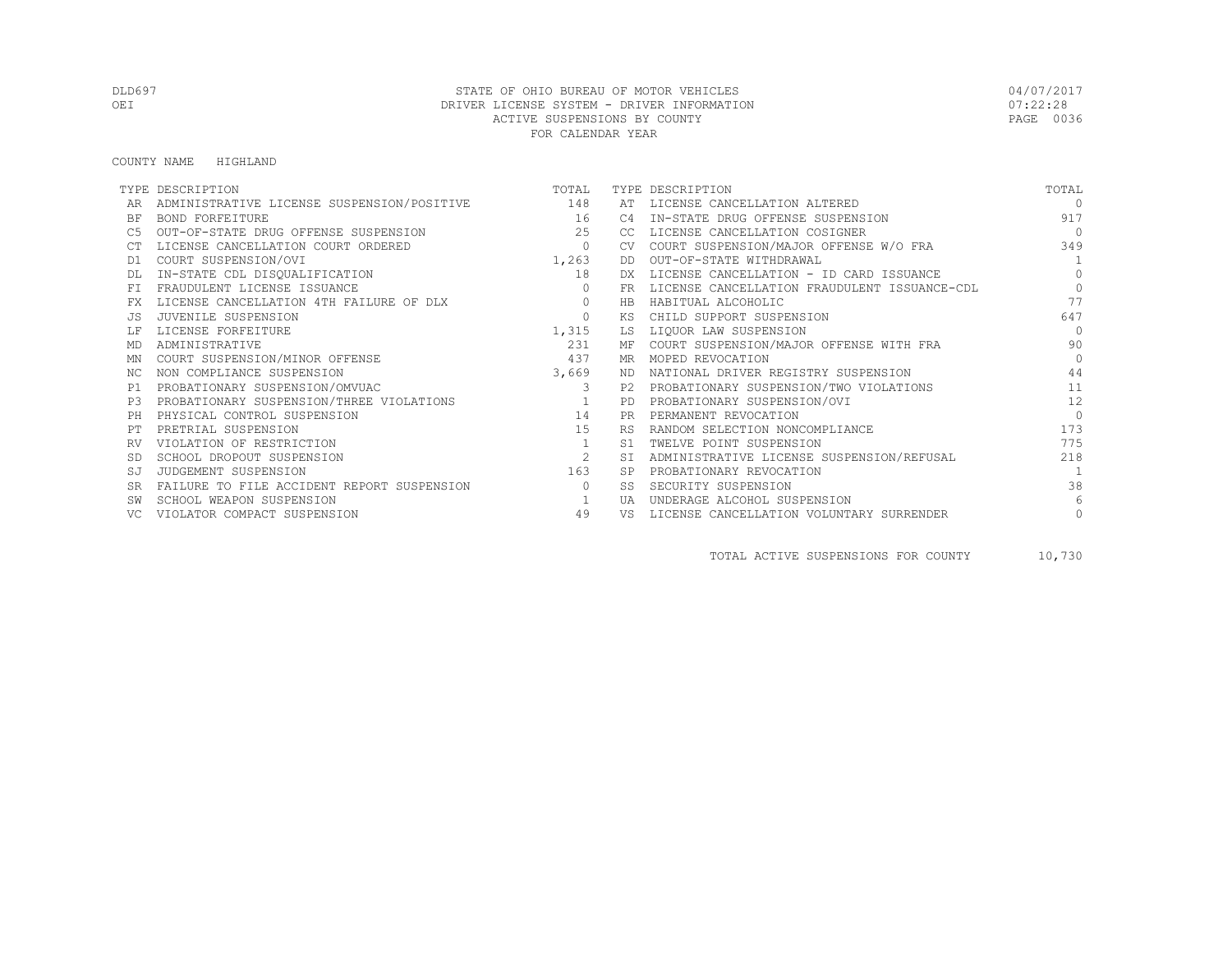STATE OF OHIO BUREAU OF MOTOR VEHICLES
DRIVER LICENSE SYSTEM - DRIVER INFORMATION
ACTIVE SUSPENSIONS BY COUNTY
FOR CALENDAR YEAR

DLD697
OEI

04/07/2017
07:22:28

COUNTY NAME HIGHLAND

| TYPE | DESCRIPTION | TOTAL | TYPE | DESCRIPTION | TOTAL |
|---|---|---|---|---|---|
| AR | ADMINISTRATIVE LICENSE SUSPENSION/POSITIVE | 148 | AT | LICENSE CANCELLATION ALTERED | 0 |
| BF | BOND FORFEITURE | 16 | C4 | IN-STATE DRUG OFFENSE SUSPENSION | 917 |
| C5 | OUT-OF-STATE DRUG OFFENSE SUSPENSION | 25 | CC | LICENSE CANCELLATION COSIGNER | 0 |
| CT | LICENSE CANCELLATION COURT ORDERED | 0 | CV | COURT SUSPENSION/MAJOR OFFENSE W/O FRA | 349 |
| D1 | COURT SUSPENSION/OVI | 1,263 | DD | OUT-OF-STATE WITHDRAWAL | 1 |
| DL | IN-STATE CDL DISQUALIFICATION | 18 | DX | LICENSE CANCELLATION - ID CARD ISSUANCE | 0 |
| FI | FRAUDULENT LICENSE ISSUANCE | 0 | FR | LICENSE CANCELLATION FRAUDULENT ISSUANCE-CDL | 0 |
| FX | LICENSE CANCELLATION 4TH FAILURE OF DLX | 0 | HB | HABITUAL ALCOHOLIC | 77 |
| JS | JUVENILE SUSPENSION | 0 | KS | CHILD SUPPORT SUSPENSION | 647 |
| LF | LICENSE FORFEITURE | 1,315 | LS | LIQUOR LAW SUSPENSION | 0 |
| MD | ADMINISTRATIVE | 231 | MF | COURT SUSPENSION/MAJOR OFFENSE WITH FRA | 90 |
| MN | COURT SUSPENSION/MINOR OFFENSE | 437 | MR | MOPED REVOCATION | 0 |
| NC | NON COMPLIANCE SUSPENSION | 3,669 | ND | NATIONAL DRIVER REGISTRY SUSPENSION | 44 |
| P1 | PROBATIONARY SUSPENSION/OMVUAC | 3 | P2 | PROBATIONARY SUSPENSION/TWO VIOLATIONS | 11 |
| P3 | PROBATIONARY SUSPENSION/THREE VIOLATIONS | 1 | PD | PROBATIONARY SUSPENSION/OVI | 12 |
| PH | PHYSICAL CONTROL SUSPENSION | 14 | PR | PERMANENT REVOCATION | 0 |
| PT | PRETRIAL SUSPENSION | 15 | RS | RANDOM SELECTION NONCOMPLIANCE | 173 |
| RV | VIOLATION OF RESTRICTION | 1 | S1 | TWELVE POINT SUSPENSION | 775 |
| SD | SCHOOL DROPOUT SUSPENSION | 2 | SI | ADMINISTRATIVE LICENSE SUSPENSION/REFUSAL | 218 |
| SJ | JUDGEMENT SUSPENSION | 163 | SP | PROBATIONARY REVOCATION | 1 |
| SR | FAILURE TO FILE ACCIDENT REPORT SUSPENSION | 0 | SS | SECURITY SUSPENSION | 38 |
| SW | SCHOOL WEAPON SUSPENSION | 1 | UA | UNDERAGE ALCOHOL SUSPENSION | 6 |
| VC | VIOLATOR COMPACT SUSPENSION | 49 | VS | LICENSE CANCELLATION VOLUNTARY SURRENDER | 0 |

TOTAL ACTIVE SUSPENSIONS FOR COUNTY 10,730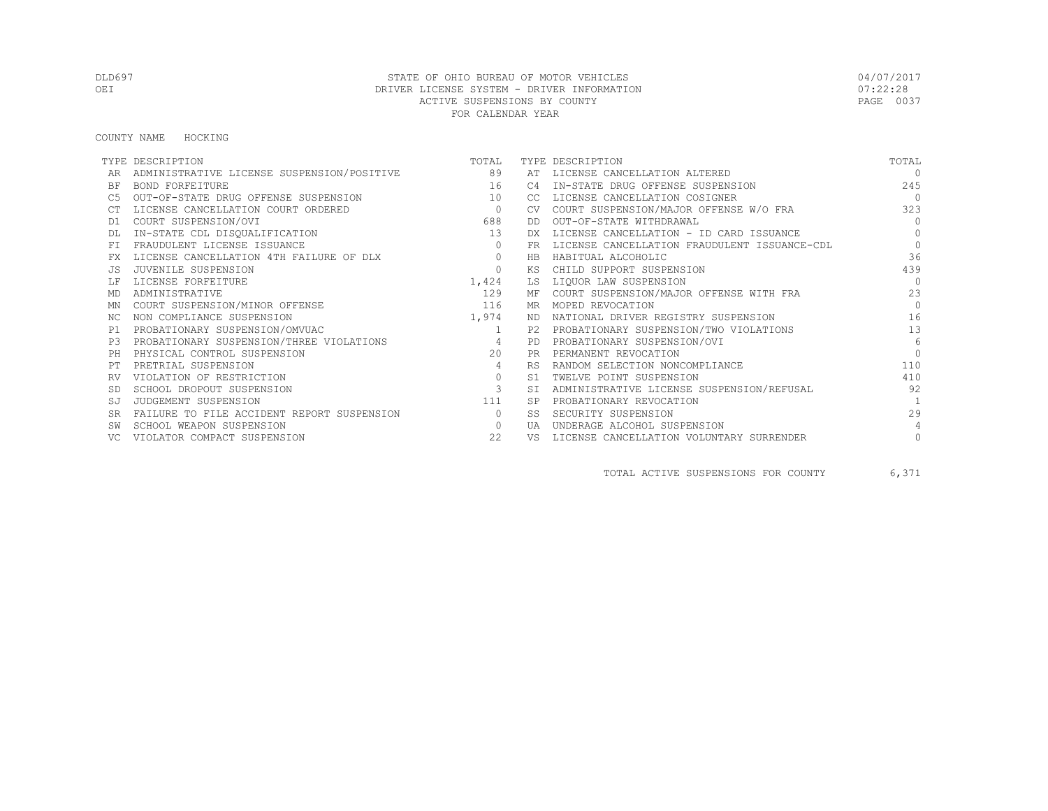DLD697 STATE OF OHIO BUREAU OF MOTOR VEHICLES 04/07/2017
OEI DRIVER LICENSE SYSTEM - DRIVER INFORMATION 07:22:28
ACTIVE SUSPENSIONS BY COUNTY
FOR CALENDAR YEAR

COUNTY NAME HOCKING

| TYPE | DESCRIPTION | TOTAL | TYPE | DESCRIPTION | TOTAL |
|---|---|---|---|---|---|
| AR | ADMINISTRATIVE LICENSE SUSPENSION/POSITIVE | 89 | AT | LICENSE CANCELLATION ALTERED | 0 |
| BF | BOND FORFEITURE | 16 | C4 | IN-STATE DRUG OFFENSE SUSPENSION | 245 |
| C5 | OUT-OF-STATE DRUG OFFENSE SUSPENSION | 10 | CC | LICENSE CANCELLATION COSIGNER | 0 |
| CT | LICENSE CANCELLATION COURT ORDERED | 0 | CV | COURT SUSPENSION/MAJOR OFFENSE W/O FRA | 323 |
| D1 | COURT SUSPENSION/OVI | 688 | DD | OUT-OF-STATE WITHDRAWAL | 0 |
| DL | IN-STATE CDL DISQUALIFICATION | 13 | DX | LICENSE CANCELLATION - ID CARD ISSUANCE | 0 |
| FI | FRAUDULENT LICENSE ISSUANCE | 0 | FR | LICENSE CANCELLATION FRAUDULENT ISSUANCE-CDL | 0 |
| FX | LICENSE CANCELLATION 4TH FAILURE OF DLX | 0 | HB | HABITUAL ALCOHOLIC | 36 |
| JS | JUVENILE SUSPENSION | 0 | KS | CHILD SUPPORT SUSPENSION | 439 |
| LF | LICENSE FORFEITURE | 1,424 | LS | LIQUOR LAW SUSPENSION | 0 |
| MD | ADMINISTRATIVE | 129 | MF | COURT SUSPENSION/MAJOR OFFENSE WITH FRA | 23 |
| MN | COURT SUSPENSION/MINOR OFFENSE | 116 | MR | MOPED REVOCATION | 0 |
| NC | NON COMPLIANCE SUSPENSION | 1,974 | ND | NATIONAL DRIVER REGISTRY SUSPENSION | 16 |
| P1 | PROBATIONARY SUSPENSION/OMVUAC | 1 | P2 | PROBATIONARY SUSPENSION/TWO VIOLATIONS | 13 |
| P3 | PROBATIONARY SUSPENSION/THREE VIOLATIONS | 4 | PD | PROBATIONARY SUSPENSION/OVI | 6 |
| PH | PHYSICAL CONTROL SUSPENSION | 20 | PR | PERMANENT REVOCATION | 0 |
| PT | PRETRIAL SUSPENSION | 4 | RS | RANDOM SELECTION NONCOMPLIANCE | 110 |
| RV | VIOLATION OF RESTRICTION | 0 | S1 | TWELVE POINT SUSPENSION | 410 |
| SD | SCHOOL DROPOUT SUSPENSION | 3 | SI | ADMINISTRATIVE LICENSE SUSPENSION/REFUSAL | 92 |
| SJ | JUDGEMENT SUSPENSION | 111 | SP | PROBATIONARY REVOCATION | 1 |
| SR | FAILURE TO FILE ACCIDENT REPORT SUSPENSION | 0 | SS | SECURITY SUSPENSION | 29 |
| SW | SCHOOL WEAPON SUSPENSION | 0 | UA | UNDERAGE ALCOHOL SUSPENSION | 4 |
| VC | VIOLATOR COMPACT SUSPENSION | 22 | VS | LICENSE CANCELLATION VOLUNTARY SURRENDER | 0 |

TOTAL ACTIVE SUSPENSIONS FOR COUNTY 6,371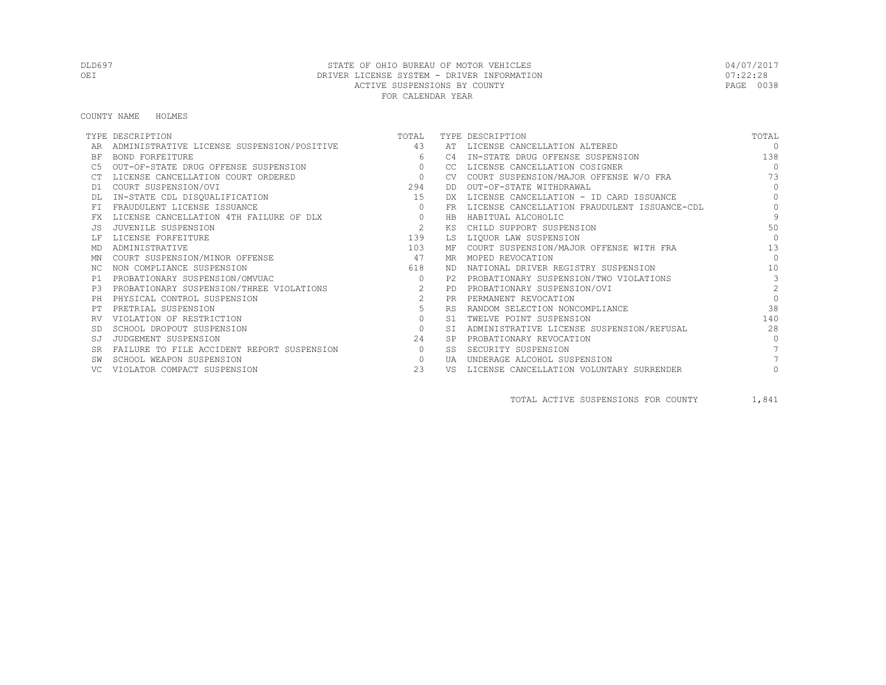STATE OF OHIO BUREAU OF MOTOR VEHICLES
DRIVER LICENSE SYSTEM - DRIVER INFORMATION
ACTIVE SUSPENSIONS BY COUNTY
FOR CALENDAR YEAR

DLD697
OEI

04/07/2017
07:22:28

COUNTY NAME HOLMES

| TYPE | DESCRIPTION | TOTAL | TYPE | DESCRIPTION | TOTAL |
|---|---|---|---|---|---|
| AR | ADMINISTRATIVE LICENSE SUSPENSION/POSITIVE | 43 | AT | LICENSE CANCELLATION ALTERED | 0 |
| BF | BOND FORFEITURE | 6 | C4 | IN-STATE DRUG OFFENSE SUSPENSION | 138 |
| C5 | OUT-OF-STATE DRUG OFFENSE SUSPENSION | 0 | CC | LICENSE CANCELLATION COSIGNER | 0 |
| CT | LICENSE CANCELLATION COURT ORDERED | 0 | CV | COURT SUSPENSION/MAJOR OFFENSE W/O FRA | 73 |
| D1 | COURT SUSPENSION/OVI | 294 | DD | OUT-OF-STATE WITHDRAWAL | 0 |
| DL | IN-STATE CDL DISQUALIFICATION | 15 | DX | LICENSE CANCELLATION - ID CARD ISSUANCE | 0 |
| FI | FRAUDULENT LICENSE ISSUANCE | 0 | FR | LICENSE CANCELLATION FRAUDULENT ISSUANCE-CDL | 0 |
| FX | LICENSE CANCELLATION 4TH FAILURE OF DLX | 0 | HB | HABITUAL ALCOHOLIC | 9 |
| JS | JUVENILE SUSPENSION | 2 | KS | CHILD SUPPORT SUSPENSION | 50 |
| LF | LICENSE FORFEITURE | 139 | LS | LIQUOR LAW SUSPENSION | 0 |
| MD | ADMINISTRATIVE | 103 | MF | COURT SUSPENSION/MAJOR OFFENSE WITH FRA | 13 |
| MN | COURT SUSPENSION/MINOR OFFENSE | 47 | MR | MOPED REVOCATION | 0 |
| NC | NON COMPLIANCE SUSPENSION | 618 | ND | NATIONAL DRIVER REGISTRY SUSPENSION | 10 |
| P1 | PROBATIONARY SUSPENSION/OMVUAC | 0 | P2 | PROBATIONARY SUSPENSION/TWO VIOLATIONS | 3 |
| P3 | PROBATIONARY SUSPENSION/THREE VIOLATIONS | 2 | PD | PROBATIONARY SUSPENSION/OVI | 2 |
| PH | PHYSICAL CONTROL SUSPENSION | 2 | PR | PERMANENT REVOCATION | 0 |
| PT | PRETRIAL SUSPENSION | 5 | RS | RANDOM SELECTION NONCOMPLIANCE | 38 |
| RV | VIOLATION OF RESTRICTION | 0 | S1 | TWELVE POINT SUSPENSION | 140 |
| SD | SCHOOL DROPOUT SUSPENSION | 0 | SI | ADMINISTRATIVE LICENSE SUSPENSION/REFUSAL | 28 |
| SJ | JUDGEMENT SUSPENSION | 24 | SP | PROBATIONARY REVOCATION | 0 |
| SR | FAILURE TO FILE ACCIDENT REPORT SUSPENSION | 0 | SS | SECURITY SUSPENSION | 7 |
| SW | SCHOOL WEAPON SUSPENSION | 0 | UA | UNDERAGE ALCOHOL SUSPENSION | 7 |
| VC | VIOLATOR COMPACT SUSPENSION | 23 | VS | LICENSE CANCELLATION VOLUNTARY SURRENDER | 0 |

TOTAL ACTIVE SUSPENSIONS FOR COUNTY 1,841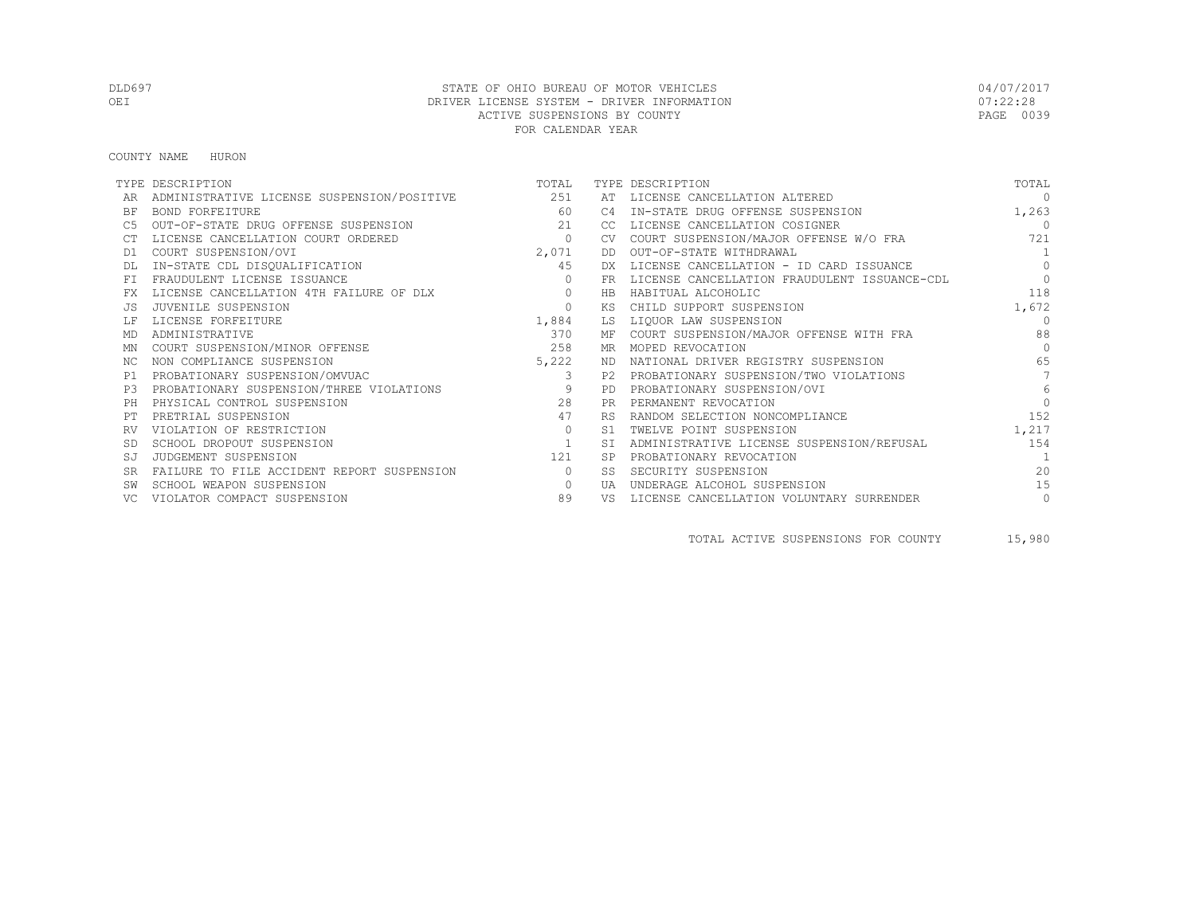DLD697 STATE OF OHIO BUREAU OF MOTOR VEHICLES 04/07/2017
OEI DRIVER LICENSE SYSTEM - DRIVER INFORMATION 07:22:28
ACTIVE SUSPENSIONS BY COUNTY
FOR CALENDAR YEAR

COUNTY NAME HURON

| TYPE | DESCRIPTION | TOTAL | TYPE | DESCRIPTION | TOTAL |
|---|---|---|---|---|---|
| AR | ADMINISTRATIVE LICENSE SUSPENSION/POSITIVE | 251 | AT | LICENSE CANCELLATION ALTERED | 0 |
| BF | BOND FORFEITURE | 60 | C4 | IN-STATE DRUG OFFENSE SUSPENSION | 1,263 |
| C5 | OUT-OF-STATE DRUG OFFENSE SUSPENSION | 21 | CC | LICENSE CANCELLATION COSIGNER | 0 |
| CT | LICENSE CANCELLATION COURT ORDERED | 0 | CV | COURT SUSPENSION/MAJOR OFFENSE W/O FRA | 721 |
| D1 | COURT SUSPENSION/OVI | 2,071 | DD | OUT-OF-STATE WITHDRAWAL | 1 |
| DL | IN-STATE CDL DISQUALIFICATION | 45 | DX | LICENSE CANCELLATION - ID CARD ISSUANCE | 0 |
| FI | FRAUDULENT LICENSE ISSUANCE | 0 | FR | LICENSE CANCELLATION FRAUDULENT ISSUANCE-CDL | 0 |
| FX | LICENSE CANCELLATION 4TH FAILURE OF DLX | 0 | HB | HABITUAL ALCOHOLIC | 118 |
| JS | JUVENILE SUSPENSION | 0 | KS | CHILD SUPPORT SUSPENSION | 1,672 |
| LF | LICENSE FORFEITURE | 1,884 | LS | LIQUOR LAW SUSPENSION | 0 |
| MD | ADMINISTRATIVE | 370 | MF | COURT SUSPENSION/MAJOR OFFENSE WITH FRA | 88 |
| MN | COURT SUSPENSION/MINOR OFFENSE | 258 | MR | MOPED REVOCATION | 0 |
| NC | NON COMPLIANCE SUSPENSION | 5,222 | ND | NATIONAL DRIVER REGISTRY SUSPENSION | 65 |
| P1 | PROBATIONARY SUSPENSION/OMVUAC | 3 | P2 | PROBATIONARY SUSPENSION/TWO VIOLATIONS | 7 |
| P3 | PROBATIONARY SUSPENSION/THREE VIOLATIONS | 9 | PD | PROBATIONARY SUSPENSION/OVI | 6 |
| PH | PHYSICAL CONTROL SUSPENSION | 28 | PR | PERMANENT REVOCATION | 0 |
| PT | PRETRIAL SUSPENSION | 47 | RS | RANDOM SELECTION NONCOMPLIANCE | 152 |
| RV | VIOLATION OF RESTRICTION | 0 | S1 | TWELVE POINT SUSPENSION | 1,217 |
| SD | SCHOOL DROPOUT SUSPENSION | 1 | SI | ADMINISTRATIVE LICENSE SUSPENSION/REFUSAL | 154 |
| SJ | JUDGEMENT SUSPENSION | 121 | SP | PROBATIONARY REVOCATION | 1 |
| SR | FAILURE TO FILE ACCIDENT REPORT SUSPENSION | 0 | SS | SECURITY SUSPENSION | 20 |
| SW | SCHOOL WEAPON SUSPENSION | 0 | UA | UNDERAGE ALCOHOL SUSPENSION | 15 |
| VC | VIOLATOR COMPACT SUSPENSION | 89 | VS | LICENSE CANCELLATION VOLUNTARY SURRENDER | 0 |

TOTAL ACTIVE SUSPENSIONS FOR COUNTY 15,980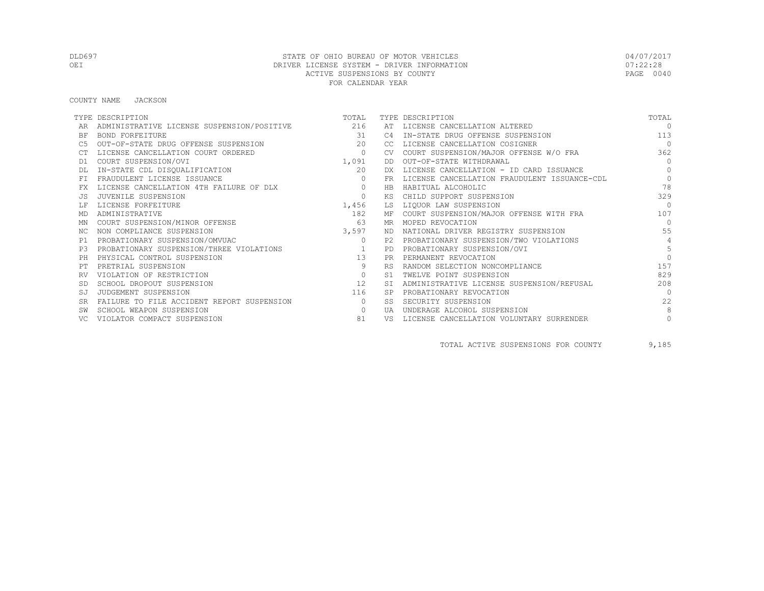DLD697 STATE OF OHIO BUREAU OF MOTOR VEHICLES 04/07/2017
OEI DRIVER LICENSE SYSTEM - DRIVER INFORMATION 07:22:28
ACTIVE SUSPENSIONS BY COUNTY
FOR CALENDAR YEAR

COUNTY NAME JACKSON

| TYPE | DESCRIPTION | TOTAL | TYPE | DESCRIPTION | TOTAL |
|---|---|---|---|---|---|
| AR | ADMINISTRATIVE LICENSE SUSPENSION/POSITIVE | 216 | AT | LICENSE CANCELLATION ALTERED | 0 |
| BF | BOND FORFEITURE | 31 | C4 | IN-STATE DRUG OFFENSE SUSPENSION | 113 |
| C5 | OUT-OF-STATE DRUG OFFENSE SUSPENSION | 20 | CC | LICENSE CANCELLATION COSIGNER | 0 |
| CT | LICENSE CANCELLATION COURT ORDERED | 0 | CV | COURT SUSPENSION/MAJOR OFFENSE W/O FRA | 362 |
| D1 | COURT SUSPENSION/OVI | 1,091 | DD | OUT-OF-STATE WITHDRAWAL | 0 |
| DL | IN-STATE CDL DISQUALIFICATION | 20 | DX | LICENSE CANCELLATION - ID CARD ISSUANCE | 0 |
| FI | FRAUDULENT LICENSE ISSUANCE | 0 | FR | LICENSE CANCELLATION FRAUDULENT ISSUANCE-CDL | 0 |
| FX | LICENSE CANCELLATION 4TH FAILURE OF DLX | 0 | HB | HABITUAL ALCOHOLIC | 78 |
| JS | JUVENILE SUSPENSION | 0 | KS | CHILD SUPPORT SUSPENSION | 329 |
| LF | LICENSE FORFEITURE | 1,456 | LS | LIQUOR LAW SUSPENSION | 0 |
| MD | ADMINISTRATIVE | 182 | MF | COURT SUSPENSION/MAJOR OFFENSE WITH FRA | 107 |
| MN | COURT SUSPENSION/MINOR OFFENSE | 63 | MR | MOPED REVOCATION | 0 |
| NC | NON COMPLIANCE SUSPENSION | 3,597 | ND | NATIONAL DRIVER REGISTRY SUSPENSION | 55 |
| P1 | PROBATIONARY SUSPENSION/OMVUAC | 0 | P2 | PROBATIONARY SUSPENSION/TWO VIOLATIONS | 4 |
| P3 | PROBATIONARY SUSPENSION/THREE VIOLATIONS | 1 | PD | PROBATIONARY SUSPENSION/OVI | 5 |
| PH | PHYSICAL CONTROL SUSPENSION | 13 | PR | PERMANENT REVOCATION | 0 |
| PT | PRETRIAL SUSPENSION | 9 | RS | RANDOM SELECTION NONCOMPLIANCE | 157 |
| RV | VIOLATION OF RESTRICTION | 0 | S1 | TWELVE POINT SUSPENSION | 829 |
| SD | SCHOOL DROPOUT SUSPENSION | 12 | SI | ADMINISTRATIVE LICENSE SUSPENSION/REFUSAL | 208 |
| SJ | JUDGEMENT SUSPENSION | 116 | SP | PROBATIONARY REVOCATION | 0 |
| SR | FAILURE TO FILE ACCIDENT REPORT SUSPENSION | 0 | SS | SECURITY SUSPENSION | 22 |
| SW | SCHOOL WEAPON SUSPENSION | 0 | UA | UNDERAGE ALCOHOL SUSPENSION | 8 |
| VC | VIOLATOR COMPACT SUSPENSION | 81 | VS | LICENSE CANCELLATION VOLUNTARY SURRENDER | 0 |

TOTAL ACTIVE SUSPENSIONS FOR COUNTY 9,185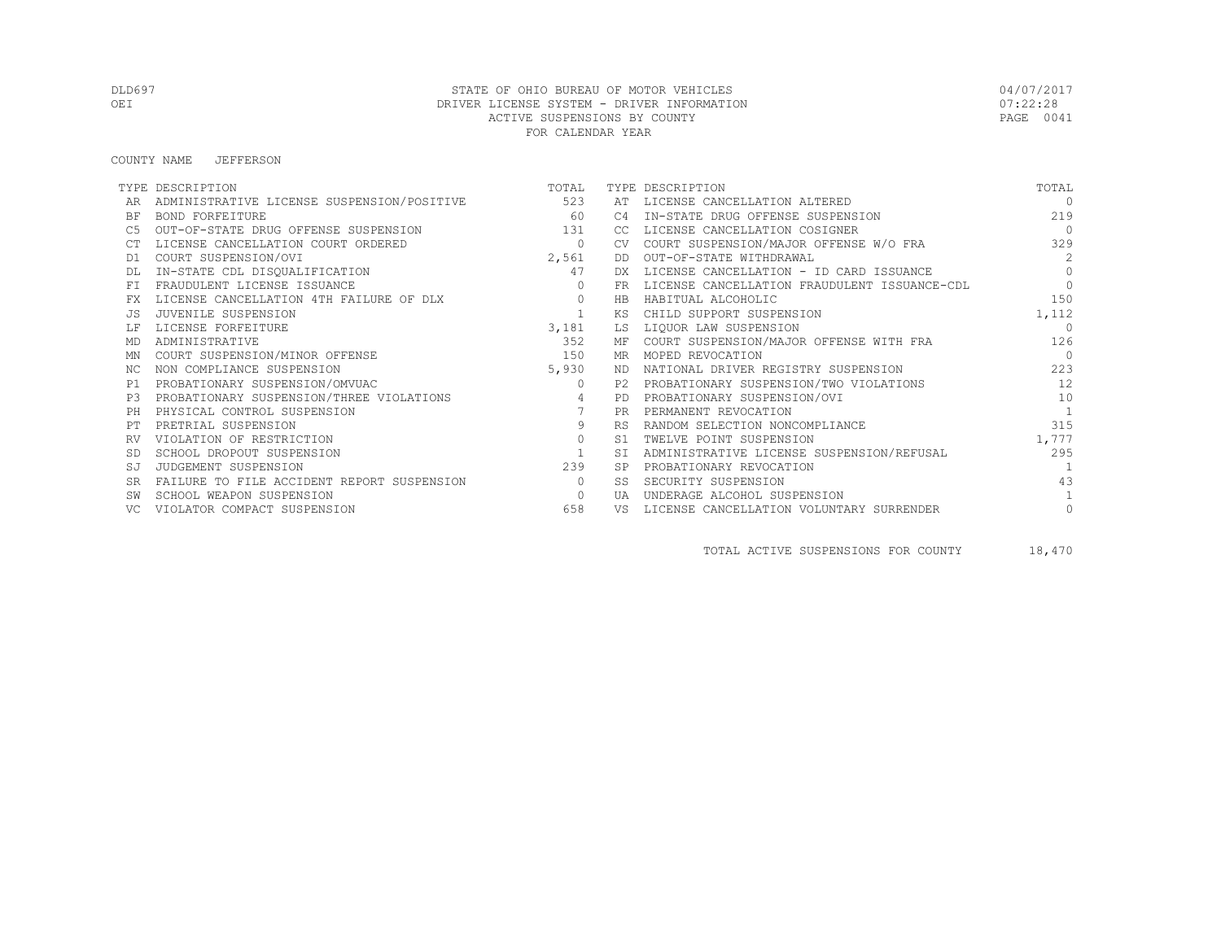STATE OF OHIO BUREAU OF MOTOR VEHICLES
DRIVER LICENSE SYSTEM - DRIVER INFORMATION
ACTIVE SUSPENSIONS BY COUNTY
FOR CALENDAR YEAR

DLD697
OEI

04/07/2017
07:22:28

COUNTY NAME JEFFERSON

| TYPE | DESCRIPTION | TOTAL | TYPE | DESCRIPTION | TOTAL |
|---|---|---|---|---|---|
| AR | ADMINISTRATIVE LICENSE SUSPENSION/POSITIVE | 523 | AT | LICENSE CANCELLATION ALTERED | 0 |
| BF | BOND FORFEITURE | 60 | C4 | IN-STATE DRUG OFFENSE SUSPENSION | 219 |
| C5 | OUT-OF-STATE DRUG OFFENSE SUSPENSION | 131 | CC | LICENSE CANCELLATION COSIGNER | 0 |
| CT | LICENSE CANCELLATION COURT ORDERED | 0 | CV | COURT SUSPENSION/MAJOR OFFENSE W/O FRA | 329 |
| D1 | COURT SUSPENSION/OVI | 2,561 | DD | OUT-OF-STATE WITHDRAWAL | 2 |
| DL | IN-STATE CDL DISQUALIFICATION | 47 | DX | LICENSE CANCELLATION - ID CARD ISSUANCE | 0 |
| FI | FRAUDULENT LICENSE ISSUANCE | 0 | FR | LICENSE CANCELLATION FRAUDULENT ISSUANCE-CDL | 0 |
| FX | LICENSE CANCELLATION 4TH FAILURE OF DLX | 0 | HB | HABITUAL ALCOHOLIC | 150 |
| JS | JUVENILE SUSPENSION | 1 | KS | CHILD SUPPORT SUSPENSION | 1,112 |
| LF | LICENSE FORFEITURE | 3,181 | LS | LIQUOR LAW SUSPENSION | 0 |
| MD | ADMINISTRATIVE | 352 | MF | COURT SUSPENSION/MAJOR OFFENSE WITH FRA | 126 |
| MN | COURT SUSPENSION/MINOR OFFENSE | 150 | MR | MOPED REVOCATION | 0 |
| NC | NON COMPLIANCE SUSPENSION | 5,930 | ND | NATIONAL DRIVER REGISTRY SUSPENSION | 223 |
| P1 | PROBATIONARY SUSPENSION/OMVUAC | 0 | P2 | PROBATIONARY SUSPENSION/TWO VIOLATIONS | 12 |
| P3 | PROBATIONARY SUSPENSION/THREE VIOLATIONS | 4 | PD | PROBATIONARY SUSPENSION/OVI | 10 |
| PH | PHYSICAL CONTROL SUSPENSION | 7 | PR | PERMANENT REVOCATION | 1 |
| PT | PRETRIAL SUSPENSION | 9 | RS | RANDOM SELECTION NONCOMPLIANCE | 315 |
| RV | VIOLATION OF RESTRICTION | 0 | S1 | TWELVE POINT SUSPENSION | 1,777 |
| SD | SCHOOL DROPOUT SUSPENSION | 1 | SI | ADMINISTRATIVE LICENSE SUSPENSION/REFUSAL | 295 |
| SJ | JUDGEMENT SUSPENSION | 239 | SP | PROBATIONARY REVOCATION | 1 |
| SR | FAILURE TO FILE ACCIDENT REPORT SUSPENSION | 0 | SS | SECURITY SUSPENSION | 43 |
| SW | SCHOOL WEAPON SUSPENSION | 0 | UA | UNDERAGE ALCOHOL SUSPENSION | 1 |
| VC | VIOLATOR COMPACT SUSPENSION | 658 | VS | LICENSE CANCELLATION VOLUNTARY SURRENDER | 0 |

TOTAL ACTIVE SUSPENSIONS FOR COUNTY 18,470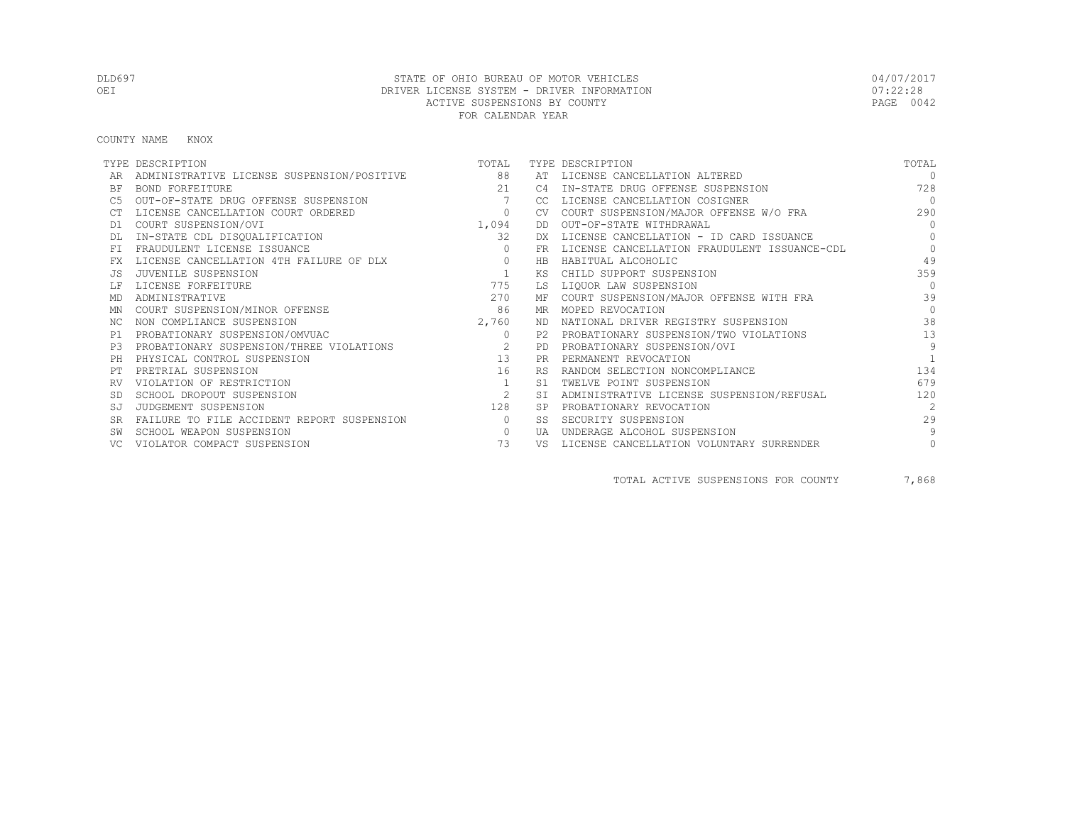STATE OF OHIO BUREAU OF MOTOR VEHICLES
DRIVER LICENSE SYSTEM - DRIVER INFORMATION
ACTIVE SUSPENSIONS BY COUNTY
FOR CALENDAR YEAR

DLD697 OEI — 04/07/2017 07:22:28 PAGE 0042

COUNTY NAME KNOX

| TYPE | DESCRIPTION | TOTAL | TYPE | DESCRIPTION | TOTAL |
|---|---|---|---|---|---|
| AR | ADMINISTRATIVE LICENSE SUSPENSION/POSITIVE | 88 | AT | LICENSE CANCELLATION ALTERED | 0 |
| BF | BOND FORFEITURE | 21 | C4 | IN-STATE DRUG OFFENSE SUSPENSION | 728 |
| C5 | OUT-OF-STATE DRUG OFFENSE SUSPENSION | 7 | CC | LICENSE CANCELLATION COSIGNER | 0 |
| CT | LICENSE CANCELLATION COURT ORDERED | 0 | CV | COURT SUSPENSION/MAJOR OFFENSE W/O FRA | 290 |
| D1 | COURT SUSPENSION/OVI | 1,094 | DD | OUT-OF-STATE WITHDRAWAL | 0 |
| DL | IN-STATE CDL DISQUALIFICATION | 32 | DX | LICENSE CANCELLATION - ID CARD ISSUANCE | 0 |
| FI | FRAUDULENT LICENSE ISSUANCE | 0 | FR | LICENSE CANCELLATION FRAUDULENT ISSUANCE-CDL | 0 |
| FX | LICENSE CANCELLATION 4TH FAILURE OF DLX | 0 | HB | HABITUAL ALCOHOLIC | 49 |
| JS | JUVENILE SUSPENSION | 1 | KS | CHILD SUPPORT SUSPENSION | 359 |
| LF | LICENSE FORFEITURE | 775 | LS | LIQUOR LAW SUSPENSION | 0 |
| MD | ADMINISTRATIVE | 270 | MF | COURT SUSPENSION/MAJOR OFFENSE WITH FRA | 39 |
| MN | COURT SUSPENSION/MINOR OFFENSE | 86 | MR | MOPED REVOCATION | 0 |
| NC | NON COMPLIANCE SUSPENSION | 2,760 | ND | NATIONAL DRIVER REGISTRY SUSPENSION | 38 |
| P1 | PROBATIONARY SUSPENSION/OMVUAC | 0 | P2 | PROBATIONARY SUSPENSION/TWO VIOLATIONS | 13 |
| P3 | PROBATIONARY SUSPENSION/THREE VIOLATIONS | 2 | PD | PROBATIONARY SUSPENSION/OVI | 9 |
| PH | PHYSICAL CONTROL SUSPENSION | 13 | PR | PERMANENT REVOCATION | 1 |
| PT | PRETRIAL SUSPENSION | 16 | RS | RANDOM SELECTION NONCOMPLIANCE | 134 |
| RV | VIOLATION OF RESTRICTION | 1 | S1 | TWELVE POINT SUSPENSION | 679 |
| SD | SCHOOL DROPOUT SUSPENSION | 2 | SI | ADMINISTRATIVE LICENSE SUSPENSION/REFUSAL | 120 |
| SJ | JUDGEMENT SUSPENSION | 128 | SP | PROBATIONARY REVOCATION | 2 |
| SR | FAILURE TO FILE ACCIDENT REPORT SUSPENSION | 0 | SS | SECURITY SUSPENSION | 29 |
| SW | SCHOOL WEAPON SUSPENSION | 0 | UA | UNDERAGE ALCOHOL SUSPENSION | 9 |
| VC | VIOLATOR COMPACT SUSPENSION | 73 | VS | LICENSE CANCELLATION VOLUNTARY SURRENDER | 0 |

TOTAL ACTIVE SUSPENSIONS FOR COUNTY 7,868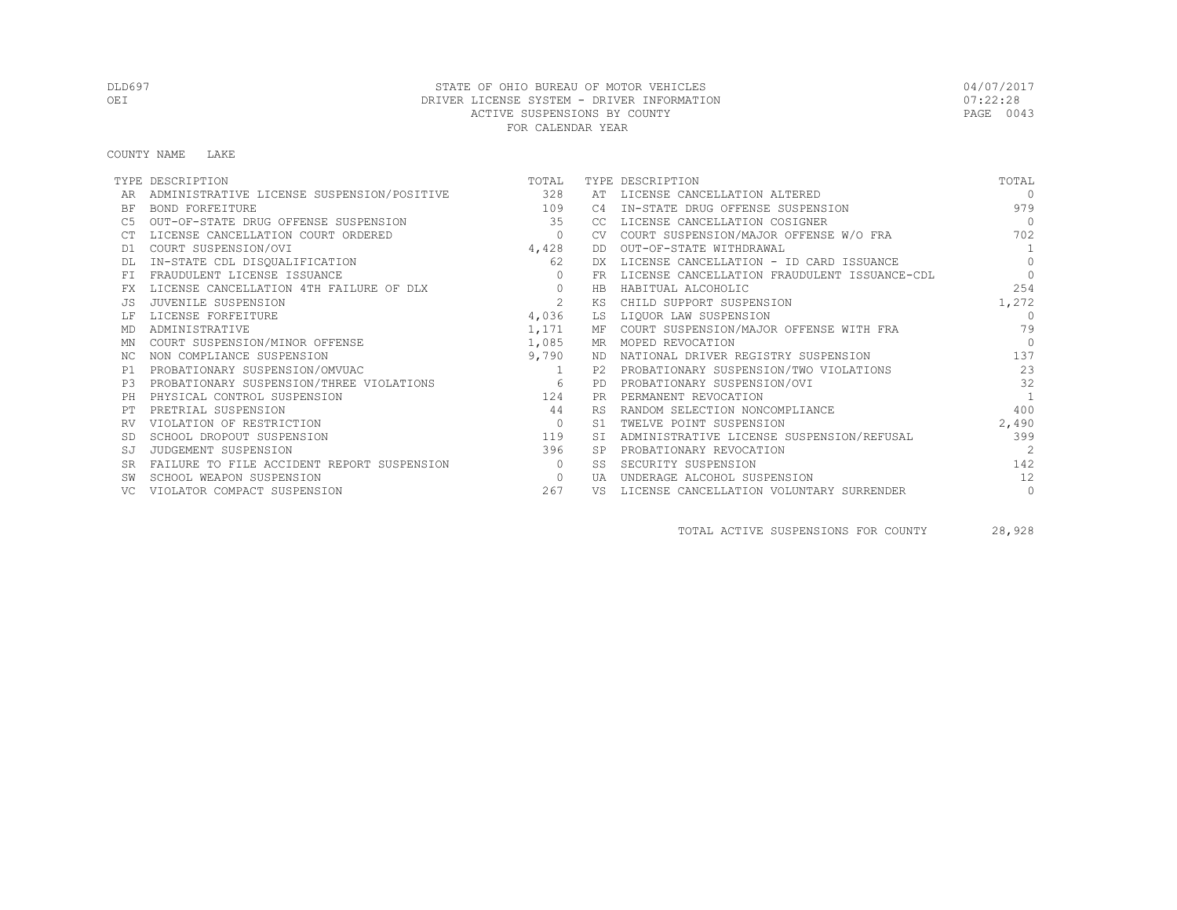STATE OF OHIO BUREAU OF MOTOR VEHICLES
DRIVER LICENSE SYSTEM - DRIVER INFORMATION
ACTIVE SUSPENSIONS BY COUNTY
FOR CALENDAR YEAR

DLD697
OEI

04/07/2017
07:22:28

COUNTY NAME LAKE

| TYPE | DESCRIPTION | TOTAL | TYPE | DESCRIPTION | TOTAL |
|---|---|---|---|---|---|
| AR | ADMINISTRATIVE LICENSE SUSPENSION/POSITIVE | 328 | AT | LICENSE CANCELLATION ALTERED | 0 |
| BF | BOND FORFEITURE | 109 | C4 | IN-STATE DRUG OFFENSE SUSPENSION | 979 |
| C5 | OUT-OF-STATE DRUG OFFENSE SUSPENSION | 35 | CC | LICENSE CANCELLATION COSIGNER | 0 |
| CT | LICENSE CANCELLATION COURT ORDERED | 0 | CV | COURT SUSPENSION/MAJOR OFFENSE W/O FRA | 702 |
| D1 | COURT SUSPENSION/OVI | 4,428 | DD | OUT-OF-STATE WITHDRAWAL | 1 |
| DL | IN-STATE CDL DISQUALIFICATION | 62 | DX | LICENSE CANCELLATION - ID CARD ISSUANCE | 0 |
| FI | FRAUDULENT LICENSE ISSUANCE | 0 | FR | LICENSE CANCELLATION FRAUDULENT ISSUANCE-CDL | 0 |
| FX | LICENSE CANCELLATION 4TH FAILURE OF DLX | 0 | HB | HABITUAL ALCOHOLIC | 254 |
| JS | JUVENILE SUSPENSION | 2 | KS | CHILD SUPPORT SUSPENSION | 1,272 |
| LF | LICENSE FORFEITURE | 4,036 | LS | LIQUOR LAW SUSPENSION | 0 |
| MD | ADMINISTRATIVE | 1,171 | MF | COURT SUSPENSION/MAJOR OFFENSE WITH FRA | 79 |
| MN | COURT SUSPENSION/MINOR OFFENSE | 1,085 | MR | MOPED REVOCATION | 0 |
| NC | NON COMPLIANCE SUSPENSION | 9,790 | ND | NATIONAL DRIVER REGISTRY SUSPENSION | 137 |
| P1 | PROBATIONARY SUSPENSION/OMVUAC | 1 | P2 | PROBATIONARY SUSPENSION/TWO VIOLATIONS | 23 |
| P3 | PROBATIONARY SUSPENSION/THREE VIOLATIONS | 6 | PD | PROBATIONARY SUSPENSION/OVI | 32 |
| PH | PHYSICAL CONTROL SUSPENSION | 124 | PR | PERMANENT REVOCATION | 1 |
| PT | PRETRIAL SUSPENSION | 44 | RS | RANDOM SELECTION NONCOMPLIANCE | 400 |
| RV | VIOLATION OF RESTRICTION | 0 | S1 | TWELVE POINT SUSPENSION | 2,490 |
| SD | SCHOOL DROPOUT SUSPENSION | 119 | SI | ADMINISTRATIVE LICENSE SUSPENSION/REFUSAL | 399 |
| SJ | JUDGEMENT SUSPENSION | 396 | SP | PROBATIONARY REVOCATION | 2 |
| SR | FAILURE TO FILE ACCIDENT REPORT SUSPENSION | 0 | SS | SECURITY SUSPENSION | 142 |
| SW | SCHOOL WEAPON SUSPENSION | 0 | UA | UNDERAGE ALCOHOL SUSPENSION | 12 |
| VC | VIOLATOR COMPACT SUSPENSION | 267 | VS | LICENSE CANCELLATION VOLUNTARY SURRENDER | 0 |

TOTAL ACTIVE SUSPENSIONS FOR COUNTY 28,928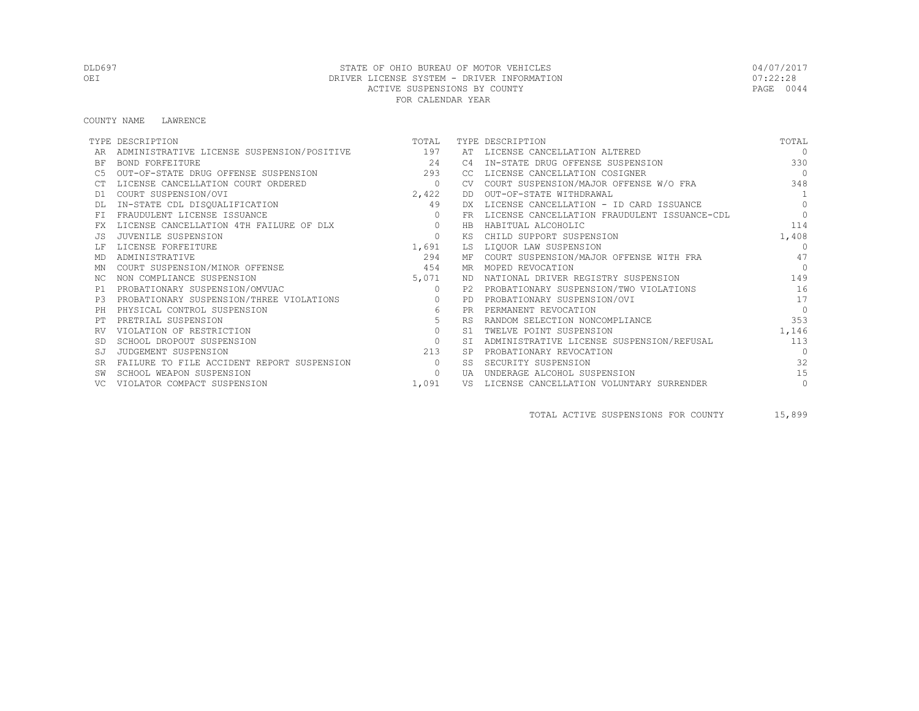STATE OF OHIO BUREAU OF MOTOR VEHICLES
DRIVER LICENSE SYSTEM - DRIVER INFORMATION
ACTIVE SUSPENSIONS BY COUNTY
FOR CALENDAR YEAR

DLD697
OEI

04/07/2017
07:22:28

COUNTY NAME LAWRENCE

| TYPE | DESCRIPTION | TOTAL | TYPE | DESCRIPTION | TOTAL |
|---|---|---|---|---|---|
| AR | ADMINISTRATIVE LICENSE SUSPENSION/POSITIVE | 197 | AT | LICENSE CANCELLATION ALTERED | 0 |
| BF | BOND FORFEITURE | 24 | C4 | IN-STATE DRUG OFFENSE SUSPENSION | 330 |
| C5 | OUT-OF-STATE DRUG OFFENSE SUSPENSION | 293 | CC | LICENSE CANCELLATION COSIGNER | 0 |
| CT | LICENSE CANCELLATION COURT ORDERED | 0 | CV | COURT SUSPENSION/MAJOR OFFENSE W/O FRA | 348 |
| D1 | COURT SUSPENSION/OVI | 2,422 | DD | OUT-OF-STATE WITHDRAWAL | 1 |
| DL | IN-STATE CDL DISQUALIFICATION | 49 | DX | LICENSE CANCELLATION - ID CARD ISSUANCE | 0 |
| FI | FRAUDULENT LICENSE ISSUANCE | 0 | FR | LICENSE CANCELLATION FRAUDULENT ISSUANCE-CDL | 0 |
| FX | LICENSE CANCELLATION 4TH FAILURE OF DLX | 0 | HB | HABITUAL ALCOHOLIC | 114 |
| JS | JUVENILE SUSPENSION | 0 | KS | CHILD SUPPORT SUSPENSION | 1,408 |
| LF | LICENSE FORFEITURE | 1,691 | LS | LIQUOR LAW SUSPENSION | 0 |
| MD | ADMINISTRATIVE | 294 | MF | COURT SUSPENSION/MAJOR OFFENSE WITH FRA | 47 |
| MN | COURT SUSPENSION/MINOR OFFENSE | 454 | MR | MOPED REVOCATION | 0 |
| NC | NON COMPLIANCE SUSPENSION | 5,071 | ND | NATIONAL DRIVER REGISTRY SUSPENSION | 149 |
| P1 | PROBATIONARY SUSPENSION/OMVUAC | 0 | P2 | PROBATIONARY SUSPENSION/TWO VIOLATIONS | 16 |
| P3 | PROBATIONARY SUSPENSION/THREE VIOLATIONS | 0 | PD | PROBATIONARY SUSPENSION/OVI | 17 |
| PH | PHYSICAL CONTROL SUSPENSION | 6 | PR | PERMANENT REVOCATION | 0 |
| PT | PRETRIAL SUSPENSION | 5 | RS | RANDOM SELECTION NONCOMPLIANCE | 353 |
| RV | VIOLATION OF RESTRICTION | 0 | S1 | TWELVE POINT SUSPENSION | 1,146 |
| SD | SCHOOL DROPOUT SUSPENSION | 0 | SI | ADMINISTRATIVE LICENSE SUSPENSION/REFUSAL | 113 |
| SJ | JUDGEMENT SUSPENSION | 213 | SP | PROBATIONARY REVOCATION | 0 |
| SR | FAILURE TO FILE ACCIDENT REPORT SUSPENSION | 0 | SS | SECURITY SUSPENSION | 32 |
| SW | SCHOOL WEAPON SUSPENSION | 0 | UA | UNDERAGE ALCOHOL SUSPENSION | 15 |
| VC | VIOLATOR COMPACT SUSPENSION | 1,091 | VS | LICENSE CANCELLATION VOLUNTARY SURRENDER | 0 |

TOTAL ACTIVE SUSPENSIONS FOR COUNTY 15,899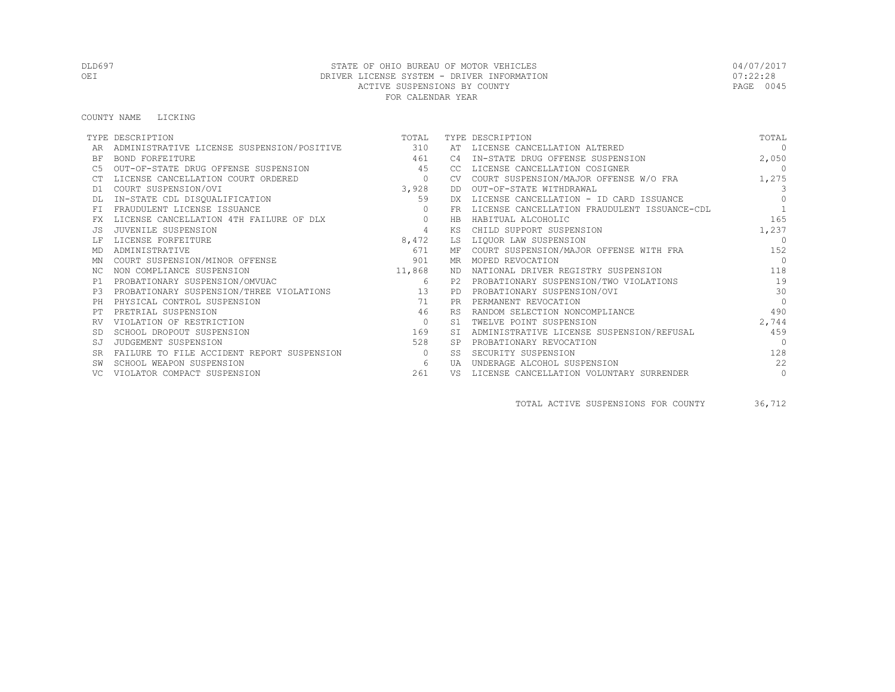STATE OF OHIO BUREAU OF MOTOR VEHICLES
DRIVER LICENSE SYSTEM - DRIVER INFORMATION
ACTIVE SUSPENSIONS BY COUNTY
FOR CALENDAR YEAR

DLD697
OEI

04/07/2017
07:22:28

COUNTY NAME LICKING

| TYPE | DESCRIPTION | TOTAL | TYPE | DESCRIPTION | TOTAL |
|---|---|---|---|---|---|
| AR | ADMINISTRATIVE LICENSE SUSPENSION/POSITIVE | 310 | AT | LICENSE CANCELLATION ALTERED | 0 |
| BF | BOND FORFEITURE | 461 | C4 | IN-STATE DRUG OFFENSE SUSPENSION | 2,050 |
| C5 | OUT-OF-STATE DRUG OFFENSE SUSPENSION | 45 | CC | LICENSE CANCELLATION COSIGNER | 0 |
| CT | LICENSE CANCELLATION COURT ORDERED | 0 | CV | COURT SUSPENSION/MAJOR OFFENSE W/O FRA | 1,275 |
| D1 | COURT SUSPENSION/OVI | 3,928 | DD | OUT-OF-STATE WITHDRAWAL | 3 |
| DL | IN-STATE CDL DISQUALIFICATION | 59 | DX | LICENSE CANCELLATION - ID CARD ISSUANCE | 0 |
| FI | FRAUDULENT LICENSE ISSUANCE | 0 | FR | LICENSE CANCELLATION FRAUDULENT ISSUANCE-CDL | 1 |
| FX | LICENSE CANCELLATION 4TH FAILURE OF DLX | 0 | HB | HABITUAL ALCOHOLIC | 165 |
| JS | JUVENILE SUSPENSION | 4 | KS | CHILD SUPPORT SUSPENSION | 1,237 |
| LF | LICENSE FORFEITURE | 8,472 | LS | LIQUOR LAW SUSPENSION | 0 |
| MD | ADMINISTRATIVE | 671 | MF | COURT SUSPENSION/MAJOR OFFENSE WITH FRA | 152 |
| MN | COURT SUSPENSION/MINOR OFFENSE | 901 | MR | MOPED REVOCATION | 0 |
| NC | NON COMPLIANCE SUSPENSION | 11,868 | ND | NATIONAL DRIVER REGISTRY SUSPENSION | 118 |
| P1 | PROBATIONARY SUSPENSION/OMVUAC | 6 | P2 | PROBATIONARY SUSPENSION/TWO VIOLATIONS | 19 |
| P3 | PROBATIONARY SUSPENSION/THREE VIOLATIONS | 13 | PD | PROBATIONARY SUSPENSION/OVI | 30 |
| PH | PHYSICAL CONTROL SUSPENSION | 71 | PR | PERMANENT REVOCATION | 0 |
| PT | PRETRIAL SUSPENSION | 46 | RS | RANDOM SELECTION NONCOMPLIANCE | 490 |
| RV | VIOLATION OF RESTRICTION | 0 | S1 | TWELVE POINT SUSPENSION | 2,744 |
| SD | SCHOOL DROPOUT SUSPENSION | 169 | SI | ADMINISTRATIVE LICENSE SUSPENSION/REFUSAL | 459 |
| SJ | JUDGEMENT SUSPENSION | 528 | SP | PROBATIONARY REVOCATION | 0 |
| SR | FAILURE TO FILE ACCIDENT REPORT SUSPENSION | 0 | SS | SECURITY SUSPENSION | 128 |
| SW | SCHOOL WEAPON SUSPENSION | 6 | UA | UNDERAGE ALCOHOL SUSPENSION | 22 |
| VC | VIOLATOR COMPACT SUSPENSION | 261 | VS | LICENSE CANCELLATION VOLUNTARY SURRENDER | 0 |

TOTAL ACTIVE SUSPENSIONS FOR COUNTY 36,712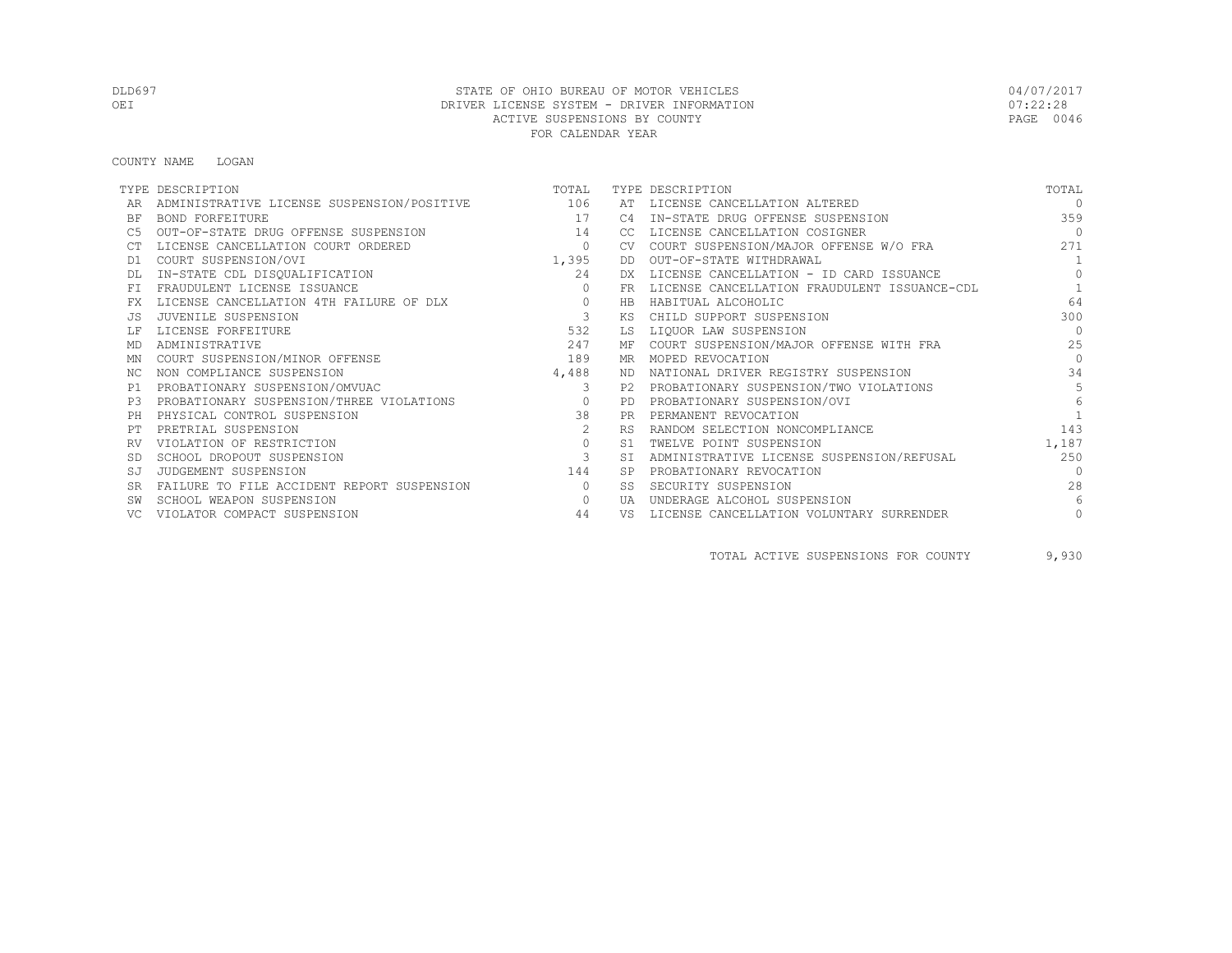DLD697 STATE OF OHIO BUREAU OF MOTOR VEHICLES 04/07/2017
OEI DRIVER LICENSE SYSTEM - DRIVER INFORMATION 07:22:28
ACTIVE SUSPENSIONS BY COUNTY PAGE 0046
FOR CALENDAR YEAR

COUNTY NAME LOGAN

| TYPE | DESCRIPTION | TOTAL | TYPE | DESCRIPTION | TOTAL |
|---|---|---|---|---|---|
| AR | ADMINISTRATIVE LICENSE SUSPENSION/POSITIVE | 106 | AT | LICENSE CANCELLATION ALTERED | 0 |
| BF | BOND FORFEITURE | 17 | C4 | IN-STATE DRUG OFFENSE SUSPENSION | 359 |
| C5 | OUT-OF-STATE DRUG OFFENSE SUSPENSION | 14 | CC | LICENSE CANCELLATION COSIGNER | 0 |
| CT | LICENSE CANCELLATION COURT ORDERED | 0 | CV | COURT SUSPENSION/MAJOR OFFENSE W/O FRA | 271 |
| D1 | COURT SUSPENSION/OVI | 1,395 | DD | OUT-OF-STATE WITHDRAWAL | 1 |
| DL | IN-STATE CDL DISQUALIFICATION | 24 | DX | LICENSE CANCELLATION - ID CARD ISSUANCE | 0 |
| FI | FRAUDULENT LICENSE ISSUANCE | 0 | FR | LICENSE CANCELLATION FRAUDULENT ISSUANCE-CDL | 1 |
| FX | LICENSE CANCELLATION 4TH FAILURE OF DLX | 0 | HB | HABITUAL ALCOHOLIC | 64 |
| JS | JUVENILE SUSPENSION | 3 | KS | CHILD SUPPORT SUSPENSION | 300 |
| LF | LICENSE FORFEITURE | 532 | LS | LIQUOR LAW SUSPENSION | 0 |
| MD | ADMINISTRATIVE | 247 | MF | COURT SUSPENSION/MAJOR OFFENSE WITH FRA | 25 |
| MN | COURT SUSPENSION/MINOR OFFENSE | 189 | MR | MOPED REVOCATION | 0 |
| NC | NON COMPLIANCE SUSPENSION | 4,488 | ND | NATIONAL DRIVER REGISTRY SUSPENSION | 34 |
| P1 | PROBATIONARY SUSPENSION/OMVUAC | 3 | P2 | PROBATIONARY SUSPENSION/TWO VIOLATIONS | 5 |
| P3 | PROBATIONARY SUSPENSION/THREE VIOLATIONS | 0 | PD | PROBATIONARY SUSPENSION/OVI | 6 |
| PH | PHYSICAL CONTROL SUSPENSION | 38 | PR | PERMANENT REVOCATION | 1 |
| PT | PRETRIAL SUSPENSION | 2 | RS | RANDOM SELECTION NONCOMPLIANCE | 143 |
| RV | VIOLATION OF RESTRICTION | 0 | S1 | TWELVE POINT SUSPENSION | 1,187 |
| SD | SCHOOL DROPOUT SUSPENSION | 3 | SI | ADMINISTRATIVE LICENSE SUSPENSION/REFUSAL | 250 |
| SJ | JUDGEMENT SUSPENSION | 144 | SP | PROBATIONARY REVOCATION | 0 |
| SR | FAILURE TO FILE ACCIDENT REPORT SUSPENSION | 0 | SS | SECURITY SUSPENSION | 28 |
| SW | SCHOOL WEAPON SUSPENSION | 0 | UA | UNDERAGE ALCOHOL SUSPENSION | 6 |
| VC | VIOLATOR COMPACT SUSPENSION | 44 | VS | LICENSE CANCELLATION VOLUNTARY SURRENDER | 0 |

TOTAL ACTIVE SUSPENSIONS FOR COUNTY 9,930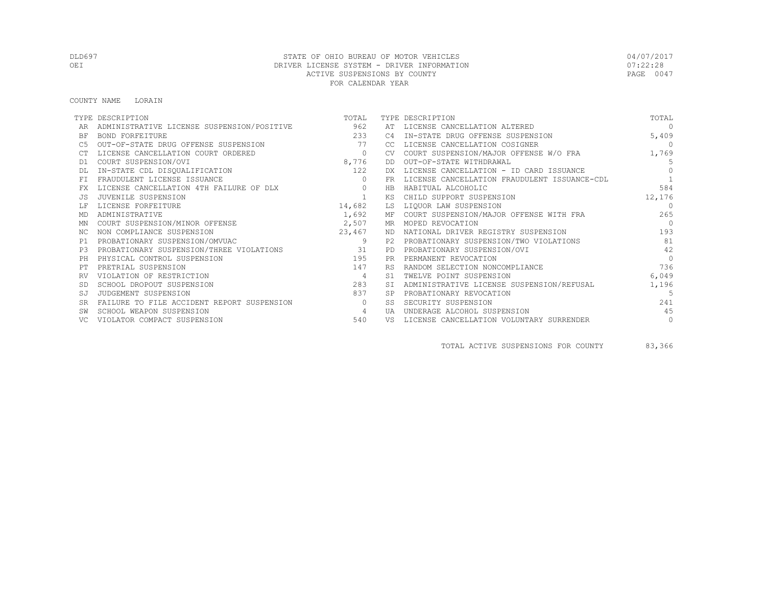STATE OF OHIO BUREAU OF MOTOR VEHICLES
DRIVER LICENSE SYSTEM - DRIVER INFORMATION
ACTIVE SUSPENSIONS BY COUNTY
FOR CALENDAR YEAR

DLD697
OEI

04/07/2017
07:22:28

COUNTY NAME LORAIN

| TYPE | DESCRIPTION | TOTAL | TYPE | DESCRIPTION | TOTAL |
|---|---|---|---|---|---|
| AR | ADMINISTRATIVE LICENSE SUSPENSION/POSITIVE | 962 | AT | LICENSE CANCELLATION ALTERED | 0 |
| BF | BOND FORFEITURE | 233 | C4 | IN-STATE DRUG OFFENSE SUSPENSION | 5,409 |
| C5 | OUT-OF-STATE DRUG OFFENSE SUSPENSION | 77 | CC | LICENSE CANCELLATION COSIGNER | 0 |
| CT | LICENSE CANCELLATION COURT ORDERED | 0 | CV | COURT SUSPENSION/MAJOR OFFENSE W/O FRA | 1,769 |
| D1 | COURT SUSPENSION/OVI | 8,776 | DD | OUT-OF-STATE WITHDRAWAL | 5 |
| DL | IN-STATE CDL DISQUALIFICATION | 122 | DX | LICENSE CANCELLATION - ID CARD ISSUANCE | 0 |
| FI | FRAUDULENT LICENSE ISSUANCE | 0 | FR | LICENSE CANCELLATION FRAUDULENT ISSUANCE-CDL | 1 |
| FX | LICENSE CANCELLATION 4TH FAILURE OF DLX | 0 | HB | HABITUAL ALCOHOLIC | 584 |
| JS | JUVENILE SUSPENSION | 1 | KS | CHILD SUPPORT SUSPENSION | 12,176 |
| LF | LICENSE FORFEITURE | 14,682 | LS | LIQUOR LAW SUSPENSION | 0 |
| MD | ADMINISTRATIVE | 1,692 | MF | COURT SUSPENSION/MAJOR OFFENSE WITH FRA | 265 |
| MN | COURT SUSPENSION/MINOR OFFENSE | 2,507 | MR | MOPED REVOCATION | 0 |
| NC | NON COMPLIANCE SUSPENSION | 23,467 | ND | NATIONAL DRIVER REGISTRY SUSPENSION | 193 |
| P1 | PROBATIONARY SUSPENSION/OMVUAC | 9 | P2 | PROBATIONARY SUSPENSION/TWO VIOLATIONS | 81 |
| P3 | PROBATIONARY SUSPENSION/THREE VIOLATIONS | 31 | PD | PROBATIONARY SUSPENSION/OVI | 42 |
| PH | PHYSICAL CONTROL SUSPENSION | 195 | PR | PERMANENT REVOCATION | 0 |
| PT | PRETRIAL SUSPENSION | 147 | RS | RANDOM SELECTION NONCOMPLIANCE | 736 |
| RV | VIOLATION OF RESTRICTION | 4 | S1 | TWELVE POINT SUSPENSION | 6,049 |
| SD | SCHOOL DROPOUT SUSPENSION | 283 | SI | ADMINISTRATIVE LICENSE SUSPENSION/REFUSAL | 1,196 |
| SJ | JUDGEMENT SUSPENSION | 837 | SP | PROBATIONARY REVOCATION | 5 |
| SR | FAILURE TO FILE ACCIDENT REPORT SUSPENSION | 0 | SS | SECURITY SUSPENSION | 241 |
| SW | SCHOOL WEAPON SUSPENSION | 4 | UA | UNDERAGE ALCOHOL SUSPENSION | 45 |
| VC | VIOLATOR COMPACT SUSPENSION | 540 | VS | LICENSE CANCELLATION VOLUNTARY SURRENDER | 0 |

TOTAL ACTIVE SUSPENSIONS FOR COUNTY 83,366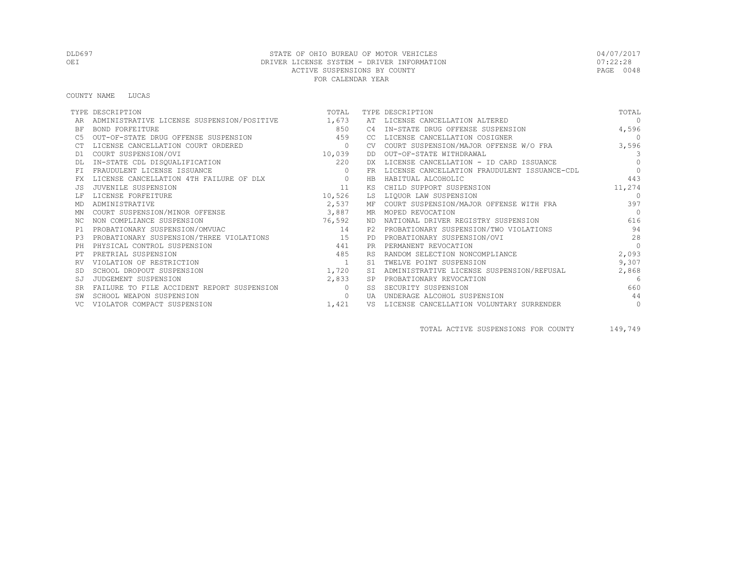STATE OF OHIO BUREAU OF MOTOR VEHICLES
DRIVER LICENSE SYSTEM - DRIVER INFORMATION
ACTIVE SUSPENSIONS BY COUNTY
FOR CALENDAR YEAR

DLD697
OEI

04/07/2017
07:22:28

COUNTY NAME LUCAS

| TYPE | DESCRIPTION | TOTAL | TYPE | DESCRIPTION | TOTAL |
|---|---|---|---|---|---|
| AR | ADMINISTRATIVE LICENSE SUSPENSION/POSITIVE | 1,673 | AT | LICENSE CANCELLATION ALTERED | 0 |
| BF | BOND FORFEITURE | 850 | C4 | IN-STATE DRUG OFFENSE SUSPENSION | 4,596 |
| C5 | OUT-OF-STATE DRUG OFFENSE SUSPENSION | 459 | CC | LICENSE CANCELLATION COSIGNER | 0 |
| CT | LICENSE CANCELLATION COURT ORDERED | 0 | CV | COURT SUSPENSION/MAJOR OFFENSE W/O FRA | 3,596 |
| D1 | COURT SUSPENSION/OVI | 10,039 | DD | OUT-OF-STATE WITHDRAWAL | 3 |
| DL | IN-STATE CDL DISQUALIFICATION | 220 | DX | LICENSE CANCELLATION - ID CARD ISSUANCE | 0 |
| FI | FRAUDULENT LICENSE ISSUANCE | 0 | FR | LICENSE CANCELLATION FRAUDULENT ISSUANCE-CDL | 0 |
| FX | LICENSE CANCELLATION 4TH FAILURE OF DLX | 0 | HB | HABITUAL ALCOHOLIC | 443 |
| JS | JUVENILE SUSPENSION | 11 | KS | CHILD SUPPORT SUSPENSION | 11,274 |
| LF | LICENSE FORFEITURE | 10,526 | LS | LIQUOR LAW SUSPENSION | 0 |
| MD | ADMINISTRATIVE | 2,537 | MF | COURT SUSPENSION/MAJOR OFFENSE WITH FRA | 397 |
| MN | COURT SUSPENSION/MINOR OFFENSE | 3,887 | MR | MOPED REVOCATION | 0 |
| NC | NON COMPLIANCE SUSPENSION | 76,592 | ND | NATIONAL DRIVER REGISTRY SUSPENSION | 616 |
| P1 | PROBATIONARY SUSPENSION/OMVUAC | 14 | P2 | PROBATIONARY SUSPENSION/TWO VIOLATIONS | 94 |
| P3 | PROBATIONARY SUSPENSION/THREE VIOLATIONS | 15 | PD | PROBATIONARY SUSPENSION/OVI | 28 |
| PH | PHYSICAL CONTROL SUSPENSION | 441 | PR | PERMANENT REVOCATION | 0 |
| PT | PRETRIAL SUSPENSION | 485 | RS | RANDOM SELECTION NONCOMPLIANCE | 2,093 |
| RV | VIOLATION OF RESTRICTION | 1 | S1 | TWELVE POINT SUSPENSION | 9,307 |
| SD | SCHOOL DROPOUT SUSPENSION | 1,720 | SI | ADMINISTRATIVE LICENSE SUSPENSION/REFUSAL | 2,868 |
| SJ | JUDGEMENT SUSPENSION | 2,833 | SP | PROBATIONARY REVOCATION | 6 |
| SR | FAILURE TO FILE ACCIDENT REPORT SUSPENSION | 0 | SS | SECURITY SUSPENSION | 660 |
| SW | SCHOOL WEAPON SUSPENSION | 0 | UA | UNDERAGE ALCOHOL SUSPENSION | 44 |
| VC | VIOLATOR COMPACT SUSPENSION | 1,421 | VS | LICENSE CANCELLATION VOLUNTARY SURRENDER | 0 |

TOTAL ACTIVE SUSPENSIONS FOR COUNTY 149,749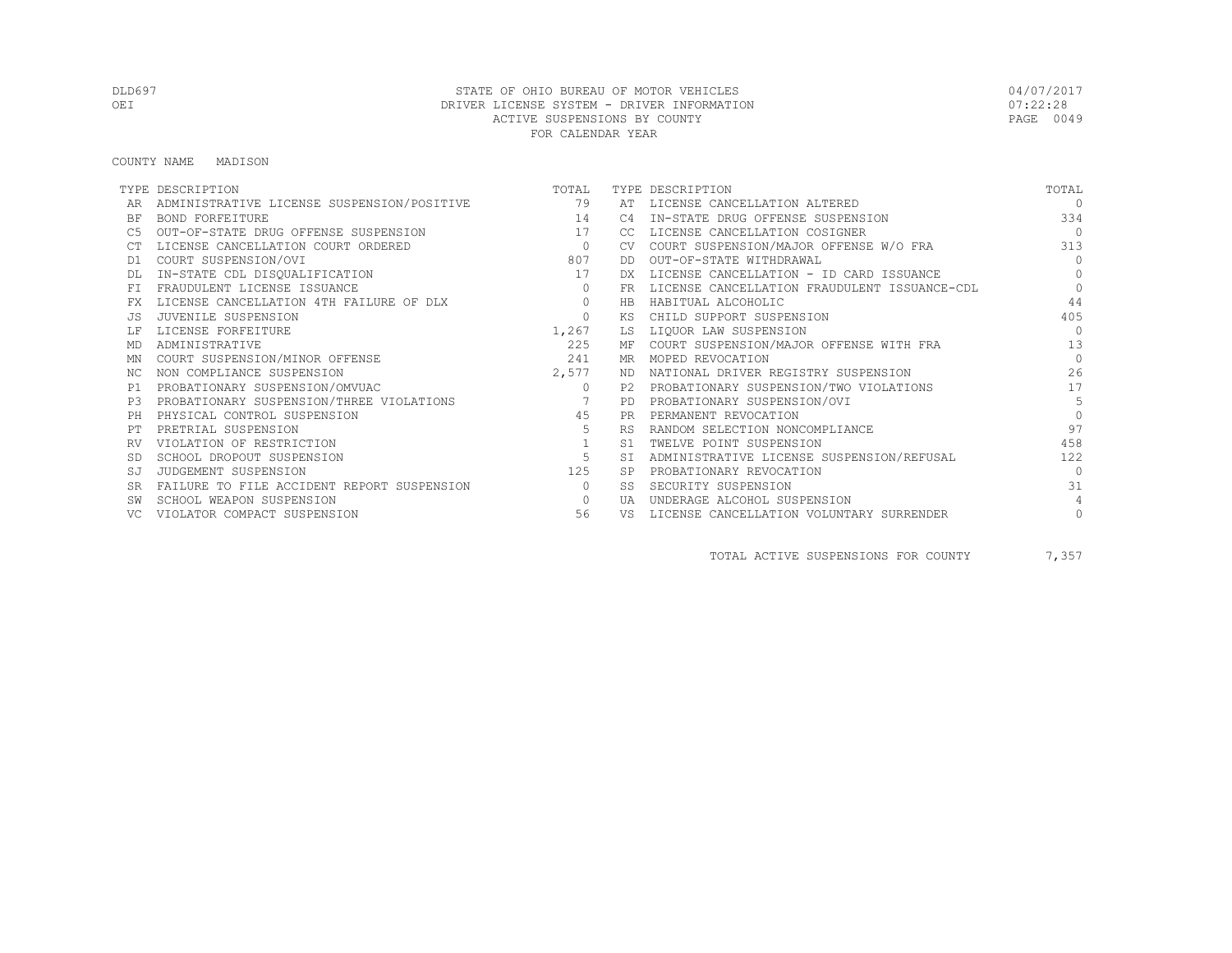DLD697 STATE OF OHIO BUREAU OF MOTOR VEHICLES 04/07/2017
OEI DRIVER LICENSE SYSTEM - DRIVER INFORMATION 07:22:28
ACTIVE SUSPENSIONS BY COUNTY
FOR CALENDAR YEAR

COUNTY NAME MADISON

| TYPE | DESCRIPTION | TOTAL | TYPE | DESCRIPTION | TOTAL |
|---|---|---|---|---|---|
| AR | ADMINISTRATIVE LICENSE SUSPENSION/POSITIVE | 79 | AT | LICENSE CANCELLATION ALTERED | 0 |
| BF | BOND FORFEITURE | 14 | C4 | IN-STATE DRUG OFFENSE SUSPENSION | 334 |
| C5 | OUT-OF-STATE DRUG OFFENSE SUSPENSION | 17 | CC | LICENSE CANCELLATION COSIGNER | 0 |
| CT | LICENSE CANCELLATION COURT ORDERED | 0 | CV | COURT SUSPENSION/MAJOR OFFENSE W/O FRA | 313 |
| D1 | COURT SUSPENSION/OVI | 807 | DD | OUT-OF-STATE WITHDRAWAL | 0 |
| DL | IN-STATE CDL DISQUALIFICATION | 17 | DX | LICENSE CANCELLATION - ID CARD ISSUANCE | 0 |
| FI | FRAUDULENT LICENSE ISSUANCE | 0 | FR | LICENSE CANCELLATION FRAUDULENT ISSUANCE-CDL | 0 |
| FX | LICENSE CANCELLATION 4TH FAILURE OF DLX | 0 | HB | HABITUAL ALCOHOLIC | 44 |
| JS | JUVENILE SUSPENSION | 0 | KS | CHILD SUPPORT SUSPENSION | 405 |
| LF | LICENSE FORFEITURE | 1,267 | LS | LIQUOR LAW SUSPENSION | 0 |
| MD | ADMINISTRATIVE | 225 | MF | COURT SUSPENSION/MAJOR OFFENSE WITH FRA | 13 |
| MN | COURT SUSPENSION/MINOR OFFENSE | 241 | MR | MOPED REVOCATION | 0 |
| NC | NON COMPLIANCE SUSPENSION | 2,577 | ND | NATIONAL DRIVER REGISTRY SUSPENSION | 26 |
| P1 | PROBATIONARY SUSPENSION/OMVUAC | 0 | P2 | PROBATIONARY SUSPENSION/TWO VIOLATIONS | 17 |
| P3 | PROBATIONARY SUSPENSION/THREE VIOLATIONS | 7 | PD | PROBATIONARY SUSPENSION/OVI | 5 |
| PH | PHYSICAL CONTROL SUSPENSION | 45 | PR | PERMANENT REVOCATION | 0 |
| PT | PRETRIAL SUSPENSION | 5 | RS | RANDOM SELECTION NONCOMPLIANCE | 97 |
| RV | VIOLATION OF RESTRICTION | 1 | S1 | TWELVE POINT SUSPENSION | 458 |
| SD | SCHOOL DROPOUT SUSPENSION | 5 | SI | ADMINISTRATIVE LICENSE SUSPENSION/REFUSAL | 122 |
| SJ | JUDGEMENT SUSPENSION | 125 | SP | PROBATIONARY REVOCATION | 0 |
| SR | FAILURE TO FILE ACCIDENT REPORT SUSPENSION | 0 | SS | SECURITY SUSPENSION | 31 |
| SW | SCHOOL WEAPON SUSPENSION | 0 | UA | UNDERAGE ALCOHOL SUSPENSION | 4 |
| VC | VIOLATOR COMPACT SUSPENSION | 56 | VS | LICENSE CANCELLATION VOLUNTARY SURRENDER | 0 |

TOTAL ACTIVE SUSPENSIONS FOR COUNTY 7,357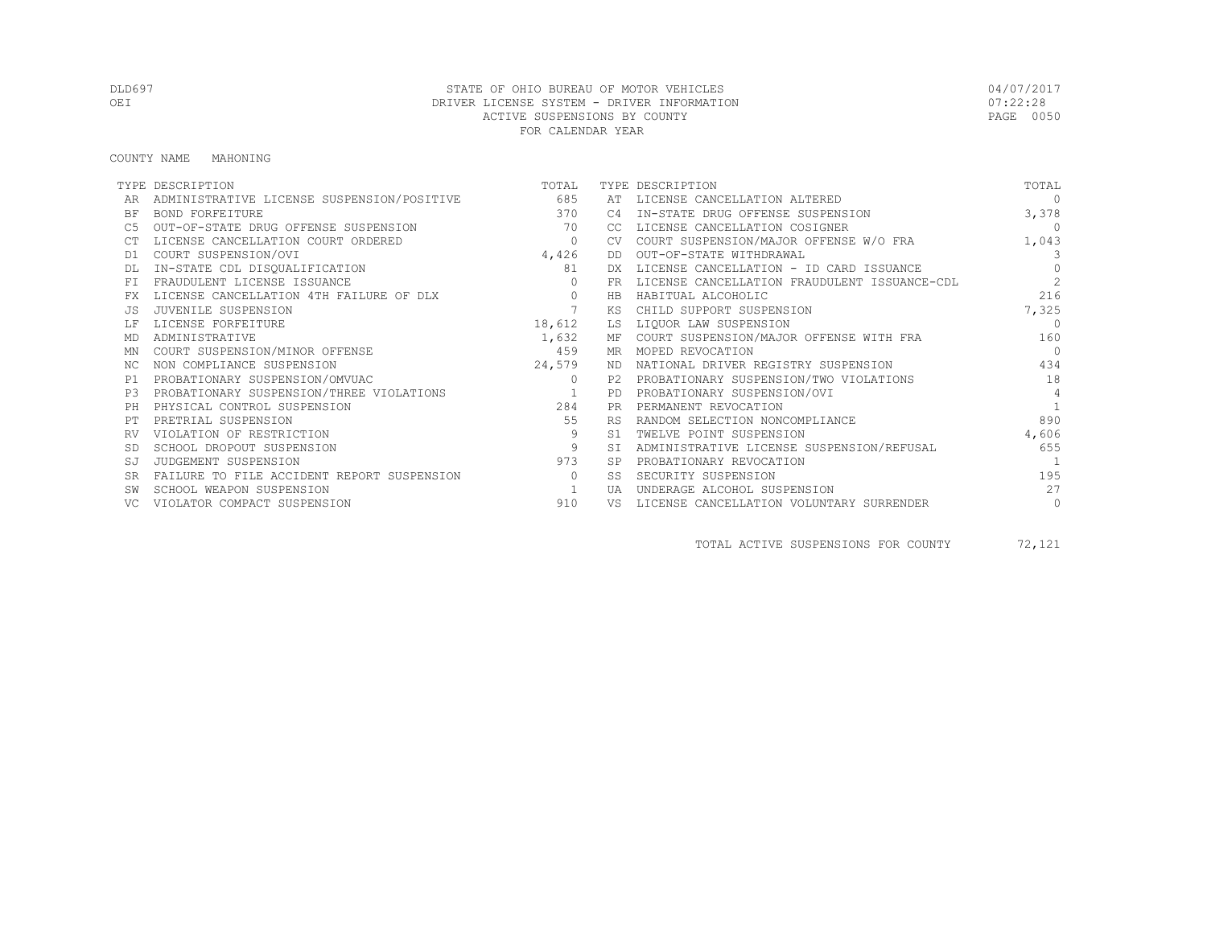STATE OF OHIO BUREAU OF MOTOR VEHICLES
DRIVER LICENSE SYSTEM - DRIVER INFORMATION
ACTIVE SUSPENSIONS BY COUNTY
FOR CALENDAR YEAR

DLD697
OEI

04/07/2017
07:22:28

COUNTY NAME MAHONING

| TYPE | DESCRIPTION | TOTAL | TYPE | DESCRIPTION | TOTAL |
|---|---|---|---|---|---|
| AR | ADMINISTRATIVE LICENSE SUSPENSION/POSITIVE | 685 | AT | LICENSE CANCELLATION ALTERED | 0 |
| BF | BOND FORFEITURE | 370 | C4 | IN-STATE DRUG OFFENSE SUSPENSION | 3,378 |
| C5 | OUT-OF-STATE DRUG OFFENSE SUSPENSION | 70 | CC | LICENSE CANCELLATION COSIGNER | 0 |
| CT | LICENSE CANCELLATION COURT ORDERED | 0 | CV | COURT SUSPENSION/MAJOR OFFENSE W/O FRA | 1,043 |
| D1 | COURT SUSPENSION/OVI | 4,426 | DD | OUT-OF-STATE WITHDRAWAL | 3 |
| DL | IN-STATE CDL DISQUALIFICATION | 81 | DX | LICENSE CANCELLATION - ID CARD ISSUANCE | 0 |
| FI | FRAUDULENT LICENSE ISSUANCE | 0 | FR | LICENSE CANCELLATION FRAUDULENT ISSUANCE-CDL | 2 |
| FX | LICENSE CANCELLATION 4TH FAILURE OF DLX | 0 | HB | HABITUAL ALCOHOLIC | 216 |
| JS | JUVENILE SUSPENSION | 7 | KS | CHILD SUPPORT SUSPENSION | 7,325 |
| LF | LICENSE FORFEITURE | 18,612 | LS | LIQUOR LAW SUSPENSION | 0 |
| MD | ADMINISTRATIVE | 1,632 | MF | COURT SUSPENSION/MAJOR OFFENSE WITH FRA | 160 |
| MN | COURT SUSPENSION/MINOR OFFENSE | 459 | MR | MOPED REVOCATION | 0 |
| NC | NON COMPLIANCE SUSPENSION | 24,579 | ND | NATIONAL DRIVER REGISTRY SUSPENSION | 434 |
| P1 | PROBATIONARY SUSPENSION/OMVUAC | 0 | P2 | PROBATIONARY SUSPENSION/TWO VIOLATIONS | 18 |
| P3 | PROBATIONARY SUSPENSION/THREE VIOLATIONS | 1 | PD | PROBATIONARY SUSPENSION/OVI | 4 |
| PH | PHYSICAL CONTROL SUSPENSION | 284 | PR | PERMANENT REVOCATION | 1 |
| PT | PRETRIAL SUSPENSION | 55 | RS | RANDOM SELECTION NONCOMPLIANCE | 890 |
| RV | VIOLATION OF RESTRICTION | 9 | S1 | TWELVE POINT SUSPENSION | 4,606 |
| SD | SCHOOL DROPOUT SUSPENSION | 9 | SI | ADMINISTRATIVE LICENSE SUSPENSION/REFUSAL | 655 |
| SJ | JUDGEMENT SUSPENSION | 973 | SP | PROBATIONARY REVOCATION | 1 |
| SR | FAILURE TO FILE ACCIDENT REPORT SUSPENSION | 0 | SS | SECURITY SUSPENSION | 195 |
| SW | SCHOOL WEAPON SUSPENSION | 1 | UA | UNDERAGE ALCOHOL SUSPENSION | 27 |
| VC | VIOLATOR COMPACT SUSPENSION | 910 | VS | LICENSE CANCELLATION VOLUNTARY SURRENDER | 0 |

TOTAL ACTIVE SUSPENSIONS FOR COUNTY 72,121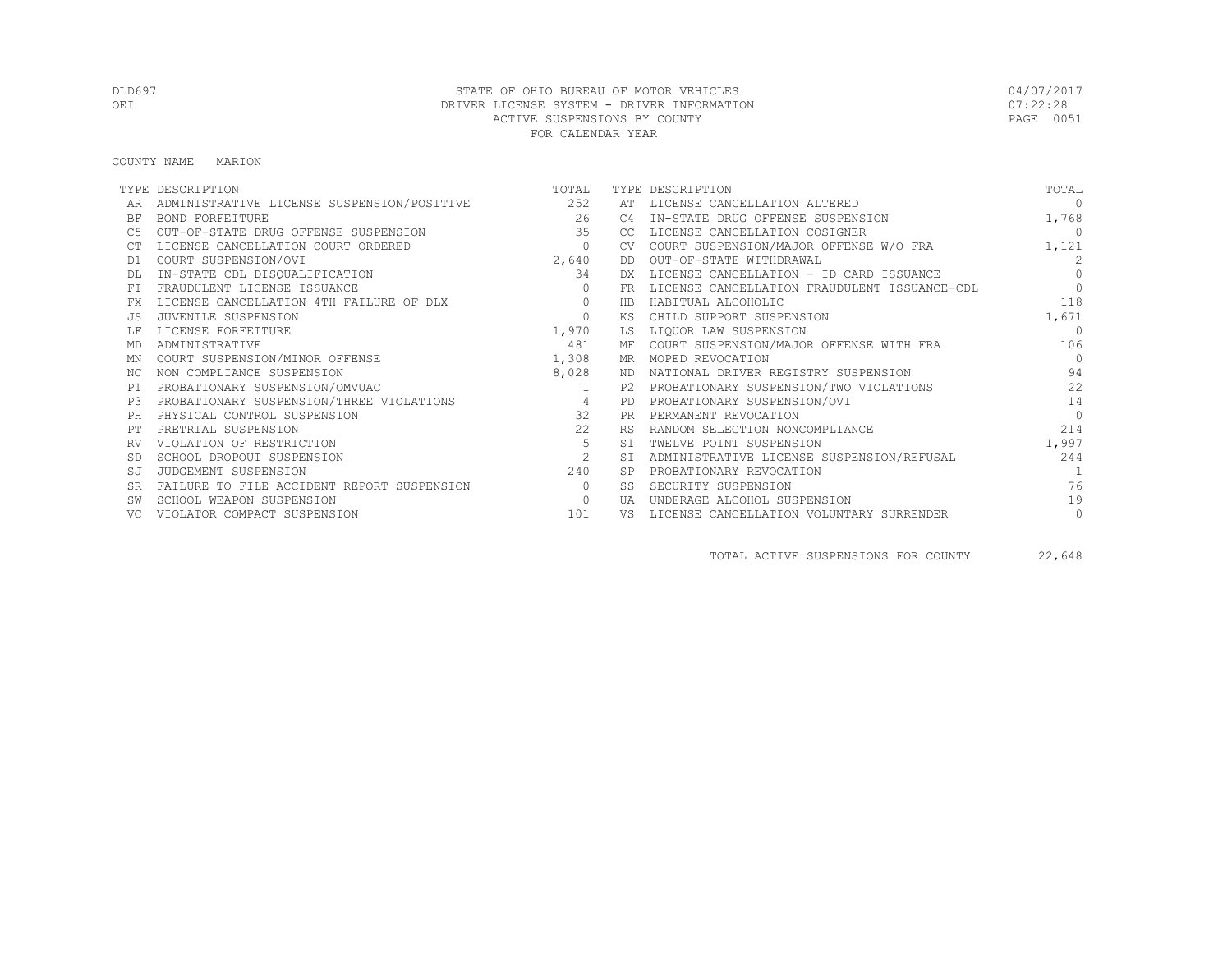STATE OF OHIO BUREAU OF MOTOR VEHICLES
DRIVER LICENSE SYSTEM - DRIVER INFORMATION
ACTIVE SUSPENSIONS BY COUNTY
FOR CALENDAR YEAR

DLD697
OEI

04/07/2017
07:22:28

COUNTY NAME MARION

| TYPE | DESCRIPTION | TOTAL | TYPE | DESCRIPTION | TOTAL |
|---|---|---|---|---|---|
| AR | ADMINISTRATIVE LICENSE SUSPENSION/POSITIVE | 252 | AT | LICENSE CANCELLATION ALTERED | 0 |
| BF | BOND FORFEITURE | 26 | C4 | IN-STATE DRUG OFFENSE SUSPENSION | 1,768 |
| C5 | OUT-OF-STATE DRUG OFFENSE SUSPENSION | 35 | CC | LICENSE CANCELLATION COSIGNER | 0 |
| CT | LICENSE CANCELLATION COURT ORDERED | 0 | CV | COURT SUSPENSION/MAJOR OFFENSE W/O FRA | 1,121 |
| D1 | COURT SUSPENSION/OVI | 2,640 | DD | OUT-OF-STATE WITHDRAWAL | 2 |
| DL | IN-STATE CDL DISQUALIFICATION | 34 | DX | LICENSE CANCELLATION - ID CARD ISSUANCE | 0 |
| FI | FRAUDULENT LICENSE ISSUANCE | 0 | FR | LICENSE CANCELLATION FRAUDULENT ISSUANCE-CDL | 0 |
| FX | LICENSE CANCELLATION 4TH FAILURE OF DLX | 0 | HB | HABITUAL ALCOHOLIC | 118 |
| JS | JUVENILE SUSPENSION | 0 | KS | CHILD SUPPORT SUSPENSION | 1,671 |
| LF | LICENSE FORFEITURE | 1,970 | LS | LIQUOR LAW SUSPENSION | 0 |
| MD | ADMINISTRATIVE | 481 | MF | COURT SUSPENSION/MAJOR OFFENSE WITH FRA | 106 |
| MN | COURT SUSPENSION/MINOR OFFENSE | 1,308 | MR | MOPED REVOCATION | 0 |
| NC | NON COMPLIANCE SUSPENSION | 8,028 | ND | NATIONAL DRIVER REGISTRY SUSPENSION | 94 |
| P1 | PROBATIONARY SUSPENSION/OMVUAC | 1 | P2 | PROBATIONARY SUSPENSION/TWO VIOLATIONS | 22 |
| P3 | PROBATIONARY SUSPENSION/THREE VIOLATIONS | 4 | PD | PROBATIONARY SUSPENSION/OVI | 14 |
| PH | PHYSICAL CONTROL SUSPENSION | 32 | PR | PERMANENT REVOCATION | 0 |
| PT | PRETRIAL SUSPENSION | 22 | RS | RANDOM SELECTION NONCOMPLIANCE | 214 |
| RV | VIOLATION OF RESTRICTION | 5 | S1 | TWELVE POINT SUSPENSION | 1,997 |
| SD | SCHOOL DROPOUT SUSPENSION | 2 | SI | ADMINISTRATIVE LICENSE SUSPENSION/REFUSAL | 244 |
| SJ | JUDGEMENT SUSPENSION | 240 | SP | PROBATIONARY REVOCATION | 1 |
| SR | FAILURE TO FILE ACCIDENT REPORT SUSPENSION | 0 | SS | SECURITY SUSPENSION | 76 |
| SW | SCHOOL WEAPON SUSPENSION | 0 | UA | UNDERAGE ALCOHOL SUSPENSION | 19 |
| VC | VIOLATOR COMPACT SUSPENSION | 101 | VS | LICENSE CANCELLATION VOLUNTARY SURRENDER | 0 |

TOTAL ACTIVE SUSPENSIONS FOR COUNTY 22,648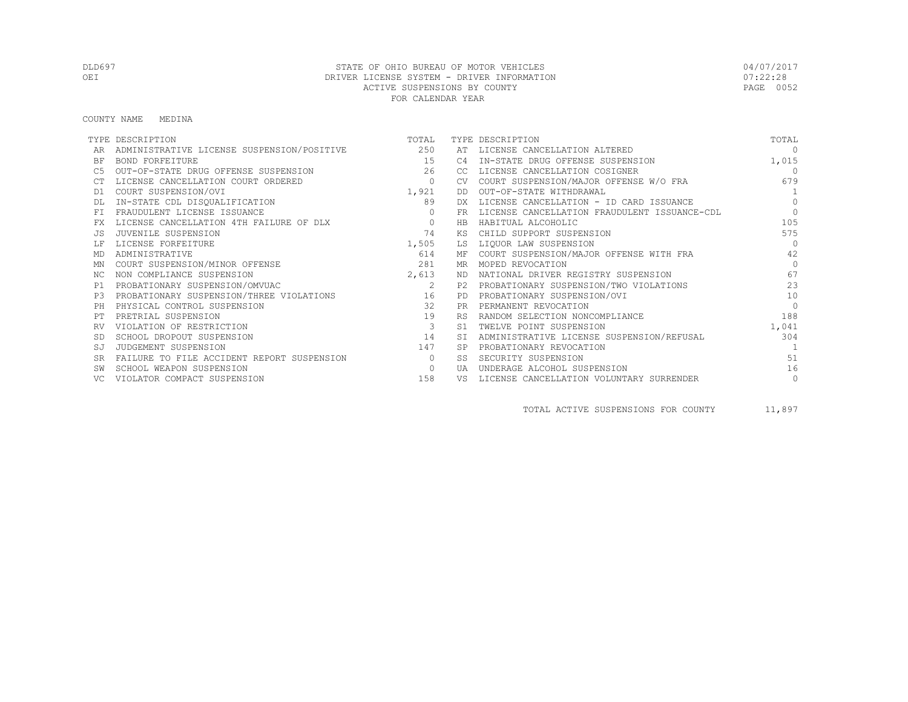DLD697 STATE OF OHIO BUREAU OF MOTOR VEHICLES 04/07/2017
OEI DRIVER LICENSE SYSTEM - DRIVER INFORMATION 07:22:28
ACTIVE SUSPENSIONS BY COUNTY
FOR CALENDAR YEAR

COUNTY NAME MEDINA

| TYPE | DESCRIPTION | TOTAL | TYPE | DESCRIPTION | TOTAL |
|---|---|---|---|---|---|
| AR | ADMINISTRATIVE LICENSE SUSPENSION/POSITIVE | 250 | AT | LICENSE CANCELLATION ALTERED | 0 |
| BF | BOND FORFEITURE | 15 | C4 | IN-STATE DRUG OFFENSE SUSPENSION | 1,015 |
| C5 | OUT-OF-STATE DRUG OFFENSE SUSPENSION | 26 | CC | LICENSE CANCELLATION COSIGNER | 0 |
| CT | LICENSE CANCELLATION COURT ORDERED | 0 | CV | COURT SUSPENSION/MAJOR OFFENSE W/O FRA | 679 |
| D1 | COURT SUSPENSION/OVI | 1,921 | DD | OUT-OF-STATE WITHDRAWAL | 1 |
| DL | IN-STATE CDL DISQUALIFICATION | 89 | DX | LICENSE CANCELLATION - ID CARD ISSUANCE | 0 |
| FI | FRAUDULENT LICENSE ISSUANCE | 0 | FR | LICENSE CANCELLATION FRAUDULENT ISSUANCE-CDL | 0 |
| FX | LICENSE CANCELLATION 4TH FAILURE OF DLX | 0 | HB | HABITUAL ALCOHOLIC | 105 |
| JS | JUVENILE SUSPENSION | 74 | KS | CHILD SUPPORT SUSPENSION | 575 |
| LF | LICENSE FORFEITURE | 1,505 | LS | LIQUOR LAW SUSPENSION | 0 |
| MD | ADMINISTRATIVE | 614 | MF | COURT SUSPENSION/MAJOR OFFENSE WITH FRA | 42 |
| MN | COURT SUSPENSION/MINOR OFFENSE | 281 | MR | MOPED REVOCATION | 0 |
| NC | NON COMPLIANCE SUSPENSION | 2,613 | ND | NATIONAL DRIVER REGISTRY SUSPENSION | 67 |
| P1 | PROBATIONARY SUSPENSION/OMVUAC | 2 | P2 | PROBATIONARY SUSPENSION/TWO VIOLATIONS | 23 |
| P3 | PROBATIONARY SUSPENSION/THREE VIOLATIONS | 16 | PD | PROBATIONARY SUSPENSION/OVI | 10 |
| PH | PHYSICAL CONTROL SUSPENSION | 32 | PR | PERMANENT REVOCATION | 0 |
| PT | PRETRIAL SUSPENSION | 19 | RS | RANDOM SELECTION NONCOMPLIANCE | 188 |
| RV | VIOLATION OF RESTRICTION | 3 | S1 | TWELVE POINT SUSPENSION | 1,041 |
| SD | SCHOOL DROPOUT SUSPENSION | 14 | SI | ADMINISTRATIVE LICENSE SUSPENSION/REFUSAL | 304 |
| SJ | JUDGEMENT SUSPENSION | 147 | SP | PROBATIONARY REVOCATION | 1 |
| SR | FAILURE TO FILE ACCIDENT REPORT SUSPENSION | 0 | SS | SECURITY SUSPENSION | 51 |
| SW | SCHOOL WEAPON SUSPENSION | 0 | UA | UNDERAGE ALCOHOL SUSPENSION | 16 |
| VC | VIOLATOR COMPACT SUSPENSION | 158 | VS | LICENSE CANCELLATION VOLUNTARY SURRENDER | 0 |

TOTAL ACTIVE SUSPENSIONS FOR COUNTY 11,897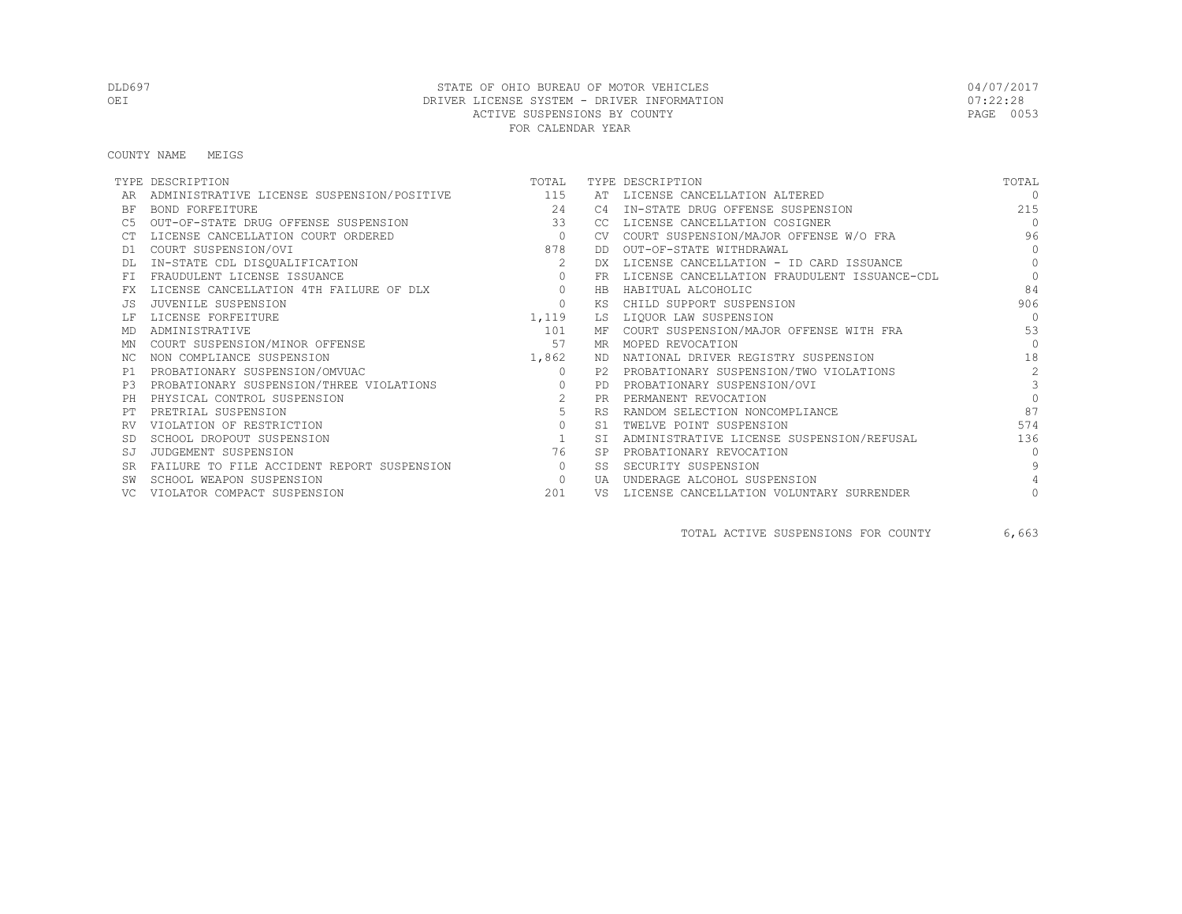STATE OF OHIO BUREAU OF MOTOR VEHICLES
DRIVER LICENSE SYSTEM - DRIVER INFORMATION
ACTIVE SUSPENSIONS BY COUNTY
FOR CALENDAR YEAR

DLD697
OEI

04/07/2017
07:22:28

COUNTY NAME MEIGS

| TYPE | DESCRIPTION | TOTAL | TYPE | DESCRIPTION | TOTAL |
|---|---|---|---|---|---|
| AR | ADMINISTRATIVE LICENSE SUSPENSION/POSITIVE | 115 | AT | LICENSE CANCELLATION ALTERED | 0 |
| BF | BOND FORFEITURE | 24 | C4 | IN-STATE DRUG OFFENSE SUSPENSION | 215 |
| C5 | OUT-OF-STATE DRUG OFFENSE SUSPENSION | 33 | CC | LICENSE CANCELLATION COSIGNER | 0 |
| CT | LICENSE CANCELLATION COURT ORDERED | 0 | CV | COURT SUSPENSION/MAJOR OFFENSE W/O FRA | 96 |
| D1 | COURT SUSPENSION/OVI | 878 | DD | OUT-OF-STATE WITHDRAWAL | 0 |
| DL | IN-STATE CDL DISQUALIFICATION | 2 | DX | LICENSE CANCELLATION - ID CARD ISSUANCE | 0 |
| FI | FRAUDULENT LICENSE ISSUANCE | 0 | FR | LICENSE CANCELLATION FRAUDULENT ISSUANCE-CDL | 0 |
| FX | LICENSE CANCELLATION 4TH FAILURE OF DLX | 0 | HB | HABITUAL ALCOHOLIC | 84 |
| JS | JUVENILE SUSPENSION | 0 | KS | CHILD SUPPORT SUSPENSION | 906 |
| LF | LICENSE FORFEITURE | 1,119 | LS | LIQUOR LAW SUSPENSION | 0 |
| MD | ADMINISTRATIVE | 101 | MF | COURT SUSPENSION/MAJOR OFFENSE WITH FRA | 53 |
| MN | COURT SUSPENSION/MINOR OFFENSE | 57 | MR | MOPED REVOCATION | 0 |
| NC | NON COMPLIANCE SUSPENSION | 1,862 | ND | NATIONAL DRIVER REGISTRY SUSPENSION | 18 |
| P1 | PROBATIONARY SUSPENSION/OMVUAC | 0 | P2 | PROBATIONARY SUSPENSION/TWO VIOLATIONS | 2 |
| P3 | PROBATIONARY SUSPENSION/THREE VIOLATIONS | 0 | PD | PROBATIONARY SUSPENSION/OVI | 3 |
| PH | PHYSICAL CONTROL SUSPENSION | 2 | PR | PERMANENT REVOCATION | 0 |
| PT | PRETRIAL SUSPENSION | 5 | RS | RANDOM SELECTION NONCOMPLIANCE | 87 |
| RV | VIOLATION OF RESTRICTION | 0 | S1 | TWELVE POINT SUSPENSION | 574 |
| SD | SCHOOL DROPOUT SUSPENSION | 1 | SI | ADMINISTRATIVE LICENSE SUSPENSION/REFUSAL | 136 |
| SJ | JUDGEMENT SUSPENSION | 76 | SP | PROBATIONARY REVOCATION | 0 |
| SR | FAILURE TO FILE ACCIDENT REPORT SUSPENSION | 0 | SS | SECURITY SUSPENSION | 9 |
| SW | SCHOOL WEAPON SUSPENSION | 0 | UA | UNDERAGE ALCOHOL SUSPENSION | 4 |
| VC | VIOLATOR COMPACT SUSPENSION | 201 | VS | LICENSE CANCELLATION VOLUNTARY SURRENDER | 0 |

TOTAL ACTIVE SUSPENSIONS FOR COUNTY 6,663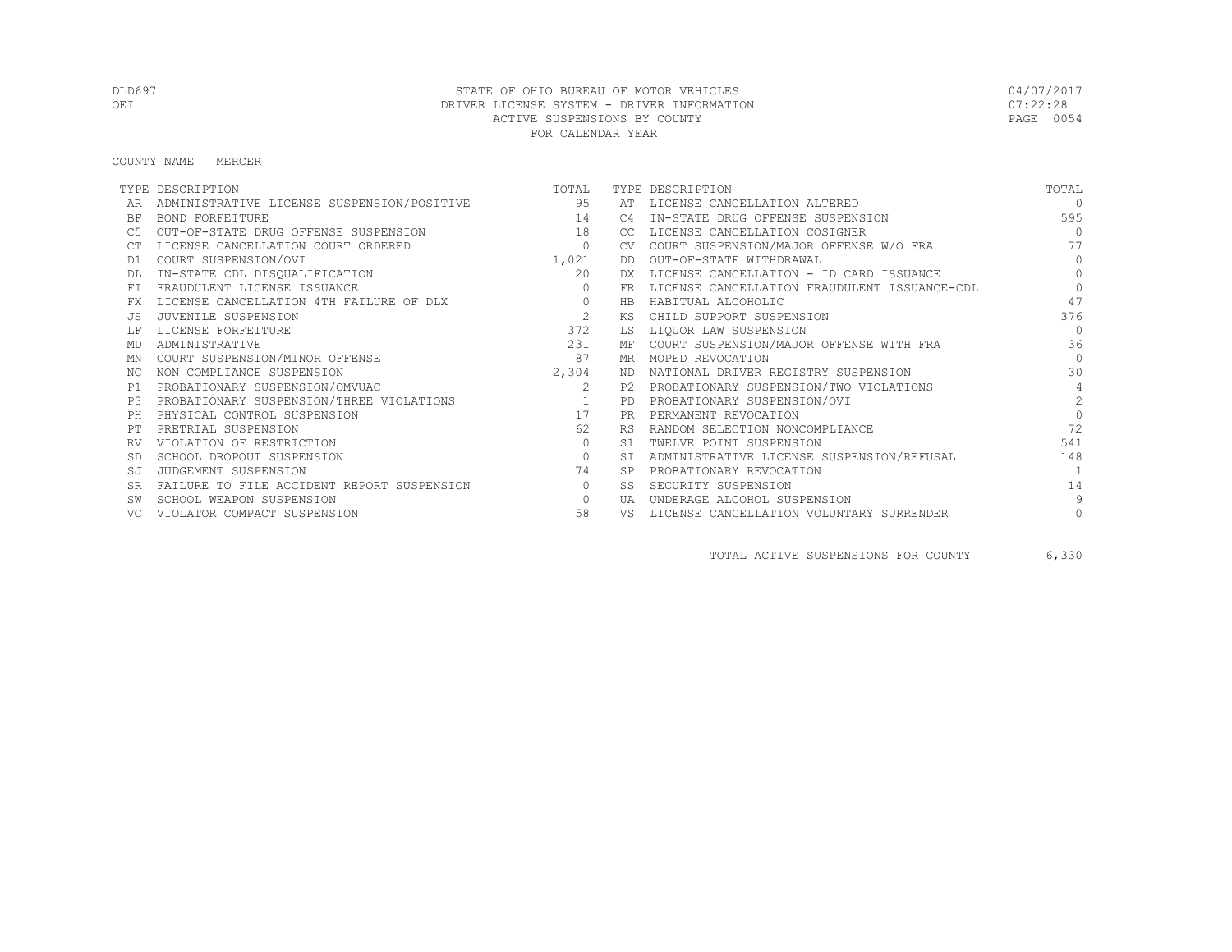DLD697 STATE OF OHIO BUREAU OF MOTOR VEHICLES 04/07/2017
OEI DRIVER LICENSE SYSTEM - DRIVER INFORMATION 07:22:28
ACTIVE SUSPENSIONS BY COUNTY
FOR CALENDAR YEAR

COUNTY NAME MERCER

| TYPE | DESCRIPTION | TOTAL | TYPE | DESCRIPTION | TOTAL |
|---|---|---|---|---|---|
| AR | ADMINISTRATIVE LICENSE SUSPENSION/POSITIVE | 95 | AT | LICENSE CANCELLATION ALTERED | 0 |
| BF | BOND FORFEITURE | 14 | C4 | IN-STATE DRUG OFFENSE SUSPENSION | 595 |
| C5 | OUT-OF-STATE DRUG OFFENSE SUSPENSION | 18 | CC | LICENSE CANCELLATION COSIGNER | 0 |
| CT | LICENSE CANCELLATION COURT ORDERED | 0 | CV | COURT SUSPENSION/MAJOR OFFENSE W/O FRA | 77 |
| D1 | COURT SUSPENSION/OVI | 1,021 | DD | OUT-OF-STATE WITHDRAWAL | 0 |
| DL | IN-STATE CDL DISQUALIFICATION | 20 | DX | LICENSE CANCELLATION - ID CARD ISSUANCE | 0 |
| FI | FRAUDULENT LICENSE ISSUANCE | 0 | FR | LICENSE CANCELLATION FRAUDULENT ISSUANCE-CDL | 0 |
| FX | LICENSE CANCELLATION 4TH FAILURE OF DLX | 0 | HB | HABITUAL ALCOHOLIC | 47 |
| JS | JUVENILE SUSPENSION | 2 | KS | CHILD SUPPORT SUSPENSION | 376 |
| LF | LICENSE FORFEITURE | 372 | LS | LIQUOR LAW SUSPENSION | 0 |
| MD | ADMINISTRATIVE | 231 | MF | COURT SUSPENSION/MAJOR OFFENSE WITH FRA | 36 |
| MN | COURT SUSPENSION/MINOR OFFENSE | 87 | MR | MOPED REVOCATION | 0 |
| NC | NON COMPLIANCE SUSPENSION | 2,304 | ND | NATIONAL DRIVER REGISTRY SUSPENSION | 30 |
| P1 | PROBATIONARY SUSPENSION/OMVUAC | 2 | P2 | PROBATIONARY SUSPENSION/TWO VIOLATIONS | 4 |
| P3 | PROBATIONARY SUSPENSION/THREE VIOLATIONS | 1 | PD | PROBATIONARY SUSPENSION/OVI | 2 |
| PH | PHYSICAL CONTROL SUSPENSION | 17 | PR | PERMANENT REVOCATION | 0 |
| PT | PRETRIAL SUSPENSION | 62 | RS | RANDOM SELECTION NONCOMPLIANCE | 72 |
| RV | VIOLATION OF RESTRICTION | 0 | S1 | TWELVE POINT SUSPENSION | 541 |
| SD | SCHOOL DROPOUT SUSPENSION | 0 | SI | ADMINISTRATIVE LICENSE SUSPENSION/REFUSAL | 148 |
| SJ | JUDGEMENT SUSPENSION | 74 | SP | PROBATIONARY REVOCATION | 1 |
| SR | FAILURE TO FILE ACCIDENT REPORT SUSPENSION | 0 | SS | SECURITY SUSPENSION | 14 |
| SW | SCHOOL WEAPON SUSPENSION | 0 | UA | UNDERAGE ALCOHOL SUSPENSION | 9 |
| VC | VIOLATOR COMPACT SUSPENSION | 58 | VS | LICENSE CANCELLATION VOLUNTARY SURRENDER | 0 |

TOTAL ACTIVE SUSPENSIONS FOR COUNTY 6,330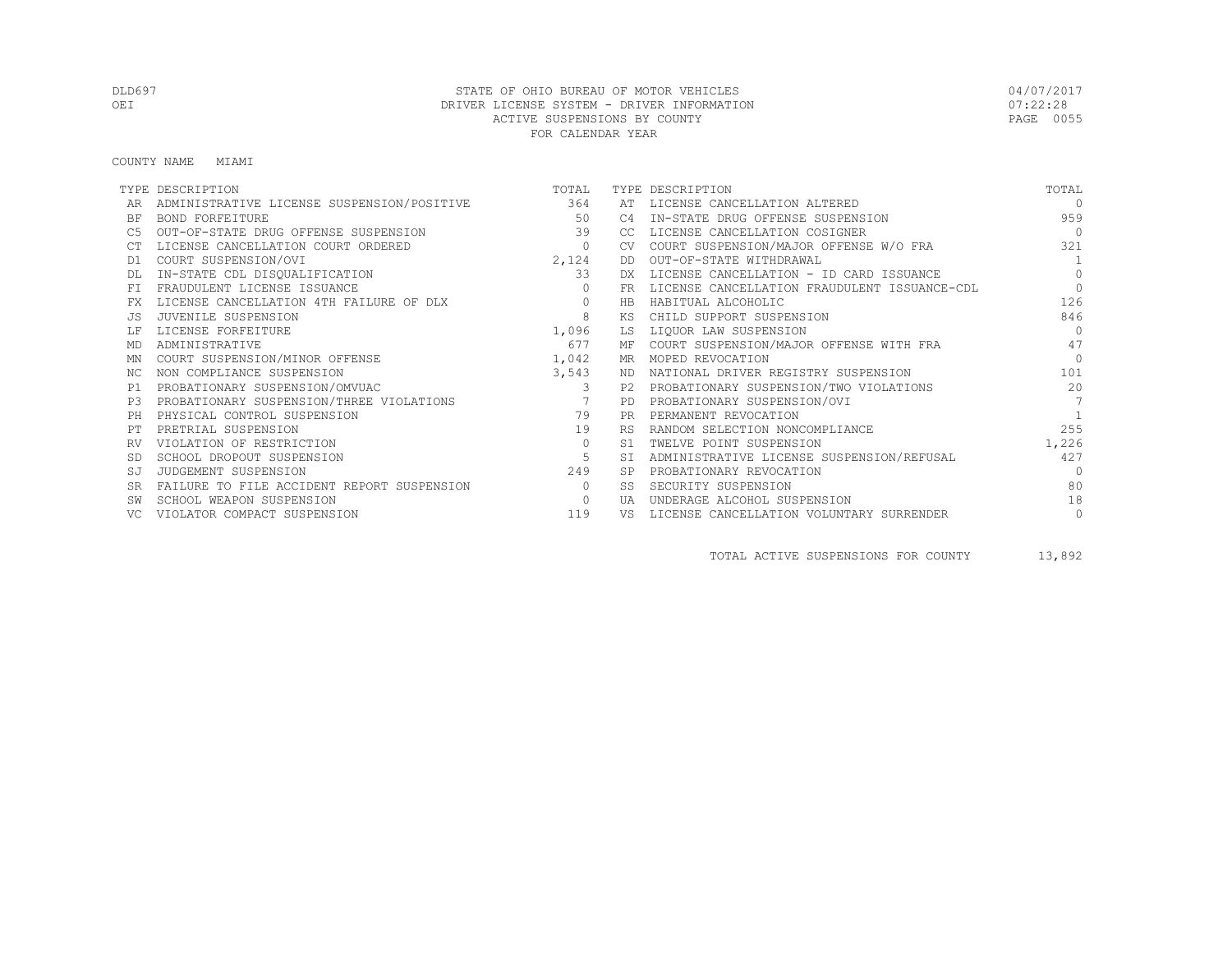STATE OF OHIO BUREAU OF MOTOR VEHICLES
DRIVER LICENSE SYSTEM - DRIVER INFORMATION
ACTIVE SUSPENSIONS BY COUNTY
FOR CALENDAR YEAR

DLD697
OEI

04/07/2017
07:22:28

COUNTY NAME MIAMI

| TYPE | DESCRIPTION | TOTAL | TYPE | DESCRIPTION | TOTAL |
|---|---|---|---|---|---|
| AR | ADMINISTRATIVE LICENSE SUSPENSION/POSITIVE | 364 | AT | LICENSE CANCELLATION ALTERED | 0 |
| BF | BOND FORFEITURE | 50 | C4 | IN-STATE DRUG OFFENSE SUSPENSION | 959 |
| C5 | OUT-OF-STATE DRUG OFFENSE SUSPENSION | 39 | CC | LICENSE CANCELLATION COSIGNER | 0 |
| CT | LICENSE CANCELLATION COURT ORDERED | 0 | CV | COURT SUSPENSION/MAJOR OFFENSE W/O FRA | 321 |
| D1 | COURT SUSPENSION/OVI | 2,124 | DD | OUT-OF-STATE WITHDRAWAL | 1 |
| DL | IN-STATE CDL DISQUALIFICATION | 33 | DX | LICENSE CANCELLATION - ID CARD ISSUANCE | 0 |
| FI | FRAUDULENT LICENSE ISSUANCE | 0 | FR | LICENSE CANCELLATION FRAUDULENT ISSUANCE-CDL | 0 |
| FX | LICENSE CANCELLATION 4TH FAILURE OF DLX | 0 | HB | HABITUAL ALCOHOLIC | 126 |
| JS | JUVENILE SUSPENSION | 8 | KS | CHILD SUPPORT SUSPENSION | 846 |
| LF | LICENSE FORFEITURE | 1,096 | LS | LIQUOR LAW SUSPENSION | 0 |
| MD | ADMINISTRATIVE | 677 | MF | COURT SUSPENSION/MAJOR OFFENSE WITH FRA | 47 |
| MN | COURT SUSPENSION/MINOR OFFENSE | 1,042 | MR | MOPED REVOCATION | 0 |
| NC | NON COMPLIANCE SUSPENSION | 3,543 | ND | NATIONAL DRIVER REGISTRY SUSPENSION | 101 |
| P1 | PROBATIONARY SUSPENSION/OMVUAC | 3 | P2 | PROBATIONARY SUSPENSION/TWO VIOLATIONS | 20 |
| P3 | PROBATIONARY SUSPENSION/THREE VIOLATIONS | 7 | PD | PROBATIONARY SUSPENSION/OVI | 7 |
| PH | PHYSICAL CONTROL SUSPENSION | 79 | PR | PERMANENT REVOCATION | 1 |
| PT | PRETRIAL SUSPENSION | 19 | RS | RANDOM SELECTION NONCOMPLIANCE | 255 |
| RV | VIOLATION OF RESTRICTION | 0 | S1 | TWELVE POINT SUSPENSION | 1,226 |
| SD | SCHOOL DROPOUT SUSPENSION | 5 | SI | ADMINISTRATIVE LICENSE SUSPENSION/REFUSAL | 427 |
| SJ | JUDGEMENT SUSPENSION | 249 | SP | PROBATIONARY REVOCATION | 0 |
| SR | FAILURE TO FILE ACCIDENT REPORT SUSPENSION | 0 | SS | SECURITY SUSPENSION | 80 |
| SW | SCHOOL WEAPON SUSPENSION | 0 | UA | UNDERAGE ALCOHOL SUSPENSION | 18 |
| VC | VIOLATOR COMPACT SUSPENSION | 119 | VS | LICENSE CANCELLATION VOLUNTARY SURRENDER | 0 |

TOTAL ACTIVE SUSPENSIONS FOR COUNTY 13,892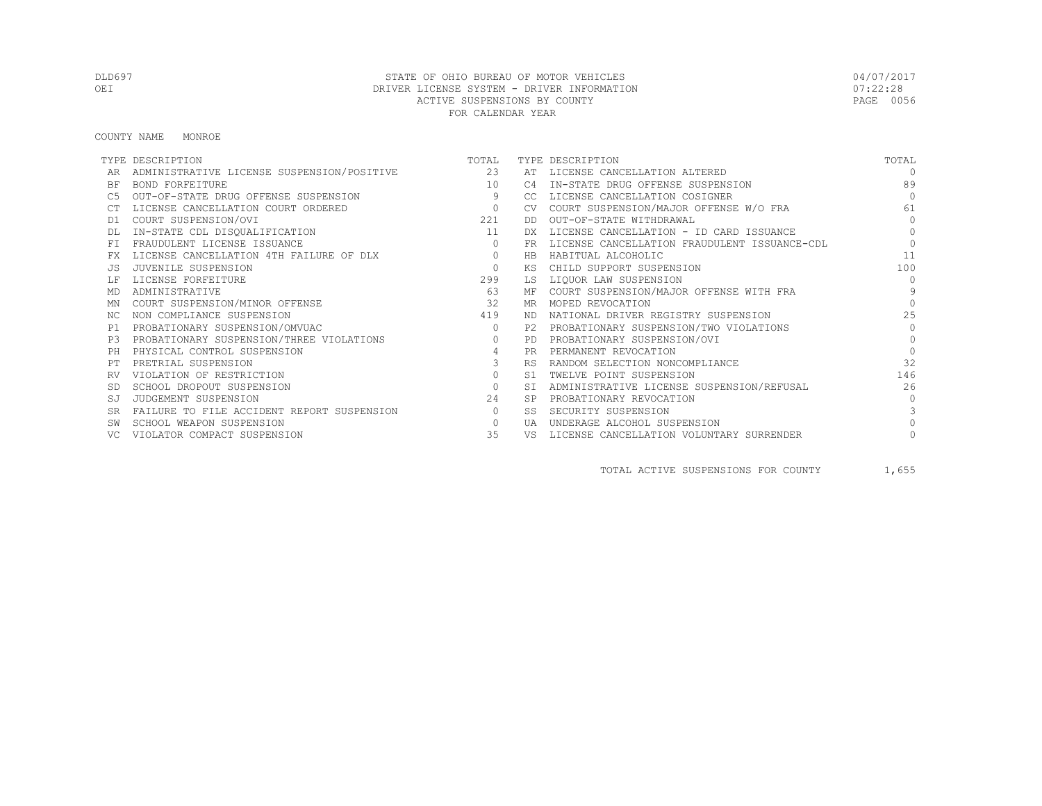DLD697 STATE OF OHIO BUREAU OF MOTOR VEHICLES 04/07/2017
OEI DRIVER LICENSE SYSTEM - DRIVER INFORMATION 07:22:28
ACTIVE SUSPENSIONS BY COUNTY PAGE 0056
FOR CALENDAR YEAR

COUNTY NAME MONROE

| TYPE | DESCRIPTION | TOTAL | TYPE | DESCRIPTION | TOTAL |
|---|---|---|---|---|---|
| AR | ADMINISTRATIVE LICENSE SUSPENSION/POSITIVE | 23 | AT | LICENSE CANCELLATION ALTERED | 0 |
| BF | BOND FORFEITURE | 10 | C4 | IN-STATE DRUG OFFENSE SUSPENSION | 89 |
| C5 | OUT-OF-STATE DRUG OFFENSE SUSPENSION | 9 | CC | LICENSE CANCELLATION COSIGNER | 0 |
| CT | LICENSE CANCELLATION COURT ORDERED | 0 | CV | COURT SUSPENSION/MAJOR OFFENSE W/O FRA | 61 |
| D1 | COURT SUSPENSION/OVI | 221 | DD | OUT-OF-STATE WITHDRAWAL | 0 |
| DL | IN-STATE CDL DISQUALIFICATION | 11 | DX | LICENSE CANCELLATION - ID CARD ISSUANCE | 0 |
| FI | FRAUDULENT LICENSE ISSUANCE | 0 | FR | LICENSE CANCELLATION FRAUDULENT ISSUANCE-CDL | 0 |
| FX | LICENSE CANCELLATION 4TH FAILURE OF DLX | 0 | HB | HABITUAL ALCOHOLIC | 11 |
| JS | JUVENILE SUSPENSION | 0 | KS | CHILD SUPPORT SUSPENSION | 100 |
| LF | LICENSE FORFEITURE | 299 | LS | LIQUOR LAW SUSPENSION | 0 |
| MD | ADMINISTRATIVE | 63 | MF | COURT SUSPENSION/MAJOR OFFENSE WITH FRA | 9 |
| MN | COURT SUSPENSION/MINOR OFFENSE | 32 | MR | MOPED REVOCATION | 0 |
| NC | NON COMPLIANCE SUSPENSION | 419 | ND | NATIONAL DRIVER REGISTRY SUSPENSION | 25 |
| P1 | PROBATIONARY SUSPENSION/OMVUAC | 0 | P2 | PROBATIONARY SUSPENSION/TWO VIOLATIONS | 0 |
| P3 | PROBATIONARY SUSPENSION/THREE VIOLATIONS | 0 | PD | PROBATIONARY SUSPENSION/OVI | 0 |
| PH | PHYSICAL CONTROL SUSPENSION | 4 | PR | PERMANENT REVOCATION | 0 |
| PT | PRETRIAL SUSPENSION | 3 | RS | RANDOM SELECTION NONCOMPLIANCE | 32 |
| RV | VIOLATION OF RESTRICTION | 0 | S1 | TWELVE POINT SUSPENSION | 146 |
| SD | SCHOOL DROPOUT SUSPENSION | 0 | SI | ADMINISTRATIVE LICENSE SUSPENSION/REFUSAL | 26 |
| SJ | JUDGEMENT SUSPENSION | 24 | SP | PROBATIONARY REVOCATION | 0 |
| SR | FAILURE TO FILE ACCIDENT REPORT SUSPENSION | 0 | SS | SECURITY SUSPENSION | 3 |
| SW | SCHOOL WEAPON SUSPENSION | 0 | UA | UNDERAGE ALCOHOL SUSPENSION | 0 |
| VC | VIOLATOR COMPACT SUSPENSION | 35 | VS | LICENSE CANCELLATION VOLUNTARY SURRENDER | 0 |

TOTAL ACTIVE SUSPENSIONS FOR COUNTY 1,655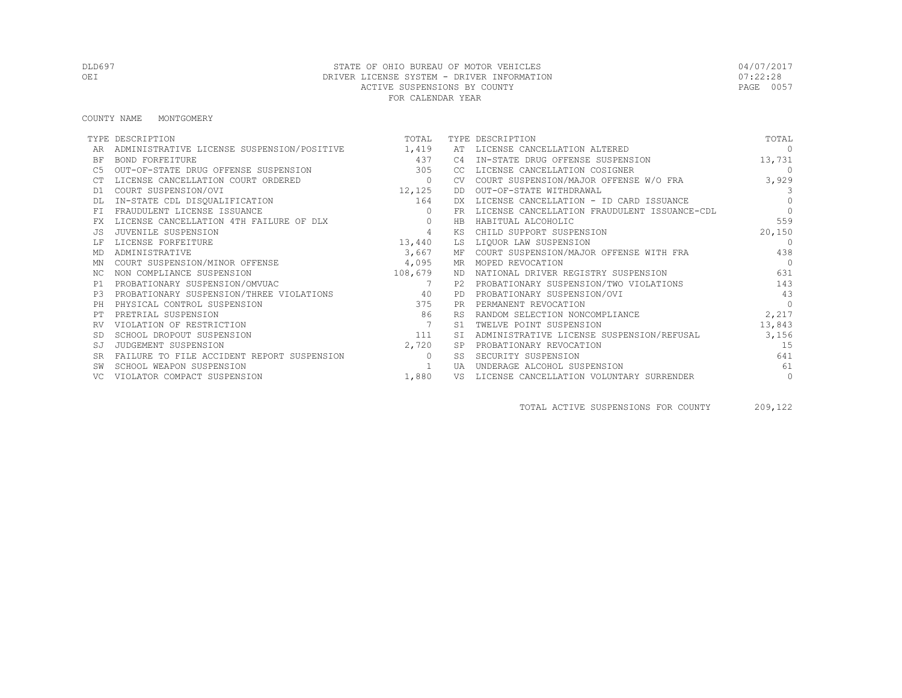DLD697 STATE OF OHIO BUREAU OF MOTOR VEHICLES 04/07/2017
OEI DRIVER LICENSE SYSTEM - DRIVER INFORMATION 07:22:28
ACTIVE SUSPENSIONS BY COUNTY
FOR CALENDAR YEAR

COUNTY NAME MONTGOMERY

| TYPE | DESCRIPTION | TOTAL | TYPE | DESCRIPTION | TOTAL |
|---|---|---|---|---|---|
| AR | ADMINISTRATIVE LICENSE SUSPENSION/POSITIVE | 1,419 | AT | LICENSE CANCELLATION ALTERED | 0 |
| BF | BOND FORFEITURE | 437 | C4 | IN-STATE DRUG OFFENSE SUSPENSION | 13,731 |
| C5 | OUT-OF-STATE DRUG OFFENSE SUSPENSION | 305 | CC | LICENSE CANCELLATION COSIGNER | 0 |
| CT | LICENSE CANCELLATION COURT ORDERED | 0 | CV | COURT SUSPENSION/MAJOR OFFENSE W/O FRA | 3,929 |
| D1 | COURT SUSPENSION/OVI | 12,125 | DD | OUT-OF-STATE WITHDRAWAL | 3 |
| DL | IN-STATE CDL DISQUALIFICATION | 164 | DX | LICENSE CANCELLATION - ID CARD ISSUANCE | 0 |
| FI | FRAUDULENT LICENSE ISSUANCE | 0 | FR | LICENSE CANCELLATION FRAUDULENT ISSUANCE-CDL | 0 |
| FX | LICENSE CANCELLATION 4TH FAILURE OF DLX | 0 | HB | HABITUAL ALCOHOLIC | 559 |
| JS | JUVENILE SUSPENSION | 4 | KS | CHILD SUPPORT SUSPENSION | 20,150 |
| LF | LICENSE FORFEITURE | 13,440 | LS | LIQUOR LAW SUSPENSION | 0 |
| MD | ADMINISTRATIVE | 3,667 | MF | COURT SUSPENSION/MAJOR OFFENSE WITH FRA | 438 |
| MN | COURT SUSPENSION/MINOR OFFENSE | 4,095 | MR | MOPED REVOCATION | 0 |
| NC | NON COMPLIANCE SUSPENSION | 108,679 | ND | NATIONAL DRIVER REGISTRY SUSPENSION | 631 |
| P1 | PROBATIONARY SUSPENSION/OMVUAC | 7 | P2 | PROBATIONARY SUSPENSION/TWO VIOLATIONS | 143 |
| P3 | PROBATIONARY SUSPENSION/THREE VIOLATIONS | 40 | PD | PROBATIONARY SUSPENSION/OVI | 43 |
| PH | PHYSICAL CONTROL SUSPENSION | 375 | PR | PERMANENT REVOCATION | 0 |
| PT | PRETRIAL SUSPENSION | 86 | RS | RANDOM SELECTION NONCOMPLIANCE | 2,217 |
| RV | VIOLATION OF RESTRICTION | 7 | S1 | TWELVE POINT SUSPENSION | 13,843 |
| SD | SCHOOL DROPOUT SUSPENSION | 111 | SI | ADMINISTRATIVE LICENSE SUSPENSION/REFUSAL | 3,156 |
| SJ | JUDGEMENT SUSPENSION | 2,720 | SP | PROBATIONARY REVOCATION | 15 |
| SR | FAILURE TO FILE ACCIDENT REPORT SUSPENSION | 0 | SS | SECURITY SUSPENSION | 641 |
| SW | SCHOOL WEAPON SUSPENSION | 1 | UA | UNDERAGE ALCOHOL SUSPENSION | 61 |
| VC | VIOLATOR COMPACT SUSPENSION | 1,880 | VS | LICENSE CANCELLATION VOLUNTARY SURRENDER | 0 |

TOTAL ACTIVE SUSPENSIONS FOR COUNTY 209,122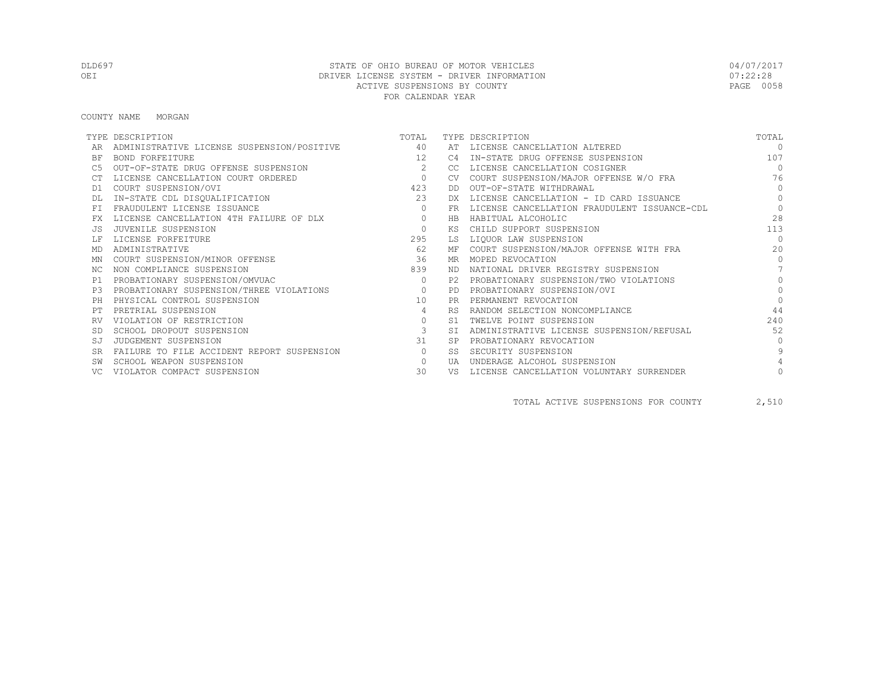DLD697 STATE OF OHIO BUREAU OF MOTOR VEHICLES 04/07/2017
OEI DRIVER LICENSE SYSTEM - DRIVER INFORMATION 07:22:28
ACTIVE SUSPENSIONS BY COUNTY
FOR CALENDAR YEAR

COUNTY NAME MORGAN

| TYPE | DESCRIPTION | TOTAL | TYPE | DESCRIPTION | TOTAL |
|---|---|---|---|---|---|
| AR | ADMINISTRATIVE LICENSE SUSPENSION/POSITIVE | 40 | AT | LICENSE CANCELLATION ALTERED | 0 |
| BF | BOND FORFEITURE | 12 | C4 | IN-STATE DRUG OFFENSE SUSPENSION | 107 |
| C5 | OUT-OF-STATE DRUG OFFENSE SUSPENSION | 2 | CC | LICENSE CANCELLATION COSIGNER | 0 |
| CT | LICENSE CANCELLATION COURT ORDERED | 0 | CV | COURT SUSPENSION/MAJOR OFFENSE W/O FRA | 76 |
| D1 | COURT SUSPENSION/OVI | 423 | DD | OUT-OF-STATE WITHDRAWAL | 0 |
| DL | IN-STATE CDL DISQUALIFICATION | 23 | DX | LICENSE CANCELLATION - ID CARD ISSUANCE | 0 |
| FI | FRAUDULENT LICENSE ISSUANCE | 0 | FR | LICENSE CANCELLATION FRAUDULENT ISSUANCE-CDL | 0 |
| FX | LICENSE CANCELLATION 4TH FAILURE OF DLX | 0 | HB | HABITUAL ALCOHOLIC | 28 |
| JS | JUVENILE SUSPENSION | 0 | KS | CHILD SUPPORT SUSPENSION | 113 |
| LF | LICENSE FORFEITURE | 295 | LS | LIQUOR LAW SUSPENSION | 0 |
| MD | ADMINISTRATIVE | 62 | MF | COURT SUSPENSION/MAJOR OFFENSE WITH FRA | 20 |
| MN | COURT SUSPENSION/MINOR OFFENSE | 36 | MR | MOPED REVOCATION | 0 |
| NC | NON COMPLIANCE SUSPENSION | 839 | ND | NATIONAL DRIVER REGISTRY SUSPENSION | 7 |
| P1 | PROBATIONARY SUSPENSION/OMVUAC | 0 | P2 | PROBATIONARY SUSPENSION/TWO VIOLATIONS | 0 |
| P3 | PROBATIONARY SUSPENSION/THREE VIOLATIONS | 0 | PD | PROBATIONARY SUSPENSION/OVI | 0 |
| PH | PHYSICAL CONTROL SUSPENSION | 10 | PR | PERMANENT REVOCATION | 0 |
| PT | PRETRIAL SUSPENSION | 4 | RS | RANDOM SELECTION NONCOMPLIANCE | 44 |
| RV | VIOLATION OF RESTRICTION | 0 | S1 | TWELVE POINT SUSPENSION | 240 |
| SD | SCHOOL DROPOUT SUSPENSION | 3 | SI | ADMINISTRATIVE LICENSE SUSPENSION/REFUSAL | 52 |
| SJ | JUDGEMENT SUSPENSION | 31 | SP | PROBATIONARY REVOCATION | 0 |
| SR | FAILURE TO FILE ACCIDENT REPORT SUSPENSION | 0 | SS | SECURITY SUSPENSION | 9 |
| SW | SCHOOL WEAPON SUSPENSION | 0 | UA | UNDERAGE ALCOHOL SUSPENSION | 4 |
| VC | VIOLATOR COMPACT SUSPENSION | 30 | VS | LICENSE CANCELLATION VOLUNTARY SURRENDER | 0 |

TOTAL ACTIVE SUSPENSIONS FOR COUNTY 2,510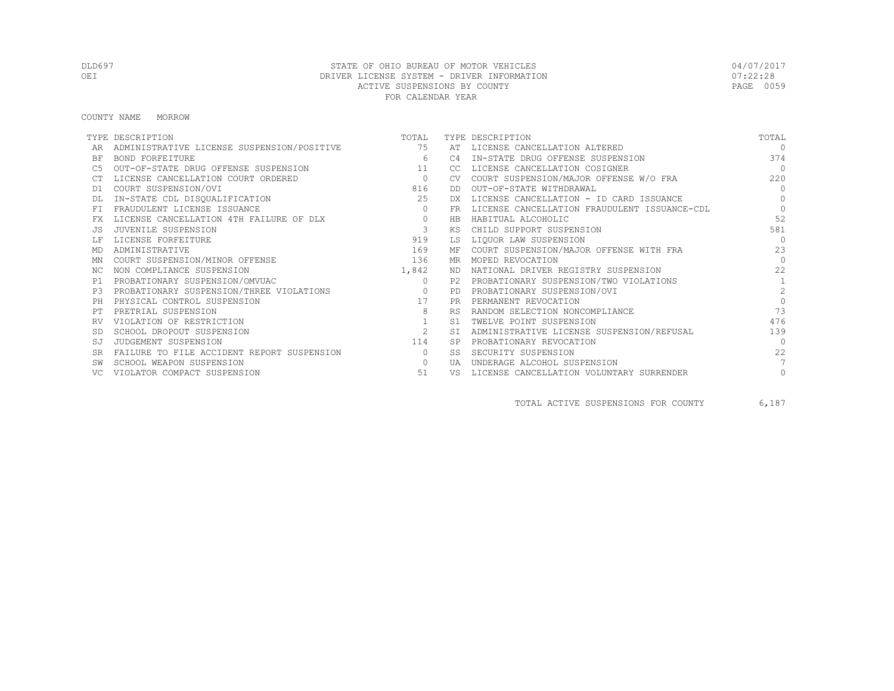DLD697 STATE OF OHIO BUREAU OF MOTOR VEHICLES 04/07/2017
OEI DRIVER LICENSE SYSTEM - DRIVER INFORMATION 07:22:28
ACTIVE SUSPENSIONS BY COUNTY
FOR CALENDAR YEAR

COUNTY NAME MORROW

| TYPE | DESCRIPTION | TOTAL | TYPE | DESCRIPTION | TOTAL |
|---|---|---|---|---|---|
| AR | ADMINISTRATIVE LICENSE SUSPENSION/POSITIVE | 75 | AT | LICENSE CANCELLATION ALTERED | 0 |
| BF | BOND FORFEITURE | 6 | C4 | IN-STATE DRUG OFFENSE SUSPENSION | 374 |
| C5 | OUT-OF-STATE DRUG OFFENSE SUSPENSION | 11 | CC | LICENSE CANCELLATION COSIGNER | 0 |
| CT | LICENSE CANCELLATION COURT ORDERED | 0 | CV | COURT SUSPENSION/MAJOR OFFENSE W/O FRA | 220 |
| D1 | COURT SUSPENSION/OVI | 816 | DD | OUT-OF-STATE WITHDRAWAL | 0 |
| DL | IN-STATE CDL DISQUALIFICATION | 25 | DX | LICENSE CANCELLATION - ID CARD ISSUANCE | 0 |
| FI | FRAUDULENT LICENSE ISSUANCE | 0 | FR | LICENSE CANCELLATION FRAUDULENT ISSUANCE-CDL | 0 |
| FX | LICENSE CANCELLATION 4TH FAILURE OF DLX | 0 | HB | HABITUAL ALCOHOLIC | 52 |
| JS | JUVENILE SUSPENSION | 3 | KS | CHILD SUPPORT SUSPENSION | 581 |
| LF | LICENSE FORFEITURE | 919 | LS | LIQUOR LAW SUSPENSION | 0 |
| MD | ADMINISTRATIVE | 169 | MF | COURT SUSPENSION/MAJOR OFFENSE WITH FRA | 23 |
| MN | COURT SUSPENSION/MINOR OFFENSE | 136 | MR | MOPED REVOCATION | 0 |
| NC | NON COMPLIANCE SUSPENSION | 1,842 | ND | NATIONAL DRIVER REGISTRY SUSPENSION | 22 |
| P1 | PROBATIONARY SUSPENSION/OMVUAC | 0 | P2 | PROBATIONARY SUSPENSION/TWO VIOLATIONS | 1 |
| P3 | PROBATIONARY SUSPENSION/THREE VIOLATIONS | 0 | PD | PROBATIONARY SUSPENSION/OVI | 2 |
| PH | PHYSICAL CONTROL SUSPENSION | 17 | PR | PERMANENT REVOCATION | 0 |
| PT | PRETRIAL SUSPENSION | 8 | RS | RANDOM SELECTION NONCOMPLIANCE | 73 |
| RV | VIOLATION OF RESTRICTION | 1 | S1 | TWELVE POINT SUSPENSION | 476 |
| SD | SCHOOL DROPOUT SUSPENSION | 2 | SI | ADMINISTRATIVE LICENSE SUSPENSION/REFUSAL | 139 |
| SJ | JUDGEMENT SUSPENSION | 114 | SP | PROBATIONARY REVOCATION | 0 |
| SR | FAILURE TO FILE ACCIDENT REPORT SUSPENSION | 0 | SS | SECURITY SUSPENSION | 22 |
| SW | SCHOOL WEAPON SUSPENSION | 0 | UA | UNDERAGE ALCOHOL SUSPENSION | 7 |
| VC | VIOLATOR COMPACT SUSPENSION | 51 | VS | LICENSE CANCELLATION VOLUNTARY SURRENDER | 0 |

TOTAL ACTIVE SUSPENSIONS FOR COUNTY 6,187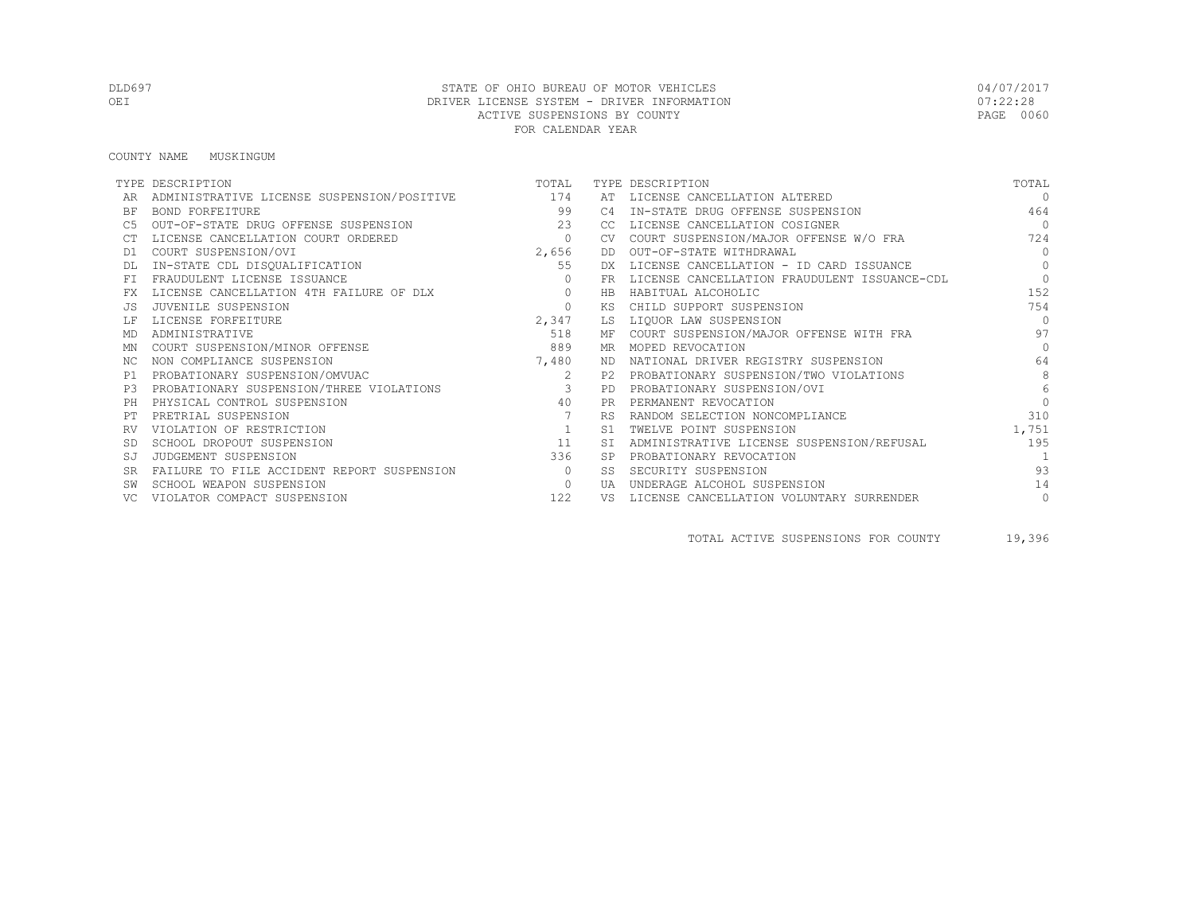DLD697 STATE OF OHIO BUREAU OF MOTOR VEHICLES 04/07/2017
OEI DRIVER LICENSE SYSTEM - DRIVER INFORMATION 07:22:28
ACTIVE SUSPENSIONS BY COUNTY
FOR CALENDAR YEAR

COUNTY NAME MUSKINGUM

| TYPE | DESCRIPTION | TOTAL | TYPE | DESCRIPTION | TOTAL |
|---|---|---|---|---|---|
| AR | ADMINISTRATIVE LICENSE SUSPENSION/POSITIVE | 174 | AT | LICENSE CANCELLATION ALTERED | 0 |
| BF | BOND FORFEITURE | 99 | C4 | IN-STATE DRUG OFFENSE SUSPENSION | 464 |
| C5 | OUT-OF-STATE DRUG OFFENSE SUSPENSION | 23 | CC | LICENSE CANCELLATION COSIGNER | 0 |
| CT | LICENSE CANCELLATION COURT ORDERED | 0 | CV | COURT SUSPENSION/MAJOR OFFENSE W/O FRA | 724 |
| D1 | COURT SUSPENSION/OVI | 2,656 | DD | OUT-OF-STATE WITHDRAWAL | 0 |
| DL | IN-STATE CDL DISQUALIFICATION | 55 | DX | LICENSE CANCELLATION - ID CARD ISSUANCE | 0 |
| FI | FRAUDULENT LICENSE ISSUANCE | 0 | FR | LICENSE CANCELLATION FRAUDULENT ISSUANCE-CDL | 0 |
| FX | LICENSE CANCELLATION 4TH FAILURE OF DLX | 0 | HB | HABITUAL ALCOHOLIC | 152 |
| JS | JUVENILE SUSPENSION | 0 | KS | CHILD SUPPORT SUSPENSION | 754 |
| LF | LICENSE FORFEITURE | 2,347 | LS | LIQUOR LAW SUSPENSION | 0 |
| MD | ADMINISTRATIVE | 518 | MF | COURT SUSPENSION/MAJOR OFFENSE WITH FRA | 97 |
| MN | COURT SUSPENSION/MINOR OFFENSE | 889 | MR | MOPED REVOCATION | 0 |
| NC | NON COMPLIANCE SUSPENSION | 7,480 | ND | NATIONAL DRIVER REGISTRY SUSPENSION | 64 |
| P1 | PROBATIONARY SUSPENSION/OMVUAC | 2 | P2 | PROBATIONARY SUSPENSION/TWO VIOLATIONS | 8 |
| P3 | PROBATIONARY SUSPENSION/THREE VIOLATIONS | 3 | PD | PROBATIONARY SUSPENSION/OVI | 6 |
| PH | PHYSICAL CONTROL SUSPENSION | 40 | PR | PERMANENT REVOCATION | 0 |
| PT | PRETRIAL SUSPENSION | 7 | RS | RANDOM SELECTION NONCOMPLIANCE | 310 |
| RV | VIOLATION OF RESTRICTION | 1 | S1 | TWELVE POINT SUSPENSION | 1,751 |
| SD | SCHOOL DROPOUT SUSPENSION | 11 | SI | ADMINISTRATIVE LICENSE SUSPENSION/REFUSAL | 195 |
| SJ | JUDGEMENT SUSPENSION | 336 | SP | PROBATIONARY REVOCATION | 1 |
| SR | FAILURE TO FILE ACCIDENT REPORT SUSPENSION | 0 | SS | SECURITY SUSPENSION | 93 |
| SW | SCHOOL WEAPON SUSPENSION | 0 | UA | UNDERAGE ALCOHOL SUSPENSION | 14 |
| VC | VIOLATOR COMPACT SUSPENSION | 122 | VS | LICENSE CANCELLATION VOLUNTARY SURRENDER | 0 |

TOTAL ACTIVE SUSPENSIONS FOR COUNTY 19,396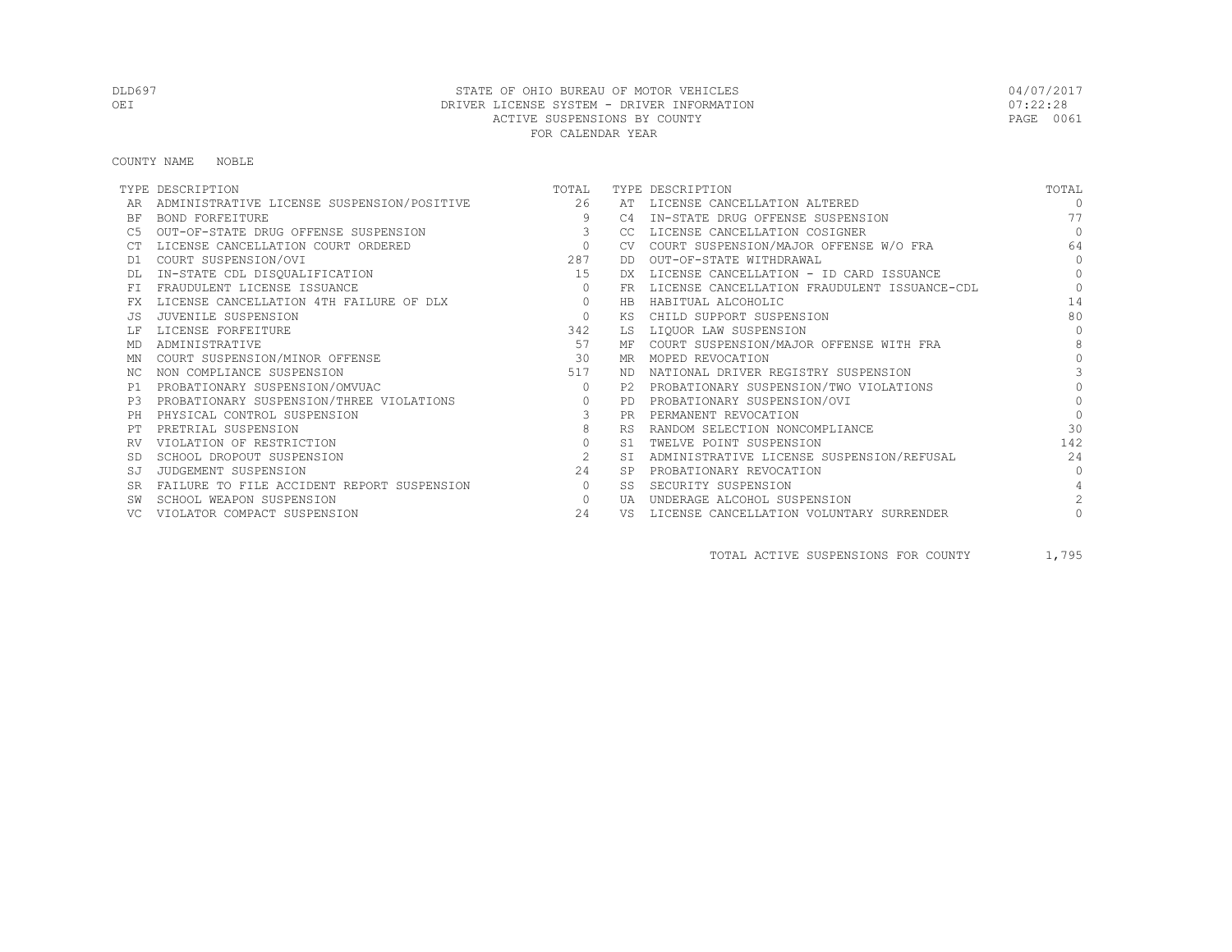DLD697 STATE OF OHIO BUREAU OF MOTOR VEHICLES 04/07/2017
OEI DRIVER LICENSE SYSTEM - DRIVER INFORMATION 07:22:28
ACTIVE SUSPENSIONS BY COUNTY
FOR CALENDAR YEAR

COUNTY NAME NOBLE

| TYPE | DESCRIPTION | TOTAL | TYPE | DESCRIPTION | TOTAL |
|---|---|---|---|---|---|
| AR | ADMINISTRATIVE LICENSE SUSPENSION/POSITIVE | 26 | AT | LICENSE CANCELLATION ALTERED | 0 |
| BF | BOND FORFEITURE | 9 | C4 | IN-STATE DRUG OFFENSE SUSPENSION | 77 |
| C5 | OUT-OF-STATE DRUG OFFENSE SUSPENSION | 3 | CC | LICENSE CANCELLATION COSIGNER | 0 |
| CT | LICENSE CANCELLATION COURT ORDERED | 0 | CV | COURT SUSPENSION/MAJOR OFFENSE W/O FRA | 64 |
| D1 | COURT SUSPENSION/OVI | 287 | DD | OUT-OF-STATE WITHDRAWAL | 0 |
| DL | IN-STATE CDL DISQUALIFICATION | 15 | DX | LICENSE CANCELLATION - ID CARD ISSUANCE | 0 |
| FI | FRAUDULENT LICENSE ISSUANCE | 0 | FR | LICENSE CANCELLATION FRAUDULENT ISSUANCE-CDL | 0 |
| FX | LICENSE CANCELLATION 4TH FAILURE OF DLX | 0 | HB | HABITUAL ALCOHOLIC | 14 |
| JS | JUVENILE SUSPENSION | 0 | KS | CHILD SUPPORT SUSPENSION | 80 |
| LF | LICENSE FORFEITURE | 342 | LS | LIQUOR LAW SUSPENSION | 0 |
| MD | ADMINISTRATIVE | 57 | MF | COURT SUSPENSION/MAJOR OFFENSE WITH FRA | 8 |
| MN | COURT SUSPENSION/MINOR OFFENSE | 30 | MR | MOPED REVOCATION | 0 |
| NC | NON COMPLIANCE SUSPENSION | 517 | ND | NATIONAL DRIVER REGISTRY SUSPENSION | 3 |
| P1 | PROBATIONARY SUSPENSION/OMVUAC | 0 | P2 | PROBATIONARY SUSPENSION/TWO VIOLATIONS | 0 |
| P3 | PROBATIONARY SUSPENSION/THREE VIOLATIONS | 0 | PD | PROBATIONARY SUSPENSION/OVI | 0 |
| PH | PHYSICAL CONTROL SUSPENSION | 3 | PR | PERMANENT REVOCATION | 0 |
| PT | PRETRIAL SUSPENSION | 8 | RS | RANDOM SELECTION NONCOMPLIANCE | 30 |
| RV | VIOLATION OF RESTRICTION | 0 | S1 | TWELVE POINT SUSPENSION | 142 |
| SD | SCHOOL DROPOUT SUSPENSION | 2 | SI | ADMINISTRATIVE LICENSE SUSPENSION/REFUSAL | 24 |
| SJ | JUDGEMENT SUSPENSION | 24 | SP | PROBATIONARY REVOCATION | 0 |
| SR | FAILURE TO FILE ACCIDENT REPORT SUSPENSION | 0 | SS | SECURITY SUSPENSION | 4 |
| SW | SCHOOL WEAPON SUSPENSION | 0 | UA | UNDERAGE ALCOHOL SUSPENSION | 2 |
| VC | VIOLATOR COMPACT SUSPENSION | 24 | VS | LICENSE CANCELLATION VOLUNTARY SURRENDER | 0 |

TOTAL ACTIVE SUSPENSIONS FOR COUNTY 1,795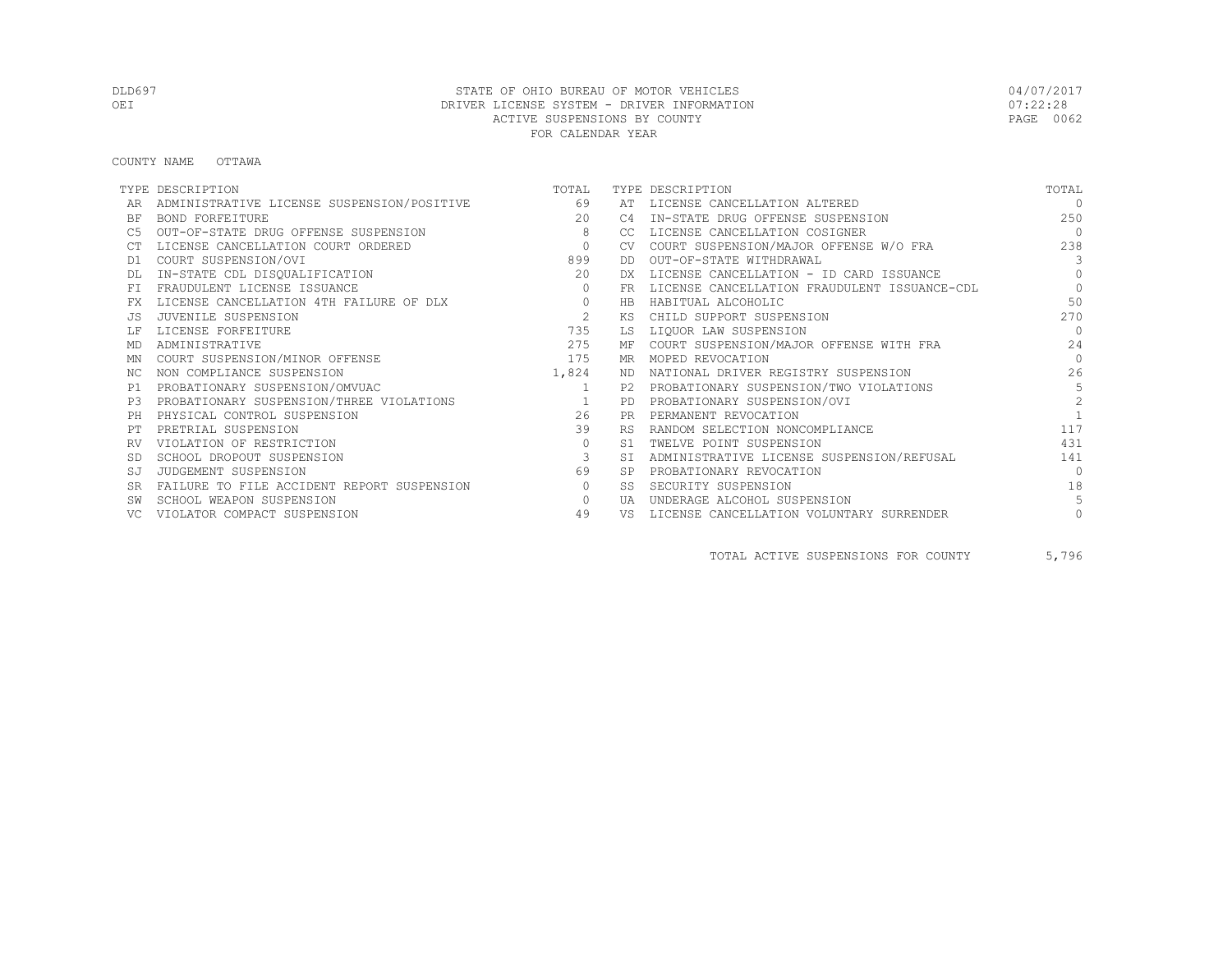STATE OF OHIO BUREAU OF MOTOR VEHICLES
DRIVER LICENSE SYSTEM - DRIVER INFORMATION
ACTIVE SUSPENSIONS BY COUNTY
FOR CALENDAR YEAR

DLD697
OEI

04/07/2017
07:22:28

COUNTY NAME OTTAWA

| TYPE | DESCRIPTION | TOTAL | TYPE | DESCRIPTION | TOTAL |
|---|---|---|---|---|---|
| AR | ADMINISTRATIVE LICENSE SUSPENSION/POSITIVE | 69 | AT | LICENSE CANCELLATION ALTERED | 0 |
| BF | BOND FORFEITURE | 20 | C4 | IN-STATE DRUG OFFENSE SUSPENSION | 250 |
| C5 | OUT-OF-STATE DRUG OFFENSE SUSPENSION | 8 | CC | LICENSE CANCELLATION COSIGNER | 0 |
| CT | LICENSE CANCELLATION COURT ORDERED | 0 | CV | COURT SUSPENSION/MAJOR OFFENSE W/O FRA | 238 |
| D1 | COURT SUSPENSION/OVI | 899 | DD | OUT-OF-STATE WITHDRAWAL | 3 |
| DL | IN-STATE CDL DISQUALIFICATION | 20 | DX | LICENSE CANCELLATION - ID CARD ISSUANCE | 0 |
| FI | FRAUDULENT LICENSE ISSUANCE | 0 | FR | LICENSE CANCELLATION FRAUDULENT ISSUANCE-CDL | 0 |
| FX | LICENSE CANCELLATION 4TH FAILURE OF DLX | 0 | HB | HABITUAL ALCOHOLIC | 50 |
| JS | JUVENILE SUSPENSION | 2 | KS | CHILD SUPPORT SUSPENSION | 270 |
| LF | LICENSE FORFEITURE | 735 | LS | LIQUOR LAW SUSPENSION | 0 |
| MD | ADMINISTRATIVE | 275 | MF | COURT SUSPENSION/MAJOR OFFENSE WITH FRA | 24 |
| MN | COURT SUSPENSION/MINOR OFFENSE | 175 | MR | MOPED REVOCATION | 0 |
| NC | NON COMPLIANCE SUSPENSION | 1,824 | ND | NATIONAL DRIVER REGISTRY SUSPENSION | 26 |
| P1 | PROBATIONARY SUSPENSION/OMVUAC | 1 | P2 | PROBATIONARY SUSPENSION/TWO VIOLATIONS | 5 |
| P3 | PROBATIONARY SUSPENSION/THREE VIOLATIONS | 1 | PD | PROBATIONARY SUSPENSION/OVI | 2 |
| PH | PHYSICAL CONTROL SUSPENSION | 26 | PR | PERMANENT REVOCATION | 1 |
| PT | PRETRIAL SUSPENSION | 39 | RS | RANDOM SELECTION NONCOMPLIANCE | 117 |
| RV | VIOLATION OF RESTRICTION | 0 | S1 | TWELVE POINT SUSPENSION | 431 |
| SD | SCHOOL DROPOUT SUSPENSION | 3 | SI | ADMINISTRATIVE LICENSE SUSPENSION/REFUSAL | 141 |
| SJ | JUDGEMENT SUSPENSION | 69 | SP | PROBATIONARY REVOCATION | 0 |
| SR | FAILURE TO FILE ACCIDENT REPORT SUSPENSION | 0 | SS | SECURITY SUSPENSION | 18 |
| SW | SCHOOL WEAPON SUSPENSION | 0 | UA | UNDERAGE ALCOHOL SUSPENSION | 5 |
| VC | VIOLATOR COMPACT SUSPENSION | 49 | VS | LICENSE CANCELLATION VOLUNTARY SURRENDER | 0 |

TOTAL ACTIVE SUSPENSIONS FOR COUNTY 5,796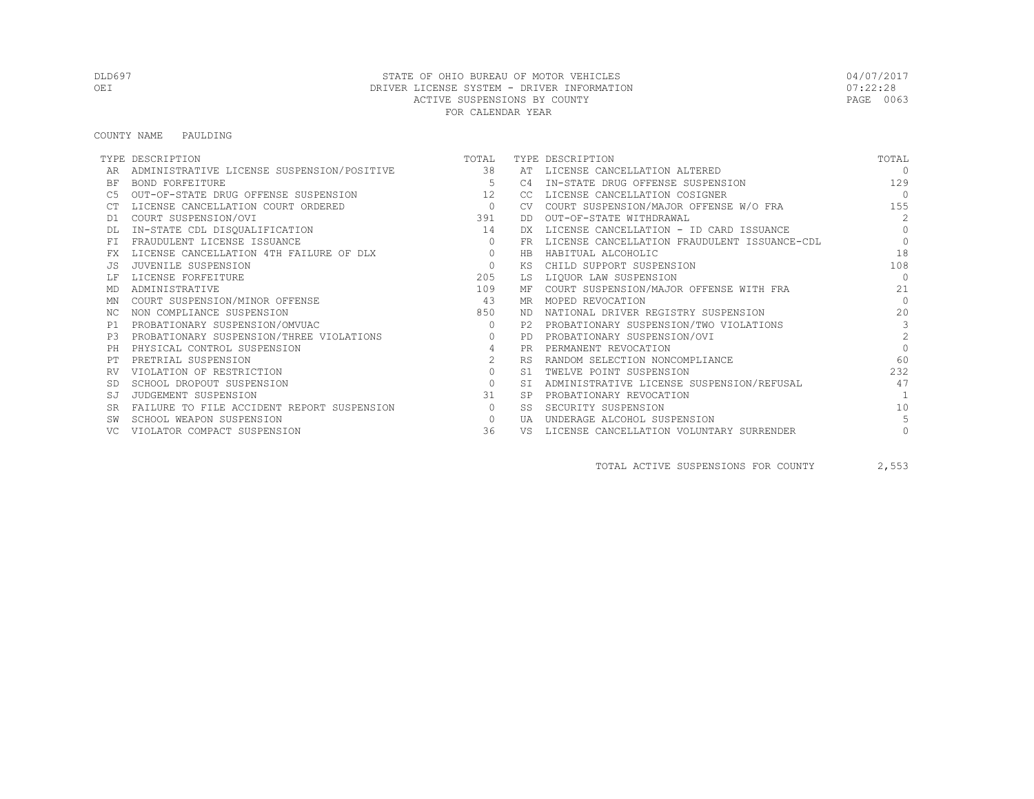DLD697 STATE OF OHIO BUREAU OF MOTOR VEHICLES 04/07/2017
OEI DRIVER LICENSE SYSTEM - DRIVER INFORMATION 07:22:28
ACTIVE SUSPENSIONS BY COUNTY
FOR CALENDAR YEAR

COUNTY NAME PAULDING

| TYPE | DESCRIPTION | TOTAL | TYPE | DESCRIPTION | TOTAL |
|---|---|---|---|---|---|
| AR | ADMINISTRATIVE LICENSE SUSPENSION/POSITIVE | 38 | AT | LICENSE CANCELLATION ALTERED | 0 |
| BF | BOND FORFEITURE | 5 | C4 | IN-STATE DRUG OFFENSE SUSPENSION | 129 |
| C5 | OUT-OF-STATE DRUG OFFENSE SUSPENSION | 12 | CC | LICENSE CANCELLATION COSIGNER | 0 |
| CT | LICENSE CANCELLATION COURT ORDERED | 0 | CV | COURT SUSPENSION/MAJOR OFFENSE W/O FRA | 155 |
| D1 | COURT SUSPENSION/OVI | 391 | DD | OUT-OF-STATE WITHDRAWAL | 2 |
| DL | IN-STATE CDL DISQUALIFICATION | 14 | DX | LICENSE CANCELLATION - ID CARD ISSUANCE | 0 |
| FI | FRAUDULENT LICENSE ISSUANCE | 0 | FR | LICENSE CANCELLATION FRAUDULENT ISSUANCE-CDL | 0 |
| FX | LICENSE CANCELLATION 4TH FAILURE OF DLX | 0 | HB | HABITUAL ALCOHOLIC | 18 |
| JS | JUVENILE SUSPENSION | 0 | KS | CHILD SUPPORT SUSPENSION | 108 |
| LF | LICENSE FORFEITURE | 205 | LS | LIQUOR LAW SUSPENSION | 0 |
| MD | ADMINISTRATIVE | 109 | MF | COURT SUSPENSION/MAJOR OFFENSE WITH FRA | 21 |
| MN | COURT SUSPENSION/MINOR OFFENSE | 43 | MR | MOPED REVOCATION | 0 |
| NC | NON COMPLIANCE SUSPENSION | 850 | ND | NATIONAL DRIVER REGISTRY SUSPENSION | 20 |
| P1 | PROBATIONARY SUSPENSION/OMVUAC | 0 | P2 | PROBATIONARY SUSPENSION/TWO VIOLATIONS | 3 |
| P3 | PROBATIONARY SUSPENSION/THREE VIOLATIONS | 0 | PD | PROBATIONARY SUSPENSION/OVI | 2 |
| PH | PHYSICAL CONTROL SUSPENSION | 4 | PR | PERMANENT REVOCATION | 0 |
| PT | PRETRIAL SUSPENSION | 2 | RS | RANDOM SELECTION NONCOMPLIANCE | 60 |
| RV | VIOLATION OF RESTRICTION | 0 | S1 | TWELVE POINT SUSPENSION | 232 |
| SD | SCHOOL DROPOUT SUSPENSION | 0 | SI | ADMINISTRATIVE LICENSE SUSPENSION/REFUSAL | 47 |
| SJ | JUDGEMENT SUSPENSION | 31 | SP | PROBATIONARY REVOCATION | 1 |
| SR | FAILURE TO FILE ACCIDENT REPORT SUSPENSION | 0 | SS | SECURITY SUSPENSION | 10 |
| SW | SCHOOL WEAPON SUSPENSION | 0 | UA | UNDERAGE ALCOHOL SUSPENSION | 5 |
| VC | VIOLATOR COMPACT SUSPENSION | 36 | VS | LICENSE CANCELLATION VOLUNTARY SURRENDER | 0 |

TOTAL ACTIVE SUSPENSIONS FOR COUNTY 2,553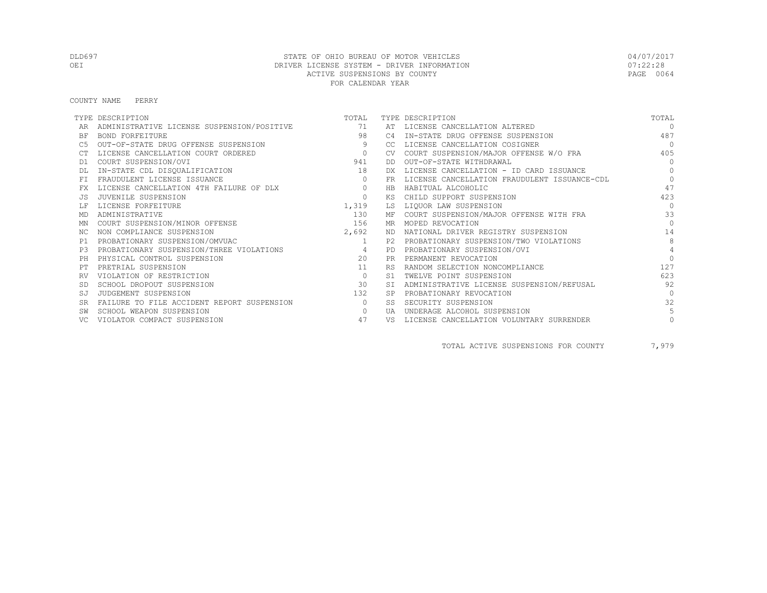STATE OF OHIO BUREAU OF MOTOR VEHICLES
DRIVER LICENSE SYSTEM - DRIVER INFORMATION
ACTIVE SUSPENSIONS BY COUNTY
FOR CALENDAR YEAR

DLD697
OEI

04/07/2017
07:22:28

COUNTY NAME PERRY

| TYPE | DESCRIPTION | TOTAL | TYPE | DESCRIPTION | TOTAL |
|---|---|---|---|---|---|
| AR | ADMINISTRATIVE LICENSE SUSPENSION/POSITIVE | 71 | AT | LICENSE CANCELLATION ALTERED | 0 |
| BF | BOND FORFEITURE | 98 | C4 | IN-STATE DRUG OFFENSE SUSPENSION | 487 |
| C5 | OUT-OF-STATE DRUG OFFENSE SUSPENSION | 9 | CC | LICENSE CANCELLATION COSIGNER | 0 |
| CT | LICENSE CANCELLATION COURT ORDERED | 0 | CV | COURT SUSPENSION/MAJOR OFFENSE W/O FRA | 405 |
| D1 | COURT SUSPENSION/OVI | 941 | DD | OUT-OF-STATE WITHDRAWAL | 0 |
| DL | IN-STATE CDL DISQUALIFICATION | 18 | DX | LICENSE CANCELLATION - ID CARD ISSUANCE | 0 |
| FI | FRAUDULENT LICENSE ISSUANCE | 0 | FR | LICENSE CANCELLATION FRAUDULENT ISSUANCE-CDL | 0 |
| FX | LICENSE CANCELLATION 4TH FAILURE OF DLX | 0 | HB | HABITUAL ALCOHOLIC | 47 |
| JS | JUVENILE SUSPENSION | 0 | KS | CHILD SUPPORT SUSPENSION | 423 |
| LF | LICENSE FORFEITURE | 1,319 | LS | LIQUOR LAW SUSPENSION | 0 |
| MD | ADMINISTRATIVE | 130 | MF | COURT SUSPENSION/MAJOR OFFENSE WITH FRA | 33 |
| MN | COURT SUSPENSION/MINOR OFFENSE | 156 | MR | MOPED REVOCATION | 0 |
| NC | NON COMPLIANCE SUSPENSION | 2,692 | ND | NATIONAL DRIVER REGISTRY SUSPENSION | 14 |
| P1 | PROBATIONARY SUSPENSION/OMVUAC | 1 | P2 | PROBATIONARY SUSPENSION/TWO VIOLATIONS | 8 |
| P3 | PROBATIONARY SUSPENSION/THREE VIOLATIONS | 4 | PD | PROBATIONARY SUSPENSION/OVI | 4 |
| PH | PHYSICAL CONTROL SUSPENSION | 20 | PR | PERMANENT REVOCATION | 0 |
| PT | PRETRIAL SUSPENSION | 11 | RS | RANDOM SELECTION NONCOMPLIANCE | 127 |
| RV | VIOLATION OF RESTRICTION | 0 | S1 | TWELVE POINT SUSPENSION | 623 |
| SD | SCHOOL DROPOUT SUSPENSION | 30 | SI | ADMINISTRATIVE LICENSE SUSPENSION/REFUSAL | 92 |
| SJ | JUDGEMENT SUSPENSION | 132 | SP | PROBATIONARY REVOCATION | 0 |
| SR | FAILURE TO FILE ACCIDENT REPORT SUSPENSION | 0 | SS | SECURITY SUSPENSION | 32 |
| SW | SCHOOL WEAPON SUSPENSION | 0 | UA | UNDERAGE ALCOHOL SUSPENSION | 5 |
| VC | VIOLATOR COMPACT SUSPENSION | 47 | VS | LICENSE CANCELLATION VOLUNTARY SURRENDER | 0 |

TOTAL ACTIVE SUSPENSIONS FOR COUNTY 7,979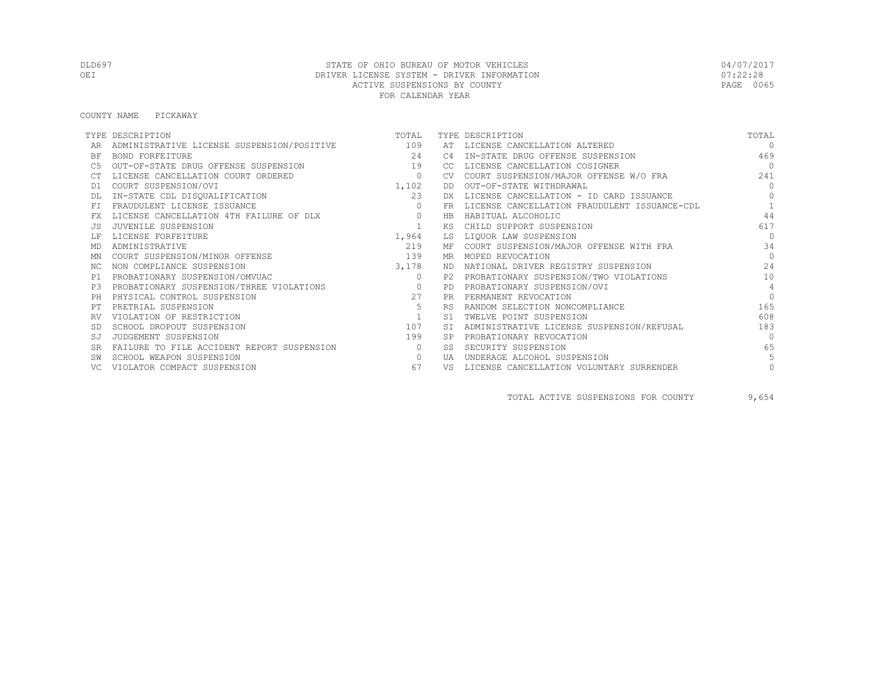STATE OF OHIO BUREAU OF MOTOR VEHICLES
DRIVER LICENSE SYSTEM - DRIVER INFORMATION
ACTIVE SUSPENSIONS BY COUNTY
FOR CALENDAR YEAR

DLD697
OEI

04/07/2017
07:22:28

COUNTY NAME PICKAWAY

| TYPE | DESCRIPTION | TOTAL | TYPE | DESCRIPTION | TOTAL |
|---|---|---|---|---|---|
| AR | ADMINISTRATIVE LICENSE SUSPENSION/POSITIVE | 109 | AT | LICENSE CANCELLATION ALTERED | 0 |
| BF | BOND FORFEITURE | 24 | C4 | IN-STATE DRUG OFFENSE SUSPENSION | 469 |
| C5 | OUT-OF-STATE DRUG OFFENSE SUSPENSION | 19 | CC | LICENSE CANCELLATION COSIGNER | 0 |
| CT | LICENSE CANCELLATION COURT ORDERED | 0 | CV | COURT SUSPENSION/MAJOR OFFENSE W/O FRA | 241 |
| D1 | COURT SUSPENSION/OVI | 1,102 | DD | OUT-OF-STATE WITHDRAWAL | 0 |
| DL | IN-STATE CDL DISQUALIFICATION | 23 | DX | LICENSE CANCELLATION - ID CARD ISSUANCE | 0 |
| FI | FRAUDULENT LICENSE ISSUANCE | 0 | FR | LICENSE CANCELLATION FRAUDULENT ISSUANCE-CDL | 1 |
| FX | LICENSE CANCELLATION 4TH FAILURE OF DLX | 0 | HB | HABITUAL ALCOHOLIC | 44 |
| JS | JUVENILE SUSPENSION | 1 | KS | CHILD SUPPORT SUSPENSION | 617 |
| LF | LICENSE FORFEITURE | 1,964 | LS | LIQUOR LAW SUSPENSION | 0 |
| MD | ADMINISTRATIVE | 219 | MF | COURT SUSPENSION/MAJOR OFFENSE WITH FRA | 34 |
| MN | COURT SUSPENSION/MINOR OFFENSE | 139 | MR | MOPED REVOCATION | 0 |
| NC | NON COMPLIANCE SUSPENSION | 3,178 | ND | NATIONAL DRIVER REGISTRY SUSPENSION | 24 |
| P1 | PROBATIONARY SUSPENSION/OMVUAC | 0 | P2 | PROBATIONARY SUSPENSION/TWO VIOLATIONS | 10 |
| P3 | PROBATIONARY SUSPENSION/THREE VIOLATIONS | 0 | PD | PROBATIONARY SUSPENSION/OVI | 4 |
| PH | PHYSICAL CONTROL SUSPENSION | 27 | PR | PERMANENT REVOCATION | 0 |
| PT | PRETRIAL SUSPENSION | 5 | RS | RANDOM SELECTION NONCOMPLIANCE | 165 |
| RV | VIOLATION OF RESTRICTION | 1 | S1 | TWELVE POINT SUSPENSION | 608 |
| SD | SCHOOL DROPOUT SUSPENSION | 107 | SI | ADMINISTRATIVE LICENSE SUSPENSION/REFUSAL | 183 |
| SJ | JUDGEMENT SUSPENSION | 199 | SP | PROBATIONARY REVOCATION | 0 |
| SR | FAILURE TO FILE ACCIDENT REPORT SUSPENSION | 0 | SS | SECURITY SUSPENSION | 65 |
| SW | SCHOOL WEAPON SUSPENSION | 0 | UA | UNDERAGE ALCOHOL SUSPENSION | 5 |
| VC | VIOLATOR COMPACT SUSPENSION | 67 | VS | LICENSE CANCELLATION VOLUNTARY SURRENDER | 0 |

TOTAL ACTIVE SUSPENSIONS FOR COUNTY 9,654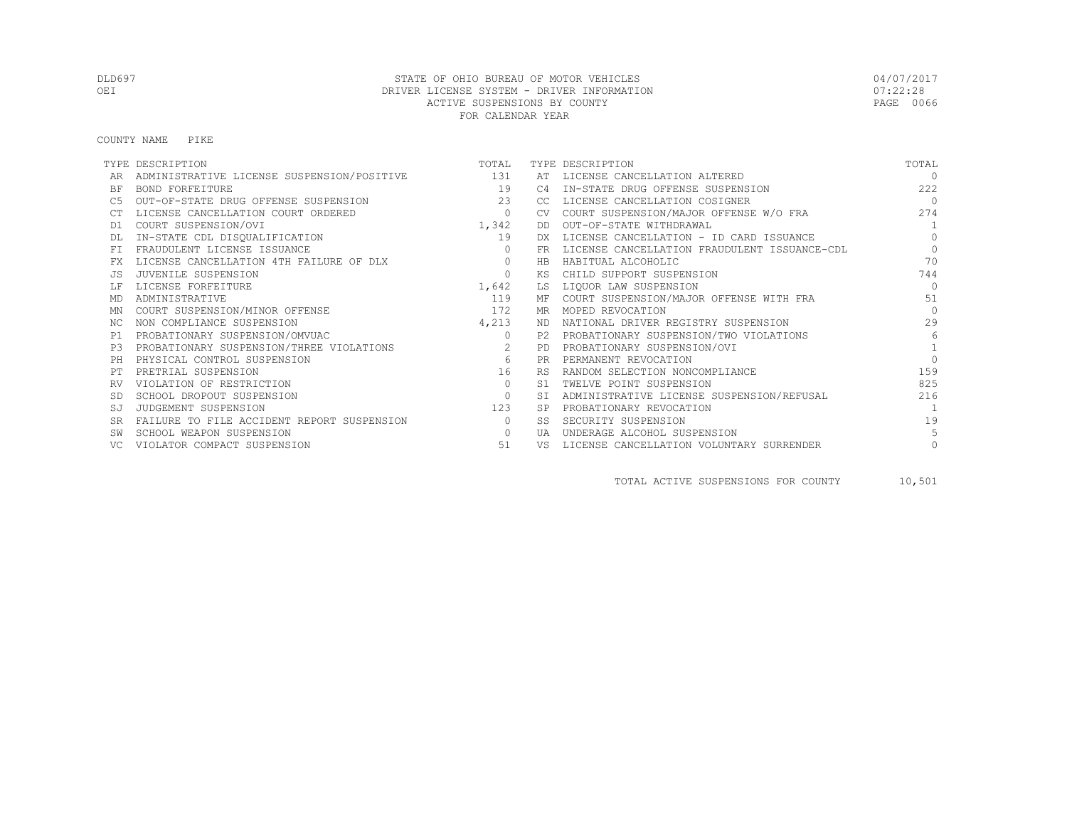DLD697 STATE OF OHIO BUREAU OF MOTOR VEHICLES 04/07/2017
OEI DRIVER LICENSE SYSTEM - DRIVER INFORMATION 07:22:28
ACTIVE SUSPENSIONS BY COUNTY
FOR CALENDAR YEAR

COUNTY NAME PIKE

| TYPE | DESCRIPTION | TOTAL | TYPE | DESCRIPTION | TOTAL |
|---|---|---|---|---|---|
| AR | ADMINISTRATIVE LICENSE SUSPENSION/POSITIVE | 131 | AT | LICENSE CANCELLATION ALTERED | 0 |
| BF | BOND FORFEITURE | 19 | C4 | IN-STATE DRUG OFFENSE SUSPENSION | 222 |
| C5 | OUT-OF-STATE DRUG OFFENSE SUSPENSION | 23 | CC | LICENSE CANCELLATION COSIGNER | 0 |
| CT | LICENSE CANCELLATION COURT ORDERED | 0 | CV | COURT SUSPENSION/MAJOR OFFENSE W/O FRA | 274 |
| D1 | COURT SUSPENSION/OVI | 1,342 | DD | OUT-OF-STATE WITHDRAWAL | 1 |
| DL | IN-STATE CDL DISQUALIFICATION | 19 | DX | LICENSE CANCELLATION - ID CARD ISSUANCE | 0 |
| FI | FRAUDULENT LICENSE ISSUANCE | 0 | FR | LICENSE CANCELLATION FRAUDULENT ISSUANCE-CDL | 0 |
| FX | LICENSE CANCELLATION 4TH FAILURE OF DLX | 0 | HB | HABITUAL ALCOHOLIC | 70 |
| JS | JUVENILE SUSPENSION | 0 | KS | CHILD SUPPORT SUSPENSION | 744 |
| LF | LICENSE FORFEITURE | 1,642 | LS | LIQUOR LAW SUSPENSION | 0 |
| MD | ADMINISTRATIVE | 119 | MF | COURT SUSPENSION/MAJOR OFFENSE WITH FRA | 51 |
| MN | COURT SUSPENSION/MINOR OFFENSE | 172 | MR | MOPED REVOCATION | 0 |
| NC | NON COMPLIANCE SUSPENSION | 4,213 | ND | NATIONAL DRIVER REGISTRY SUSPENSION | 29 |
| P1 | PROBATIONARY SUSPENSION/OMVUAC | 0 | P2 | PROBATIONARY SUSPENSION/TWO VIOLATIONS | 6 |
| P3 | PROBATIONARY SUSPENSION/THREE VIOLATIONS | 2 | PD | PROBATIONARY SUSPENSION/OVI | 1 |
| PH | PHYSICAL CONTROL SUSPENSION | 6 | PR | PERMANENT REVOCATION | 0 |
| PT | PRETRIAL SUSPENSION | 16 | RS | RANDOM SELECTION NONCOMPLIANCE | 159 |
| RV | VIOLATION OF RESTRICTION | 0 | S1 | TWELVE POINT SUSPENSION | 825 |
| SD | SCHOOL DROPOUT SUSPENSION | 0 | SI | ADMINISTRATIVE LICENSE SUSPENSION/REFUSAL | 216 |
| SJ | JUDGEMENT SUSPENSION | 123 | SP | PROBATIONARY REVOCATION | 1 |
| SR | FAILURE TO FILE ACCIDENT REPORT SUSPENSION | 0 | SS | SECURITY SUSPENSION | 19 |
| SW | SCHOOL WEAPON SUSPENSION | 0 | UA | UNDERAGE ALCOHOL SUSPENSION | 5 |
| VC | VIOLATOR COMPACT SUSPENSION | 51 | VS | LICENSE CANCELLATION VOLUNTARY SURRENDER | 0 |

TOTAL ACTIVE SUSPENSIONS FOR COUNTY 10,501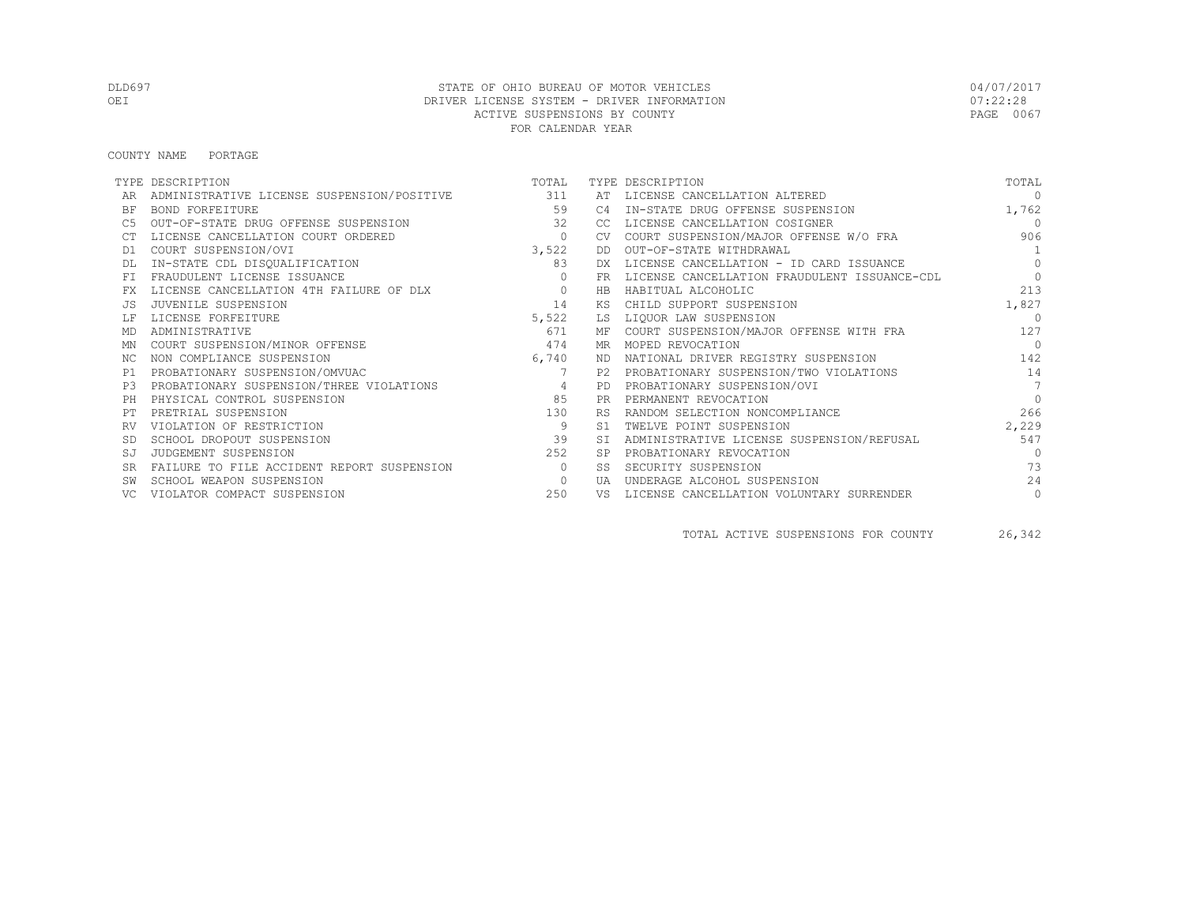DLD697 STATE OF OHIO BUREAU OF MOTOR VEHICLES 04/07/2017
OEI DRIVER LICENSE SYSTEM - DRIVER INFORMATION 07:22:28
ACTIVE SUSPENSIONS BY COUNTY
FOR CALENDAR YEAR

COUNTY NAME PORTAGE

| TYPE | DESCRIPTION | TOTAL | TYPE | DESCRIPTION | TOTAL |
|---|---|---|---|---|---|
| AR | ADMINISTRATIVE LICENSE SUSPENSION/POSITIVE | 311 | AT | LICENSE CANCELLATION ALTERED | 0 |
| BF | BOND FORFEITURE | 59 | C4 | IN-STATE DRUG OFFENSE SUSPENSION | 1,762 |
| C5 | OUT-OF-STATE DRUG OFFENSE SUSPENSION | 32 | CC | LICENSE CANCELLATION COSIGNER | 0 |
| CT | LICENSE CANCELLATION COURT ORDERED | 0 | CV | COURT SUSPENSION/MAJOR OFFENSE W/O FRA | 906 |
| D1 | COURT SUSPENSION/OVI | 3,522 | DD | OUT-OF-STATE WITHDRAWAL | 1 |
| DL | IN-STATE CDL DISQUALIFICATION | 83 | DX | LICENSE CANCELLATION - ID CARD ISSUANCE | 0 |
| FI | FRAUDULENT LICENSE ISSUANCE | 0 | FR | LICENSE CANCELLATION FRAUDULENT ISSUANCE-CDL | 0 |
| FX | LICENSE CANCELLATION 4TH FAILURE OF DLX | 0 | HB | HABITUAL ALCOHOLIC | 213 |
| JS | JUVENILE SUSPENSION | 14 | KS | CHILD SUPPORT SUSPENSION | 1,827 |
| LF | LICENSE FORFEITURE | 5,522 | LS | LIQUOR LAW SUSPENSION | 0 |
| MD | ADMINISTRATIVE | 671 | MF | COURT SUSPENSION/MAJOR OFFENSE WITH FRA | 127 |
| MN | COURT SUSPENSION/MINOR OFFENSE | 474 | MR | MOPED REVOCATION | 0 |
| NC | NON COMPLIANCE SUSPENSION | 6,740 | ND | NATIONAL DRIVER REGISTRY SUSPENSION | 142 |
| P1 | PROBATIONARY SUSPENSION/OMVUAC | 7 | P2 | PROBATIONARY SUSPENSION/TWO VIOLATIONS | 14 |
| P3 | PROBATIONARY SUSPENSION/THREE VIOLATIONS | 4 | PD | PROBATIONARY SUSPENSION/OVI | 7 |
| PH | PHYSICAL CONTROL SUSPENSION | 85 | PR | PERMANENT REVOCATION | 0 |
| PT | PRETRIAL SUSPENSION | 130 | RS | RANDOM SELECTION NONCOMPLIANCE | 266 |
| RV | VIOLATION OF RESTRICTION | 9 | S1 | TWELVE POINT SUSPENSION | 2,229 |
| SD | SCHOOL DROPOUT SUSPENSION | 39 | SI | ADMINISTRATIVE LICENSE SUSPENSION/REFUSAL | 547 |
| SJ | JUDGEMENT SUSPENSION | 252 | SP | PROBATIONARY REVOCATION | 0 |
| SR | FAILURE TO FILE ACCIDENT REPORT SUSPENSION | 0 | SS | SECURITY SUSPENSION | 73 |
| SW | SCHOOL WEAPON SUSPENSION | 0 | UA | UNDERAGE ALCOHOL SUSPENSION | 24 |
| VC | VIOLATOR COMPACT SUSPENSION | 250 | VS | LICENSE CANCELLATION VOLUNTARY SURRENDER | 0 |

TOTAL ACTIVE SUSPENSIONS FOR COUNTY 26,342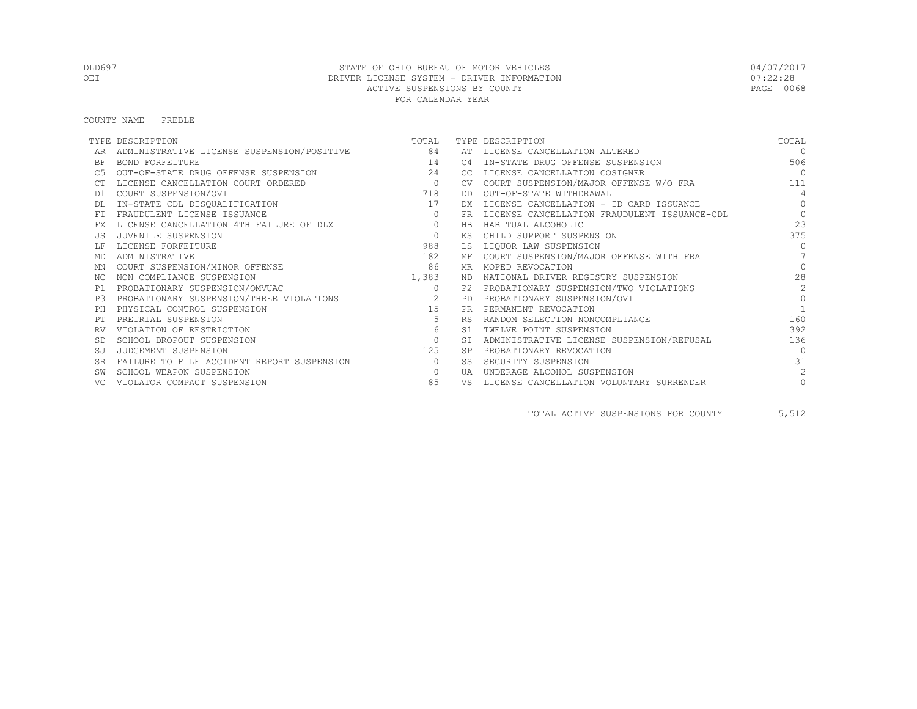STATE OF OHIO BUREAU OF MOTOR VEHICLES
DRIVER LICENSE SYSTEM - DRIVER INFORMATION
ACTIVE SUSPENSIONS BY COUNTY
FOR CALENDAR YEAR

DLD697
OEI

04/07/2017
07:22:28

COUNTY NAME PREBLE

| TYPE | DESCRIPTION | TOTAL | TYPE | DESCRIPTION | TOTAL |
|---|---|---|---|---|---|
| AR | ADMINISTRATIVE LICENSE SUSPENSION/POSITIVE | 84 | AT | LICENSE CANCELLATION ALTERED | 0 |
| BF | BOND FORFEITURE | 14 | C4 | IN-STATE DRUG OFFENSE SUSPENSION | 506 |
| C5 | OUT-OF-STATE DRUG OFFENSE SUSPENSION | 24 | CC | LICENSE CANCELLATION COSIGNER | 0 |
| CT | LICENSE CANCELLATION COURT ORDERED | 0 | CV | COURT SUSPENSION/MAJOR OFFENSE W/O FRA | 111 |
| D1 | COURT SUSPENSION/OVI | 718 | DD | OUT-OF-STATE WITHDRAWAL | 4 |
| DL | IN-STATE CDL DISQUALIFICATION | 17 | DX | LICENSE CANCELLATION - ID CARD ISSUANCE | 0 |
| FI | FRAUDULENT LICENSE ISSUANCE | 0 | FR | LICENSE CANCELLATION FRAUDULENT ISSUANCE-CDL | 0 |
| FX | LICENSE CANCELLATION 4TH FAILURE OF DLX | 0 | HB | HABITUAL ALCOHOLIC | 23 |
| JS | JUVENILE SUSPENSION | 0 | KS | CHILD SUPPORT SUSPENSION | 375 |
| LF | LICENSE FORFEITURE | 988 | LS | LIQUOR LAW SUSPENSION | 0 |
| MD | ADMINISTRATIVE | 182 | MF | COURT SUSPENSION/MAJOR OFFENSE WITH FRA | 7 |
| MN | COURT SUSPENSION/MINOR OFFENSE | 86 | MR | MOPED REVOCATION | 0 |
| NC | NON COMPLIANCE SUSPENSION | 1,383 | ND | NATIONAL DRIVER REGISTRY SUSPENSION | 28 |
| P1 | PROBATIONARY SUSPENSION/OMVUAC | 0 | P2 | PROBATIONARY SUSPENSION/TWO VIOLATIONS | 2 |
| P3 | PROBATIONARY SUSPENSION/THREE VIOLATIONS | 2 | PD | PROBATIONARY SUSPENSION/OVI | 0 |
| PH | PHYSICAL CONTROL SUSPENSION | 15 | PR | PERMANENT REVOCATION | 1 |
| PT | PRETRIAL SUSPENSION | 5 | RS | RANDOM SELECTION NONCOMPLIANCE | 160 |
| RV | VIOLATION OF RESTRICTION | 6 | S1 | TWELVE POINT SUSPENSION | 392 |
| SD | SCHOOL DROPOUT SUSPENSION | 0 | SI | ADMINISTRATIVE LICENSE SUSPENSION/REFUSAL | 136 |
| SJ | JUDGEMENT SUSPENSION | 125 | SP | PROBATIONARY REVOCATION | 0 |
| SR | FAILURE TO FILE ACCIDENT REPORT SUSPENSION | 0 | SS | SECURITY SUSPENSION | 31 |
| SW | SCHOOL WEAPON SUSPENSION | 0 | UA | UNDERAGE ALCOHOL SUSPENSION | 2 |
| VC | VIOLATOR COMPACT SUSPENSION | 85 | VS | LICENSE CANCELLATION VOLUNTARY SURRENDER | 0 |

TOTAL ACTIVE SUSPENSIONS FOR COUNTY 5,512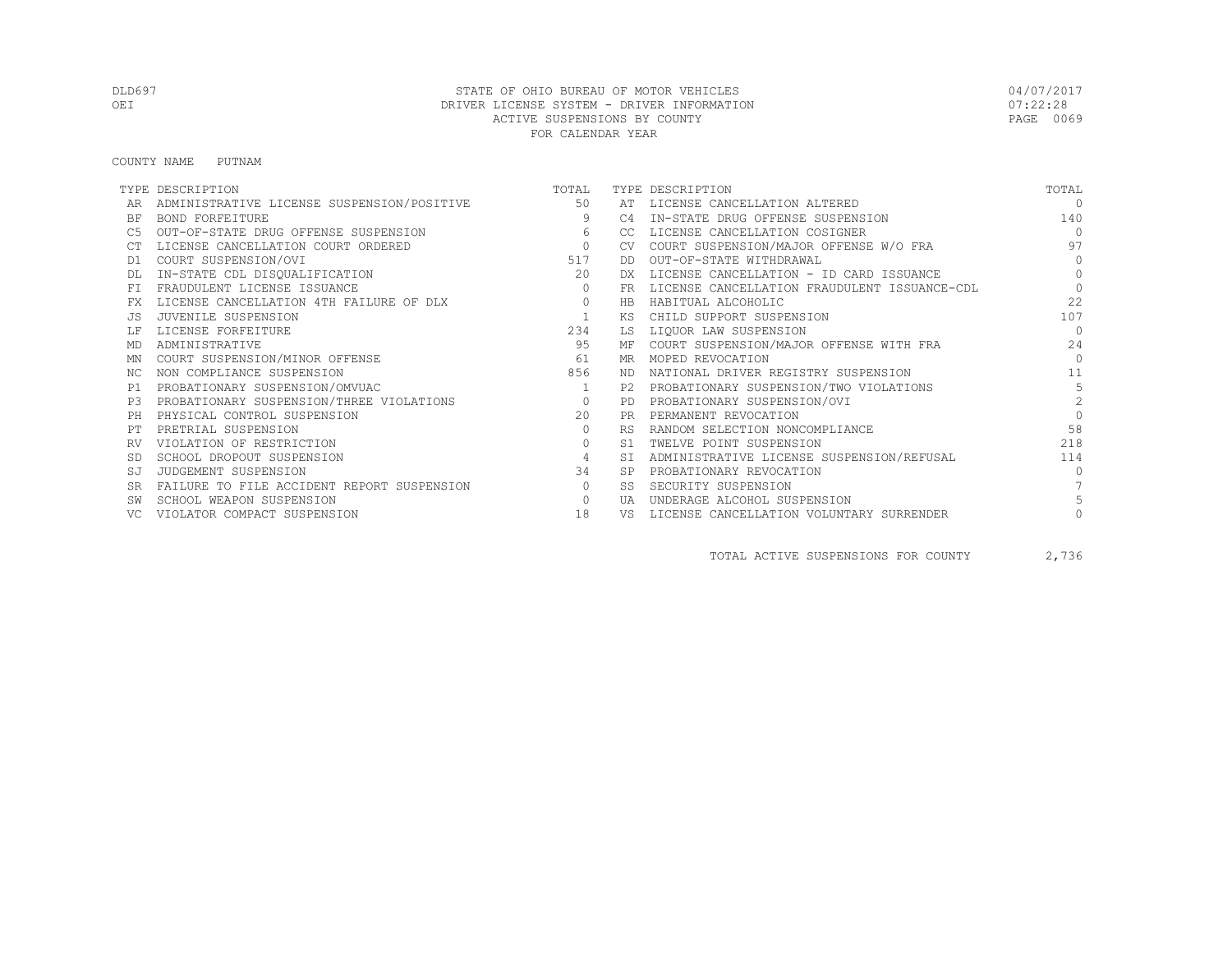STATE OF OHIO BUREAU OF MOTOR VEHICLES
DRIVER LICENSE SYSTEM - DRIVER INFORMATION
ACTIVE SUSPENSIONS BY COUNTY
FOR CALENDAR YEAR

DLD697
OEI

04/07/2017
07:22:28

COUNTY NAME PUTNAM

| TYPE | DESCRIPTION | TOTAL | TYPE | DESCRIPTION | TOTAL |
|---|---|---|---|---|---|
| AR | ADMINISTRATIVE LICENSE SUSPENSION/POSITIVE | 50 | AT | LICENSE CANCELLATION ALTERED | 0 |
| BF | BOND FORFEITURE | 9 | C4 | IN-STATE DRUG OFFENSE SUSPENSION | 140 |
| C5 | OUT-OF-STATE DRUG OFFENSE SUSPENSION | 6 | CC | LICENSE CANCELLATION COSIGNER | 0 |
| CT | LICENSE CANCELLATION COURT ORDERED | 0 | CV | COURT SUSPENSION/MAJOR OFFENSE W/O FRA | 97 |
| D1 | COURT SUSPENSION/OVI | 517 | DD | OUT-OF-STATE WITHDRAWAL | 0 |
| DL | IN-STATE CDL DISQUALIFICATION | 20 | DX | LICENSE CANCELLATION - ID CARD ISSUANCE | 0 |
| FI | FRAUDULENT LICENSE ISSUANCE | 0 | FR | LICENSE CANCELLATION FRAUDULENT ISSUANCE-CDL | 0 |
| FX | LICENSE CANCELLATION 4TH FAILURE OF DLX | 0 | HB | HABITUAL ALCOHOLIC | 22 |
| JS | JUVENILE SUSPENSION | 1 | KS | CHILD SUPPORT SUSPENSION | 107 |
| LF | LICENSE FORFEITURE | 234 | LS | LIQUOR LAW SUSPENSION | 0 |
| MD | ADMINISTRATIVE | 95 | MF | COURT SUSPENSION/MAJOR OFFENSE WITH FRA | 24 |
| MN | COURT SUSPENSION/MINOR OFFENSE | 61 | MR | MOPED REVOCATION | 0 |
| NC | NON COMPLIANCE SUSPENSION | 856 | ND | NATIONAL DRIVER REGISTRY SUSPENSION | 11 |
| P1 | PROBATIONARY SUSPENSION/OMVUAC | 1 | P2 | PROBATIONARY SUSPENSION/TWO VIOLATIONS | 5 |
| P3 | PROBATIONARY SUSPENSION/THREE VIOLATIONS | 0 | PD | PROBATIONARY SUSPENSION/OVI | 2 |
| PH | PHYSICAL CONTROL SUSPENSION | 20 | PR | PERMANENT REVOCATION | 0 |
| PT | PRETRIAL SUSPENSION | 0 | RS | RANDOM SELECTION NONCOMPLIANCE | 58 |
| RV | VIOLATION OF RESTRICTION | 0 | S1 | TWELVE POINT SUSPENSION | 218 |
| SD | SCHOOL DROPOUT SUSPENSION | 4 | SI | ADMINISTRATIVE LICENSE SUSPENSION/REFUSAL | 114 |
| SJ | JUDGEMENT SUSPENSION | 34 | SP | PROBATIONARY REVOCATION | 0 |
| SR | FAILURE TO FILE ACCIDENT REPORT SUSPENSION | 0 | SS | SECURITY SUSPENSION | 7 |
| SW | SCHOOL WEAPON SUSPENSION | 0 | UA | UNDERAGE ALCOHOL SUSPENSION | 5 |
| VC | VIOLATOR COMPACT SUSPENSION | 18 | VS | LICENSE CANCELLATION VOLUNTARY SURRENDER | 0 |

TOTAL ACTIVE SUSPENSIONS FOR COUNTY 2,736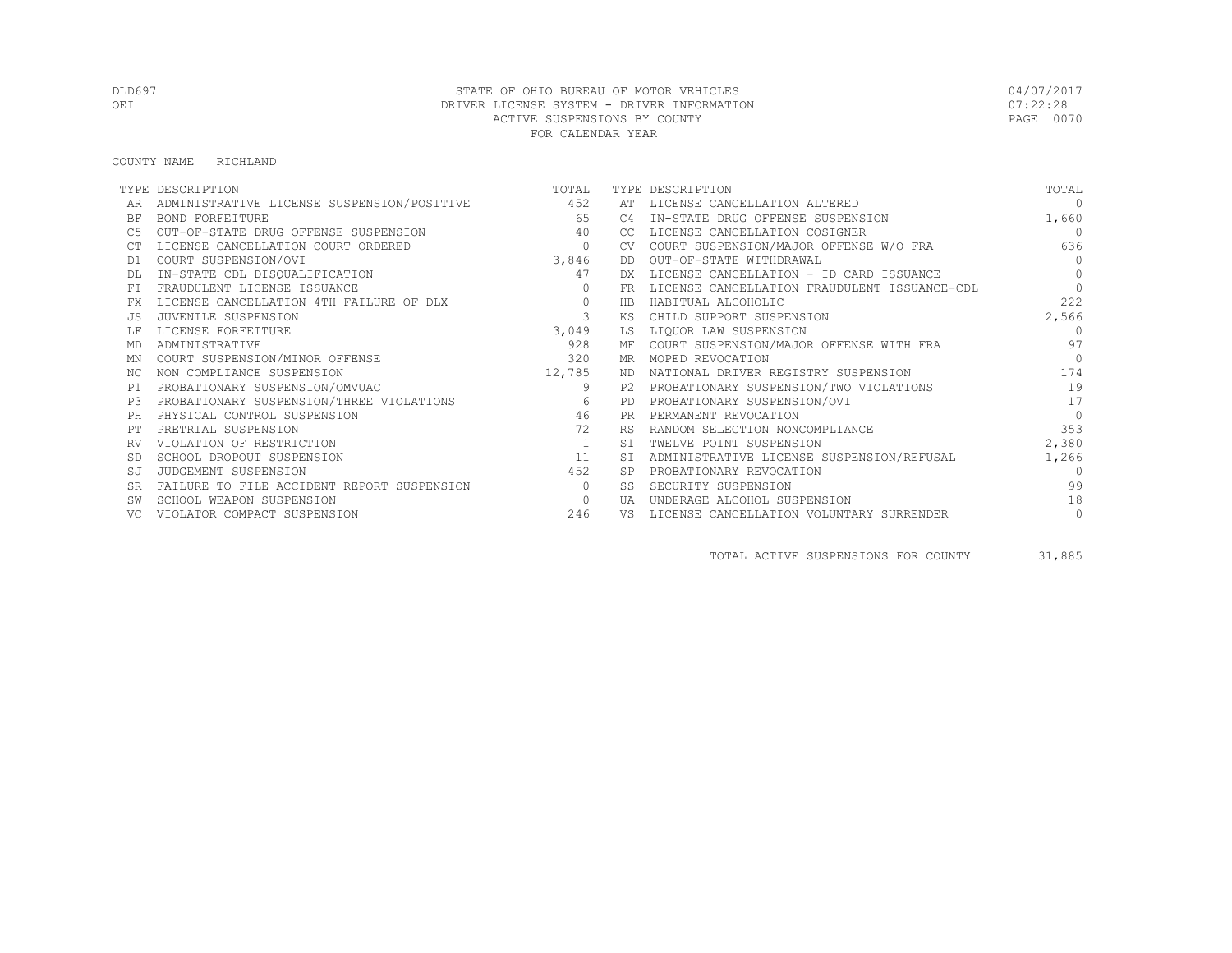STATE OF OHIO BUREAU OF MOTOR VEHICLES
DRIVER LICENSE SYSTEM - DRIVER INFORMATION
ACTIVE SUSPENSIONS BY COUNTY
FOR CALENDAR YEAR

COUNTY NAME RICHLAND

| TYPE | DESCRIPTION | TOTAL | TYPE | DESCRIPTION | TOTAL |
|---|---|---|---|---|---|
| AR | ADMINISTRATIVE LICENSE SUSPENSION/POSITIVE | 452 | AT | LICENSE CANCELLATION ALTERED | 0 |
| BF | BOND FORFEITURE | 65 | C4 | IN-STATE DRUG OFFENSE SUSPENSION | 1,660 |
| C5 | OUT-OF-STATE DRUG OFFENSE SUSPENSION | 40 | CC | LICENSE CANCELLATION COSIGNER | 0 |
| CT | LICENSE CANCELLATION COURT ORDERED | 0 | CV | COURT SUSPENSION/MAJOR OFFENSE W/O FRA | 636 |
| D1 | COURT SUSPENSION/OVI | 3,846 | DD | OUT-OF-STATE WITHDRAWAL | 0 |
| DL | IN-STATE CDL DISQUALIFICATION | 47 | DX | LICENSE CANCELLATION - ID CARD ISSUANCE | 0 |
| FI | FRAUDULENT LICENSE ISSUANCE | 0 | FR | LICENSE CANCELLATION FRAUDULENT ISSUANCE-CDL | 0 |
| FX | LICENSE CANCELLATION 4TH FAILURE OF DLX | 0 | HB | HABITUAL ALCOHOLIC | 222 |
| JS | JUVENILE SUSPENSION | 3 | KS | CHILD SUPPORT SUSPENSION | 2,566 |
| LF | LICENSE FORFEITURE | 3,049 | LS | LIQUOR LAW SUSPENSION | 0 |
| MD | ADMINISTRATIVE | 928 | MF | COURT SUSPENSION/MAJOR OFFENSE WITH FRA | 97 |
| MN | COURT SUSPENSION/MINOR OFFENSE | 320 | MR | MOPED REVOCATION | 0 |
| NC | NON COMPLIANCE SUSPENSION | 12,785 | ND | NATIONAL DRIVER REGISTRY SUSPENSION | 174 |
| P1 | PROBATIONARY SUSPENSION/OMVUAC | 9 | P2 | PROBATIONARY SUSPENSION/TWO VIOLATIONS | 19 |
| P3 | PROBATIONARY SUSPENSION/THREE VIOLATIONS | 6 | PD | PROBATIONARY SUSPENSION/OVI | 17 |
| PH | PHYSICAL CONTROL SUSPENSION | 46 | PR | PERMANENT REVOCATION | 0 |
| PT | PRETRIAL SUSPENSION | 72 | RS | RANDOM SELECTION NONCOMPLIANCE | 353 |
| RV | VIOLATION OF RESTRICTION | 1 | S1 | TWELVE POINT SUSPENSION | 2,380 |
| SD | SCHOOL DROPOUT SUSPENSION | 11 | SI | ADMINISTRATIVE LICENSE SUSPENSION/REFUSAL | 1,266 |
| SJ | JUDGEMENT SUSPENSION | 452 | SP | PROBATIONARY REVOCATION | 0 |
| SR | FAILURE TO FILE ACCIDENT REPORT SUSPENSION | 0 | SS | SECURITY SUSPENSION | 99 |
| SW | SCHOOL WEAPON SUSPENSION | 0 | UA | UNDERAGE ALCOHOL SUSPENSION | 18 |
| VC | VIOLATOR COMPACT SUSPENSION | 246 | VS | LICENSE CANCELLATION VOLUNTARY SURRENDER | 0 |

TOTAL ACTIVE SUSPENSIONS FOR COUNTY 31,885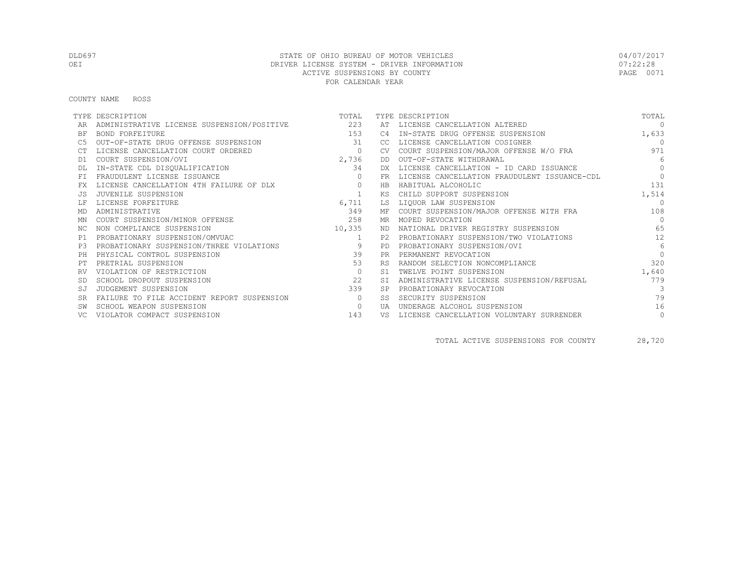DLD697
OEI

STATE OF OHIO BUREAU OF MOTOR VEHICLES
DRIVER LICENSE SYSTEM - DRIVER INFORMATION
ACTIVE SUSPENSIONS BY COUNTY
FOR CALENDAR YEAR

04/07/2017
07:22:28

COUNTY NAME ROSS

| TYPE | DESCRIPTION | TOTAL | TYPE | DESCRIPTION | TOTAL |
|---|---|---|---|---|---|
| AR | ADMINISTRATIVE LICENSE SUSPENSION/POSITIVE | 223 | AT | LICENSE CANCELLATION ALTERED | 0 |
| BF | BOND FORFEITURE | 153 | C4 | IN-STATE DRUG OFFENSE SUSPENSION | 1,633 |
| C5 | OUT-OF-STATE DRUG OFFENSE SUSPENSION | 31 | CC | LICENSE CANCELLATION COSIGNER | 0 |
| CT | LICENSE CANCELLATION COURT ORDERED | 0 | CV | COURT SUSPENSION/MAJOR OFFENSE W/O FRA | 971 |
| D1 | COURT SUSPENSION/OVI | 2,736 | DD | OUT-OF-STATE WITHDRAWAL | 6 |
| DL | IN-STATE CDL DISQUALIFICATION | 34 | DX | LICENSE CANCELLATION - ID CARD ISSUANCE | 0 |
| FI | FRAUDULENT LICENSE ISSUANCE | 0 | FR | LICENSE CANCELLATION FRAUDULENT ISSUANCE-CDL | 0 |
| FX | LICENSE CANCELLATION 4TH FAILURE OF DLX | 0 | HB | HABITUAL ALCOHOLIC | 131 |
| JS | JUVENILE SUSPENSION | 1 | KS | CHILD SUPPORT SUSPENSION | 1,514 |
| LF | LICENSE FORFEITURE | 6,711 | LS | LIQUOR LAW SUSPENSION | 0 |
| MD | ADMINISTRATIVE | 349 | MF | COURT SUSPENSION/MAJOR OFFENSE WITH FRA | 108 |
| MN | COURT SUSPENSION/MINOR OFFENSE | 258 | MR | MOPED REVOCATION | 0 |
| NC | NON COMPLIANCE SUSPENSION | 10,335 | ND | NATIONAL DRIVER REGISTRY SUSPENSION | 65 |
| P1 | PROBATIONARY SUSPENSION/OMVUAC | 1 | P2 | PROBATIONARY SUSPENSION/TWO VIOLATIONS | 12 |
| P3 | PROBATIONARY SUSPENSION/THREE VIOLATIONS | 9 | PD | PROBATIONARY SUSPENSION/OVI | 6 |
| PH | PHYSICAL CONTROL SUSPENSION | 39 | PR | PERMANENT REVOCATION | 0 |
| PT | PRETRIAL SUSPENSION | 53 | RS | RANDOM SELECTION NONCOMPLIANCE | 320 |
| RV | VIOLATION OF RESTRICTION | 0 | S1 | TWELVE POINT SUSPENSION | 1,640 |
| SD | SCHOOL DROPOUT SUSPENSION | 22 | SI | ADMINISTRATIVE LICENSE SUSPENSION/REFUSAL | 779 |
| SJ | JUDGEMENT SUSPENSION | 339 | SP | PROBATIONARY REVOCATION | 3 |
| SR | FAILURE TO FILE ACCIDENT REPORT SUSPENSION | 0 | SS | SECURITY SUSPENSION | 79 |
| SW | SCHOOL WEAPON SUSPENSION | 0 | UA | UNDERAGE ALCOHOL SUSPENSION | 16 |
| VC | VIOLATOR COMPACT SUSPENSION | 143 | VS | LICENSE CANCELLATION VOLUNTARY SURRENDER | 0 |

TOTAL ACTIVE SUSPENSIONS FOR COUNTY 28,720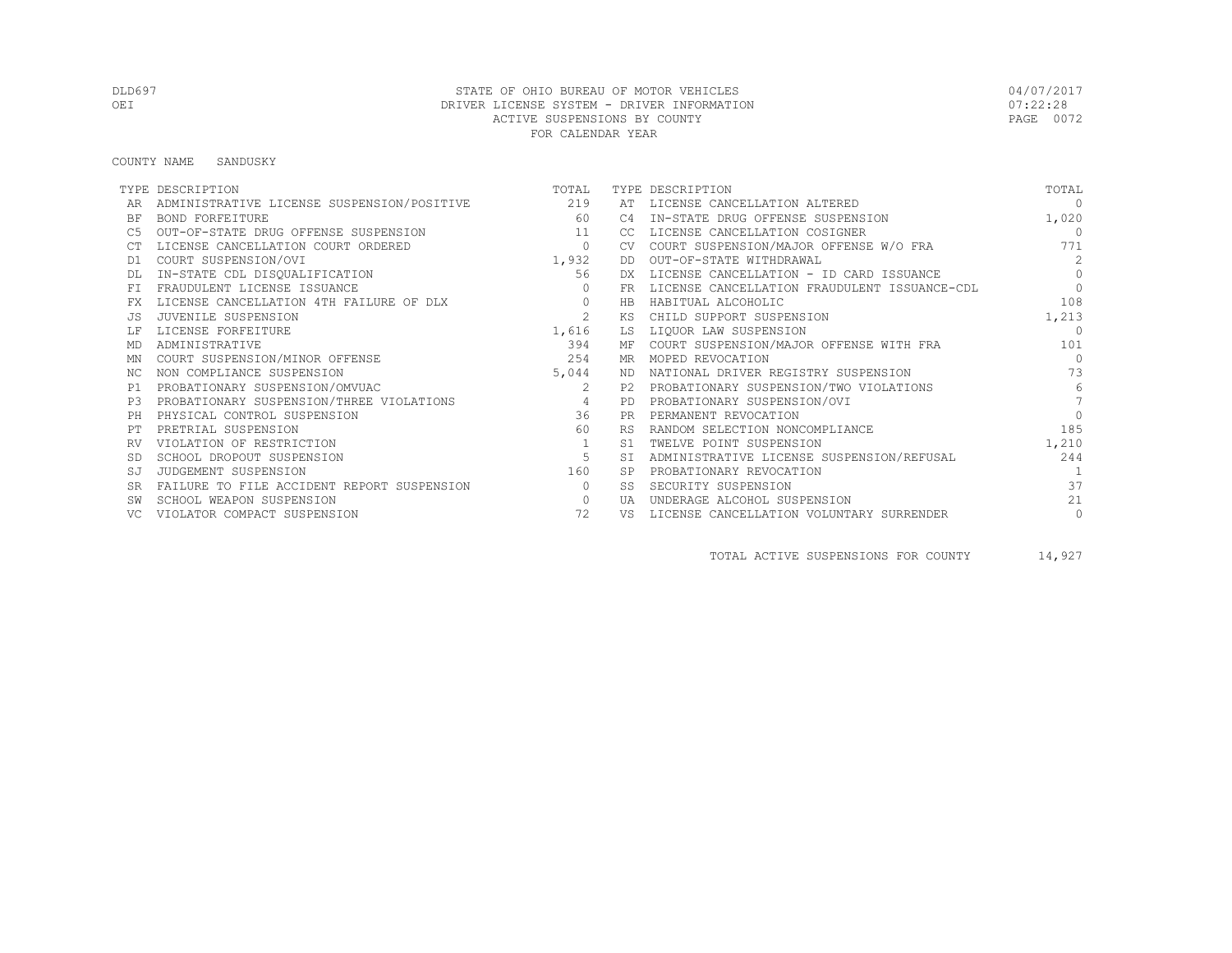DLD697
OEI

STATE OF OHIO BUREAU OF MOTOR VEHICLES
DRIVER LICENSE SYSTEM - DRIVER INFORMATION
ACTIVE SUSPENSIONS BY COUNTY
FOR CALENDAR YEAR

04/07/2017
07:22:28

COUNTY NAME SANDUSKY

| TYPE | DESCRIPTION | TOTAL | TYPE | DESCRIPTION | TOTAL |
|---|---|---|---|---|---|
| AR | ADMINISTRATIVE LICENSE SUSPENSION/POSITIVE | 219 | AT | LICENSE CANCELLATION ALTERED | 0 |
| BF | BOND FORFEITURE | 60 | C4 | IN-STATE DRUG OFFENSE SUSPENSION | 1,020 |
| C5 | OUT-OF-STATE DRUG OFFENSE SUSPENSION | 11 | CC | LICENSE CANCELLATION COSIGNER | 0 |
| CT | LICENSE CANCELLATION COURT ORDERED | 0 | CV | COURT SUSPENSION/MAJOR OFFENSE W/O FRA | 771 |
| D1 | COURT SUSPENSION/OVI | 1,932 | DD | OUT-OF-STATE WITHDRAWAL | 2 |
| DL | IN-STATE CDL DISQUALIFICATION | 56 | DX | LICENSE CANCELLATION - ID CARD ISSUANCE | 0 |
| FI | FRAUDULENT LICENSE ISSUANCE | 0 | FR | LICENSE CANCELLATION FRAUDULENT ISSUANCE-CDL | 0 |
| FX | LICENSE CANCELLATION 4TH FAILURE OF DLX | 0 | HB | HABITUAL ALCOHOLIC | 108 |
| JS | JUVENILE SUSPENSION | 2 | KS | CHILD SUPPORT SUSPENSION | 1,213 |
| LF | LICENSE FORFEITURE | 1,616 | LS | LIQUOR LAW SUSPENSION | 0 |
| MD | ADMINISTRATIVE | 394 | MF | COURT SUSPENSION/MAJOR OFFENSE WITH FRA | 101 |
| MN | COURT SUSPENSION/MINOR OFFENSE | 254 | MR | MOPED REVOCATION | 0 |
| NC | NON COMPLIANCE SUSPENSION | 5,044 | ND | NATIONAL DRIVER REGISTRY SUSPENSION | 73 |
| P1 | PROBATIONARY SUSPENSION/OMVUAC | 2 | P2 | PROBATIONARY SUSPENSION/TWO VIOLATIONS | 6 |
| P3 | PROBATIONARY SUSPENSION/THREE VIOLATIONS | 4 | PD | PROBATIONARY SUSPENSION/OVI | 7 |
| PH | PHYSICAL CONTROL SUSPENSION | 36 | PR | PERMANENT REVOCATION | 0 |
| PT | PRETRIAL SUSPENSION | 60 | RS | RANDOM SELECTION NONCOMPLIANCE | 185 |
| RV | VIOLATION OF RESTRICTION | 1 | S1 | TWELVE POINT SUSPENSION | 1,210 |
| SD | SCHOOL DROPOUT SUSPENSION | 5 | SI | ADMINISTRATIVE LICENSE SUSPENSION/REFUSAL | 244 |
| SJ | JUDGEMENT SUSPENSION | 160 | SP | PROBATIONARY REVOCATION | 1 |
| SR | FAILURE TO FILE ACCIDENT REPORT SUSPENSION | 0 | SS | SECURITY SUSPENSION | 37 |
| SW | SCHOOL WEAPON SUSPENSION | 0 | UA | UNDERAGE ALCOHOL SUSPENSION | 21 |
| VC | VIOLATOR COMPACT SUSPENSION | 72 | VS | LICENSE CANCELLATION VOLUNTARY SURRENDER | 0 |

TOTAL ACTIVE SUSPENSIONS FOR COUNTY 14,927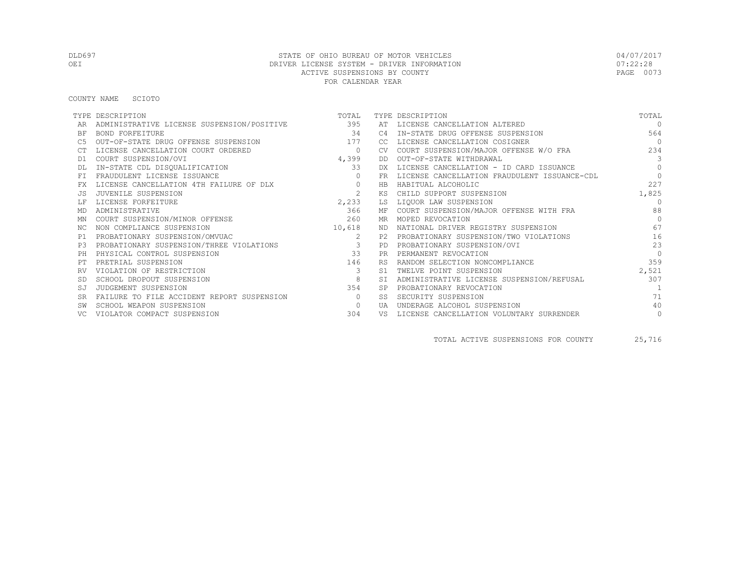DLD697 STATE OF OHIO BUREAU OF MOTOR VEHICLES 04/07/2017
OEI DRIVER LICENSE SYSTEM - DRIVER INFORMATION 07:22:28
ACTIVE SUSPENSIONS BY COUNTY
FOR CALENDAR YEAR

COUNTY NAME SCIOTO

| TYPE | DESCRIPTION | TOTAL | TYPE | DESCRIPTION | TOTAL |
|---|---|---|---|---|---|
| AR | ADMINISTRATIVE LICENSE SUSPENSION/POSITIVE | 395 | AT | LICENSE CANCELLATION ALTERED | 0 |
| BF | BOND FORFEITURE | 34 | C4 | IN-STATE DRUG OFFENSE SUSPENSION | 564 |
| C5 | OUT-OF-STATE DRUG OFFENSE SUSPENSION | 177 | CC | LICENSE CANCELLATION COSIGNER | 0 |
| CT | LICENSE CANCELLATION COURT ORDERED | 0 | CV | COURT SUSPENSION/MAJOR OFFENSE W/O FRA | 234 |
| D1 | COURT SUSPENSION/OVI | 4,399 | DD | OUT-OF-STATE WITHDRAWAL | 3 |
| DL | IN-STATE CDL DISQUALIFICATION | 33 | DX | LICENSE CANCELLATION - ID CARD ISSUANCE | 0 |
| FI | FRAUDULENT LICENSE ISSUANCE | 0 | FR | LICENSE CANCELLATION FRAUDULENT ISSUANCE-CDL | 0 |
| FX | LICENSE CANCELLATION 4TH FAILURE OF DLX | 0 | HB | HABITUAL ALCOHOLIC | 227 |
| JS | JUVENILE SUSPENSION | 2 | KS | CHILD SUPPORT SUSPENSION | 1,825 |
| LF | LICENSE FORFEITURE | 2,233 | LS | LIQUOR LAW SUSPENSION | 0 |
| MD | ADMINISTRATIVE | 366 | MF | COURT SUSPENSION/MAJOR OFFENSE WITH FRA | 88 |
| MN | COURT SUSPENSION/MINOR OFFENSE | 260 | MR | MOPED REVOCATION | 0 |
| NC | NON COMPLIANCE SUSPENSION | 10,618 | ND | NATIONAL DRIVER REGISTRY SUSPENSION | 67 |
| P1 | PROBATIONARY SUSPENSION/OMVUAC | 2 | P2 | PROBATIONARY SUSPENSION/TWO VIOLATIONS | 16 |
| P3 | PROBATIONARY SUSPENSION/THREE VIOLATIONS | 3 | PD | PROBATIONARY SUSPENSION/OVI | 23 |
| PH | PHYSICAL CONTROL SUSPENSION | 33 | PR | PERMANENT REVOCATION | 0 |
| PT | PRETRIAL SUSPENSION | 146 | RS | RANDOM SELECTION NONCOMPLIANCE | 359 |
| RV | VIOLATION OF RESTRICTION | 3 | S1 | TWELVE POINT SUSPENSION | 2,521 |
| SD | SCHOOL DROPOUT SUSPENSION | 8 | SI | ADMINISTRATIVE LICENSE SUSPENSION/REFUSAL | 307 |
| SJ | JUDGEMENT SUSPENSION | 354 | SP | PROBATIONARY REVOCATION | 1 |
| SR | FAILURE TO FILE ACCIDENT REPORT SUSPENSION | 0 | SS | SECURITY SUSPENSION | 71 |
| SW | SCHOOL WEAPON SUSPENSION | 0 | UA | UNDERAGE ALCOHOL SUSPENSION | 40 |
| VC | VIOLATOR COMPACT SUSPENSION | 304 | VS | LICENSE CANCELLATION VOLUNTARY SURRENDER | 0 |

TOTAL ACTIVE SUSPENSIONS FOR COUNTY 25,716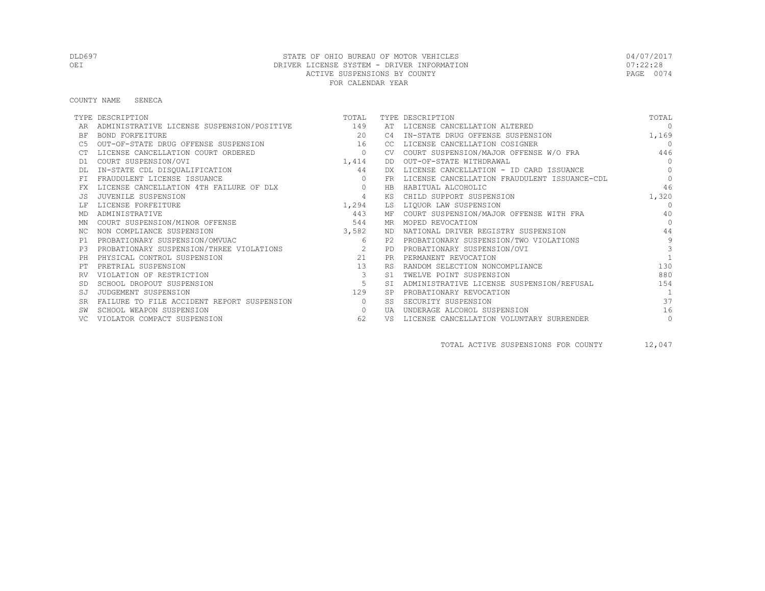DLD697 STATE OF OHIO BUREAU OF MOTOR VEHICLES 04/07/2017
OEI DRIVER LICENSE SYSTEM - DRIVER INFORMATION 07:22:28
ACTIVE SUSPENSIONS BY COUNTY
FOR CALENDAR YEAR

COUNTY NAME SENECA

| TYPE | DESCRIPTION | TOTAL | TYPE | DESCRIPTION | TOTAL |
|---|---|---|---|---|---|
| AR | ADMINISTRATIVE LICENSE SUSPENSION/POSITIVE | 149 | AT | LICENSE CANCELLATION ALTERED | 0 |
| BF | BOND FORFEITURE | 20 | C4 | IN-STATE DRUG OFFENSE SUSPENSION | 1,169 |
| C5 | OUT-OF-STATE DRUG OFFENSE SUSPENSION | 16 | CC | LICENSE CANCELLATION COSIGNER | 0 |
| CT | LICENSE CANCELLATION COURT ORDERED | 0 | CV | COURT SUSPENSION/MAJOR OFFENSE W/O FRA | 446 |
| D1 | COURT SUSPENSION/OVI | 1,414 | DD | OUT-OF-STATE WITHDRAWAL | 0 |
| DL | IN-STATE CDL DISQUALIFICATION | 44 | DX | LICENSE CANCELLATION - ID CARD ISSUANCE | 0 |
| FI | FRAUDULENT LICENSE ISSUANCE | 0 | FR | LICENSE CANCELLATION FRAUDULENT ISSUANCE-CDL | 0 |
| FX | LICENSE CANCELLATION 4TH FAILURE OF DLX | 0 | HB | HABITUAL ALCOHOLIC | 46 |
| JS | JUVENILE SUSPENSION | 4 | KS | CHILD SUPPORT SUSPENSION | 1,320 |
| LF | LICENSE FORFEITURE | 1,294 | LS | LIQUOR LAW SUSPENSION | 0 |
| MD | ADMINISTRATIVE | 443 | MF | COURT SUSPENSION/MAJOR OFFENSE WITH FRA | 40 |
| MN | COURT SUSPENSION/MINOR OFFENSE | 544 | MR | MOPED REVOCATION | 0 |
| NC | NON COMPLIANCE SUSPENSION | 3,582 | ND | NATIONAL DRIVER REGISTRY SUSPENSION | 44 |
| P1 | PROBATIONARY SUSPENSION/OMVUAC | 6 | P2 | PROBATIONARY SUSPENSION/TWO VIOLATIONS | 9 |
| P3 | PROBATIONARY SUSPENSION/THREE VIOLATIONS | 2 | PD | PROBATIONARY SUSPENSION/OVI | 3 |
| PH | PHYSICAL CONTROL SUSPENSION | 21 | PR | PERMANENT REVOCATION | 1 |
| PT | PRETRIAL SUSPENSION | 13 | RS | RANDOM SELECTION NONCOMPLIANCE | 130 |
| RV | VIOLATION OF RESTRICTION | 3 | S1 | TWELVE POINT SUSPENSION | 880 |
| SD | SCHOOL DROPOUT SUSPENSION | 5 | SI | ADMINISTRATIVE LICENSE SUSPENSION/REFUSAL | 154 |
| SJ | JUDGEMENT SUSPENSION | 129 | SP | PROBATIONARY REVOCATION | 1 |
| SR | FAILURE TO FILE ACCIDENT REPORT SUSPENSION | 0 | SS | SECURITY SUSPENSION | 37 |
| SW | SCHOOL WEAPON SUSPENSION | 0 | UA | UNDERAGE ALCOHOL SUSPENSION | 16 |
| VC | VIOLATOR COMPACT SUSPENSION | 62 | VS | LICENSE CANCELLATION VOLUNTARY SURRENDER | 0 |

TOTAL ACTIVE SUSPENSIONS FOR COUNTY 12,047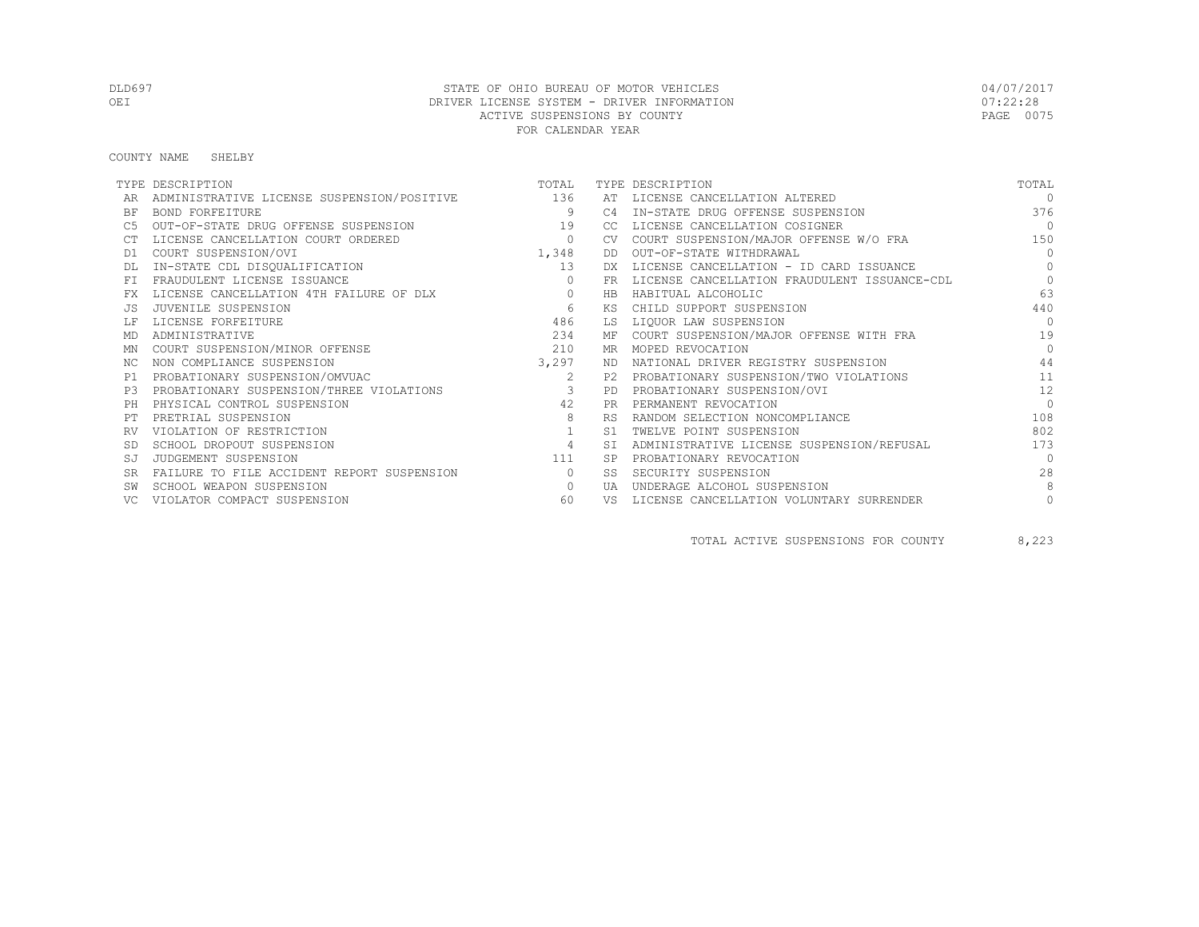DLD697 STATE OF OHIO BUREAU OF MOTOR VEHICLES 04/07/2017
OEI DRIVER LICENSE SYSTEM - DRIVER INFORMATION 07:22:28
ACTIVE SUSPENSIONS BY COUNTY
FOR CALENDAR YEAR

COUNTY NAME SHELBY

| TYPE | DESCRIPTION | TOTAL | TYPE | DESCRIPTION | TOTAL |
|---|---|---|---|---|---|
| AR | ADMINISTRATIVE LICENSE SUSPENSION/POSITIVE | 136 | AT | LICENSE CANCELLATION ALTERED | 0 |
| BF | BOND FORFEITURE | 9 | C4 | IN-STATE DRUG OFFENSE SUSPENSION | 376 |
| C5 | OUT-OF-STATE DRUG OFFENSE SUSPENSION | 19 | CC | LICENSE CANCELLATION COSIGNER | 0 |
| CT | LICENSE CANCELLATION COURT ORDERED | 0 | CV | COURT SUSPENSION/MAJOR OFFENSE W/O FRA | 150 |
| D1 | COURT SUSPENSION/OVI | 1,348 | DD | OUT-OF-STATE WITHDRAWAL | 0 |
| DL | IN-STATE CDL DISQUALIFICATION | 13 | DX | LICENSE CANCELLATION - ID CARD ISSUANCE | 0 |
| FI | FRAUDULENT LICENSE ISSUANCE | 0 | FR | LICENSE CANCELLATION FRAUDULENT ISSUANCE-CDL | 0 |
| FX | LICENSE CANCELLATION 4TH FAILURE OF DLX | 0 | HB | HABITUAL ALCOHOLIC | 63 |
| JS | JUVENILE SUSPENSION | 6 | KS | CHILD SUPPORT SUSPENSION | 440 |
| LF | LICENSE FORFEITURE | 486 | LS | LIQUOR LAW SUSPENSION | 0 |
| MD | ADMINISTRATIVE | 234 | MF | COURT SUSPENSION/MAJOR OFFENSE WITH FRA | 19 |
| MN | COURT SUSPENSION/MINOR OFFENSE | 210 | MR | MOPED REVOCATION | 0 |
| NC | NON COMPLIANCE SUSPENSION | 3,297 | ND | NATIONAL DRIVER REGISTRY SUSPENSION | 44 |
| P1 | PROBATIONARY SUSPENSION/OMVUAC | 2 | P2 | PROBATIONARY SUSPENSION/TWO VIOLATIONS | 11 |
| P3 | PROBATIONARY SUSPENSION/THREE VIOLATIONS | 3 | PD | PROBATIONARY SUSPENSION/OVI | 12 |
| PH | PHYSICAL CONTROL SUSPENSION | 42 | PR | PERMANENT REVOCATION | 0 |
| PT | PRETRIAL SUSPENSION | 8 | RS | RANDOM SELECTION NONCOMPLIANCE | 108 |
| RV | VIOLATION OF RESTRICTION | 1 | S1 | TWELVE POINT SUSPENSION | 802 |
| SD | SCHOOL DROPOUT SUSPENSION | 4 | SI | ADMINISTRATIVE LICENSE SUSPENSION/REFUSAL | 173 |
| SJ | JUDGEMENT SUSPENSION | 111 | SP | PROBATIONARY REVOCATION | 0 |
| SR | FAILURE TO FILE ACCIDENT REPORT SUSPENSION | 0 | SS | SECURITY SUSPENSION | 28 |
| SW | SCHOOL WEAPON SUSPENSION | 0 | UA | UNDERAGE ALCOHOL SUSPENSION | 8 |
| VC | VIOLATOR COMPACT SUSPENSION | 60 | VS | LICENSE CANCELLATION VOLUNTARY SURRENDER | 0 |

TOTAL ACTIVE SUSPENSIONS FOR COUNTY 8,223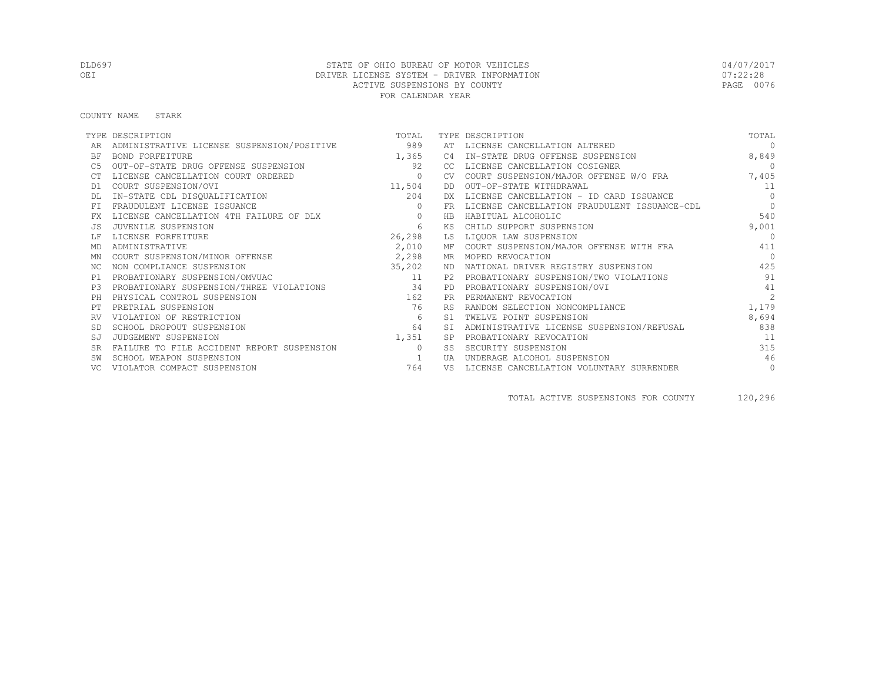STATE OF OHIO BUREAU OF MOTOR VEHICLES
DRIVER LICENSE SYSTEM - DRIVER INFORMATION
ACTIVE SUSPENSIONS BY COUNTY
FOR CALENDAR YEAR

DLD697
OEI

04/07/2017
07:22:28

COUNTY NAME STARK

| TYPE | DESCRIPTION | TOTAL | TYPE | DESCRIPTION | TOTAL |
|---|---|---|---|---|---|
| AR | ADMINISTRATIVE LICENSE SUSPENSION/POSITIVE | 989 | AT | LICENSE CANCELLATION ALTERED | 0 |
| BF | BOND FORFEITURE | 1,365 | C4 | IN-STATE DRUG OFFENSE SUSPENSION | 8,849 |
| C5 | OUT-OF-STATE DRUG OFFENSE SUSPENSION | 92 | CC | LICENSE CANCELLATION COSIGNER | 0 |
| CT | LICENSE CANCELLATION COURT ORDERED | 0 | CV | COURT SUSPENSION/MAJOR OFFENSE W/O FRA | 7,405 |
| D1 | COURT SUSPENSION/OVI | 11,504 | DD | OUT-OF-STATE WITHDRAWAL | 11 |
| DL | IN-STATE CDL DISQUALIFICATION | 204 | DX | LICENSE CANCELLATION - ID CARD ISSUANCE | 0 |
| FI | FRAUDULENT LICENSE ISSUANCE | 0 | FR | LICENSE CANCELLATION FRAUDULENT ISSUANCE-CDL | 0 |
| FX | LICENSE CANCELLATION 4TH FAILURE OF DLX | 0 | HB | HABITUAL ALCOHOLIC | 540 |
| JS | JUVENILE SUSPENSION | 6 | KS | CHILD SUPPORT SUSPENSION | 9,001 |
| LF | LICENSE FORFEITURE | 26,298 | LS | LIQUOR LAW SUSPENSION | 0 |
| MD | ADMINISTRATIVE | 2,010 | MF | COURT SUSPENSION/MAJOR OFFENSE WITH FRA | 411 |
| MN | COURT SUSPENSION/MINOR OFFENSE | 2,298 | MR | MOPED REVOCATION | 0 |
| NC | NON COMPLIANCE SUSPENSION | 35,202 | ND | NATIONAL DRIVER REGISTRY SUSPENSION | 425 |
| P1 | PROBATIONARY SUSPENSION/OMVUAC | 11 | P2 | PROBATIONARY SUSPENSION/TWO VIOLATIONS | 91 |
| P3 | PROBATIONARY SUSPENSION/THREE VIOLATIONS | 34 | PD | PROBATIONARY SUSPENSION/OVI | 41 |
| PH | PHYSICAL CONTROL SUSPENSION | 162 | PR | PERMANENT REVOCATION | 2 |
| PT | PRETRIAL SUSPENSION | 76 | RS | RANDOM SELECTION NONCOMPLIANCE | 1,179 |
| RV | VIOLATION OF RESTRICTION | 6 | S1 | TWELVE POINT SUSPENSION | 8,694 |
| SD | SCHOOL DROPOUT SUSPENSION | 64 | SI | ADMINISTRATIVE LICENSE SUSPENSION/REFUSAL | 838 |
| SJ | JUDGEMENT SUSPENSION | 1,351 | SP | PROBATIONARY REVOCATION | 11 |
| SR | FAILURE TO FILE ACCIDENT REPORT SUSPENSION | 0 | SS | SECURITY SUSPENSION | 315 |
| SW | SCHOOL WEAPON SUSPENSION | 1 | UA | UNDERAGE ALCOHOL SUSPENSION | 46 |
| VC | VIOLATOR COMPACT SUSPENSION | 764 | VS | LICENSE CANCELLATION VOLUNTARY SURRENDER | 0 |

TOTAL ACTIVE SUSPENSIONS FOR COUNTY 120,296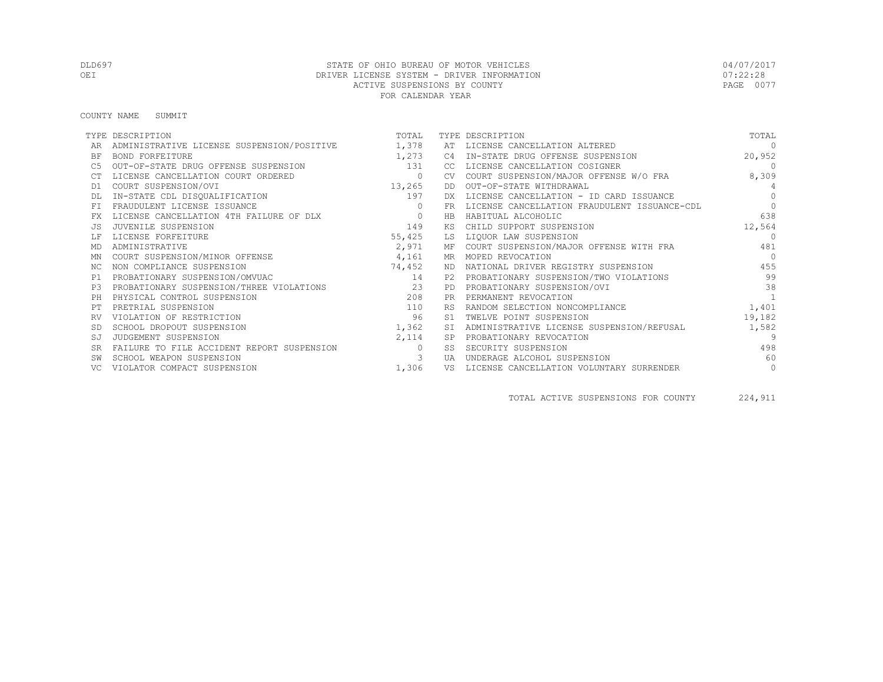STATE OF OHIO BUREAU OF MOTOR VEHICLES
DRIVER LICENSE SYSTEM - DRIVER INFORMATION
ACTIVE SUSPENSIONS BY COUNTY
FOR CALENDAR YEAR

DLD697 OEI — 04/07/2017 07:22:28

COUNTY NAME SUMMIT

| TYPE | DESCRIPTION | TOTAL | TYPE | DESCRIPTION | TOTAL |
|---|---|---|---|---|---|
| AR | ADMINISTRATIVE LICENSE SUSPENSION/POSITIVE | 1,378 | AT | LICENSE CANCELLATION ALTERED | 0 |
| BF | BOND FORFEITURE | 1,273 | C4 | IN-STATE DRUG OFFENSE SUSPENSION | 20,952 |
| C5 | OUT-OF-STATE DRUG OFFENSE SUSPENSION | 131 | CC | LICENSE CANCELLATION COSIGNER | 0 |
| CT | LICENSE CANCELLATION COURT ORDERED | 0 | CV | COURT SUSPENSION/MAJOR OFFENSE W/O FRA | 8,309 |
| D1 | COURT SUSPENSION/OVI | 13,265 | DD | OUT-OF-STATE WITHDRAWAL | 4 |
| DL | IN-STATE CDL DISQUALIFICATION | 197 | DX | LICENSE CANCELLATION - ID CARD ISSUANCE | 0 |
| FI | FRAUDULENT LICENSE ISSUANCE | 0 | FR | LICENSE CANCELLATION FRAUDULENT ISSUANCE-CDL | 0 |
| FX | LICENSE CANCELLATION 4TH FAILURE OF DLX | 0 | HB | HABITUAL ALCOHOLIC | 638 |
| JS | JUVENILE SUSPENSION | 149 | KS | CHILD SUPPORT SUSPENSION | 12,564 |
| LF | LICENSE FORFEITURE | 55,425 | LS | LIQUOR LAW SUSPENSION | 0 |
| MD | ADMINISTRATIVE | 2,971 | MF | COURT SUSPENSION/MAJOR OFFENSE WITH FRA | 481 |
| MN | COURT SUSPENSION/MINOR OFFENSE | 4,161 | MR | MOPED REVOCATION | 0 |
| NC | NON COMPLIANCE SUSPENSION | 74,452 | ND | NATIONAL DRIVER REGISTRY SUSPENSION | 455 |
| P1 | PROBATIONARY SUSPENSION/OMVUAC | 14 | P2 | PROBATIONARY SUSPENSION/TWO VIOLATIONS | 99 |
| P3 | PROBATIONARY SUSPENSION/THREE VIOLATIONS | 23 | PD | PROBATIONARY SUSPENSION/OVI | 38 |
| PH | PHYSICAL CONTROL SUSPENSION | 208 | PR | PERMANENT REVOCATION | 1 |
| PT | PRETRIAL SUSPENSION | 110 | RS | RANDOM SELECTION NONCOMPLIANCE | 1,401 |
| RV | VIOLATION OF RESTRICTION | 96 | S1 | TWELVE POINT SUSPENSION | 19,182 |
| SD | SCHOOL DROPOUT SUSPENSION | 1,362 | SI | ADMINISTRATIVE LICENSE SUSPENSION/REFUSAL | 1,582 |
| SJ | JUDGEMENT SUSPENSION | 2,114 | SP | PROBATIONARY REVOCATION | 9 |
| SR | FAILURE TO FILE ACCIDENT REPORT SUSPENSION | 0 | SS | SECURITY SUSPENSION | 498 |
| SW | SCHOOL WEAPON SUSPENSION | 3 | UA | UNDERAGE ALCOHOL SUSPENSION | 60 |
| VC | VIOLATOR COMPACT SUSPENSION | 1,306 | VS | LICENSE CANCELLATION VOLUNTARY SURRENDER | 0 |

TOTAL ACTIVE SUSPENSIONS FOR COUNTY 224,911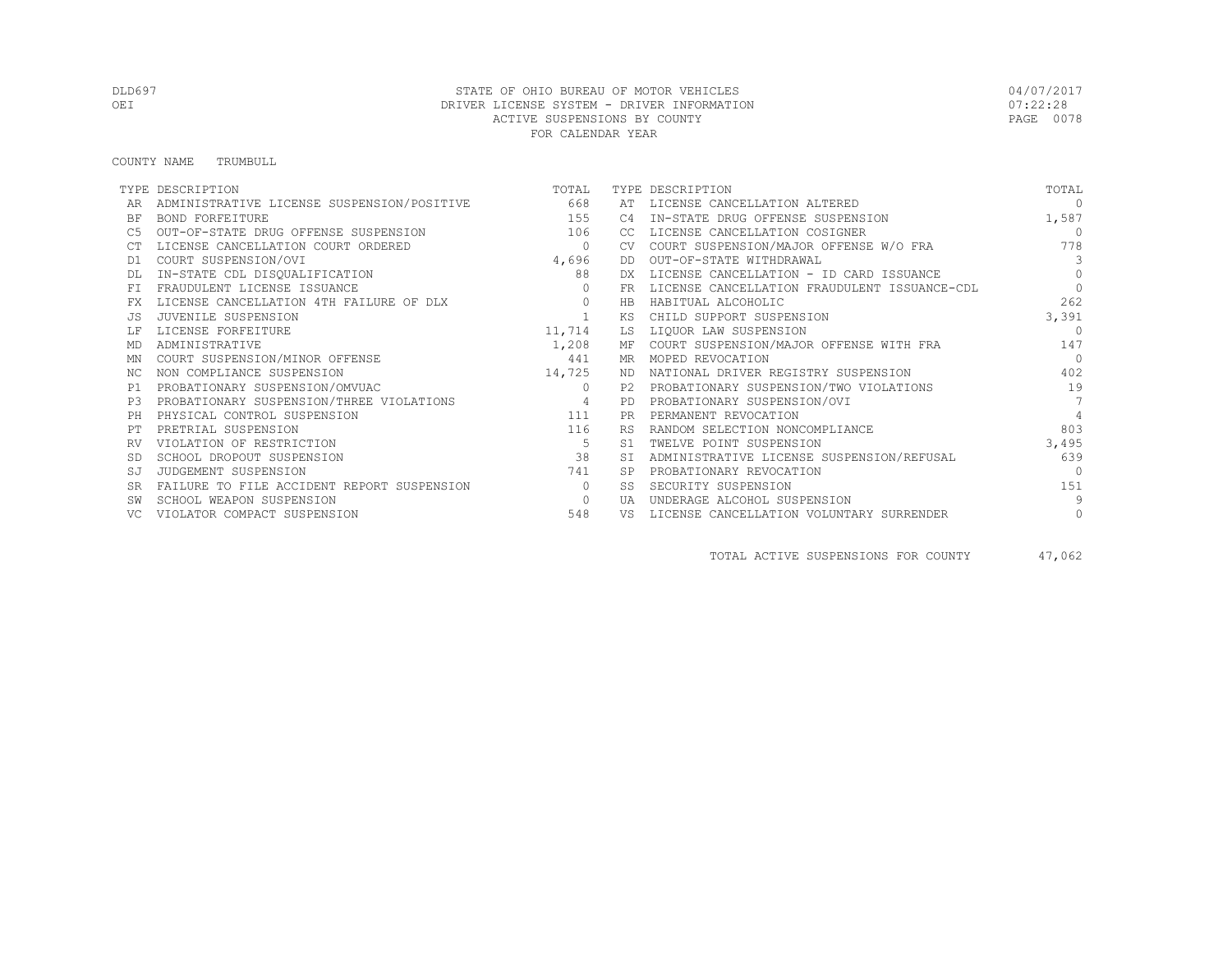STATE OF OHIO BUREAU OF MOTOR VEHICLES
DRIVER LICENSE SYSTEM - DRIVER INFORMATION
ACTIVE SUSPENSIONS BY COUNTY
FOR CALENDAR YEAR

DLD697
OEI

04/07/2017
07:22:28

COUNTY NAME TRUMBULL

| TYPE | DESCRIPTION | TOTAL | TYPE | DESCRIPTION | TOTAL |
|---|---|---|---|---|---|
| AR | ADMINISTRATIVE LICENSE SUSPENSION/POSITIVE | 668 | AT | LICENSE CANCELLATION ALTERED | 0 |
| BF | BOND FORFEITURE | 155 | C4 | IN-STATE DRUG OFFENSE SUSPENSION | 1,587 |
| C5 | OUT-OF-STATE DRUG OFFENSE SUSPENSION | 106 | CC | LICENSE CANCELLATION COSIGNER | 0 |
| CT | LICENSE CANCELLATION COURT ORDERED | 0 | CV | COURT SUSPENSION/MAJOR OFFENSE W/O FRA | 778 |
| D1 | COURT SUSPENSION/OVI | 4,696 | DD | OUT-OF-STATE WITHDRAWAL | 3 |
| DL | IN-STATE CDL DISQUALIFICATION | 88 | DX | LICENSE CANCELLATION - ID CARD ISSUANCE | 0 |
| FI | FRAUDULENT LICENSE ISSUANCE | 0 | FR | LICENSE CANCELLATION FRAUDULENT ISSUANCE-CDL | 0 |
| FX | LICENSE CANCELLATION 4TH FAILURE OF DLX | 0 | HB | HABITUAL ALCOHOLIC | 262 |
| JS | JUVENILE SUSPENSION | 1 | KS | CHILD SUPPORT SUSPENSION | 3,391 |
| LF | LICENSE FORFEITURE | 11,714 | LS | LIQUOR LAW SUSPENSION | 0 |
| MD | ADMINISTRATIVE | 1,208 | MF | COURT SUSPENSION/MAJOR OFFENSE WITH FRA | 147 |
| MN | COURT SUSPENSION/MINOR OFFENSE | 441 | MR | MOPED REVOCATION | 0 |
| NC | NON COMPLIANCE SUSPENSION | 14,725 | ND | NATIONAL DRIVER REGISTRY SUSPENSION | 402 |
| P1 | PROBATIONARY SUSPENSION/OMVUAC | 0 | P2 | PROBATIONARY SUSPENSION/TWO VIOLATIONS | 19 |
| P3 | PROBATIONARY SUSPENSION/THREE VIOLATIONS | 4 | PD | PROBATIONARY SUSPENSION/OVI | 7 |
| PH | PHYSICAL CONTROL SUSPENSION | 111 | PR | PERMANENT REVOCATION | 4 |
| PT | PRETRIAL SUSPENSION | 116 | RS | RANDOM SELECTION NONCOMPLIANCE | 803 |
| RV | VIOLATION OF RESTRICTION | 5 | S1 | TWELVE POINT SUSPENSION | 3,495 |
| SD | SCHOOL DROPOUT SUSPENSION | 38 | SI | ADMINISTRATIVE LICENSE SUSPENSION/REFUSAL | 639 |
| SJ | JUDGEMENT SUSPENSION | 741 | SP | PROBATIONARY REVOCATION | 0 |
| SR | FAILURE TO FILE ACCIDENT REPORT SUSPENSION | 0 | SS | SECURITY SUSPENSION | 151 |
| SW | SCHOOL WEAPON SUSPENSION | 0 | UA | UNDERAGE ALCOHOL SUSPENSION | 9 |
| VC | VIOLATOR COMPACT SUSPENSION | 548 | VS | LICENSE CANCELLATION VOLUNTARY SURRENDER | 0 |

TOTAL ACTIVE SUSPENSIONS FOR COUNTY 47,062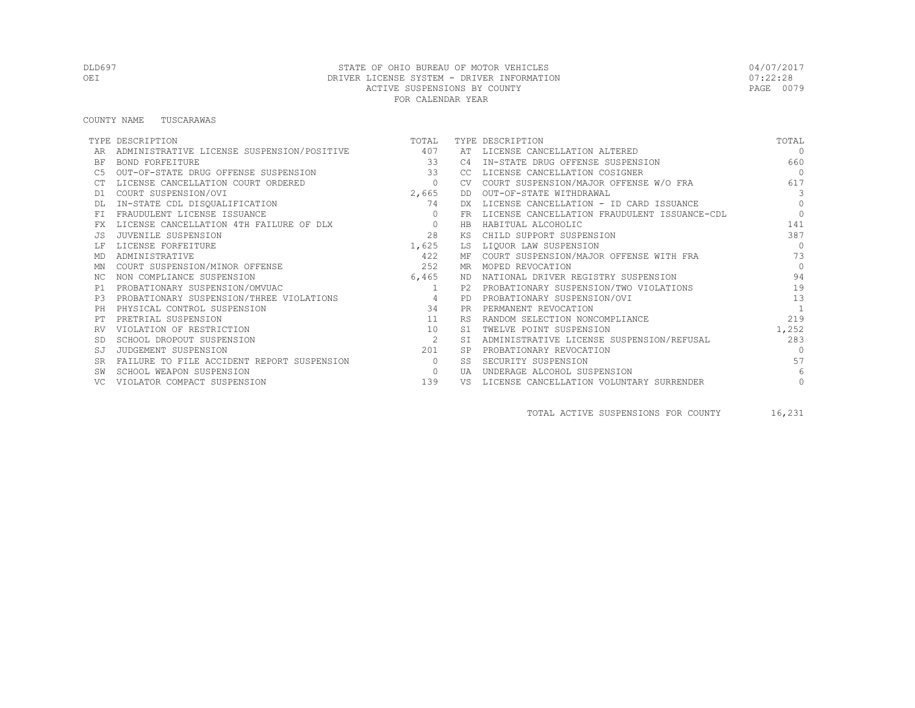DLD697 STATE OF OHIO BUREAU OF MOTOR VEHICLES 04/07/2017
OEI DRIVER LICENSE SYSTEM - DRIVER INFORMATION 07:22:28
ACTIVE SUSPENSIONS BY COUNTY
FOR CALENDAR YEAR

COUNTY NAME TUSCARAWAS

| TYPE | DESCRIPTION | TOTAL | TYPE | DESCRIPTION | TOTAL |
|---|---|---|---|---|---|
| AR | ADMINISTRATIVE LICENSE SUSPENSION/POSITIVE | 407 | AT | LICENSE CANCELLATION ALTERED | 0 |
| BF | BOND FORFEITURE | 33 | C4 | IN-STATE DRUG OFFENSE SUSPENSION | 660 |
| C5 | OUT-OF-STATE DRUG OFFENSE SUSPENSION | 33 | CC | LICENSE CANCELLATION COSIGNER | 0 |
| CT | LICENSE CANCELLATION COURT ORDERED | 0 | CV | COURT SUSPENSION/MAJOR OFFENSE W/O FRA | 617 |
| D1 | COURT SUSPENSION/OVI | 2,665 | DD | OUT-OF-STATE WITHDRAWAL | 3 |
| DL | IN-STATE CDL DISQUALIFICATION | 74 | DX | LICENSE CANCELLATION - ID CARD ISSUANCE | 0 |
| FI | FRAUDULENT LICENSE ISSUANCE | 0 | FR | LICENSE CANCELLATION FRAUDULENT ISSUANCE-CDL | 0 |
| FX | LICENSE CANCELLATION 4TH FAILURE OF DLX | 0 | HB | HABITUAL ALCOHOLIC | 141 |
| JS | JUVENILE SUSPENSION | 28 | KS | CHILD SUPPORT SUSPENSION | 387 |
| LF | LICENSE FORFEITURE | 1,625 | LS | LIQUOR LAW SUSPENSION | 0 |
| MD | ADMINISTRATIVE | 422 | MF | COURT SUSPENSION/MAJOR OFFENSE WITH FRA | 73 |
| MN | COURT SUSPENSION/MINOR OFFENSE | 252 | MR | MOPED REVOCATION | 0 |
| NC | NON COMPLIANCE SUSPENSION | 6,465 | ND | NATIONAL DRIVER REGISTRY SUSPENSION | 94 |
| P1 | PROBATIONARY SUSPENSION/OMVUAC | 1 | P2 | PROBATIONARY SUSPENSION/TWO VIOLATIONS | 19 |
| P3 | PROBATIONARY SUSPENSION/THREE VIOLATIONS | 4 | PD | PROBATIONARY SUSPENSION/OVI | 13 |
| PH | PHYSICAL CONTROL SUSPENSION | 34 | PR | PERMANENT REVOCATION | 1 |
| PT | PRETRIAL SUSPENSION | 11 | RS | RANDOM SELECTION NONCOMPLIANCE | 219 |
| RV | VIOLATION OF RESTRICTION | 10 | S1 | TWELVE POINT SUSPENSION | 1,252 |
| SD | SCHOOL DROPOUT SUSPENSION | 2 | SI | ADMINISTRATIVE LICENSE SUSPENSION/REFUSAL | 283 |
| SJ | JUDGEMENT SUSPENSION | 201 | SP | PROBATIONARY REVOCATION | 0 |
| SR | FAILURE TO FILE ACCIDENT REPORT SUSPENSION | 0 | SS | SECURITY SUSPENSION | 57 |
| SW | SCHOOL WEAPON SUSPENSION | 0 | UA | UNDERAGE ALCOHOL SUSPENSION | 6 |
| VC | VIOLATOR COMPACT SUSPENSION | 139 | VS | LICENSE CANCELLATION VOLUNTARY SURRENDER | 0 |

TOTAL ACTIVE SUSPENSIONS FOR COUNTY 16,231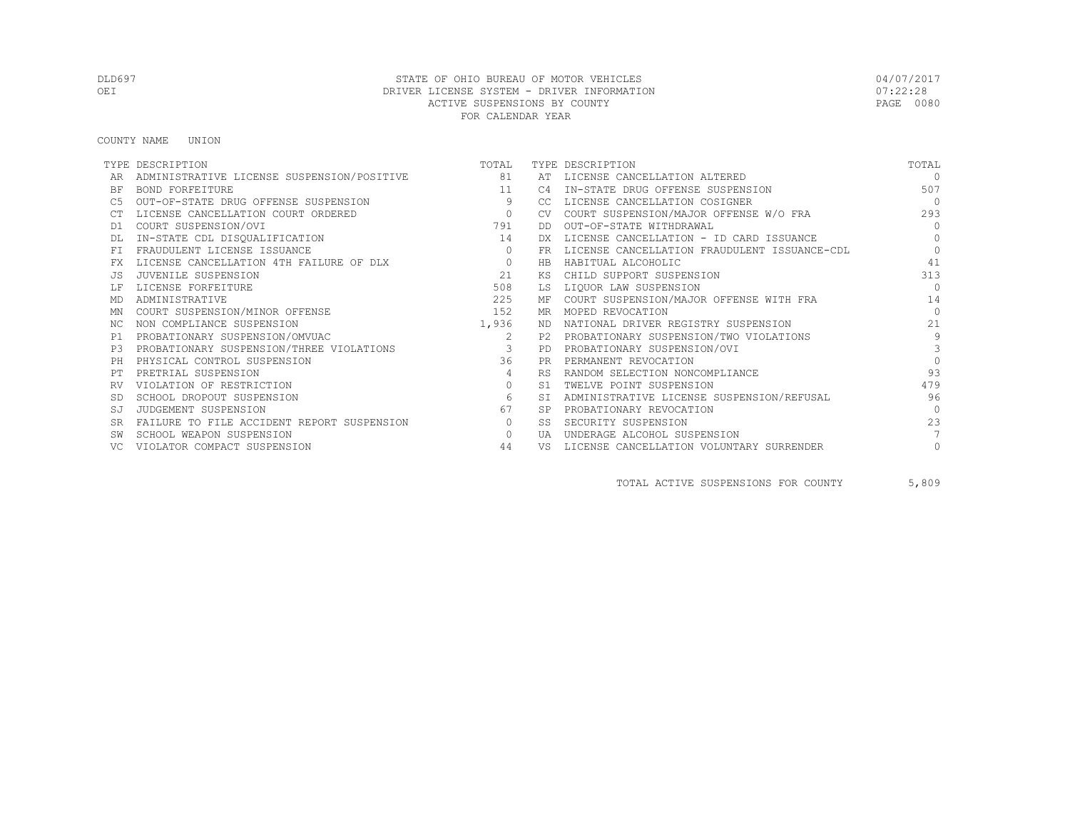# STATE OF OHIO BUREAU OF MOTOR VEHICLES
## DRIVER LICENSE SYSTEM - DRIVER INFORMATION
## ACTIVE SUSPENSIONS BY COUNTY
## FOR CALENDAR YEAR

DLD697
OEI

04/07/2017
07:22:28

COUNTY NAME UNION

| TYPE | DESCRIPTION | TOTAL | TYPE | DESCRIPTION | TOTAL |
|---|---|---|---|---|---|
| AR | ADMINISTRATIVE LICENSE SUSPENSION/POSITIVE | 81 | AT | LICENSE CANCELLATION ALTERED | 0 |
| BF | BOND FORFEITURE | 11 | C4 | IN-STATE DRUG OFFENSE SUSPENSION | 507 |
| C5 | OUT-OF-STATE DRUG OFFENSE SUSPENSION | 9 | CC | LICENSE CANCELLATION COSIGNER | 0 |
| CT | LICENSE CANCELLATION COURT ORDERED | 0 | CV | COURT SUSPENSION/MAJOR OFFENSE W/O FRA | 293 |
| D1 | COURT SUSPENSION/OVI | 791 | DD | OUT-OF-STATE WITHDRAWAL | 0 |
| DL | IN-STATE CDL DISQUALIFICATION | 14 | DX | LICENSE CANCELLATION - ID CARD ISSUANCE | 0 |
| FI | FRAUDULENT LICENSE ISSUANCE | 0 | FR | LICENSE CANCELLATION FRAUDULENT ISSUANCE-CDL | 0 |
| FX | LICENSE CANCELLATION 4TH FAILURE OF DLX | 0 | HB | HABITUAL ALCOHOLIC | 41 |
| JS | JUVENILE SUSPENSION | 21 | KS | CHILD SUPPORT SUSPENSION | 313 |
| LF | LICENSE FORFEITURE | 508 | LS | LIQUOR LAW SUSPENSION | 0 |
| MD | ADMINISTRATIVE | 225 | MF | COURT SUSPENSION/MAJOR OFFENSE WITH FRA | 14 |
| MN | COURT SUSPENSION/MINOR OFFENSE | 152 | MR | MOPED REVOCATION | 0 |
| NC | NON COMPLIANCE SUSPENSION | 1,936 | ND | NATIONAL DRIVER REGISTRY SUSPENSION | 21 |
| P1 | PROBATIONARY SUSPENSION/OMVUAC | 2 | P2 | PROBATIONARY SUSPENSION/TWO VIOLATIONS | 9 |
| P3 | PROBATIONARY SUSPENSION/THREE VIOLATIONS | 3 | PD | PROBATIONARY SUSPENSION/OVI | 3 |
| PH | PHYSICAL CONTROL SUSPENSION | 36 | PR | PERMANENT REVOCATION | 0 |
| PT | PRETRIAL SUSPENSION | 4 | RS | RANDOM SELECTION NONCOMPLIANCE | 93 |
| RV | VIOLATION OF RESTRICTION | 0 | S1 | TWELVE POINT SUSPENSION | 479 |
| SD | SCHOOL DROPOUT SUSPENSION | 6 | SI | ADMINISTRATIVE LICENSE SUSPENSION/REFUSAL | 96 |
| SJ | JUDGEMENT SUSPENSION | 67 | SP | PROBATIONARY REVOCATION | 0 |
| SR | FAILURE TO FILE ACCIDENT REPORT SUSPENSION | 0 | SS | SECURITY SUSPENSION | 23 |
| SW | SCHOOL WEAPON SUSPENSION | 0 | UA | UNDERAGE ALCOHOL SUSPENSION | 7 |
| VC | VIOLATOR COMPACT SUSPENSION | 44 | VS | LICENSE CANCELLATION VOLUNTARY SURRENDER | 0 |

TOTAL ACTIVE SUSPENSIONS FOR COUNTY 5,809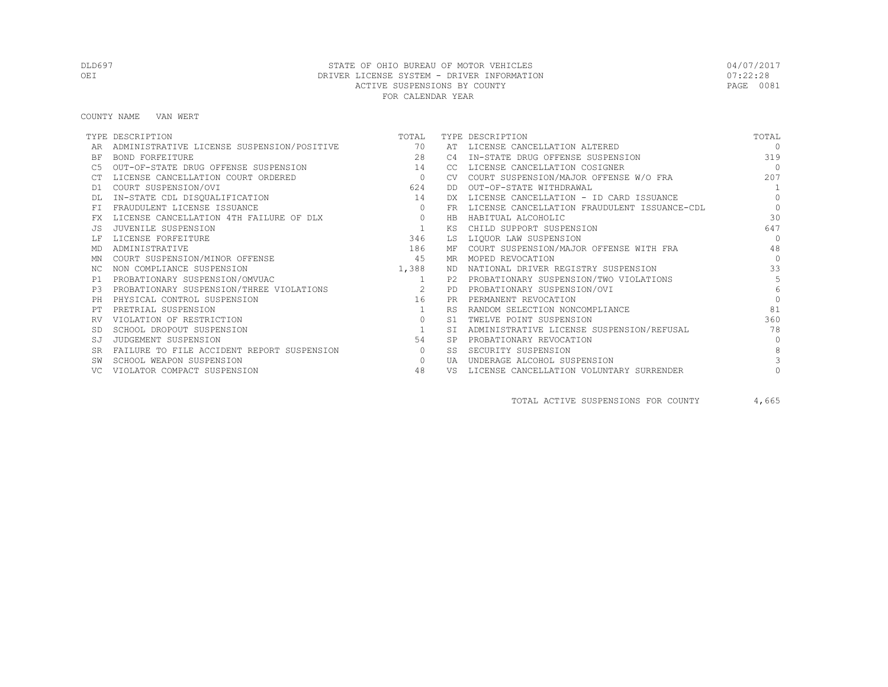# STATE OF OHIO BUREAU OF MOTOR VEHICLES
## DRIVER LICENSE SYSTEM - DRIVER INFORMATION
### ACTIVE SUSPENSIONS BY COUNTY
### FOR CALENDAR YEAR

DLD697
OEI

04/07/2017
07:22:28

COUNTY NAME VAN WERT

| TYPE | DESCRIPTION | TOTAL | TYPE | DESCRIPTION | TOTAL |
|---|---|---|---|---|---|
| AR | ADMINISTRATIVE LICENSE SUSPENSION/POSITIVE | 70 | AT | LICENSE CANCELLATION ALTERED | 0 |
| BF | BOND FORFEITURE | 28 | C4 | IN-STATE DRUG OFFENSE SUSPENSION | 319 |
| C5 | OUT-OF-STATE DRUG OFFENSE SUSPENSION | 14 | CC | LICENSE CANCELLATION COSIGNER | 0 |
| CT | LICENSE CANCELLATION COURT ORDERED | 0 | CV | COURT SUSPENSION/MAJOR OFFENSE W/O FRA | 207 |
| D1 | COURT SUSPENSION/OVI | 624 | DD | OUT-OF-STATE WITHDRAWAL | 1 |
| DL | IN-STATE CDL DISQUALIFICATION | 14 | DX | LICENSE CANCELLATION - ID CARD ISSUANCE | 0 |
| FI | FRAUDULENT LICENSE ISSUANCE | 0 | FR | LICENSE CANCELLATION FRAUDULENT ISSUANCE-CDL | 0 |
| FX | LICENSE CANCELLATION 4TH FAILURE OF DLX | 0 | HB | HABITUAL ALCOHOLIC | 30 |
| JS | JUVENILE SUSPENSION | 1 | KS | CHILD SUPPORT SUSPENSION | 647 |
| LF | LICENSE FORFEITURE | 346 | LS | LIQUOR LAW SUSPENSION | 0 |
| MD | ADMINISTRATIVE | 186 | MF | COURT SUSPENSION/MAJOR OFFENSE WITH FRA | 48 |
| MN | COURT SUSPENSION/MINOR OFFENSE | 45 | MR | MOPED REVOCATION | 0 |
| NC | NON COMPLIANCE SUSPENSION | 1,388 | ND | NATIONAL DRIVER REGISTRY SUSPENSION | 33 |
| P1 | PROBATIONARY SUSPENSION/OMVUAC | 1 | P2 | PROBATIONARY SUSPENSION/TWO VIOLATIONS | 5 |
| P3 | PROBATIONARY SUSPENSION/THREE VIOLATIONS | 2 | PD | PROBATIONARY SUSPENSION/OVI | 6 |
| PH | PHYSICAL CONTROL SUSPENSION | 16 | PR | PERMANENT REVOCATION | 0 |
| PT | PRETRIAL SUSPENSION | 1 | RS | RANDOM SELECTION NONCOMPLIANCE | 81 |
| RV | VIOLATION OF RESTRICTION | 0 | S1 | TWELVE POINT SUSPENSION | 360 |
| SD | SCHOOL DROPOUT SUSPENSION | 1 | SI | ADMINISTRATIVE LICENSE SUSPENSION/REFUSAL | 78 |
| SJ | JUDGEMENT SUSPENSION | 54 | SP | PROBATIONARY REVOCATION | 0 |
| SR | FAILURE TO FILE ACCIDENT REPORT SUSPENSION | 0 | SS | SECURITY SUSPENSION | 8 |
| SW | SCHOOL WEAPON SUSPENSION | 0 | UA | UNDERAGE ALCOHOL SUSPENSION | 3 |
| VC | VIOLATOR COMPACT SUSPENSION | 48 | VS | LICENSE CANCELLATION VOLUNTARY SURRENDER | 0 |

TOTAL ACTIVE SUSPENSIONS FOR COUNTY 4,665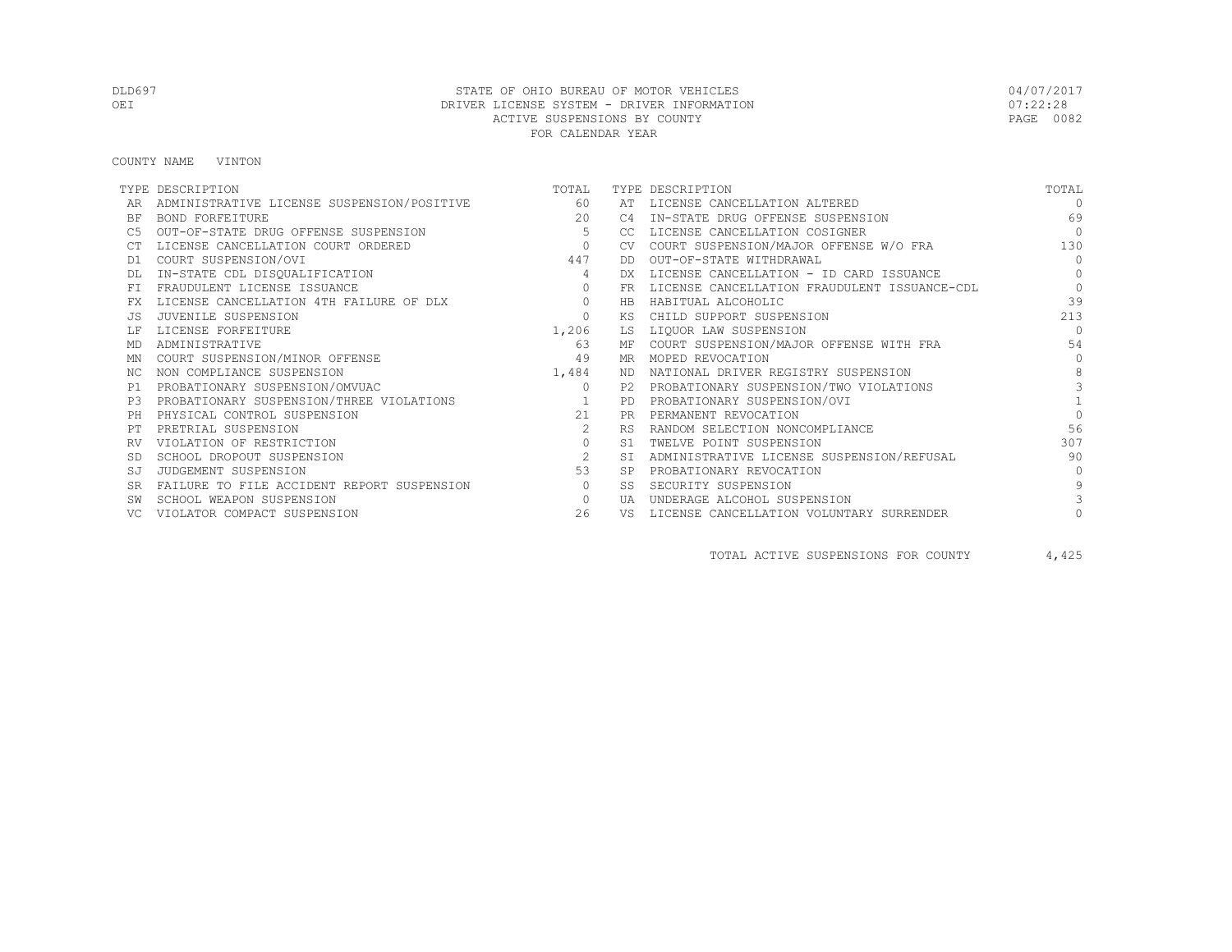DLD697 STATE OF OHIO BUREAU OF MOTOR VEHICLES 04/07/2017
OEI DRIVER LICENSE SYSTEM - DRIVER INFORMATION 07:22:28
ACTIVE SUSPENSIONS BY COUNTY
FOR CALENDAR YEAR

COUNTY NAME VINTON

| TYPE | DESCRIPTION | TOTAL | TYPE | DESCRIPTION | TOTAL |
|---|---|---|---|---|---|
| AR | ADMINISTRATIVE LICENSE SUSPENSION/POSITIVE | 60 | AT | LICENSE CANCELLATION ALTERED | 0 |
| BF | BOND FORFEITURE | 20 | C4 | IN-STATE DRUG OFFENSE SUSPENSION | 69 |
| C5 | OUT-OF-STATE DRUG OFFENSE SUSPENSION | 5 | CC | LICENSE CANCELLATION COSIGNER | 0 |
| CT | LICENSE CANCELLATION COURT ORDERED | 0 | CV | COURT SUSPENSION/MAJOR OFFENSE W/O FRA | 130 |
| D1 | COURT SUSPENSION/OVI | 447 | DD | OUT-OF-STATE WITHDRAWAL | 0 |
| DL | IN-STATE CDL DISQUALIFICATION | 4 | DX | LICENSE CANCELLATION - ID CARD ISSUANCE | 0 |
| FI | FRAUDULENT LICENSE ISSUANCE | 0 | FR | LICENSE CANCELLATION FRAUDULENT ISSUANCE-CDL | 0 |
| FX | LICENSE CANCELLATION 4TH FAILURE OF DLX | 0 | HB | HABITUAL ALCOHOLIC | 39 |
| JS | JUVENILE SUSPENSION | 0 | KS | CHILD SUPPORT SUSPENSION | 213 |
| LF | LICENSE FORFEITURE | 1,206 | LS | LIQUOR LAW SUSPENSION | 0 |
| MD | ADMINISTRATIVE | 63 | MF | COURT SUSPENSION/MAJOR OFFENSE WITH FRA | 54 |
| MN | COURT SUSPENSION/MINOR OFFENSE | 49 | MR | MOPED REVOCATION | 0 |
| NC | NON COMPLIANCE SUSPENSION | 1,484 | ND | NATIONAL DRIVER REGISTRY SUSPENSION | 8 |
| P1 | PROBATIONARY SUSPENSION/OMVUAC | 0 | P2 | PROBATIONARY SUSPENSION/TWO VIOLATIONS | 3 |
| P3 | PROBATIONARY SUSPENSION/THREE VIOLATIONS | 1 | PD | PROBATIONARY SUSPENSION/OVI | 1 |
| PH | PHYSICAL CONTROL SUSPENSION | 21 | PR | PERMANENT REVOCATION | 0 |
| PT | PRETRIAL SUSPENSION | 2 | RS | RANDOM SELECTION NONCOMPLIANCE | 56 |
| RV | VIOLATION OF RESTRICTION | 0 | S1 | TWELVE POINT SUSPENSION | 307 |
| SD | SCHOOL DROPOUT SUSPENSION | 2 | SI | ADMINISTRATIVE LICENSE SUSPENSION/REFUSAL | 90 |
| SJ | JUDGEMENT SUSPENSION | 53 | SP | PROBATIONARY REVOCATION | 0 |
| SR | FAILURE TO FILE ACCIDENT REPORT SUSPENSION | 0 | SS | SECURITY SUSPENSION | 9 |
| SW | SCHOOL WEAPON SUSPENSION | 0 | UA | UNDERAGE ALCOHOL SUSPENSION | 3 |
| VC | VIOLATOR COMPACT SUSPENSION | 26 | VS | LICENSE CANCELLATION VOLUNTARY SURRENDER | 0 |

TOTAL ACTIVE SUSPENSIONS FOR COUNTY 4,425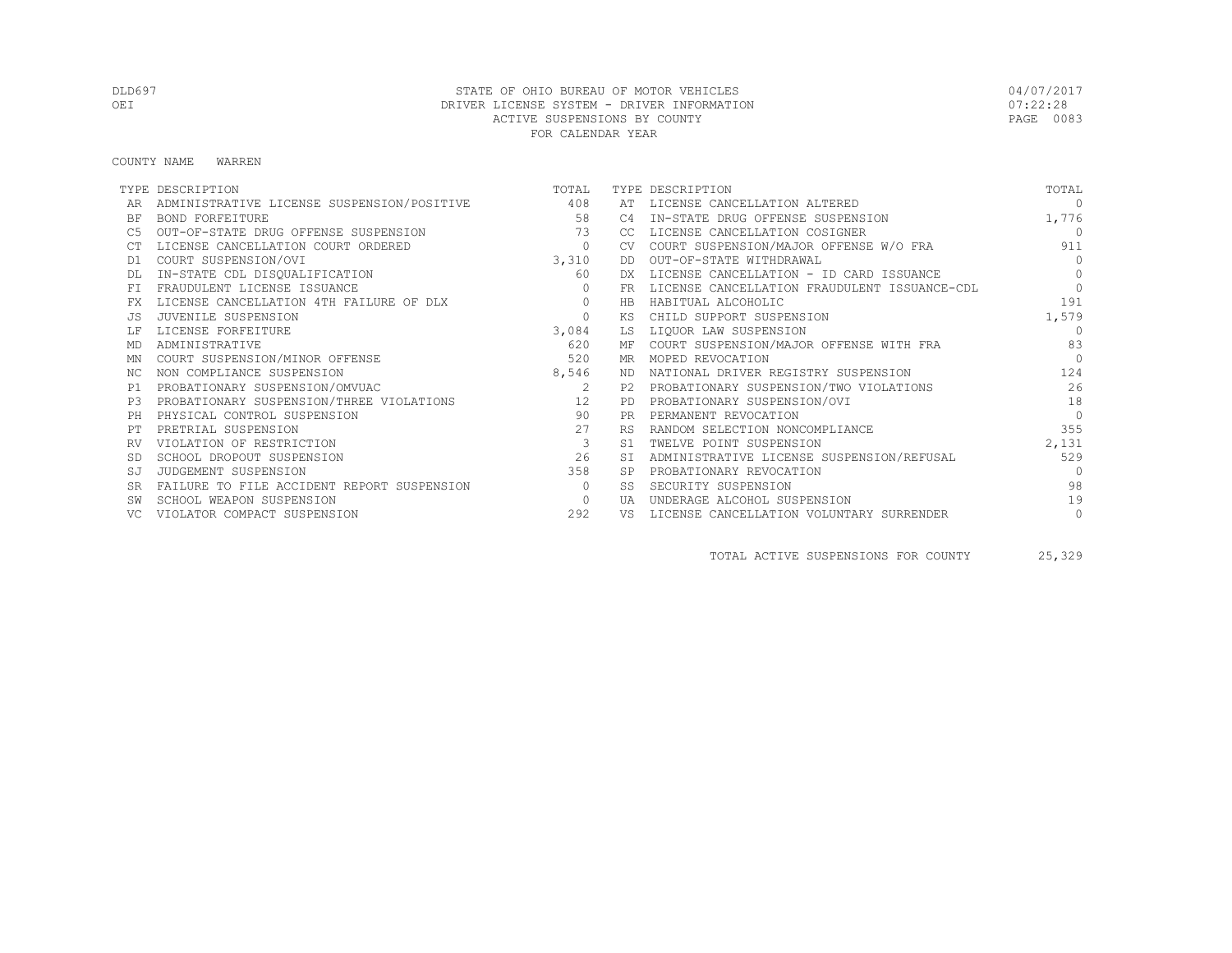STATE OF OHIO BUREAU OF MOTOR VEHICLES
DRIVER LICENSE SYSTEM - DRIVER INFORMATION
ACTIVE SUSPENSIONS BY COUNTY
FOR CALENDAR YEAR

DLD697
OEI

04/07/2017
07:22:28

COUNTY NAME WARREN

| TYPE | DESCRIPTION | TOTAL | TYPE | DESCRIPTION | TOTAL |
|---|---|---|---|---|---|
| AR | ADMINISTRATIVE LICENSE SUSPENSION/POSITIVE | 408 | AT | LICENSE CANCELLATION ALTERED | 0 |
| BF | BOND FORFEITURE | 58 | C4 | IN-STATE DRUG OFFENSE SUSPENSION | 1,776 |
| C5 | OUT-OF-STATE DRUG OFFENSE SUSPENSION | 73 | CC | LICENSE CANCELLATION COSIGNER | 0 |
| CT | LICENSE CANCELLATION COURT ORDERED | 0 | CV | COURT SUSPENSION/MAJOR OFFENSE W/O FRA | 911 |
| D1 | COURT SUSPENSION/OVI | 3,310 | DD | OUT-OF-STATE WITHDRAWAL | 0 |
| DL | IN-STATE CDL DISQUALIFICATION | 60 | DX | LICENSE CANCELLATION - ID CARD ISSUANCE | 0 |
| FI | FRAUDULENT LICENSE ISSUANCE | 0 | FR | LICENSE CANCELLATION FRAUDULENT ISSUANCE-CDL | 0 |
| FX | LICENSE CANCELLATION 4TH FAILURE OF DLX | 0 | HB | HABITUAL ALCOHOLIC | 191 |
| JS | JUVENILE SUSPENSION | 0 | KS | CHILD SUPPORT SUSPENSION | 1,579 |
| LF | LICENSE FORFEITURE | 3,084 | LS | LIQUOR LAW SUSPENSION | 0 |
| MD | ADMINISTRATIVE | 620 | MF | COURT SUSPENSION/MAJOR OFFENSE WITH FRA | 83 |
| MN | COURT SUSPENSION/MINOR OFFENSE | 520 | MR | MOPED REVOCATION | 0 |
| NC | NON COMPLIANCE SUSPENSION | 8,546 | ND | NATIONAL DRIVER REGISTRY SUSPENSION | 124 |
| P1 | PROBATIONARY SUSPENSION/OMVUAC | 2 | P2 | PROBATIONARY SUSPENSION/TWO VIOLATIONS | 26 |
| P3 | PROBATIONARY SUSPENSION/THREE VIOLATIONS | 12 | PD | PROBATIONARY SUSPENSION/OVI | 18 |
| PH | PHYSICAL CONTROL SUSPENSION | 90 | PR | PERMANENT REVOCATION | 0 |
| PT | PRETRIAL SUSPENSION | 27 | RS | RANDOM SELECTION NONCOMPLIANCE | 355 |
| RV | VIOLATION OF RESTRICTION | 3 | S1 | TWELVE POINT SUSPENSION | 2,131 |
| SD | SCHOOL DROPOUT SUSPENSION | 26 | SI | ADMINISTRATIVE LICENSE SUSPENSION/REFUSAL | 529 |
| SJ | JUDGEMENT SUSPENSION | 358 | SP | PROBATIONARY REVOCATION | 0 |
| SR | FAILURE TO FILE ACCIDENT REPORT SUSPENSION | 0 | SS | SECURITY SUSPENSION | 98 |
| SW | SCHOOL WEAPON SUSPENSION | 0 | UA | UNDERAGE ALCOHOL SUSPENSION | 19 |
| VC | VIOLATOR COMPACT SUSPENSION | 292 | VS | LICENSE CANCELLATION VOLUNTARY SURRENDER | 0 |

TOTAL ACTIVE SUSPENSIONS FOR COUNTY 25,329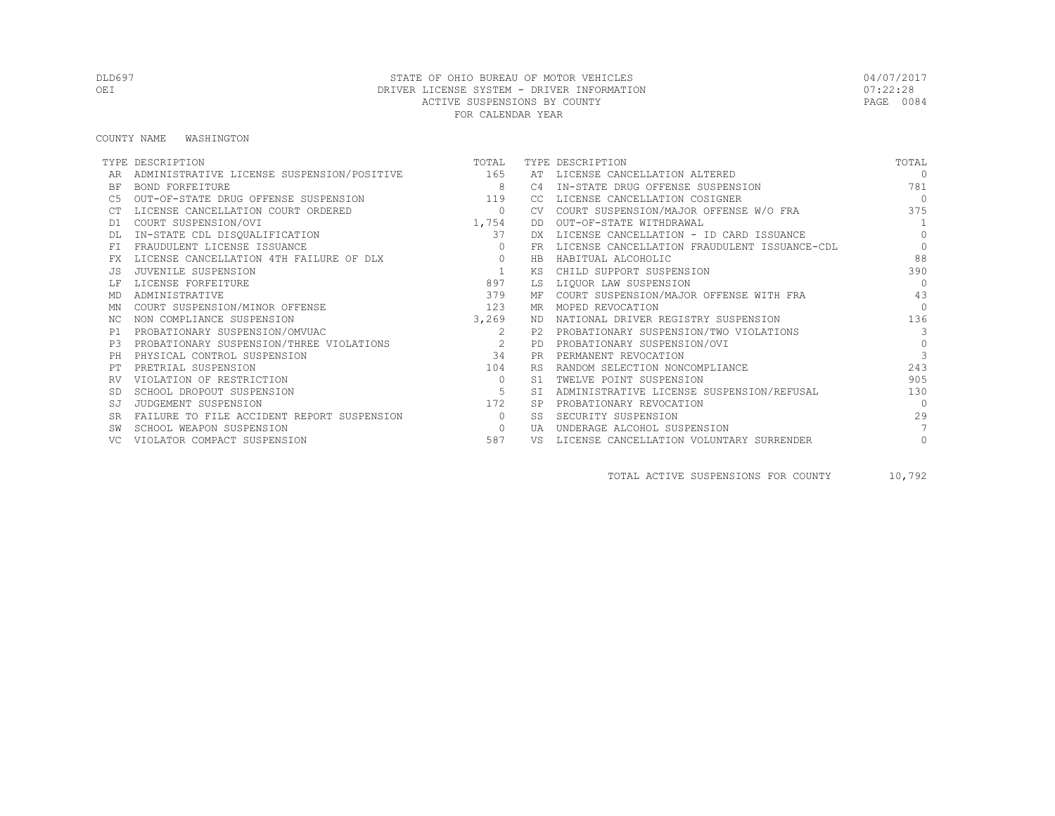DLD697 STATE OF OHIO BUREAU OF MOTOR VEHICLES 04/07/2017
OEI DRIVER LICENSE SYSTEM - DRIVER INFORMATION 07:22:28
ACTIVE SUSPENSIONS BY COUNTY
FOR CALENDAR YEAR

COUNTY NAME WASHINGTON

| TYPE | DESCRIPTION | TOTAL | TYPE | DESCRIPTION | TOTAL |
|---|---|---|---|---|---|
| AR | ADMINISTRATIVE LICENSE SUSPENSION/POSITIVE | 165 | AT | LICENSE CANCELLATION ALTERED | 0 |
| BF | BOND FORFEITURE | 8 | C4 | IN-STATE DRUG OFFENSE SUSPENSION | 781 |
| C5 | OUT-OF-STATE DRUG OFFENSE SUSPENSION | 119 | CC | LICENSE CANCELLATION COSIGNER | 0 |
| CT | LICENSE CANCELLATION COURT ORDERED | 0 | CV | COURT SUSPENSION/MAJOR OFFENSE W/O FRA | 375 |
| D1 | COURT SUSPENSION/OVI | 1,754 | DD | OUT-OF-STATE WITHDRAWAL | 1 |
| DL | IN-STATE CDL DISQUALIFICATION | 37 | DX | LICENSE CANCELLATION - ID CARD ISSUANCE | 0 |
| FI | FRAUDULENT LICENSE ISSUANCE | 0 | FR | LICENSE CANCELLATION FRAUDULENT ISSUANCE-CDL | 0 |
| FX | LICENSE CANCELLATION 4TH FAILURE OF DLX | 0 | HB | HABITUAL ALCOHOLIC | 88 |
| JS | JUVENILE SUSPENSION | 1 | KS | CHILD SUPPORT SUSPENSION | 390 |
| LF | LICENSE FORFEITURE | 897 | LS | LIQUOR LAW SUSPENSION | 0 |
| MD | ADMINISTRATIVE | 379 | MF | COURT SUSPENSION/MAJOR OFFENSE WITH FRA | 43 |
| MN | COURT SUSPENSION/MINOR OFFENSE | 123 | MR | MOPED REVOCATION | 0 |
| NC | NON COMPLIANCE SUSPENSION | 3,269 | ND | NATIONAL DRIVER REGISTRY SUSPENSION | 136 |
| P1 | PROBATIONARY SUSPENSION/OMVUAC | 2 | P2 | PROBATIONARY SUSPENSION/TWO VIOLATIONS | 3 |
| P3 | PROBATIONARY SUSPENSION/THREE VIOLATIONS | 2 | PD | PROBATIONARY SUSPENSION/OVI | 0 |
| PH | PHYSICAL CONTROL SUSPENSION | 34 | PR | PERMANENT REVOCATION | 3 |
| PT | PRETRIAL SUSPENSION | 104 | RS | RANDOM SELECTION NONCOMPLIANCE | 243 |
| RV | VIOLATION OF RESTRICTION | 0 | S1 | TWELVE POINT SUSPENSION | 905 |
| SD | SCHOOL DROPOUT SUSPENSION | 5 | SI | ADMINISTRATIVE LICENSE SUSPENSION/REFUSAL | 130 |
| SJ | JUDGEMENT SUSPENSION | 172 | SP | PROBATIONARY REVOCATION | 0 |
| SR | FAILURE TO FILE ACCIDENT REPORT SUSPENSION | 0 | SS | SECURITY SUSPENSION | 29 |
| SW | SCHOOL WEAPON SUSPENSION | 0 | UA | UNDERAGE ALCOHOL SUSPENSION | 7 |
| VC | VIOLATOR COMPACT SUSPENSION | 587 | VS | LICENSE CANCELLATION VOLUNTARY SURRENDER | 0 |

TOTAL ACTIVE SUSPENSIONS FOR COUNTY 10,792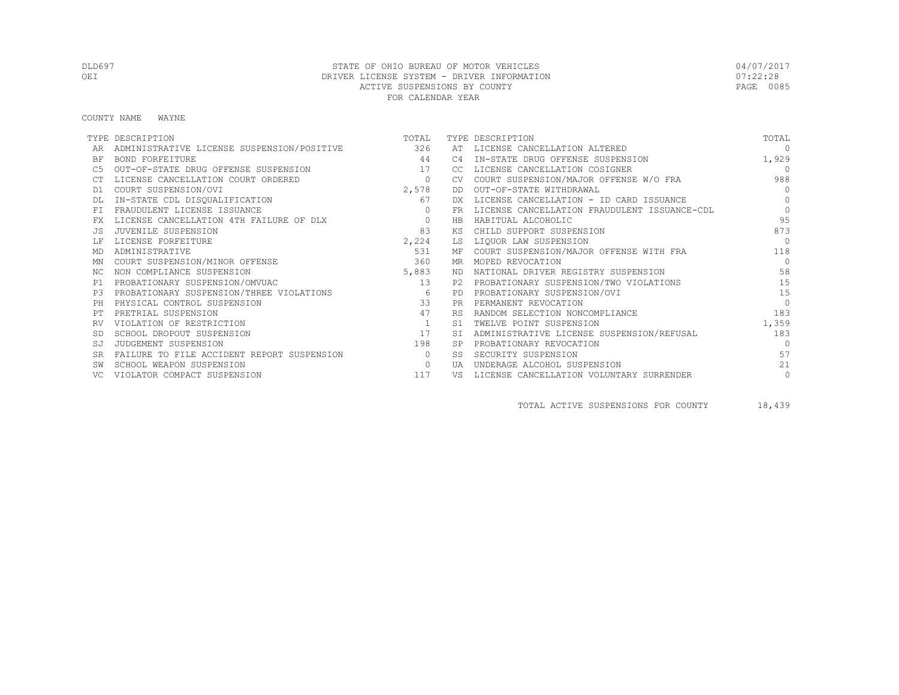STATE OF OHIO BUREAU OF MOTOR VEHICLES
DRIVER LICENSE SYSTEM - DRIVER INFORMATION
ACTIVE SUSPENSIONS BY COUNTY
FOR CALENDAR YEAR

DLD697
OEI

04/07/2017
07:22:28

COUNTY NAME WAYNE

| TYPE | DESCRIPTION | TOTAL | TYPE | DESCRIPTION | TOTAL |
|---|---|---|---|---|---|
| AR | ADMINISTRATIVE LICENSE SUSPENSION/POSITIVE | 326 | AT | LICENSE CANCELLATION ALTERED | 0 |
| BF | BOND FORFEITURE | 44 | C4 | IN-STATE DRUG OFFENSE SUSPENSION | 1,929 |
| C5 | OUT-OF-STATE DRUG OFFENSE SUSPENSION | 17 | CC | LICENSE CANCELLATION COSIGNER | 0 |
| CT | LICENSE CANCELLATION COURT ORDERED | 0 | CV | COURT SUSPENSION/MAJOR OFFENSE W/O FRA | 988 |
| D1 | COURT SUSPENSION/OVI | 2,578 | DD | OUT-OF-STATE WITHDRAWAL | 0 |
| DL | IN-STATE CDL DISQUALIFICATION | 67 | DX | LICENSE CANCELLATION - ID CARD ISSUANCE | 0 |
| FI | FRAUDULENT LICENSE ISSUANCE | 0 | FR | LICENSE CANCELLATION FRAUDULENT ISSUANCE-CDL | 0 |
| FX | LICENSE CANCELLATION 4TH FAILURE OF DLX | 0 | HB | HABITUAL ALCOHOLIC | 95 |
| JS | JUVENILE SUSPENSION | 83 | KS | CHILD SUPPORT SUSPENSION | 873 |
| LF | LICENSE FORFEITURE | 2,224 | LS | LIQUOR LAW SUSPENSION | 0 |
| MD | ADMINISTRATIVE | 531 | MF | COURT SUSPENSION/MAJOR OFFENSE WITH FRA | 118 |
| MN | COURT SUSPENSION/MINOR OFFENSE | 360 | MR | MOPED REVOCATION | 0 |
| NC | NON COMPLIANCE SUSPENSION | 5,883 | ND | NATIONAL DRIVER REGISTRY SUSPENSION | 58 |
| P1 | PROBATIONARY SUSPENSION/OMVUAC | 13 | P2 | PROBATIONARY SUSPENSION/TWO VIOLATIONS | 15 |
| P3 | PROBATIONARY SUSPENSION/THREE VIOLATIONS | 6 | PD | PROBATIONARY SUSPENSION/OVI | 15 |
| PH | PHYSICAL CONTROL SUSPENSION | 33 | PR | PERMANENT REVOCATION | 0 |
| PT | PRETRIAL SUSPENSION | 47 | RS | RANDOM SELECTION NONCOMPLIANCE | 183 |
| RV | VIOLATION OF RESTRICTION | 1 | S1 | TWELVE POINT SUSPENSION | 1,359 |
| SD | SCHOOL DROPOUT SUSPENSION | 17 | SI | ADMINISTRATIVE LICENSE SUSPENSION/REFUSAL | 183 |
| SJ | JUDGEMENT SUSPENSION | 198 | SP | PROBATIONARY REVOCATION | 0 |
| SR | FAILURE TO FILE ACCIDENT REPORT SUSPENSION | 0 | SS | SECURITY SUSPENSION | 57 |
| SW | SCHOOL WEAPON SUSPENSION | 0 | UA | UNDERAGE ALCOHOL SUSPENSION | 21 |
| VC | VIOLATOR COMPACT SUSPENSION | 117 | VS | LICENSE CANCELLATION VOLUNTARY SURRENDER | 0 |

TOTAL ACTIVE SUSPENSIONS FOR COUNTY 18,439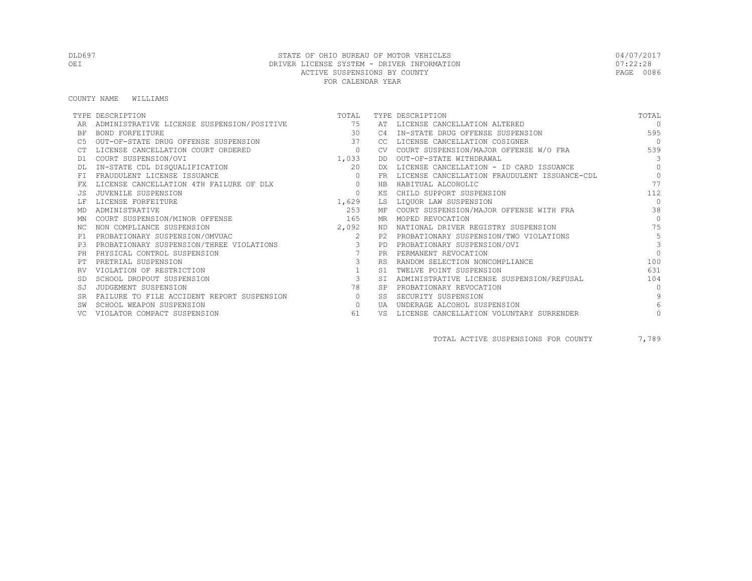DLD697 STATE OF OHIO BUREAU OF MOTOR VEHICLES 04/07/2017
OEI DRIVER LICENSE SYSTEM - DRIVER INFORMATION 07:22:28
ACTIVE SUSPENSIONS BY COUNTY
FOR CALENDAR YEAR

COUNTY NAME WILLIAMS

| TYPE | DESCRIPTION | TOTAL | TYPE | DESCRIPTION | TOTAL |
|---|---|---|---|---|---|
| AR | ADMINISTRATIVE LICENSE SUSPENSION/POSITIVE | 75 | AT | LICENSE CANCELLATION ALTERED | 0 |
| BF | BOND FORFEITURE | 30 | C4 | IN-STATE DRUG OFFENSE SUSPENSION | 595 |
| C5 | OUT-OF-STATE DRUG OFFENSE SUSPENSION | 37 | CC | LICENSE CANCELLATION COSIGNER | 0 |
| CT | LICENSE CANCELLATION COURT ORDERED | 0 | CV | COURT SUSPENSION/MAJOR OFFENSE W/O FRA | 539 |
| D1 | COURT SUSPENSION/OVI | 1,033 | DD | OUT-OF-STATE WITHDRAWAL | 3 |
| DL | IN-STATE CDL DISQUALIFICATION | 20 | DX | LICENSE CANCELLATION - ID CARD ISSUANCE | 0 |
| FI | FRAUDULENT LICENSE ISSUANCE | 0 | FR | LICENSE CANCELLATION FRAUDULENT ISSUANCE-CDL | 0 |
| FX | LICENSE CANCELLATION 4TH FAILURE OF DLX | 0 | HB | HABITUAL ALCOHOLIC | 77 |
| JS | JUVENILE SUSPENSION | 0 | KS | CHILD SUPPORT SUSPENSION | 112 |
| LF | LICENSE FORFEITURE | 1,629 | LS | LIQUOR LAW SUSPENSION | 0 |
| MD | ADMINISTRATIVE | 253 | MF | COURT SUSPENSION/MAJOR OFFENSE WITH FRA | 38 |
| MN | COURT SUSPENSION/MINOR OFFENSE | 165 | MR | MOPED REVOCATION | 0 |
| NC | NON COMPLIANCE SUSPENSION | 2,092 | ND | NATIONAL DRIVER REGISTRY SUSPENSION | 75 |
| P1 | PROBATIONARY SUSPENSION/OMVUAC | 2 | P2 | PROBATIONARY SUSPENSION/TWO VIOLATIONS | 5 |
| P3 | PROBATIONARY SUSPENSION/THREE VIOLATIONS | 3 | PD | PROBATIONARY SUSPENSION/OVI | 3 |
| PH | PHYSICAL CONTROL SUSPENSION | 7 | PR | PERMANENT REVOCATION | 0 |
| PT | PRETRIAL SUSPENSION | 3 | RS | RANDOM SELECTION NONCOMPLIANCE | 100 |
| RV | VIOLATION OF RESTRICTION | 1 | S1 | TWELVE POINT SUSPENSION | 631 |
| SD | SCHOOL DROPOUT SUSPENSION | 3 | SI | ADMINISTRATIVE LICENSE SUSPENSION/REFUSAL | 104 |
| SJ | JUDGEMENT SUSPENSION | 78 | SP | PROBATIONARY REVOCATION | 0 |
| SR | FAILURE TO FILE ACCIDENT REPORT SUSPENSION | 0 | SS | SECURITY SUSPENSION | 9 |
| SW | SCHOOL WEAPON SUSPENSION | 0 | UA | UNDERAGE ALCOHOL SUSPENSION | 6 |
| VC | VIOLATOR COMPACT SUSPENSION | 61 | VS | LICENSE CANCELLATION VOLUNTARY SURRENDER | 0 |

TOTAL ACTIVE SUSPENSIONS FOR COUNTY 7,789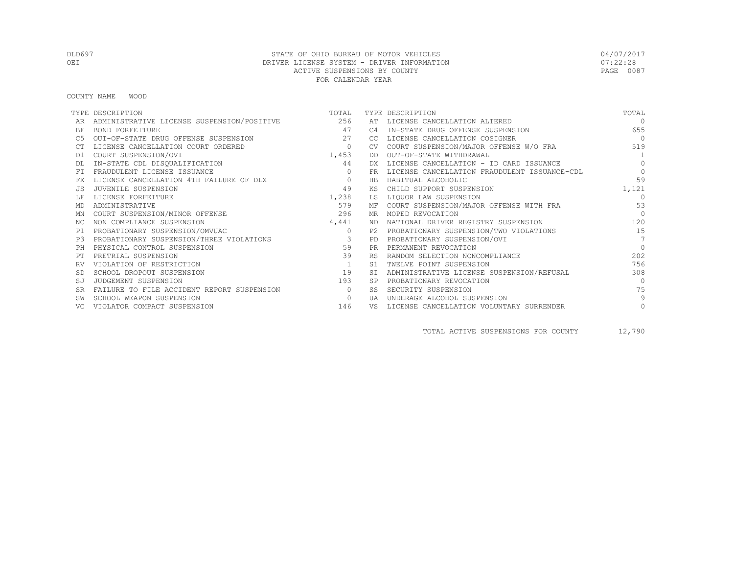DLD697 STATE OF OHIO BUREAU OF MOTOR VEHICLES 04/07/2017
OEI DRIVER LICENSE SYSTEM - DRIVER INFORMATION 07:22:28
ACTIVE SUSPENSIONS BY COUNTY
FOR CALENDAR YEAR

COUNTY NAME WOOD

| TYPE | DESCRIPTION | TOTAL | TYPE | DESCRIPTION | TOTAL |
|---|---|---|---|---|---|
| AR | ADMINISTRATIVE LICENSE SUSPENSION/POSITIVE | 256 | AT | LICENSE CANCELLATION ALTERED | 0 |
| BF | BOND FORFEITURE | 47 | C4 | IN-STATE DRUG OFFENSE SUSPENSION | 655 |
| C5 | OUT-OF-STATE DRUG OFFENSE SUSPENSION | 27 | CC | LICENSE CANCELLATION COSIGNER | 0 |
| CT | LICENSE CANCELLATION COURT ORDERED | 0 | CV | COURT SUSPENSION/MAJOR OFFENSE W/O FRA | 519 |
| D1 | COURT SUSPENSION/OVI | 1,453 | DD | OUT-OF-STATE WITHDRAWAL | 1 |
| DL | IN-STATE CDL DISQUALIFICATION | 44 | DX | LICENSE CANCELLATION - ID CARD ISSUANCE | 0 |
| FI | FRAUDULENT LICENSE ISSUANCE | 0 | FR | LICENSE CANCELLATION FRAUDULENT ISSUANCE-CDL | 0 |
| FX | LICENSE CANCELLATION 4TH FAILURE OF DLX | 0 | HB | HABITUAL ALCOHOLIC | 59 |
| JS | JUVENILE SUSPENSION | 49 | KS | CHILD SUPPORT SUSPENSION | 1,121 |
| LF | LICENSE FORFEITURE | 1,238 | LS | LIQUOR LAW SUSPENSION | 0 |
| MD | ADMINISTRATIVE | 579 | MF | COURT SUSPENSION/MAJOR OFFENSE WITH FRA | 53 |
| MN | COURT SUSPENSION/MINOR OFFENSE | 296 | MR | MOPED REVOCATION | 0 |
| NC | NON COMPLIANCE SUSPENSION | 4,441 | ND | NATIONAL DRIVER REGISTRY SUSPENSION | 120 |
| P1 | PROBATIONARY SUSPENSION/OMVUAC | 0 | P2 | PROBATIONARY SUSPENSION/TWO VIOLATIONS | 15 |
| P3 | PROBATIONARY SUSPENSION/THREE VIOLATIONS | 3 | PD | PROBATIONARY SUSPENSION/OVI | 7 |
| PH | PHYSICAL CONTROL SUSPENSION | 59 | PR | PERMANENT REVOCATION | 0 |
| PT | PRETRIAL SUSPENSION | 39 | RS | RANDOM SELECTION NONCOMPLIANCE | 202 |
| RV | VIOLATION OF RESTRICTION | 1 | S1 | TWELVE POINT SUSPENSION | 756 |
| SD | SCHOOL DROPOUT SUSPENSION | 19 | SI | ADMINISTRATIVE LICENSE SUSPENSION/REFUSAL | 308 |
| SJ | JUDGEMENT SUSPENSION | 193 | SP | PROBATIONARY REVOCATION | 0 |
| SR | FAILURE TO FILE ACCIDENT REPORT SUSPENSION | 0 | SS | SECURITY SUSPENSION | 75 |
| SW | SCHOOL WEAPON SUSPENSION | 0 | UA | UNDERAGE ALCOHOL SUSPENSION | 9 |
| VC | VIOLATOR COMPACT SUSPENSION | 146 | VS | LICENSE CANCELLATION VOLUNTARY SURRENDER | 0 |

TOTAL ACTIVE SUSPENSIONS FOR COUNTY 12,790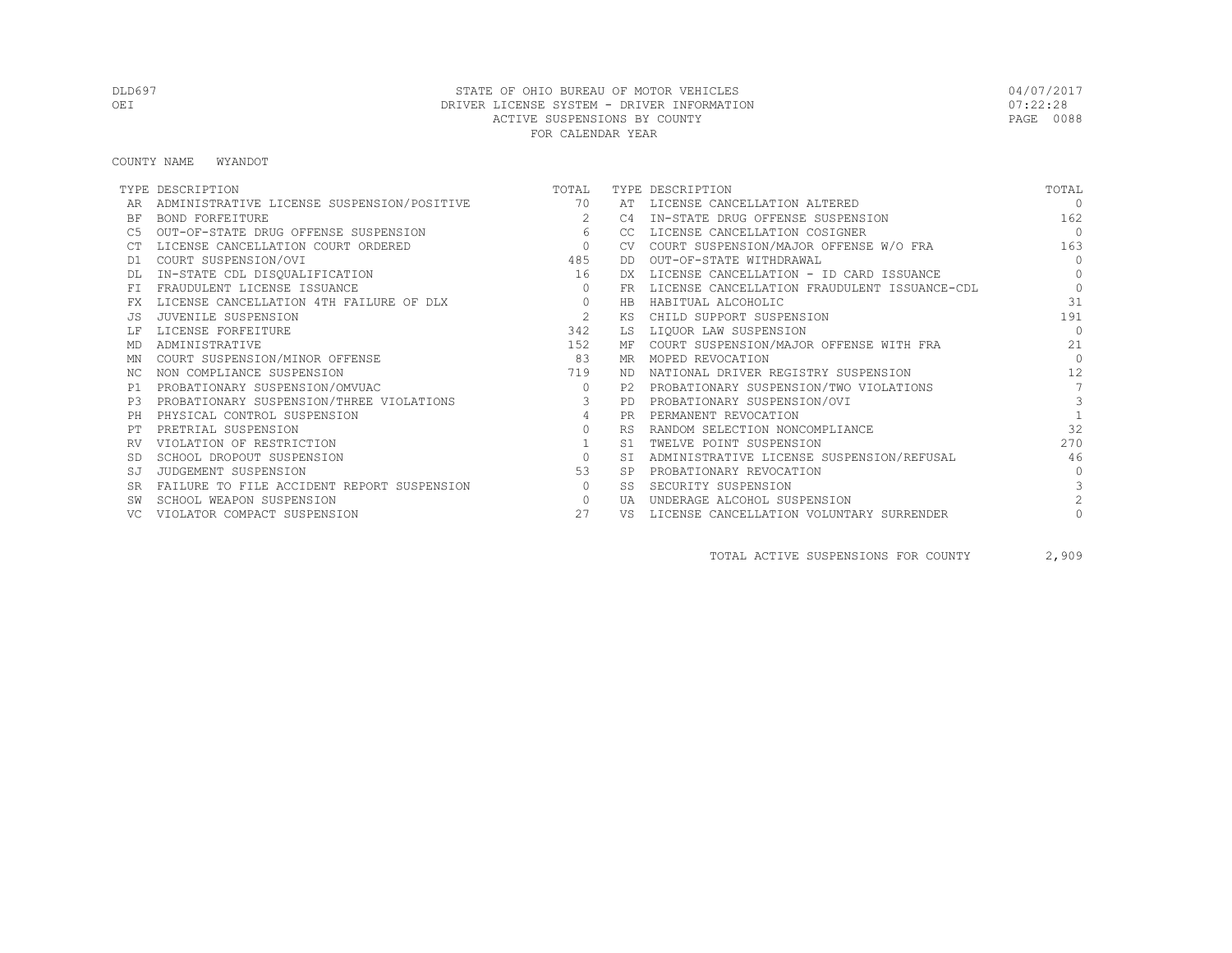DLD697 STATE OF OHIO BUREAU OF MOTOR VEHICLES 04/07/2017
OEI DRIVER LICENSE SYSTEM - DRIVER INFORMATION 07:22:28
ACTIVE SUSPENSIONS BY COUNTY
FOR CALENDAR YEAR

COUNTY NAME WYANDOT

| TYPE | DESCRIPTION | TOTAL | TYPE | DESCRIPTION | TOTAL |
|---|---|---|---|---|---|
| AR | ADMINISTRATIVE LICENSE SUSPENSION/POSITIVE | 70 | AT | LICENSE CANCELLATION ALTERED | 0 |
| BF | BOND FORFEITURE | 2 | C4 | IN-STATE DRUG OFFENSE SUSPENSION | 162 |
| C5 | OUT-OF-STATE DRUG OFFENSE SUSPENSION | 6 | CC | LICENSE CANCELLATION COSIGNER | 0 |
| CT | LICENSE CANCELLATION COURT ORDERED | 0 | CV | COURT SUSPENSION/MAJOR OFFENSE W/O FRA | 163 |
| D1 | COURT SUSPENSION/OVI | 485 | DD | OUT-OF-STATE WITHDRAWAL | 0 |
| DL | IN-STATE CDL DISQUALIFICATION | 16 | DX | LICENSE CANCELLATION - ID CARD ISSUANCE | 0 |
| FI | FRAUDULENT LICENSE ISSUANCE | 0 | FR | LICENSE CANCELLATION FRAUDULENT ISSUANCE-CDL | 0 |
| FX | LICENSE CANCELLATION 4TH FAILURE OF DLX | 0 | HB | HABITUAL ALCOHOLIC | 31 |
| JS | JUVENILE SUSPENSION | 2 | KS | CHILD SUPPORT SUSPENSION | 191 |
| LF | LICENSE FORFEITURE | 342 | LS | LIQUOR LAW SUSPENSION | 0 |
| MD | ADMINISTRATIVE | 152 | MF | COURT SUSPENSION/MAJOR OFFENSE WITH FRA | 21 |
| MN | COURT SUSPENSION/MINOR OFFENSE | 83 | MR | MOPED REVOCATION | 0 |
| NC | NON COMPLIANCE SUSPENSION | 719 | ND | NATIONAL DRIVER REGISTRY SUSPENSION | 12 |
| P1 | PROBATIONARY SUSPENSION/OMVUAC | 0 | P2 | PROBATIONARY SUSPENSION/TWO VIOLATIONS | 7 |
| P3 | PROBATIONARY SUSPENSION/THREE VIOLATIONS | 3 | PD | PROBATIONARY SUSPENSION/OVI | 3 |
| PH | PHYSICAL CONTROL SUSPENSION | 4 | PR | PERMANENT REVOCATION | 1 |
| PT | PRETRIAL SUSPENSION | 0 | RS | RANDOM SELECTION NONCOMPLIANCE | 32 |
| RV | VIOLATION OF RESTRICTION | 1 | S1 | TWELVE POINT SUSPENSION | 270 |
| SD | SCHOOL DROPOUT SUSPENSION | 0 | SI | ADMINISTRATIVE LICENSE SUSPENSION/REFUSAL | 46 |
| SJ | JUDGEMENT SUSPENSION | 53 | SP | PROBATIONARY REVOCATION | 0 |
| SR | FAILURE TO FILE ACCIDENT REPORT SUSPENSION | 0 | SS | SECURITY SUSPENSION | 3 |
| SW | SCHOOL WEAPON SUSPENSION | 0 | UA | UNDERAGE ALCOHOL SUSPENSION | 2 |
| VC | VIOLATOR COMPACT SUSPENSION | 27 | VS | LICENSE CANCELLATION VOLUNTARY SURRENDER | 0 |

TOTAL ACTIVE SUSPENSIONS FOR COUNTY 2,909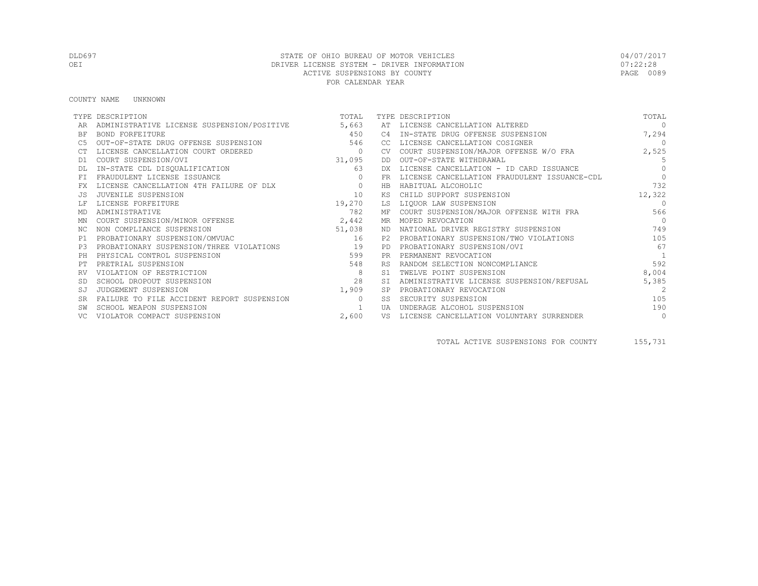STATE OF OHIO BUREAU OF MOTOR VEHICLES
DRIVER LICENSE SYSTEM - DRIVER INFORMATION
ACTIVE SUSPENSIONS BY COUNTY
FOR CALENDAR YEAR

DLD697
OEI

04/07/2017
07:22:28

COUNTY NAME UNKNOWN

| TYPE | DESCRIPTION | TOTAL | TYPE | DESCRIPTION | TOTAL |
|---|---|---|---|---|---|
| AR | ADMINISTRATIVE LICENSE SUSPENSION/POSITIVE | 5,663 | AT | LICENSE CANCELLATION ALTERED | 0 |
| BF | BOND FORFEITURE | 450 | C4 | IN-STATE DRUG OFFENSE SUSPENSION | 7,294 |
| C5 | OUT-OF-STATE DRUG OFFENSE SUSPENSION | 546 | CC | LICENSE CANCELLATION COSIGNER | 0 |
| CT | LICENSE CANCELLATION COURT ORDERED | 0 | CV | COURT SUSPENSION/MAJOR OFFENSE W/O FRA | 2,525 |
| D1 | COURT SUSPENSION/OVI | 31,095 | DD | OUT-OF-STATE WITHDRAWAL | 5 |
| DL | IN-STATE CDL DISQUALIFICATION | 63 | DX | LICENSE CANCELLATION - ID CARD ISSUANCE | 0 |
| FI | FRAUDULENT LICENSE ISSUANCE | 0 | FR | LICENSE CANCELLATION FRAUDULENT ISSUANCE-CDL | 0 |
| FX | LICENSE CANCELLATION 4TH FAILURE OF DLX | 0 | HB | HABITUAL ALCOHOLIC | 732 |
| JS | JUVENILE SUSPENSION | 10 | KS | CHILD SUPPORT SUSPENSION | 12,322 |
| LF | LICENSE FORFEITURE | 19,270 | LS | LIQUOR LAW SUSPENSION | 0 |
| MD | ADMINISTRATIVE | 782 | MF | COURT SUSPENSION/MAJOR OFFENSE WITH FRA | 566 |
| MN | COURT SUSPENSION/MINOR OFFENSE | 2,442 | MR | MOPED REVOCATION | 0 |
| NC | NON COMPLIANCE SUSPENSION | 51,038 | ND | NATIONAL DRIVER REGISTRY SUSPENSION | 749 |
| P1 | PROBATIONARY SUSPENSION/OMVUAC | 16 | P2 | PROBATIONARY SUSPENSION/TWO VIOLATIONS | 105 |
| P3 | PROBATIONARY SUSPENSION/THREE VIOLATIONS | 19 | PD | PROBATIONARY SUSPENSION/OVI | 67 |
| PH | PHYSICAL CONTROL SUSPENSION | 599 | PR | PERMANENT REVOCATION | 1 |
| PT | PRETRIAL SUSPENSION | 548 | RS | RANDOM SELECTION NONCOMPLIANCE | 592 |
| RV | VIOLATION OF RESTRICTION | 8 | S1 | TWELVE POINT SUSPENSION | 8,004 |
| SD | SCHOOL DROPOUT SUSPENSION | 28 | SI | ADMINISTRATIVE LICENSE SUSPENSION/REFUSAL | 5,385 |
| SJ | JUDGEMENT SUSPENSION | 1,909 | SP | PROBATIONARY REVOCATION | 2 |
| SR | FAILURE TO FILE ACCIDENT REPORT SUSPENSION | 0 | SS | SECURITY SUSPENSION | 105 |
| SW | SCHOOL WEAPON SUSPENSION | 1 | UA | UNDERAGE ALCOHOL SUSPENSION | 190 |
| VC | VIOLATOR COMPACT SUSPENSION | 2,600 | VS | LICENSE CANCELLATION VOLUNTARY SURRENDER | 0 |

TOTAL ACTIVE SUSPENSIONS FOR COUNTY 155,731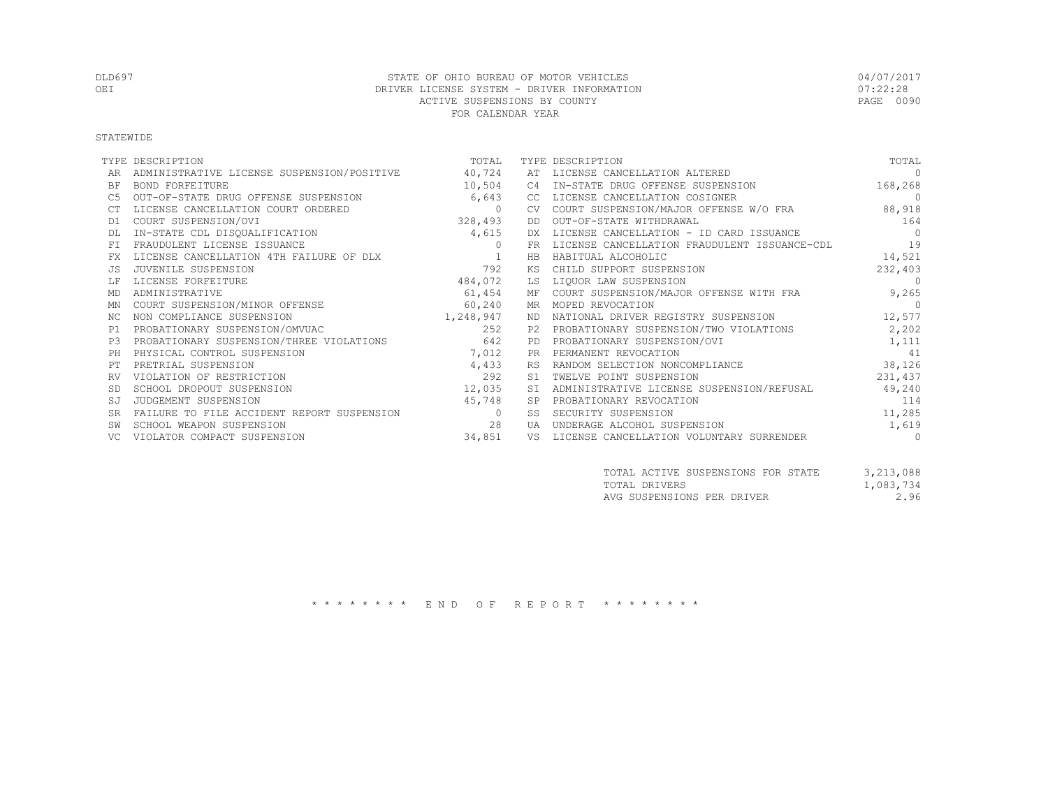DLD697 STATE OF OHIO BUREAU OF MOTOR VEHICLES 04/07/2017
OEI DRIVER LICENSE SYSTEM - DRIVER INFORMATION 07:22:28
ACTIVE SUSPENSIONS BY COUNTY
FOR CALENDAR YEAR

STATEWIDE

| TYPE | DESCRIPTION | TOTAL | TYPE | DESCRIPTION | TOTAL |
|---|---|---|---|---|---|
| AR | ADMINISTRATIVE LICENSE SUSPENSION/POSITIVE | 40,724 | AT | LICENSE CANCELLATION ALTERED | 0 |
| BF | BOND FORFEITURE | 10,504 | C4 | IN-STATE DRUG OFFENSE SUSPENSION | 168,268 |
| C5 | OUT-OF-STATE DRUG OFFENSE SUSPENSION | 6,643 | CC | LICENSE CANCELLATION COSIGNER | 0 |
| CT | LICENSE CANCELLATION COURT ORDERED | 0 | CV | COURT SUSPENSION/MAJOR OFFENSE W/O FRA | 88,918 |
| D1 | COURT SUSPENSION/OVI | 328,493 | DD | OUT-OF-STATE WITHDRAWAL | 164 |
| DL | IN-STATE CDL DISQUALIFICATION | 4,615 | DX | LICENSE CANCELLATION - ID CARD ISSUANCE | 0 |
| FI | FRAUDULENT LICENSE ISSUANCE | 0 | FR | LICENSE CANCELLATION FRAUDULENT ISSUANCE-CDL | 19 |
| FX | LICENSE CANCELLATION 4TH FAILURE OF DLX | 1 | HB | HABITUAL ALCOHOLIC | 14,521 |
| JS | JUVENILE SUSPENSION | 792 | KS | CHILD SUPPORT SUSPENSION | 232,403 |
| LF | LICENSE FORFEITURE | 484,072 | LS | LIQUOR LAW SUSPENSION | 0 |
| MD | ADMINISTRATIVE | 61,454 | MF | COURT SUSPENSION/MAJOR OFFENSE WITH FRA | 9,265 |
| MN | COURT SUSPENSION/MINOR OFFENSE | 60,240 | MR | MOPED REVOCATION | 0 |
| NC | NON COMPLIANCE SUSPENSION | 1,248,947 | ND | NATIONAL DRIVER REGISTRY SUSPENSION | 12,577 |
| P1 | PROBATIONARY SUSPENSION/OMVUAC | 252 | P2 | PROBATIONARY SUSPENSION/TWO VIOLATIONS | 2,202 |
| P3 | PROBATIONARY SUSPENSION/THREE VIOLATIONS | 642 | PD | PROBATIONARY SUSPENSION/OVI | 1,111 |
| PH | PHYSICAL CONTROL SUSPENSION | 7,012 | PR | PERMANENT REVOCATION | 41 |
| PT | PRETRIAL SUSPENSION | 4,433 | RS | RANDOM SELECTION NONCOMPLIANCE | 38,126 |
| RV | VIOLATION OF RESTRICTION | 292 | S1 | TWELVE POINT SUSPENSION | 231,437 |
| SD | SCHOOL DROPOUT SUSPENSION | 12,035 | SI | ADMINISTRATIVE LICENSE SUSPENSION/REFUSAL | 49,240 |
| SJ | JUDGEMENT SUSPENSION | 45,748 | SP | PROBATIONARY REVOCATION | 114 |
| SR | FAILURE TO FILE ACCIDENT REPORT SUSPENSION | 0 | SS | SECURITY SUSPENSION | 11,285 |
| SW | SCHOOL WEAPON SUSPENSION | 28 | UA | UNDERAGE ALCOHOL SUSPENSION | 1,619 |
| VC | VIOLATOR COMPACT SUSPENSION | 34,851 | VS | LICENSE CANCELLATION VOLUNTARY SURRENDER | 0 |

| | |
|---|---|
| TOTAL ACTIVE SUSPENSIONS FOR STATE | 3,213,088 |
| TOTAL DRIVERS | 1,083,734 |
| AVG SUSPENSIONS PER DRIVER | 2.96 |

* * * * * * * * E N D O F R E P O R T * * * * * * * *